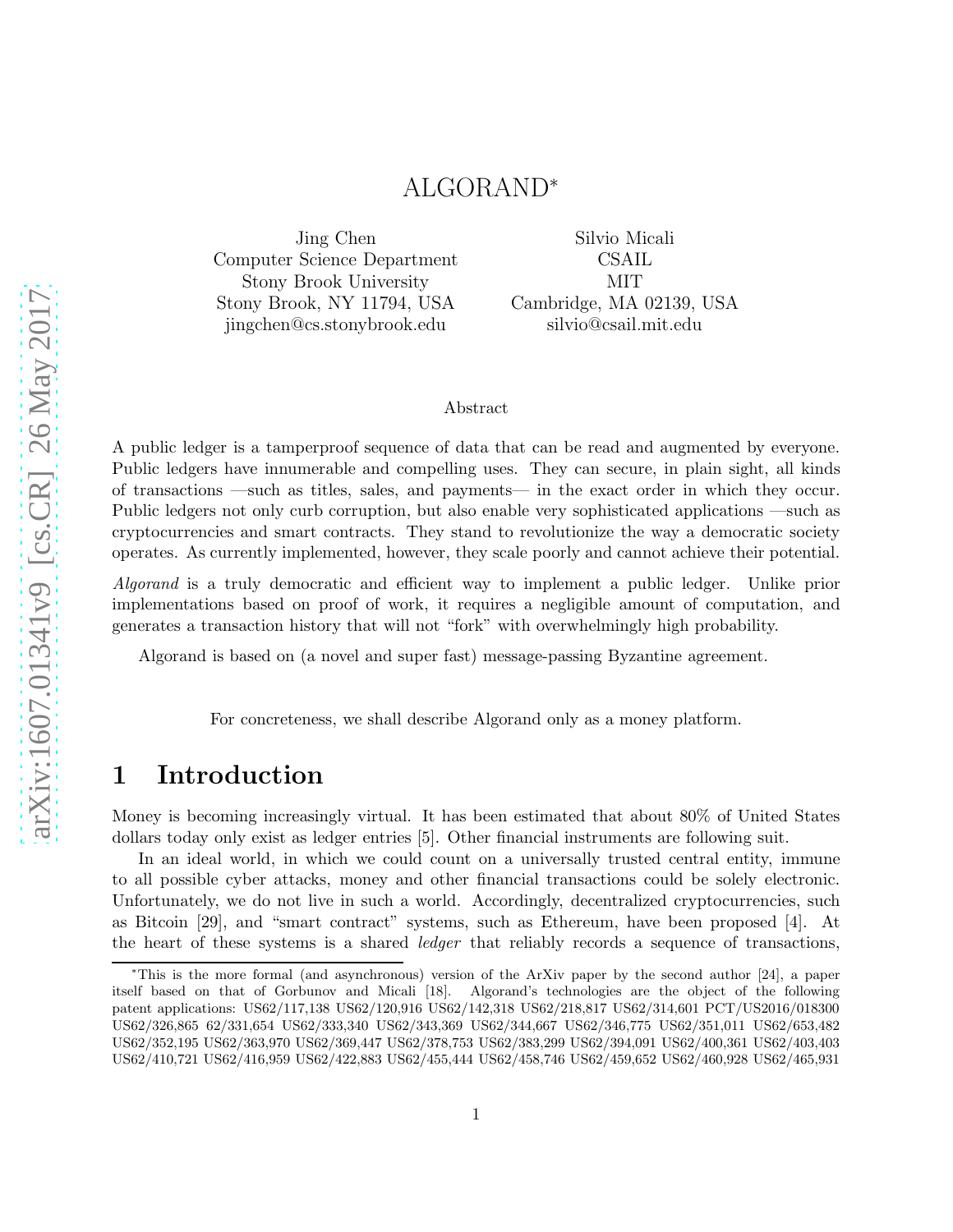# ALGORAND*

Jing Chen
Computer Science Department
Stony Brook University
Stony Brook, NY 11794, USA
jingchen@cs.stonybrook.edu

Silvio Micali
CSAIL
MIT
Cambridge, MA 02139, USA
silvio@csail.mit.edu

## Abstract

A public ledger is a tamperproof sequence of data that can be read and augmented by everyone. Public ledgers have innumerable and compelling uses. They can secure, in plain sight, all kinds of transactions —such as titles, sales, and payments— in the exact order in which they occur. Public ledgers not only curb corruption, but also enable very sophisticated applications —such as cryptocurrencies and smart contracts. They stand to revolutionize the way a democratic society operates. As currently implemented, however, they scale poorly and cannot achieve their potential.

*Algorand* is a truly democratic and efficient way to implement a public ledger. Unlike prior implementations based on proof of work, it requires a negligible amount of computation, and generates a transaction history that will not "fork" with overwhelmingly high probability.

Algorand is based on (a novel and super fast) message-passing Byzantine agreement.

For concreteness, we shall describe Algorand only as a money platform.

# 1 Introduction

Money is becoming increasingly virtual. It has been estimated that about 80% of United States dollars today only exist as ledger entries [5]. Other financial instruments are following suit.

In an ideal world, in which we could count on a universally trusted central entity, immune to all possible cyber attacks, money and other financial transactions could be solely electronic. Unfortunately, we do not live in such a world. Accordingly, decentralized cryptocurrencies, such as Bitcoin [29], and "smart contract" systems, such as Ethereum, have been proposed [4]. At the heart of these systems is a shared *ledger* that reliably records a sequence of transactions,

*This is the more formal (and asynchronous) version of the ArXiv paper by the second author [24], a paper itself based on that of Gorbunov and Micali [18]. Algorand's technologies are the object of the following patent applications: US62/117,138 US62/120,916 US62/142,318 US62/218,817 US62/314,601 PCT/US2016/018300 US62/326,865 62/331,654 US62/333,340 US62/343,369 US62/344,667 US62/346,775 US62/351,011 US62/653,482 US62/352,195 US62/363,970 US62/369,447 US62/378,753 US62/383,299 US62/394,091 US62/400,361 US62/403,403 US62/410,721 US62/416,959 US62/422,883 US62/455,444 US62/458,746 US62/459,652 US62/460,928 US62/465,931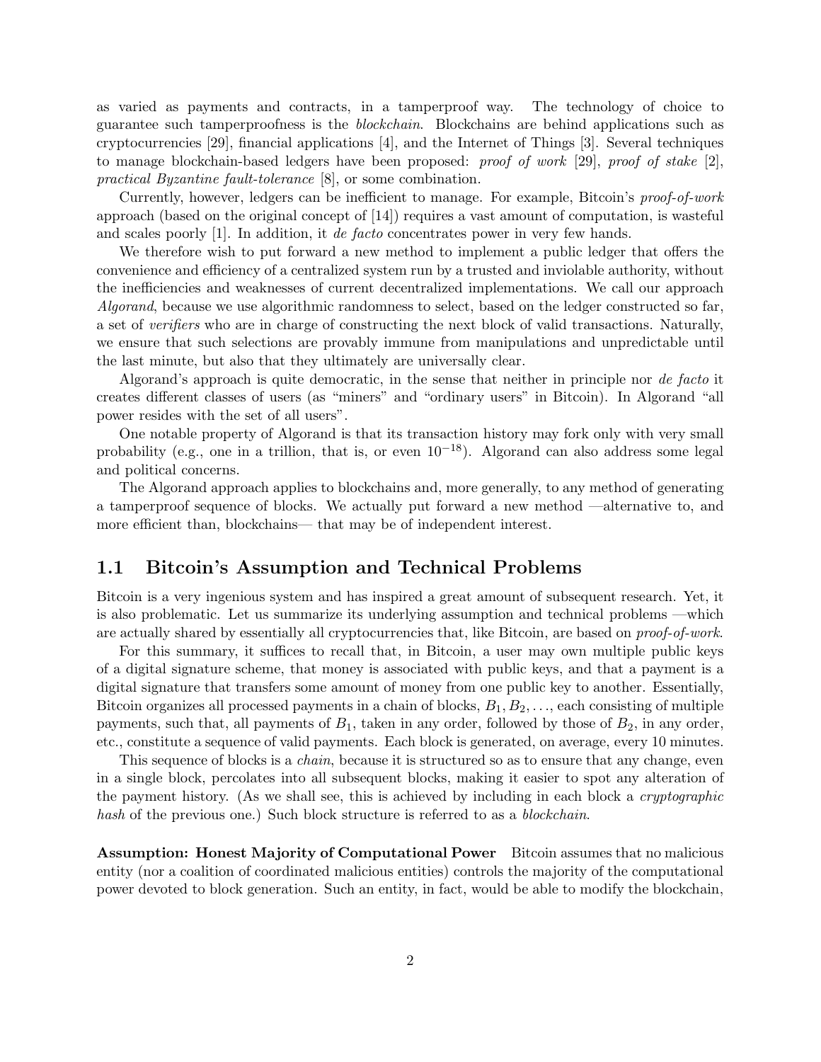as varied as payments and contracts, in a tamperproof way. The technology of choice to guarantee such tamperproofness is the *blockchain*. Blockchains are behind applications such as cryptocurrencies [29], financial applications [4], and the Internet of Things [3]. Several techniques to manage blockchain-based ledgers have been proposed: *proof of work* [29], *proof of stake* [2], *practical Byzantine fault-tolerance* [8], or some combination.

Currently, however, ledgers can be inefficient to manage. For example, Bitcoin's *proof-of-work* approach (based on the original concept of [14]) requires a vast amount of computation, is wasteful and scales poorly [1]. In addition, it *de facto* concentrates power in very few hands.

We therefore wish to put forward a new method to implement a public ledger that offers the convenience and efficiency of a centralized system run by a trusted and inviolable authority, without the inefficiencies and weaknesses of current decentralized implementations. We call our approach *Algorand*, because we use algorithmic randomness to select, based on the ledger constructed so far, a set of *verifiers* who are in charge of constructing the next block of valid transactions. Naturally, we ensure that such selections are provably immune from manipulations and unpredictable until the last minute, but also that they ultimately are universally clear.

Algorand's approach is quite democratic, in the sense that neither in principle nor *de facto* it creates different classes of users (as "miners" and "ordinary users" in Bitcoin). In Algorand "all power resides with the set of all users".

One notable property of Algorand is that its transaction history may fork only with very small probability (e.g., one in a trillion, that is, or even $10^{-18}$). Algorand can also address some legal and political concerns.

The Algorand approach applies to blockchains and, more generally, to any method of generating a tamperproof sequence of blocks. We actually put forward a new method —alternative to, and more efficient than, blockchains— that may be of independent interest.

## 1.1 Bitcoin's Assumption and Technical Problems

Bitcoin is a very ingenious system and has inspired a great amount of subsequent research. Yet, it is also problematic. Let us summarize its underlying assumption and technical problems —which are actually shared by essentially all cryptocurrencies that, like Bitcoin, are based on *proof-of-work*.

For this summary, it suffices to recall that, in Bitcoin, a user may own multiple public keys of a digital signature scheme, that money is associated with public keys, and that a payment is a digital signature that transfers some amount of money from one public key to another. Essentially, Bitcoin organizes all processed payments in a chain of blocks, $B_1, B_2, \ldots$, each consisting of multiple payments, such that, all payments of $B_1$, taken in any order, followed by those of $B_2$, in any order, etc., constitute a sequence of valid payments. Each block is generated, on average, every 10 minutes.

This sequence of blocks is a *chain*, because it is structured so as to ensure that any change, even in a single block, percolates into all subsequent blocks, making it easier to spot any alteration of the payment history. (As we shall see, this is achieved by including in each block a *cryptographic hash* of the previous one.) Such block structure is referred to as a *blockchain*.

**Assumption: Honest Majority of Computational Power** Bitcoin assumes that no malicious entity (nor a coalition of coordinated malicious entities) controls the majority of the computational power devoted to block generation. Such an entity, in fact, would be able to modify the blockchain,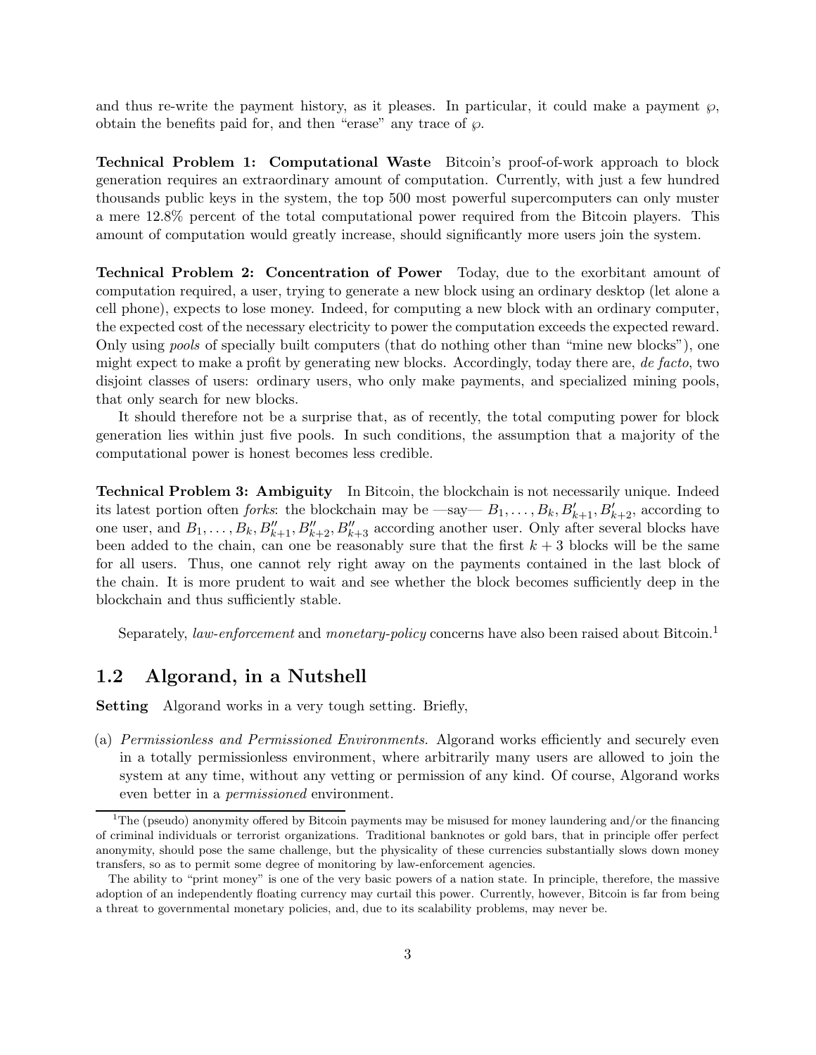and thus re-write the payment history, as it pleases. In particular, it could make a payment $\wp$, obtain the benefits paid for, and then "erase" any trace of $\wp$.

**Technical Problem 1: Computational Waste** Bitcoin's proof-of-work approach to block generation requires an extraordinary amount of computation. Currently, with just a few hundred thousands public keys in the system, the top 500 most powerful supercomputers can only muster a mere 12.8% percent of the total computational power required from the Bitcoin players. This amount of computation would greatly increase, should significantly more users join the system.

**Technical Problem 2: Concentration of Power** Today, due to the exorbitant amount of computation required, a user, trying to generate a new block using an ordinary desktop (let alone a cell phone), expects to lose money. Indeed, for computing a new block with an ordinary computer, the expected cost of the necessary electricity to power the computation exceeds the expected reward. Only using *pools* of specially built computers (that do nothing other than "mine new blocks"), one might expect to make a profit by generating new blocks. Accordingly, today there are, *de facto*, two disjoint classes of users: ordinary users, who only make payments, and specialized mining pools, that only search for new blocks.

It should therefore not be a surprise that, as of recently, the total computing power for block generation lies within just five pools. In such conditions, the assumption that a majority of the computational power is honest becomes less credible.

**Technical Problem 3: Ambiguity** In Bitcoin, the blockchain is not necessarily unique. Indeed its latest portion often *forks*: the blockchain may be —say— $B_1, \ldots, B_k, B'_{k+1}, B'_{k+2}$, according to one user, and $B_1, \ldots, B_k, B''_{k+1}, B''_{k+2}, B''_{k+3}$ according another user. Only after several blocks have been added to the chain, can one be reasonably sure that the first $k+3$ blocks will be the same for all users. Thus, one cannot rely right away on the payments contained in the last block of the chain. It is more prudent to wait and see whether the block becomes sufficiently deep in the blockchain and thus sufficiently stable.

Separately, *law-enforcement* and *monetary-policy* concerns have also been raised about Bitcoin.[1]

## 1.2 Algorand, in a Nutshell

**Setting** Algorand works in a very tough setting. Briefly,

(a) *Permissionless and Permissioned Environments.* Algorand works efficiently and securely even in a totally permissionless environment, where arbitrarily many users are allowed to join the system at any time, without any vetting or permission of any kind. Of course, Algorand works even better in a *permissioned* environment.

[1] The (pseudo) anonymity offered by Bitcoin payments may be misused for money laundering and/or the financing of criminal individuals or terrorist organizations. Traditional banknotes or gold bars, that in principle offer perfect anonymity, should pose the same challenge, but the physicality of these currencies substantially slows down money transfers, so as to permit some degree of monitoring by law-enforcement agencies.

The ability to "print money" is one of the very basic powers of a nation state. In principle, therefore, the massive adoption of an independently floating currency may curtail this power. Currently, however, Bitcoin is far from being a threat to governmental monetary policies, and, due to its scalability problems, may never be.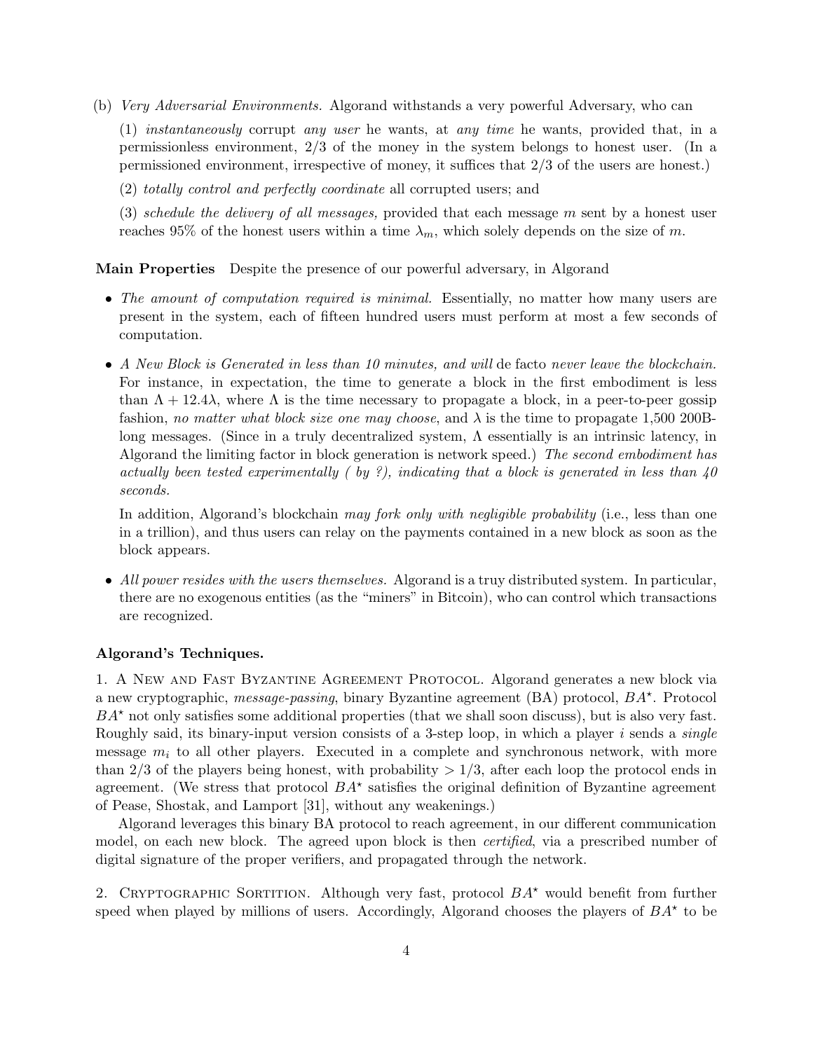(b) *Very Adversarial Environments.* Algorand withstands a very powerful Adversary, who can

(1) *instantaneously* corrupt *any user* he wants, at *any time* he wants, provided that, in a permissionless environment, 2/3 of the money in the system belongs to honest user. (In a permissioned environment, irrespective of money, it suffices that 2/3 of the users are honest.)

(2) *totally control and perfectly coordinate* all corrupted users; and

(3) *schedule the delivery of all messages,* provided that each message $m$ sent by a honest user reaches 95% of the honest users within a time $\lambda_m$, which solely depends on the size of $m$.

**Main Properties** Despite the presence of our powerful adversary, in Algorand

- *The amount of computation required is minimal.* Essentially, no matter how many users are present in the system, each of fifteen hundred users must perform at most a few seconds of computation.

- *A New Block is Generated in less than 10 minutes, and will* de facto *never leave the blockchain.* For instance, in expectation, the time to generate a block in the first embodiment is less than $\Lambda + 12.4\lambda$, where $\Lambda$ is the time necessary to propagate a block, in a peer-to-peer gossip fashion, *no matter what block size one may choose*, and $\lambda$ is the time to propagate 1,500 200B-long messages. (Since in a truly decentralized system, $\Lambda$ essentially is an intrinsic latency, in Algorand the limiting factor in block generation is network speed.) *The second embodiment has actually been tested experimentally ( by ?), indicating that a block is generated in less than 40 seconds.*

  In addition, Algorand's blockchain *may fork only with negligible probability* (i.e., less than one in a trillion), and thus users can relay on the payments contained in a new block as soon as the block appears.

- *All power resides with the users themselves.* Algorand is a truy distributed system. In particular, there are no exogenous entities (as the "miners" in Bitcoin), who can control which transactions are recognized.

**Algorand's Techniques.**

1. A New and Fast Byzantine Agreement Protocol. Algorand generates a new block via a new cryptographic, *message-passing*, binary Byzantine agreement (BA) protocol, $BA^\star$. Protocol $BA^\star$ not only satisfies some additional properties (that we shall soon discuss), but is also very fast. Roughly said, its binary-input version consists of a 3-step loop, in which a player $i$ sends a *single* message $m_i$ to all other players. Executed in a complete and synchronous network, with more than 2/3 of the players being honest, with probability $> 1/3$, after each loop the protocol ends in agreement. (We stress that protocol $BA^\star$ satisfies the original definition of Byzantine agreement of Pease, Shostak, and Lamport [31], without any weakenings.)

Algorand leverages this binary BA protocol to reach agreement, in our different communication model, on each new block. The agreed upon block is then *certified*, via a prescribed number of digital signature of the proper verifiers, and propagated through the network.

2. Cryptographic Sortition. Although very fast, protocol $BA^\star$ would benefit from further speed when played by millions of users. Accordingly, Algorand chooses the players of $BA^\star$ to be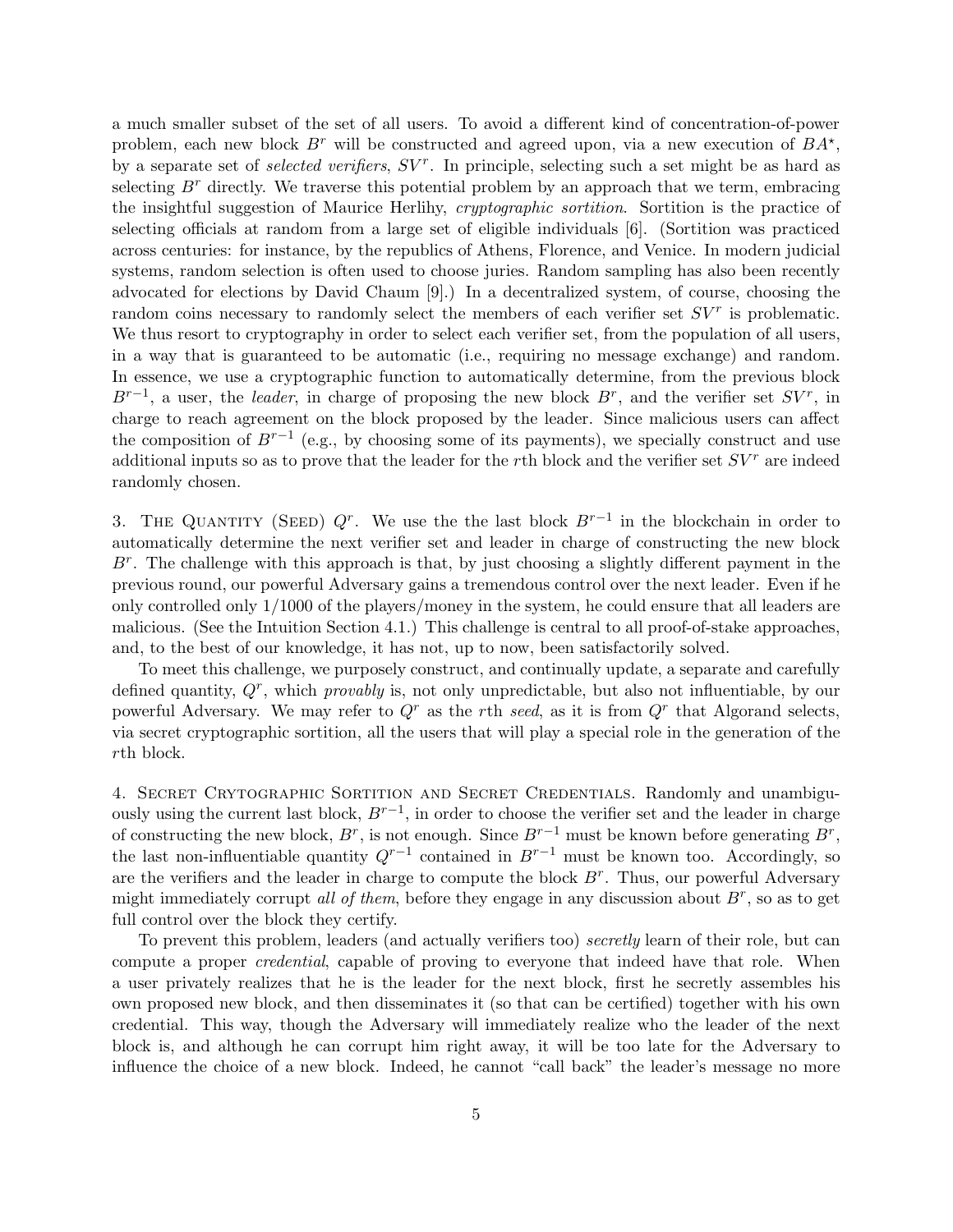a much smaller subset of the set of all users. To avoid a different kind of concentration-of-power problem, each new block $B^r$ will be constructed and agreed upon, via a new execution of $BA^\star$, by a separate set of *selected verifiers*, $SV^r$. In principle, selecting such a set might be as hard as selecting $B^r$ directly. We traverse this potential problem by an approach that we term, embracing the insightful suggestion of Maurice Herlihy, *cryptographic sortition*. Sortition is the practice of selecting officials at random from a large set of eligible individuals [6]. (Sortition was practiced across centuries: for instance, by the republics of Athens, Florence, and Venice. In modern judicial systems, random selection is often used to choose juries. Random sampling has also been recently advocated for elections by David Chaum [9].) In a decentralized system, of course, choosing the random coins necessary to randomly select the members of each verifier set $SV^r$ is problematic. We thus resort to cryptography in order to select each verifier set, from the population of all users, in a way that is guaranteed to be automatic (i.e., requiring no message exchange) and random. In essence, we use a cryptographic function to automatically determine, from the previous block $B^{r-1}$, a user, the *leader*, in charge of proposing the new block $B^r$, and the verifier set $SV^r$, in charge to reach agreement on the block proposed by the leader. Since malicious users can affect the composition of $B^{r-1}$ (e.g., by choosing some of its payments), we specially construct and use additional inputs so as to prove that the leader for the $r$th block and the verifier set $SV^r$ are indeed randomly chosen.

3. The Quantity (Seed) $Q^r$. We use the the last block $B^{r-1}$ in the blockchain in order to automatically determine the next verifier set and leader in charge of constructing the new block $B^r$. The challenge with this approach is that, by just choosing a slightly different payment in the previous round, our powerful Adversary gains a tremendous control over the next leader. Even if he only controlled only 1/1000 of the players/money in the system, he could ensure that all leaders are malicious. (See the Intuition Section 4.1.) This challenge is central to all proof-of-stake approaches, and, to the best of our knowledge, it has not, up to now, been satisfactorily solved.

To meet this challenge, we purposely construct, and continually update, a separate and carefully defined quantity, $Q^r$, which *provably* is, not only unpredictable, but also not influentiable, by our powerful Adversary. We may refer to $Q^r$ as the $r$th *seed*, as it is from $Q^r$ that Algorand selects, via secret cryptographic sortition, all the users that will play a special role in the generation of the $r$th block.

4. Secret Crytographic Sortition and Secret Credentials. Randomly and unambiguously using the current last block, $B^{r-1}$, in order to choose the verifier set and the leader in charge of constructing the new block, $B^r$, is not enough. Since $B^{r-1}$ must be known before generating $B^r$, the last non-influentiable quantity $Q^{r-1}$ contained in $B^{r-1}$ must be known too. Accordingly, so are the verifiers and the leader in charge to compute the block $B^r$. Thus, our powerful Adversary might immediately corrupt *all of them*, before they engage in any discussion about $B^r$, so as to get full control over the block they certify.

To prevent this problem, leaders (and actually verifiers too) *secretly* learn of their role, but can compute a proper *credential*, capable of proving to everyone that indeed have that role. When a user privately realizes that he is the leader for the next block, first he secretly assembles his own proposed new block, and then disseminates it (so that can be certified) together with his own credential. This way, though the Adversary will immediately realize who the leader of the next block is, and although he can corrupt him right away, it will be too late for the Adversary to influence the choice of a new block. Indeed, he cannot "call back" the leader's message no more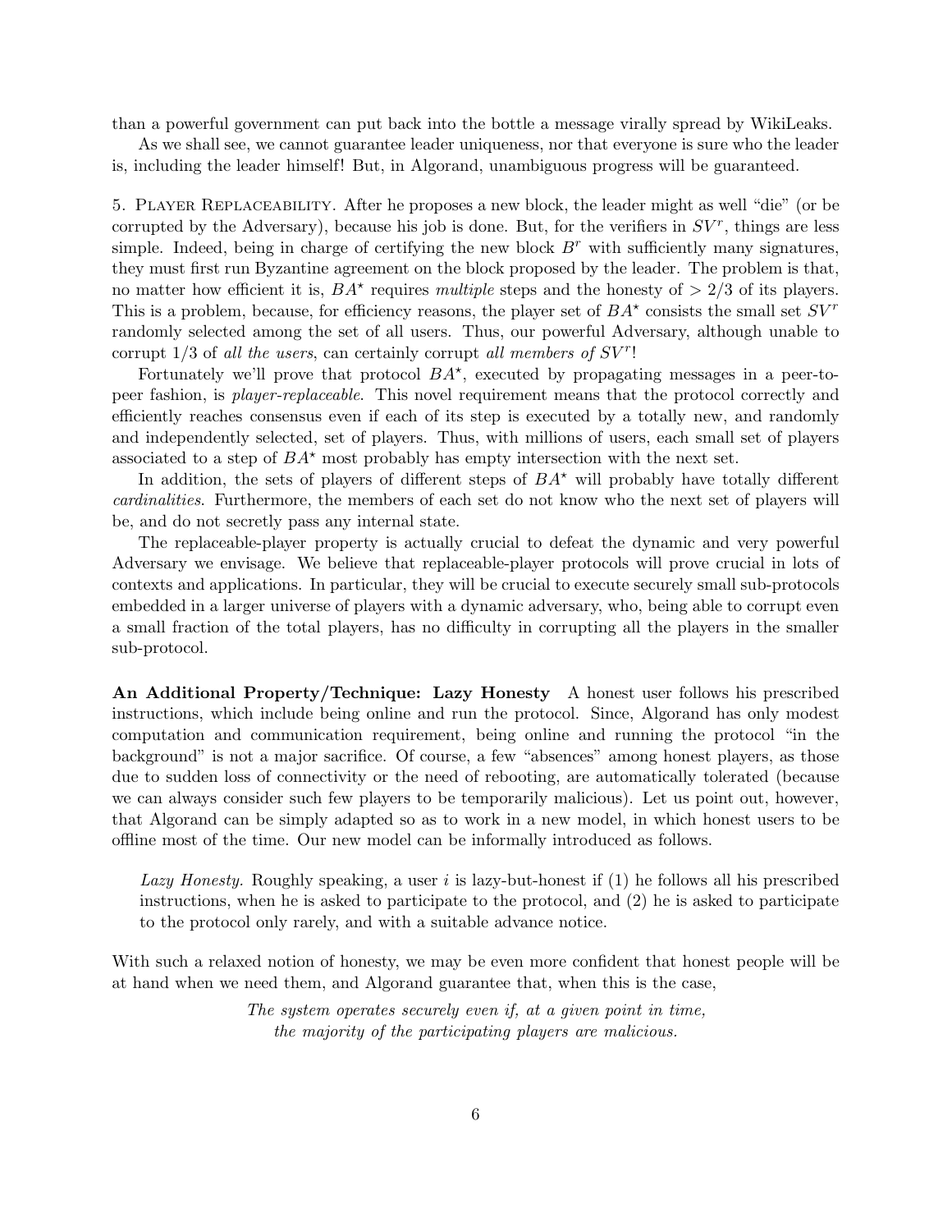than a powerful government can put back into the bottle a message virally spread by WikiLeaks.

As we shall see, we cannot guarantee leader uniqueness, nor that everyone is sure who the leader is, including the leader himself! But, in Algorand, unambiguous progress will be guaranteed.

5. Player Replaceability. After he proposes a new block, the leader might as well "die" (or be corrupted by the Adversary), because his job is done. But, for the verifiers in $SV^r$, things are less simple. Indeed, being in charge of certifying the new block $B^r$ with sufficiently many signatures, they must first run Byzantine agreement on the block proposed by the leader. The problem is that, no matter how efficient it is, $BA^\star$ requires *multiple* steps and the honesty of $> 2/3$ of its players. This is a problem, because, for efficiency reasons, the player set of $BA^\star$ consists the small set $SV^r$ randomly selected among the set of all users. Thus, our powerful Adversary, although unable to corrupt 1/3 of *all the users*, can certainly corrupt *all members of* $SV^r$!

Fortunately we'll prove that protocol $BA^\star$, executed by propagating messages in a peer-to-peer fashion, is *player-replaceable*. This novel requirement means that the protocol correctly and efficiently reaches consensus even if each of its step is executed by a totally new, and randomly and independently selected, set of players. Thus, with millions of users, each small set of players associated to a step of $BA^\star$ most probably has empty intersection with the next set.

In addition, the sets of players of different steps of $BA^\star$ will probably have totally different *cardinalities*. Furthermore, the members of each set do not know who the next set of players will be, and do not secretly pass any internal state.

The replaceable-player property is actually crucial to defeat the dynamic and very powerful Adversary we envisage. We believe that replaceable-player protocols will prove crucial in lots of contexts and applications. In particular, they will be crucial to execute securely small sub-protocols embedded in a larger universe of players with a dynamic adversary, who, being able to corrupt even a small fraction of the total players, has no difficulty in corrupting all the players in the smaller sub-protocol.

**An Additional Property/Technique: Lazy Honesty** A honest user follows his prescribed instructions, which include being online and run the protocol. Since, Algorand has only modest computation and communication requirement, being online and running the protocol "in the background" is not a major sacrifice. Of course, a few "absences" among honest players, as those due to sudden loss of connectivity or the need of rebooting, are automatically tolerated (because we can always consider such few players to be temporarily malicious). Let us point out, however, that Algorand can be simply adapted so as to work in a new model, in which honest users to be offline most of the time. Our new model can be informally introduced as follows.

> *Lazy Honesty.* Roughly speaking, a user $i$ is lazy-but-honest if (1) he follows all his prescribed instructions, when he is asked to participate to the protocol, and (2) he is asked to participate to the protocol only rarely, and with a suitable advance notice.

With such a relaxed notion of honesty, we may be even more confident that honest people will be at hand when we need them, and Algorand guarantee that, when this is the case,

*The system operates securely even if, at a given point in time, the majority of the participating players are malicious.*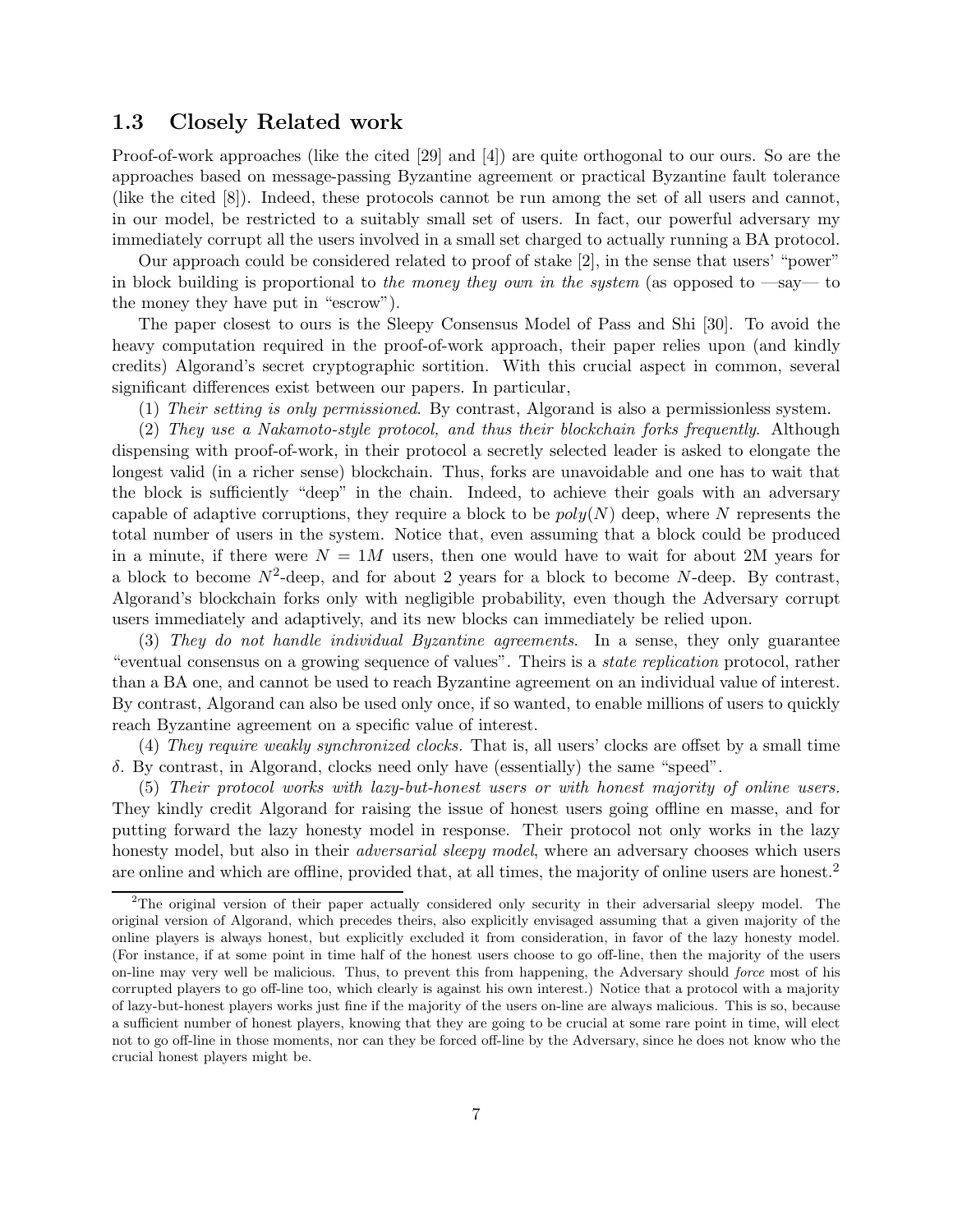### 1.3 Closely Related work

Proof-of-work approaches (like the cited [29] and [4]) are quite orthogonal to our ours. So are the approaches based on message-passing Byzantine agreement or practical Byzantine fault tolerance (like the cited [8]). Indeed, these protocols cannot be run among the set of all users and cannot, in our model, be restricted to a suitably small set of users. In fact, our powerful adversary my immediately corrupt all the users involved in a small set charged to actually running a BA protocol.

Our approach could be considered related to proof of stake [2], in the sense that users' "power" in block building is proportional to *the money they own in the system* (as opposed to —say— to the money they have put in "escrow").

The paper closest to ours is the Sleepy Consensus Model of Pass and Shi [30]. To avoid the heavy computation required in the proof-of-work approach, their paper relies upon (and kindly credits) Algorand's secret cryptographic sortition. With this crucial aspect in common, several significant differences exist between our papers. In particular,

(1) *Their setting is only permissioned*. By contrast, Algorand is also a permissionless system.

(2) *They use a Nakamoto-style protocol, and thus their blockchain forks frequently*. Although dispensing with proof-of-work, in their protocol a secretly selected leader is asked to elongate the longest valid (in a richer sense) blockchain. Thus, forks are unavoidable and one has to wait that the block is sufficiently "deep" in the chain. Indeed, to achieve their goals with an adversary capable of adaptive corruptions, they require a block to be $poly(N)$ deep, where $N$ represents the total number of users in the system. Notice that, even assuming that a block could be produced in a minute, if there were $N = 1M$ users, then one would have to wait for about 2M years for a block to become $N^2$-deep, and for about 2 years for a block to become $N$-deep. By contrast, Algorand's blockchain forks only with negligible probability, even though the Adversary corrupt users immediately and adaptively, and its new blocks can immediately be relied upon.

(3) *They do not handle individual Byzantine agreements*. In a sense, they only guarantee "eventual consensus on a growing sequence of values". Theirs is a *state replication* protocol, rather than a BA one, and cannot be used to reach Byzantine agreement on an individual value of interest. By contrast, Algorand can also be used only once, if so wanted, to enable millions of users to quickly reach Byzantine agreement on a specific value of interest.

(4) *They require weakly synchronized clocks*. That is, all users' clocks are offset by a small time $\delta$. By contrast, in Algorand, clocks need only have (essentially) the same "speed".

(5) *Their protocol works with lazy-but-honest users or with honest majority of online users*. They kindly credit Algorand for raising the issue of honest users going offline en masse, and for putting forward the lazy honesty model in response. Their protocol not only works in the lazy honesty model, but also in their *adversarial sleepy model*, where an adversary chooses which users are online and which are offline, provided that, at all times, the majority of online users are honest.[2]

[2] The original version of their paper actually considered only security in their adversarial sleepy model. The original version of Algorand, which precedes theirs, also explicitly envisaged assuming that a given majority of the online players is always honest, but explicitly excluded it from consideration, in favor of the lazy honesty model. (For instance, if at some point in time half of the honest users choose to go off-line, then the majority of the users on-line may very well be malicious. Thus, to prevent this from happening, the Adversary should *force* most of his corrupted players to go off-line too, which clearly is against his own interest.) Notice that a protocol with a majority of lazy-but-honest players works just fine if the majority of the users on-line are always malicious. This is so, because a sufficient number of honest players, knowing that they are going to be crucial at some rare point in time, will elect not to go off-line in those moments, nor can they be forced off-line by the Adversary, since he does not know who the crucial honest players might be.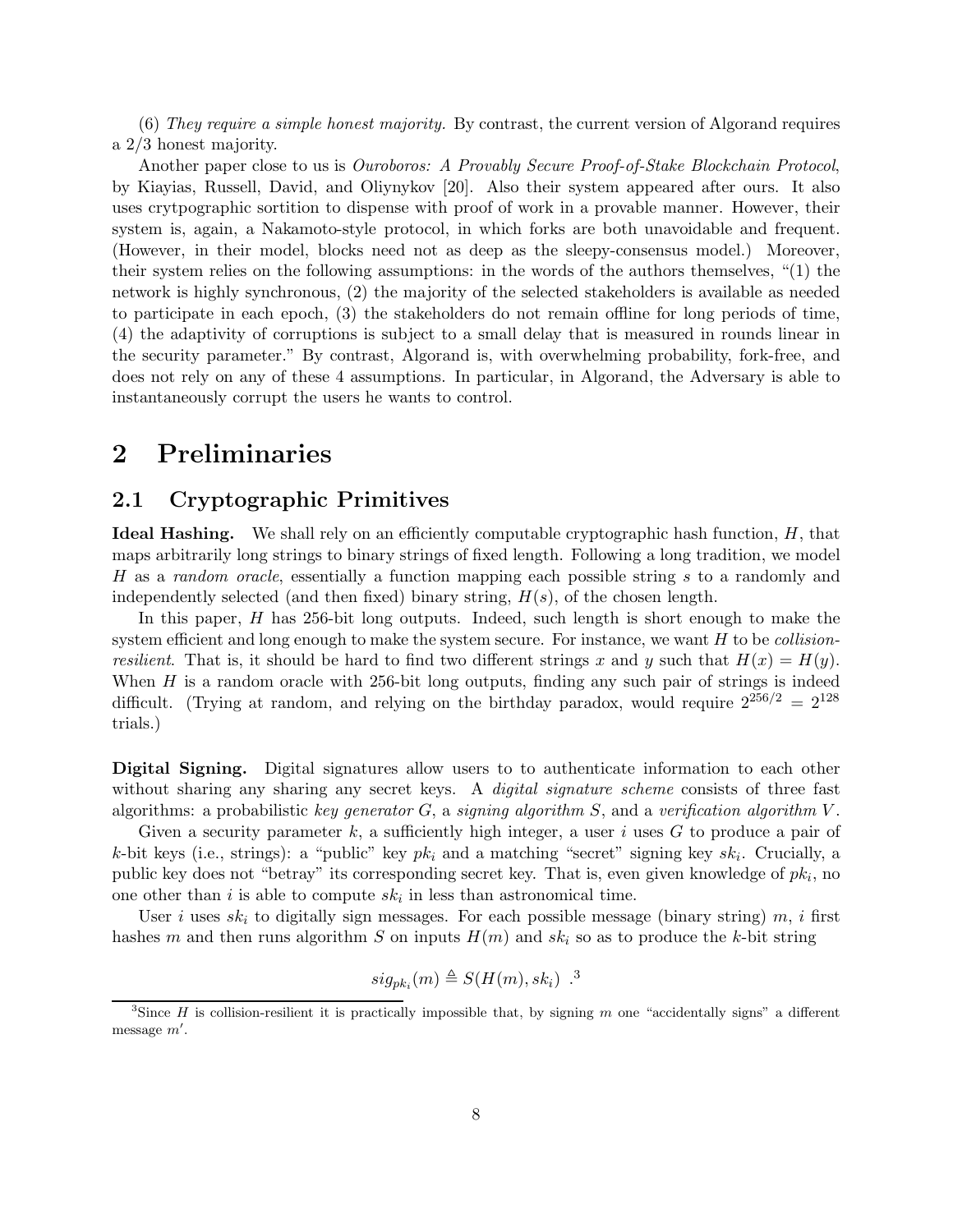(6) *They require a simple honest majority.* By contrast, the current version of Algorand requires a 2/3 honest majority.

Another paper close to us is *Ouroboros: A Provably Secure Proof-of-Stake Blockchain Protocol*, by Kiayias, Russell, David, and Oliynykov [20]. Also their system appeared after ours. It also uses crytpographic sortition to dispense with proof of work in a provable manner. However, their system is, again, a Nakamoto-style protocol, in which forks are both unavoidable and frequent. (However, in their model, blocks need not as deep as the sleepy-consensus model.) Moreover, their system relies on the following assumptions: in the words of the authors themselves, "(1) the network is highly synchronous, (2) the majority of the selected stakeholders is available as needed to participate in each epoch, (3) the stakeholders do not remain offline for long periods of time, (4) the adaptivity of corruptions is subject to a small delay that is measured in rounds linear in the security parameter." By contrast, Algorand is, with overwhelming probability, fork-free, and does not rely on any of these 4 assumptions. In particular, in Algorand, the Adversary is able to instantaneously corrupt the users he wants to control.

# 2 Preliminaries

## 2.1 Cryptographic Primitives

**Ideal Hashing.** We shall rely on an efficiently computable cryptographic hash function, $H$, that maps arbitrarily long strings to binary strings of fixed length. Following a long tradition, we model $H$ as a *random oracle*, essentially a function mapping each possible string $s$ to a randomly and independently selected (and then fixed) binary string, $H(s)$, of the chosen length.

In this paper, $H$ has 256-bit long outputs. Indeed, such length is short enough to make the system efficient and long enough to make the system secure. For instance, we want $H$ to be *collision-resilient*. That is, it should be hard to find two different strings $x$ and $y$ such that $H(x) = H(y)$. When $H$ is a random oracle with 256-bit long outputs, finding any such pair of strings is indeed difficult. (Trying at random, and relying on the birthday paradox, would require $2^{256/2} = 2^{128}$ trials.)

**Digital Signing.** Digital signatures allow users to to authenticate information to each other without sharing any sharing any secret keys. A *digital signature scheme* consists of three fast algorithms: a probabilistic *key generator* $G$, a *signing algorithm* $S$, and a *verification algorithm* $V$.

Given a security parameter $k$, a sufficiently high integer, a user $i$ uses $G$ to produce a pair of $k$-bit keys (i.e., strings): a "public" key $pk_i$ and a matching "secret" signing key $sk_i$. Crucially, a public key does not "betray" its corresponding secret key. That is, even given knowledge of $pk_i$, no one other than $i$ is able to compute $sk_i$ in less than astronomical time.

User $i$ uses $sk_i$ to digitally sign messages. For each possible message (binary string) $m$, $i$ first hashes $m$ and then runs algorithm $S$ on inputs $H(m)$ and $sk_i$ so as to produce the $k$-bit string

$$sig_{pk_i}(m) \triangleq S(H(m), sk_i) \ .[3]$$

[3] Since $H$ is collision-resilient it is practically impossible that, by signing $m$ one "accidentally signs" a different message $m'$.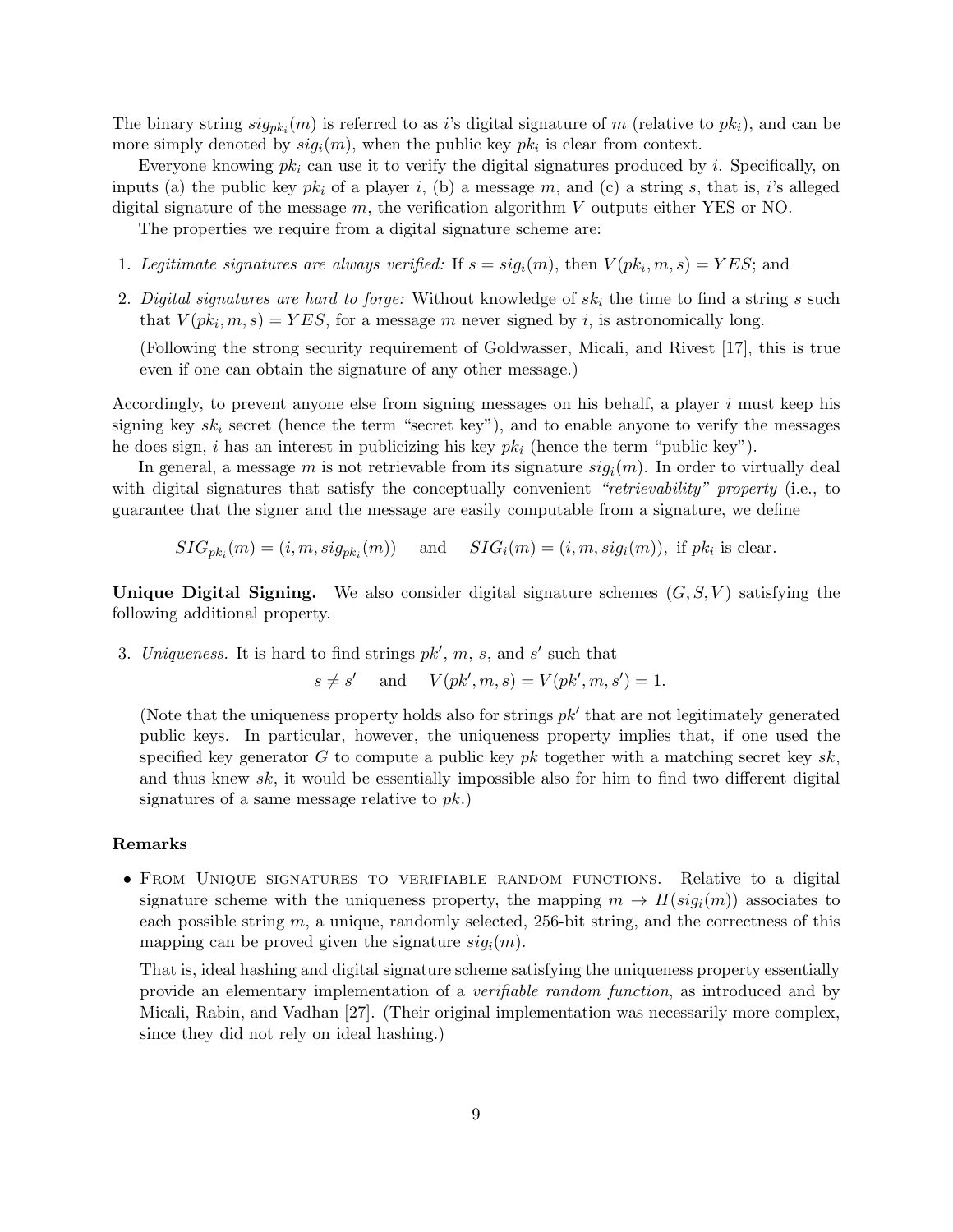The binary string $sig_{pk_i}(m)$ is referred to as $i$'s digital signature of $m$ (relative to $pk_i$), and can be more simply denoted by $sig_i(m)$, when the public key $pk_i$ is clear from context.

Everyone knowing $pk_i$ can use it to verify the digital signatures produced by $i$. Specifically, on inputs (a) the public key $pk_i$ of a player $i$, (b) a message $m$, and (c) a string $s$, that is, $i$'s alleged digital signature of the message $m$, the verification algorithm $V$ outputs either YES or NO.

The properties we require from a digital signature scheme are:

1. *Legitimate signatures are always verified:* If $s = sig_i(m)$, then $V(pk_i, m, s) = YES$; and
2. *Digital signatures are hard to forge:* Without knowledge of $sk_i$ the time to find a string $s$ such that $V(pk_i, m, s) = YES$, for a message $m$ never signed by $i$, is astronomically long.

   (Following the strong security requirement of Goldwasser, Micali, and Rivest [17], this is true even if one can obtain the signature of any other message.)

Accordingly, to prevent anyone else from signing messages on his behalf, a player $i$ must keep his signing key $sk_i$ secret (hence the term "secret key"), and to enable anyone to verify the messages he does sign, $i$ has an interest in publicizing his key $pk_i$ (hence the term "public key").

In general, a message $m$ is not retrievable from its signature $sig_i(m)$. In order to virtually deal with digital signatures that satisfy the conceptually convenient *"retrievability" property* (i.e., to guarantee that the signer and the message are easily computable from a signature, we define

$$SIG_{pk_i}(m) = (i, m, sig_{pk_i}(m)) \quad \text{and} \quad SIG_i(m) = (i, m, sig_i(m)), \text{ if } pk_i \text{ is clear.}$$

**Unique Digital Signing.** We also consider digital signature schemes $(G, S, V)$ satisfying the following additional property.

3. *Uniqueness.* It is hard to find strings $pk'$, $m$, $s$, and $s'$ such that

   $$s \neq s' \quad \text{and} \quad V(pk', m, s) = V(pk', m, s') = 1.$$

   (Note that the uniqueness property holds also for strings $pk'$ that are not legitimately generated public keys. In particular, however, the uniqueness property implies that, if one used the specified key generator $G$ to compute a public key $pk$ together with a matching secret key $sk$, and thus knew $sk$, it would be essentially impossible also for him to find two different digital signatures of a same message relative to $pk$.)

#### Remarks

- FROM UNIQUE SIGNATURES TO VERIFIABLE RANDOM FUNCTIONS. Relative to a digital signature scheme with the uniqueness property, the mapping $m \rightarrow H(sig_i(m))$ associates to each possible string $m$, a unique, randomly selected, 256-bit string, and the correctness of this mapping can be proved given the signature $sig_i(m)$.

  That is, ideal hashing and digital signature scheme satisfying the uniqueness property essentially provide an elementary implementation of a *verifiable random function*, as introduced and by Micali, Rabin, and Vadhan [27]. (Their original implementation was necessarily more complex, since they did not rely on ideal hashing.)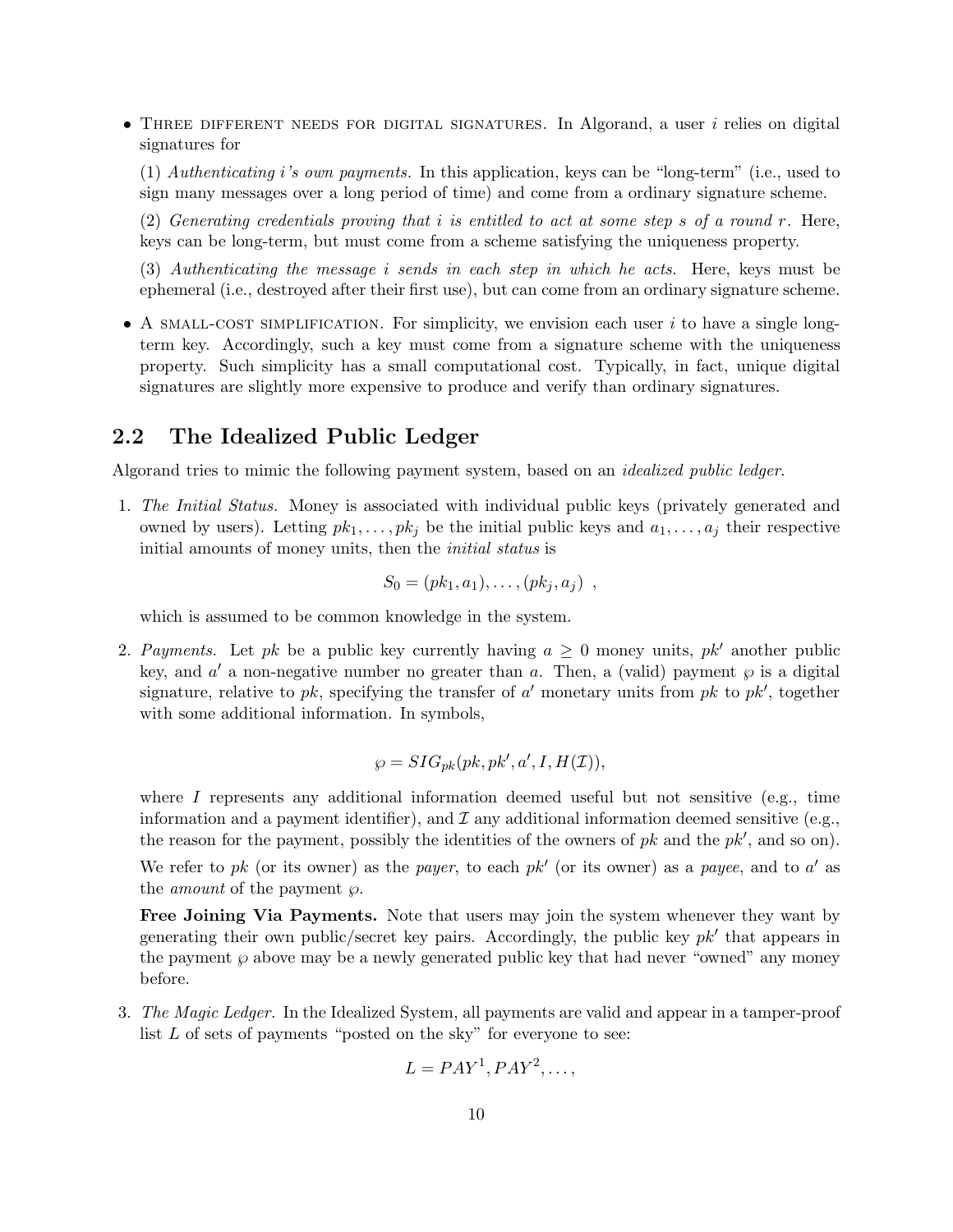- Three different needs for digital signatures. In Algorand, a user $i$ relies on digital signatures for

  (1) *Authenticating $i$'s own payments.* In this application, keys can be "long-term" (i.e., used to sign many messages over a long period of time) and come from a ordinary signature scheme.

  (2) *Generating credentials proving that $i$ is entitled to act at some step $s$ of a round $r$.* Here, keys can be long-term, but must come from a scheme satisfying the uniqueness property.

  (3) *Authenticating the message $i$ sends in each step in which he acts.* Here, keys must be ephemeral (i.e., destroyed after their first use), but can come from an ordinary signature scheme.

- A small-cost simplification. For simplicity, we envision each user $i$ to have a single long-term key. Accordingly, such a key must come from a signature scheme with the uniqueness property. Such simplicity has a small computational cost. Typically, in fact, unique digital signatures are slightly more expensive to produce and verify than ordinary signatures.

## 2.2 The Idealized Public Ledger

Algorand tries to mimic the following payment system, based on an *idealized public ledger*.

1. *The Initial Status.* Money is associated with individual public keys (privately generated and owned by users). Letting $pk_1, \ldots, pk_j$ be the initial public keys and $a_1, \ldots, a_j$ their respective initial amounts of money units, then the *initial status* is

   $$S_0 = (pk_1, a_1), \ldots, (pk_j, a_j) \ ,$$

   which is assumed to be common knowledge in the system.

2. *Payments.* Let $pk$ be a public key currently having $a \geq 0$ money units, $pk'$ another public key, and $a'$ a non-negative number no greater than $a$. Then, a (valid) payment $\wp$ is a digital signature, relative to $pk$, specifying the transfer of $a'$ monetary units from $pk$ to $pk'$, together with some additional information. In symbols,

   $$\wp = SIG_{pk}(pk, pk', a', I, H(\mathcal{I})),$$

   where $I$ represents any additional information deemed useful but not sensitive (e.g., time information and a payment identifier), and $\mathcal{I}$ any additional information deemed sensitive (e.g., the reason for the payment, possibly the identities of the owners of $pk$ and the $pk'$, and so on).

   We refer to $pk$ (or its owner) as the *payer*, to each $pk'$ (or its owner) as a *payee*, and to $a'$ as the *amount* of the payment $\wp$.

   **Free Joining Via Payments.** Note that users may join the system whenever they want by generating their own public/secret key pairs. Accordingly, the public key $pk'$ that appears in the payment $\wp$ above may be a newly generated public key that had never "owned" any money before.

3. *The Magic Ledger.* In the Idealized System, all payments are valid and appear in a tamper-proof list $L$ of sets of payments "posted on the sky" for everyone to see:

   $$L = PAY^1, PAY^2, \ldots,$$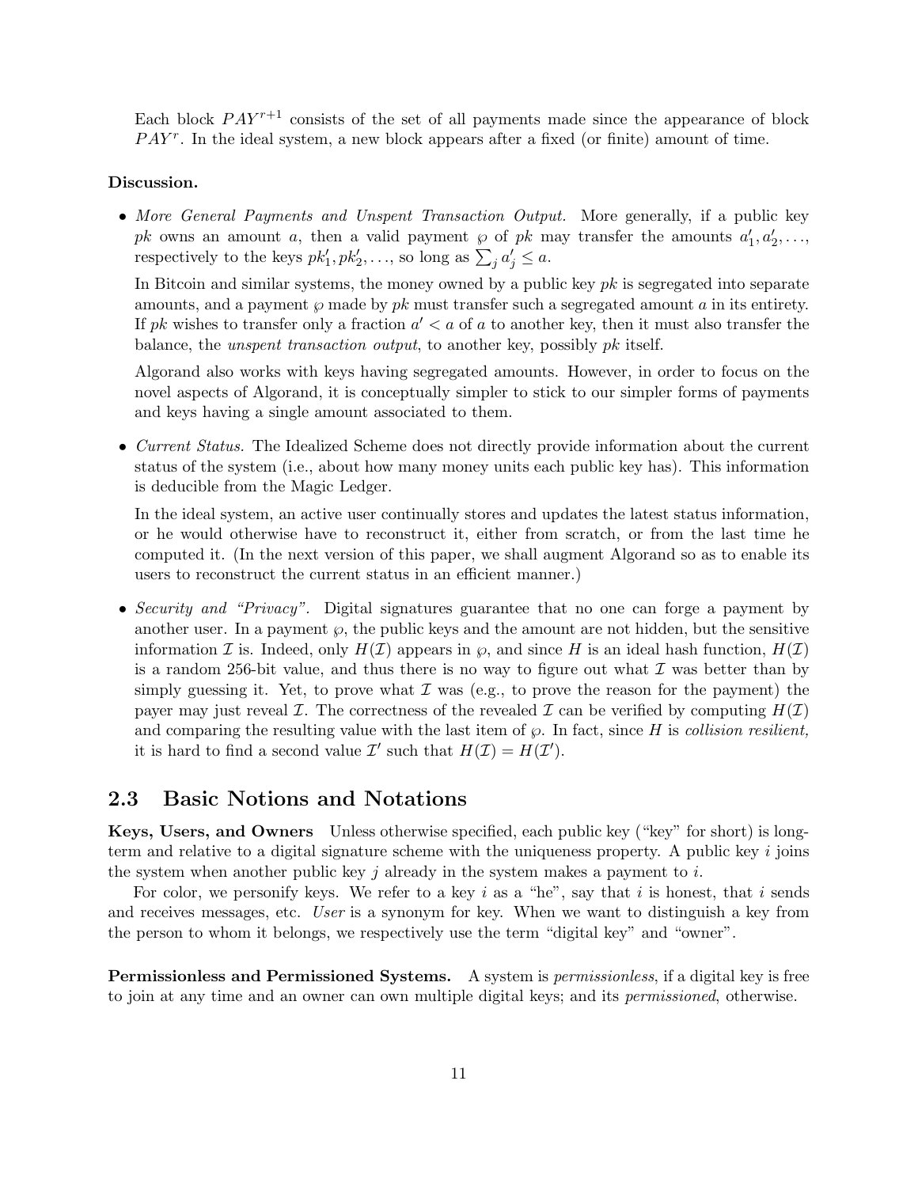Each block $PAY^{r+1}$ consists of the set of all payments made since the appearance of block $PAY^r$. In the ideal system, a new block appears after a fixed (or finite) amount of time.

**Discussion.**

- *More General Payments and Unspent Transaction Output.* More generally, if a public key $pk$ owns an amount $a$, then a valid payment $\wp$ of $pk$ may transfer the amounts $a'_1, a'_2, \ldots$, respectively to the keys $pk'_1, pk'_2, \ldots$, so long as $\sum_j a'_j \leq a$.

  In Bitcoin and similar systems, the money owned by a public key $pk$ is segregated into separate amounts, and a payment $\wp$ made by $pk$ must transfer such a segregated amount $a$ in its entirety. If $pk$ wishes to transfer only a fraction $a' < a$ of $a$ to another key, then it must also transfer the balance, the *unspent transaction output*, to another key, possibly $pk$ itself.

  Algorand also works with keys having segregated amounts. However, in order to focus on the novel aspects of Algorand, it is conceptually simpler to stick to our simpler forms of payments and keys having a single amount associated to them.

- *Current Status.* The Idealized Scheme does not directly provide information about the current status of the system (i.e., about how many money units each public key has). This information is deducible from the Magic Ledger.

  In the ideal system, an active user continually stores and updates the latest status information, or he would otherwise have to reconstruct it, either from scratch, or from the last time he computed it. (In the next version of this paper, we shall augment Algorand so as to enable its users to reconstruct the current status in an efficient manner.)

- *Security and "Privacy".* Digital signatures guarantee that no one can forge a payment by another user. In a payment $\wp$, the public keys and the amount are not hidden, but the sensitive information $\mathcal{I}$ is. Indeed, only $H(\mathcal{I})$ appears in $\wp$, and since $H$ is an ideal hash function, $H(\mathcal{I})$ is a random 256-bit value, and thus there is no way to figure out what $\mathcal{I}$ was better than by simply guessing it. Yet, to prove what $\mathcal{I}$ was (e.g., to prove the reason for the payment) the payer may just reveal $\mathcal{I}$. The correctness of the revealed $\mathcal{I}$ can be verified by computing $H(\mathcal{I})$ and comparing the resulting value with the last item of $\wp$. In fact, since $H$ is *collision resilient,* it is hard to find a second value $\mathcal{I}'$ such that $H(\mathcal{I}) = H(\mathcal{I}')$.

## 2.3 Basic Notions and Notations

**Keys, Users, and Owners** Unless otherwise specified, each public key ("key" for short) is long-term and relative to a digital signature scheme with the uniqueness property. A public key $i$ joins the system when another public key $j$ already in the system makes a payment to $i$.

For color, we personify keys. We refer to a key $i$ as a "he", say that $i$ is honest, that $i$ sends and receives messages, etc. *User* is a synonym for key. When we want to distinguish a key from the person to whom it belongs, we respectively use the term "digital key" and "owner".

**Permissionless and Permissioned Systems.** A system is *permissionless*, if a digital key is free to join at any time and an owner can own multiple digital keys; and its *permissioned*, otherwise.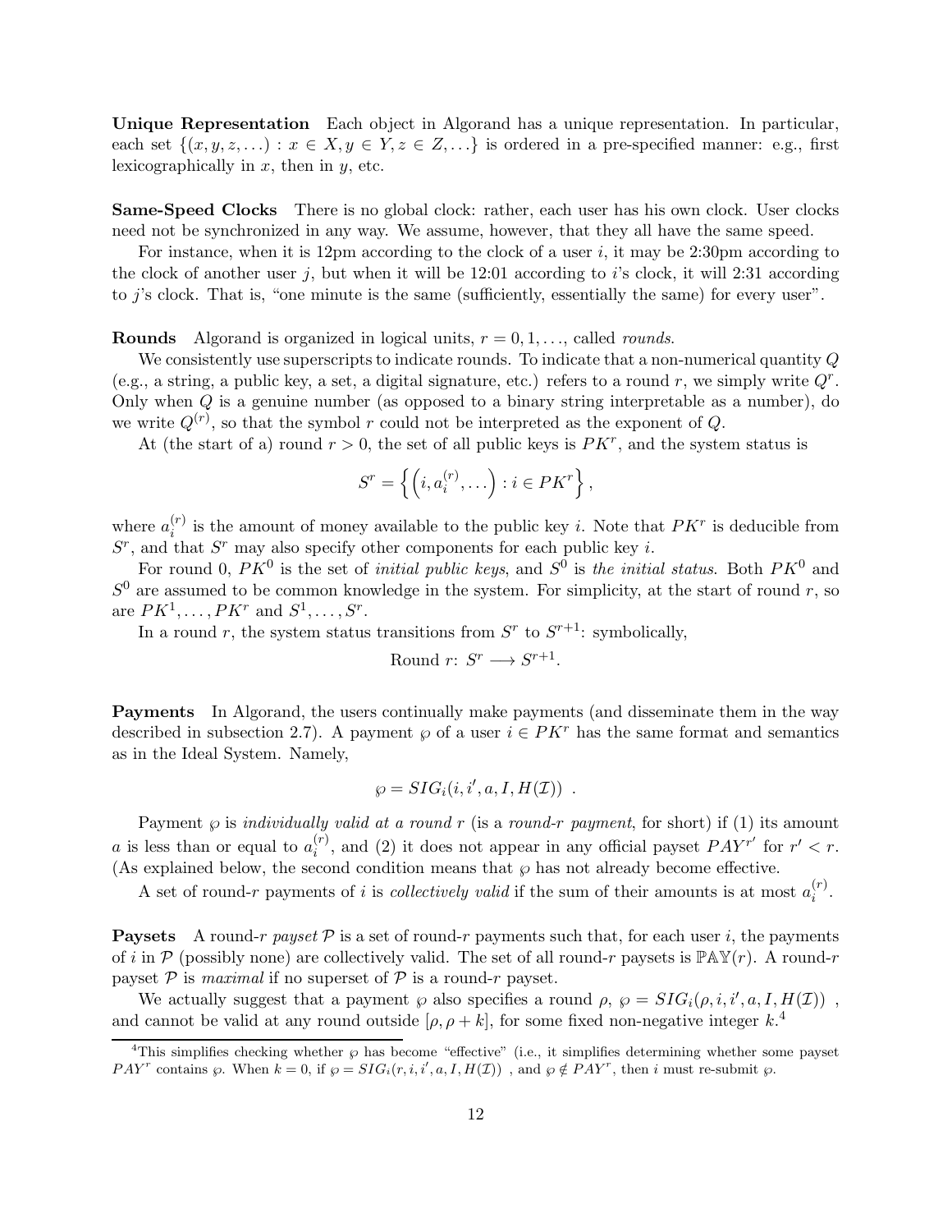**Unique Representation** Each object in Algorand has a unique representation. In particular, each set $\{(x, y, z, \ldots) : x \in X, y \in Y, z \in Z, \ldots\}$ is ordered in a pre-specified manner: e.g., first lexicographically in $x$, then in $y$, etc.

**Same-Speed Clocks** There is no global clock: rather, each user has his own clock. User clocks need not be synchronized in any way. We assume, however, that they all have the same speed.

For instance, when it is 12pm according to the clock of a user $i$, it may be 2:30pm according to the clock of another user $j$, but when it will be 12:01 according to $i$'s clock, it will 2:31 according to $j$'s clock. That is, "one minute is the same (sufficiently, essentially the same) for every user".

**Rounds** Algorand is organized in logical units, $r = 0, 1, \ldots$, called *rounds*.

We consistently use superscripts to indicate rounds. To indicate that a non-numerical quantity $Q$ (e.g., a string, a public key, a set, a digital signature, etc.) refers to a round $r$, we simply write $Q^r$. Only when $Q$ is a genuine number (as opposed to a binary string interpretable as a number), do we write $Q^{(r)}$, so that the symbol $r$ could not be interpreted as the exponent of $Q$.

At (the start of a) round $r > 0$, the set of all public keys is $PK^r$, and the system status is

$$S^r = \left\{ \left(i, a_i^{(r)}, \ldots\right) : i \in PK^r \right\},$$

where $a_i^{(r)}$ is the amount of money available to the public key $i$. Note that $PK^r$ is deducible from $S^r$, and that $S^r$ may also specify other components for each public key $i$.

For round 0, $PK^0$ is the set of *initial public keys*, and $S^0$ is *the initial status*. Both $PK^0$ and $S^0$ are assumed to be common knowledge in the system. For simplicity, at the start of round $r$, so are $PK^1, \ldots, PK^r$ and $S^1, \ldots, S^r$.

In a round $r$, the system status transitions from $S^r$ to $S^{r+1}$: symbolically,

$$\text{Round } r\text{: } S^r \longrightarrow S^{r+1}.$$

**Payments** In Algorand, the users continually make payments (and disseminate them in the way described in subsection 2.7). A payment $\wp$ of a user $i \in PK^r$ has the same format and semantics as in the Ideal System. Namely,

$$\wp = SIG_i(i, i', a, I, H(\mathcal{I})) \enspace .$$

Payment $\wp$ is *individually valid at a round* $r$ (is a *round-*$r$ *payment*, for short) if (1) its amount $a$ is less than or equal to $a_i^{(r)}$, and (2) it does not appear in any official payset $PAY^{r'}$ for $r' < r$. (As explained below, the second condition means that $\wp$ has not already become effective.

A set of round-$r$ payments of $i$ is *collectively valid* if the sum of their amounts is at most $a_i^{(r)}$.

**Paysets** A round-$r$ *payset* $\mathcal{P}$ is a set of round-$r$ payments such that, for each user $i$, the payments of $i$ in $\mathcal{P}$ (possibly none) are collectively valid. The set of all round-$r$ paysets is $\mathbb{PAY}(r)$. A round-$r$ payset $\mathcal{P}$ is *maximal* if no superset of $\mathcal{P}$ is a round-$r$ payset.

We actually suggest that a payment $\wp$ also specifies a round $\rho$, $\wp = SIG_i(\rho, i, i', a, I, H(\mathcal{I}))$ , and cannot be valid at any round outside $[\rho, \rho + k]$, for some fixed non-negative integer $k$.[4]

[4]This simplifies checking whether $\wp$ has become "effective" (i.e., it simplifies determining whether some payset $PAY^r$ contains $\wp$. When $k = 0$, if $\wp = SIG_i(r, i, i', a, I, H(\mathcal{I}))$ , and $\wp \notin PAY^r$, then $i$ must re-submit $\wp$.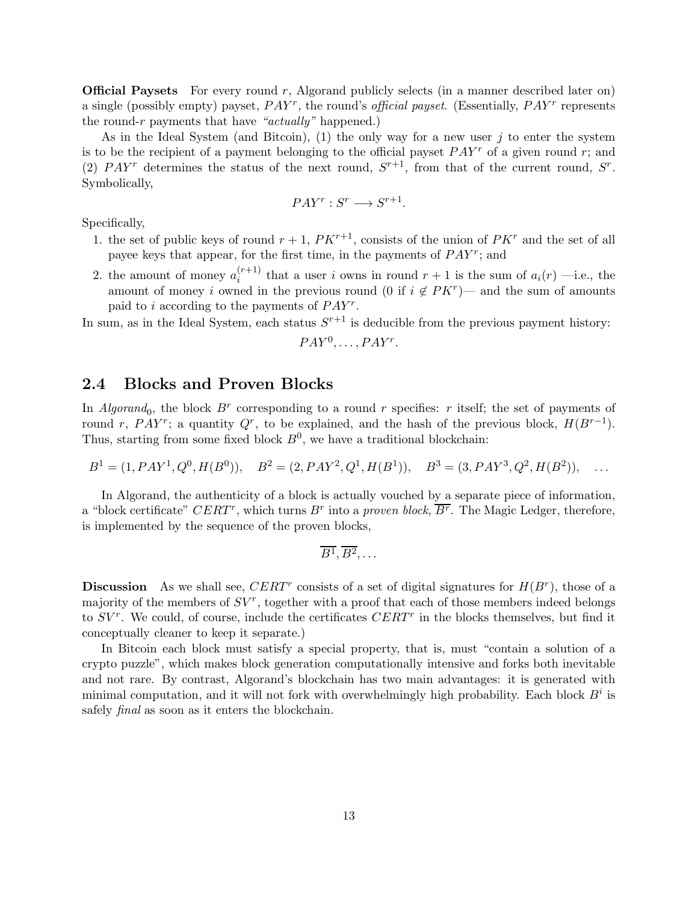**Official Paysets** For every round $r$, Algorand publicly selects (in a manner described later on) a single (possibly empty) payset, $PAY^r$, the round's *official payset*. (Essentially, $PAY^r$ represents the round-$r$ payments that have *"actually"* happened.)

As in the Ideal System (and Bitcoin), (1) the only way for a new user $j$ to enter the system is to be the recipient of a payment belonging to the official payset $PAY^r$ of a given round $r$; and (2) $PAY^r$ determines the status of the next round, $S^{r+1}$, from that of the current round, $S^r$. Symbolically,

$$PAY^r : S^r \longrightarrow S^{r+1}.$$

Specifically,

1. the set of public keys of round $r+1$, $PK^{r+1}$, consists of the union of $PK^r$ and the set of all payee keys that appear, for the first time, in the payments of $PAY^r$; and
2. the amount of money $a_i^{(r+1)}$ that a user $i$ owns in round $r+1$ is the sum of $a_i(r)$ —i.e., the amount of money $i$ owned in the previous round (0 if $i \notin PK^r$)— and the sum of amounts paid to $i$ according to the payments of $PAY^r$.

In sum, as in the Ideal System, each status $S^{r+1}$ is deducible from the previous payment history:

$$PAY^0, \ldots, PAY^r.$$

## 2.4 Blocks and Proven Blocks

In *Algorand*$_0$, the block $B^r$ corresponding to a round $r$ specifies: $r$ itself; the set of payments of round $r$, $PAY^r$; a quantity $Q^r$, to be explained, and the hash of the previous block, $H(B^{r-1})$. Thus, starting from some fixed block $B^0$, we have a traditional blockchain:

$$B^1 = (1, PAY^1, Q^0, H(B^0)), \quad B^2 = (2, PAY^2, Q^1, H(B^1)), \quad B^3 = (3, PAY^3, Q^2, H(B^2)), \quad \ldots$$

In Algorand, the authenticity of a block is actually vouched by a separate piece of information, a "block certificate" $CERT^r$, which turns $B^r$ into a *proven block*, $\overline{B^r}$. The Magic Ledger, therefore, is implemented by the sequence of the proven blocks,

$$\overline{B^1}, \overline{B^2}, \ldots$$

**Discussion** As we shall see, $CERT^r$ consists of a set of digital signatures for $H(B^r)$, those of a majority of the members of $SV^r$, together with a proof that each of those members indeed belongs to $SV^r$. We could, of course, include the certificates $CERT^r$ in the blocks themselves, but find it conceptually cleaner to keep it separate.)

In Bitcoin each block must satisfy a special property, that is, must "contain a solution of a crypto puzzle", which makes block generation computationally intensive and forks both inevitable and not rare. By contrast, Algorand's blockchain has two main advantages: it is generated with minimal computation, and it will not fork with overwhelmingly high probability. Each block $B^i$ is safely *final* as soon as it enters the blockchain.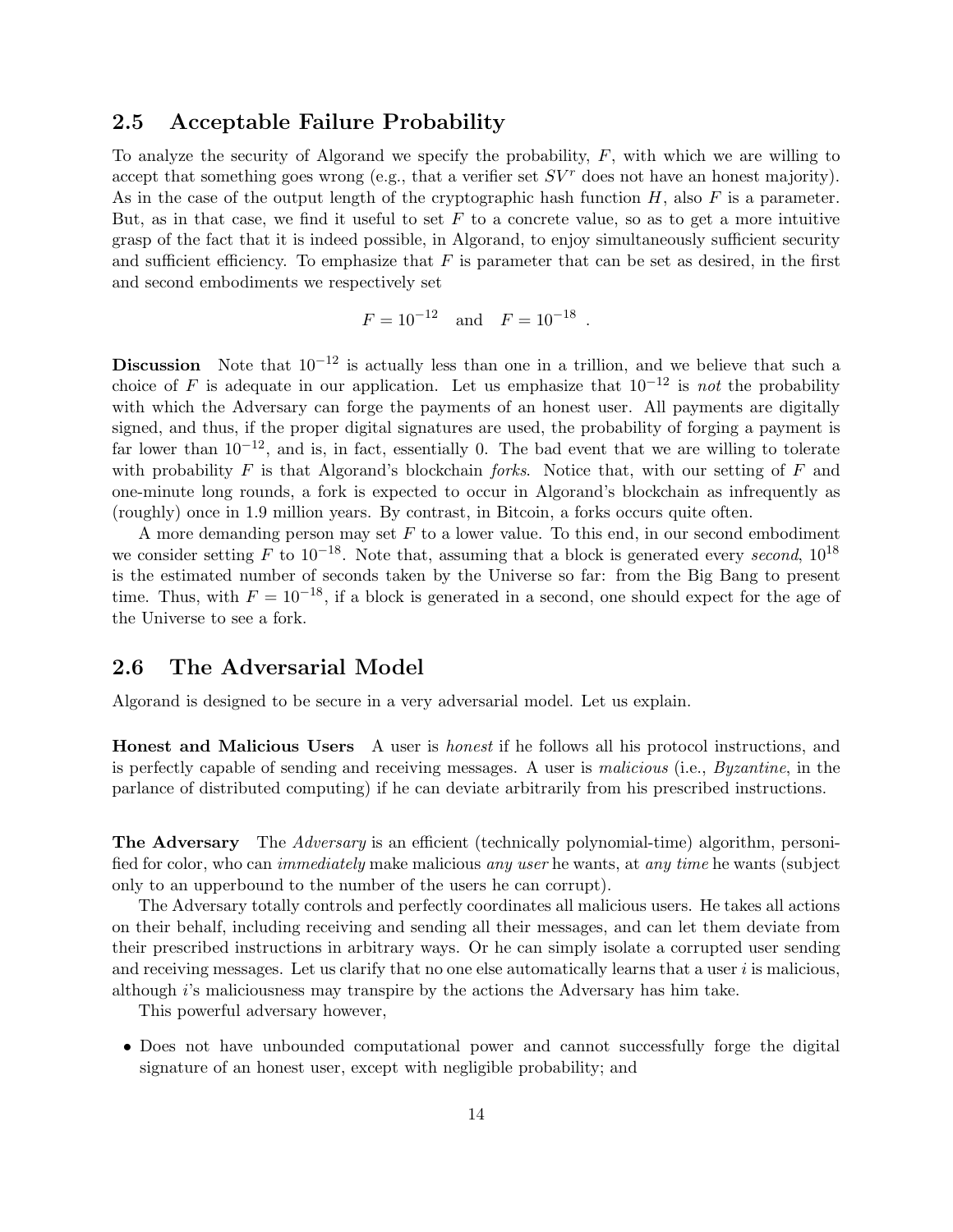## 2.5 Acceptable Failure Probability

To analyze the security of Algorand we specify the probability, $F$, with which we are willing to accept that something goes wrong (e.g., that a verifier set $SV^r$ does not have an honest majority). As in the case of the output length of the cryptographic hash function $H$, also $F$ is a parameter. But, as in that case, we find it useful to set $F$ to a concrete value, so as to get a more intuitive grasp of the fact that it is indeed possible, in Algorand, to enjoy simultaneously sufficient security and sufficient efficiency. To emphasize that $F$ is parameter that can be set as desired, in the first and second embodiments we respectively set

$$F = 10^{-12} \quad \text{and} \quad F = 10^{-18} \ .$$

**Discussion** Note that $10^{-12}$ is actually less than one in a trillion, and we believe that such a choice of $F$ is adequate in our application. Let us emphasize that $10^{-12}$ is *not* the probability with which the Adversary can forge the payments of an honest user. All payments are digitally signed, and thus, if the proper digital signatures are used, the probability of forging a payment is far lower than $10^{-12}$, and is, in fact, essentially 0. The bad event that we are willing to tolerate with probability $F$ is that Algorand's blockchain *forks*. Notice that, with our setting of $F$ and one-minute long rounds, a fork is expected to occur in Algorand's blockchain as infrequently as (roughly) once in 1.9 million years. By contrast, in Bitcoin, a forks occurs quite often.

A more demanding person may set $F$ to a lower value. To this end, in our second embodiment we consider setting $F$ to $10^{-18}$. Note that, assuming that a block is generated every *second*, $10^{18}$ is the estimated number of seconds taken by the Universe so far: from the Big Bang to present time. Thus, with $F = 10^{-18}$, if a block is generated in a second, one should expect for the age of the Universe to see a fork.

## 2.6 The Adversarial Model

Algorand is designed to be secure in a very adversarial model. Let us explain.

**Honest and Malicious Users** A user is *honest* if he follows all his protocol instructions, and is perfectly capable of sending and receiving messages. A user is *malicious* (i.e., *Byzantine*, in the parlance of distributed computing) if he can deviate arbitrarily from his prescribed instructions.

**The Adversary** The *Adversary* is an efficient (technically polynomial-time) algorithm, personified for color, who can *immediately* make malicious *any user* he wants, at *any time* he wants (subject only to an upperbound to the number of the users he can corrupt).

The Adversary totally controls and perfectly coordinates all malicious users. He takes all actions on their behalf, including receiving and sending all their messages, and can let them deviate from their prescribed instructions in arbitrary ways. Or he can simply isolate a corrupted user sending and receiving messages. Let us clarify that no one else automatically learns that a user $i$ is malicious, although $i$'s maliciousness may transpire by the actions the Adversary has him take.

This powerful adversary however,

- Does not have unbounded computational power and cannot successfully forge the digital signature of an honest user, except with negligible probability; and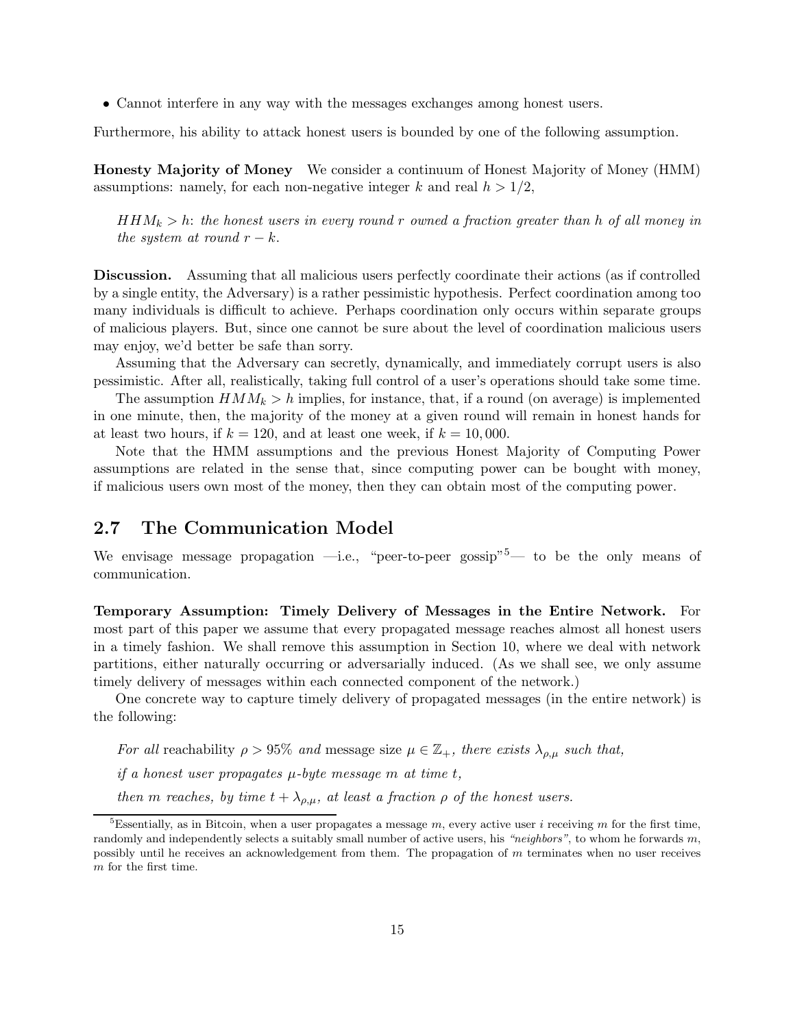- Cannot interfere in any way with the messages exchanges among honest users.

Furthermore, his ability to attack honest users is bounded by one of the following assumption.

**Honesty Majority of Money** We consider a continuum of Honest Majority of Money (HMM) assumptions: namely, for each non-negative integer $k$ and real $h > 1/2$,

*$HHM_k > h$: the honest users in every round $r$ owned a fraction greater than $h$ of all money in the system at round $r - k$.*

**Discussion.** Assuming that all malicious users perfectly coordinate their actions (as if controlled by a single entity, the Adversary) is a rather pessimistic hypothesis. Perfect coordination among too many individuals is difficult to achieve. Perhaps coordination only occurs within separate groups of malicious players. But, since one cannot be sure about the level of coordination malicious users may enjoy, we'd better be safe than sorry.

Assuming that the Adversary can secretly, dynamically, and immediately corrupt users is also pessimistic. After all, realistically, taking full control of a user's operations should take some time.

The assumption $HMM_k > h$ implies, for instance, that, if a round (on average) is implemented in one minute, then, the majority of the money at a given round will remain in honest hands for at least two hours, if $k = 120$, and at least one week, if $k = 10,000$.

Note that the HMM assumptions and the previous Honest Majority of Computing Power assumptions are related in the sense that, since computing power can be bought with money, if malicious users own most of the money, then they can obtain most of the computing power.

## 2.7 The Communication Model

We envisage message propagation —i.e., "peer-to-peer gossip"[5]— to be the only means of communication.

**Temporary Assumption: Timely Delivery of Messages in the Entire Network.** For most part of this paper we assume that every propagated message reaches almost all honest users in a timely fashion. We shall remove this assumption in Section 10, where we deal with network partitions, either naturally occurring or adversarially induced. (As we shall see, we only assume timely delivery of messages within each connected component of the network.)

One concrete way to capture timely delivery of propagated messages (in the entire network) is the following:

*For all* reachability $\rho > 95\%$ *and* message size $\mu \in \mathbb{Z}_+$, *there exists $\lambda_{\rho,\mu}$ such that,*

*if a honest user propagates $\mu$-byte message $m$ at time $t$,*

*then $m$ reaches, by time $t + \lambda_{\rho,\mu}$, at least a fraction $\rho$ of the honest users.*

[5] Essentially, as in Bitcoin, when a user propagates a message $m$, every active user $i$ receiving $m$ for the first time, randomly and independently selects a suitably small number of active users, his *"neighbors"*, to whom he forwards $m$, possibly until he receives an acknowledgement from them. The propagation of $m$ terminates when no user receives $m$ for the first time.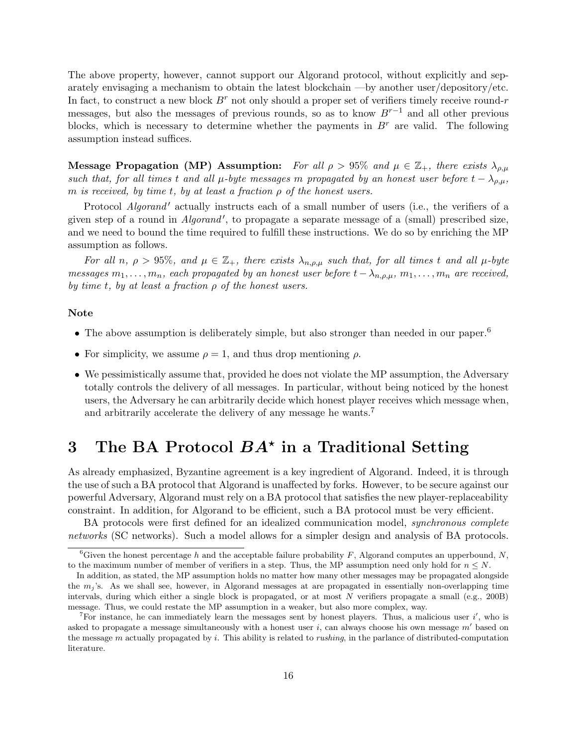The above property, however, cannot support our Algorand protocol, without explicitly and separately envisaging a mechanism to obtain the latest blockchain —by another user/depository/etc. In fact, to construct a new block $B^r$ not only should a proper set of verifiers timely receive round-$r$ messages, but also the messages of previous rounds, so as to know $B^{r-1}$ and all other previous blocks, which is necessary to determine whether the payments in $B^r$ are valid. The following assumption instead suffices.

**Message Propagation (MP) Assumption:** *For all $\rho > 95\%$ and $\mu \in \mathbb{Z}_+$, there exists $\lambda_{\rho,\mu}$ such that, for all times $t$ and all $\mu$-byte messages $m$ propagated by an honest user before $t - \lambda_{\rho,\mu}$, $m$ is received, by time $t$, by at least a fraction $\rho$ of the honest users.*

Protocol *Algorand′* actually instructs each of a small number of users (i.e., the verifiers of a given step of a round in *Algorand′*, to propagate a separate message of a (small) prescribed size, and we need to bound the time required to fulfill these instructions. We do so by enriching the MP assumption as follows.

*For all $n$, $\rho > 95\%$, and $\mu \in \mathbb{Z}_+$, there exists $\lambda_{n,\rho,\mu}$ such that, for all times $t$ and all $\mu$-byte messages $m_1, \ldots, m_n$, each propagated by an honest user before $t - \lambda_{n,\rho,\mu}$, $m_1, \ldots, m_n$ are received, by time $t$, by at least a fraction $\rho$ of the honest users.*

**Note**

- The above assumption is deliberately simple, but also stronger than needed in our paper.[6]
- For simplicity, we assume $\rho = 1$, and thus drop mentioning $\rho$.
- We pessimistically assume that, provided he does not violate the MP assumption, the Adversary totally controls the delivery of all messages. In particular, without being noticed by the honest users, the Adversary he can arbitrarily decide which honest player receives which message when, and arbitrarily accelerate the delivery of any message he wants.[7]

# 3 The BA Protocol $BA^\star$ in a Traditional Setting

As already emphasized, Byzantine agreement is a key ingredient of Algorand. Indeed, it is through the use of such a BA protocol that Algorand is unaffected by forks. However, to be secure against our powerful Adversary, Algorand must rely on a BA protocol that satisfies the new player-replaceability constraint. In addition, for Algorand to be efficient, such a BA protocol must be very efficient.

BA protocols were first defined for an idealized communication model, *synchronous complete networks* (SC networks). Such a model allows for a simpler design and analysis of BA protocols.

---

[6] Given the honest percentage $h$ and the acceptable failure probability $F$, Algorand computes an upperbound, $N$, to the maximum number of member of verifiers in a step. Thus, the MP assumption need only hold for $n \leq N$.

In addition, as stated, the MP assumption holds no matter how many other messages may be propagated alongside the $m_j$'s. As we shall see, however, in Algorand messages at are propagated in essentially non-overlapping time intervals, during which either a single block is propagated, or at most $N$ verifiers propagate a small (e.g., 200B) message. Thus, we could restate the MP assumption in a weaker, but also more complex, way.

[7] For instance, he can immediately learn the messages sent by honest players. Thus, a malicious user $i'$, who is asked to propagate a message simultaneously with a honest user $i$, can always choose his own message $m'$ based on the message $m$ actually propagated by $i$. This ability is related to *rushing*, in the parlance of distributed-computation literature.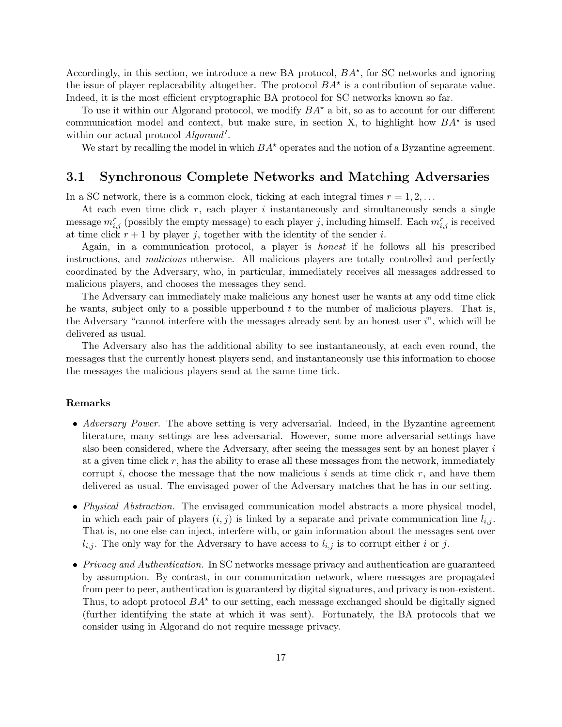Accordingly, in this section, we introduce a new BA protocol, $BA^\star$, for SC networks and ignoring the issue of player replaceability altogether. The protocol $BA^\star$ is a contribution of separate value. Indeed, it is the most efficient cryptographic BA protocol for SC networks known so far.

To use it within our Algorand protocol, we modify $BA^\star$ a bit, so as to account for our different communication model and context, but make sure, in section X, to highlight how $BA^\star$ is used within our actual protocol *Algorand*$'$.

We start by recalling the model in which $BA^\star$ operates and the notion of a Byzantine agreement.

## 3.1 Synchronous Complete Networks and Matching Adversaries

In a SC network, there is a common clock, ticking at each integral times $r = 1, 2, \ldots$

At each even time click $r$, each player $i$ instantaneously and simultaneously sends a single message $m^r_{i,j}$ (possibly the empty message) to each player $j$, including himself. Each $m^r_{i,j}$ is received at time click $r+1$ by player $j$, together with the identity of the sender $i$.

Again, in a communication protocol, a player is *honest* if he follows all his prescribed instructions, and *malicious* otherwise. All malicious players are totally controlled and perfectly coordinated by the Adversary, who, in particular, immediately receives all messages addressed to malicious players, and chooses the messages they send.

The Adversary can immediately make malicious any honest user he wants at any odd time click he wants, subject only to a possible upperbound $t$ to the number of malicious players. That is, the Adversary "cannot interfere with the messages already sent by an honest user $i$", which will be delivered as usual.

The Adversary also has the additional ability to see instantaneously, at each even round, the messages that the currently honest players send, and instantaneously use this information to choose the messages the malicious players send at the same time tick.

#### Remarks

- *Adversary Power.* The above setting is very adversarial. Indeed, in the Byzantine agreement literature, many settings are less adversarial. However, some more adversarial settings have also been considered, where the Adversary, after seeing the messages sent by an honest player $i$ at a given time click $r$, has the ability to erase all these messages from the network, immediately corrupt $i$, choose the message that the now malicious $i$ sends at time click $r$, and have them delivered as usual. The envisaged power of the Adversary matches that he has in our setting.

- *Physical Abstraction.* The envisaged communication model abstracts a more physical model, in which each pair of players $(i, j)$ is linked by a separate and private communication line $l_{i,j}$. That is, no one else can inject, interfere with, or gain information about the messages sent over $l_{i,j}$. The only way for the Adversary to have access to $l_{i,j}$ is to corrupt either $i$ or $j$.

- *Privacy and Authentication.* In SC networks message privacy and authentication are guaranteed by assumption. By contrast, in our communication network, where messages are propagated from peer to peer, authentication is guaranteed by digital signatures, and privacy is non-existent. Thus, to adopt protocol $BA^\star$ to our setting, each message exchanged should be digitally signed (further identifying the state at which it was sent). Fortunately, the BA protocols that we consider using in Algorand do not require message privacy.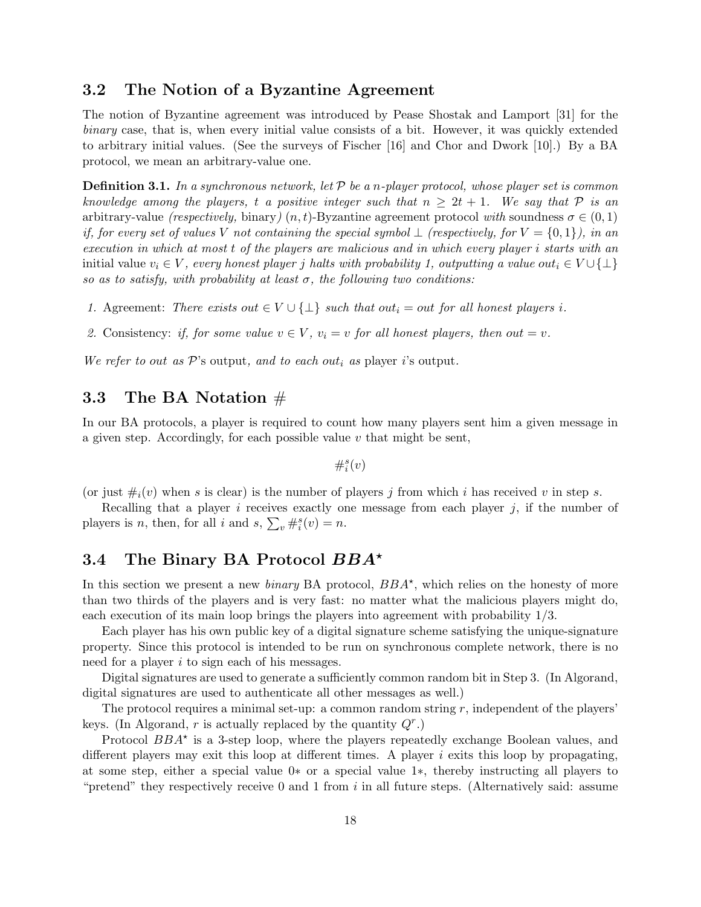## 3.2 The Notion of a Byzantine Agreement

The notion of Byzantine agreement was introduced by Pease Shostak and Lamport [31] for the *binary* case, that is, when every initial value consists of a bit. However, it was quickly extended to arbitrary initial values. (See the surveys of Fischer [16] and Chor and Dwork [10].) By a BA protocol, we mean an arbitrary-value one.

**Definition 3.1.** *In a synchronous network, let $\mathcal{P}$ be a $n$-player protocol, whose player set is common knowledge among the players, $t$ a positive integer such that $n \geq 2t+1$. We say that $\mathcal{P}$ is an* arbitrary-value *(respectively,* binary*) $(n,t)$-Byzantine agreement protocol with* soundness $\sigma \in (0,1)$ *if, for every set of values $V$ not containing the special symbol $\perp$ (respectively, for $V = \{0,1\}$), in an execution in which at most $t$ of the players are malicious and in which every player $i$ starts with an* initial value $v_i \in V$*, every honest player $j$ halts with probability 1, outputting a value $out_i \in V \cup \{\perp\}$ so as to satisfy, with probability at least $\sigma$, the following two conditions:*

1. Agreement: *There exists $out \in V \cup \{\perp\}$ such that $out_i = out$ for all honest players $i$.*
2. Consistency: *if, for some value $v \in V$, $v_i = v$ for all honest players, then $out = v$.*

*We refer to $out$ as $\mathcal{P}$'s* output*, and to each $out_i$ as* player $i$'s output.

## 3.3 The BA Notation #

In our BA protocols, a player is required to count how many players sent him a given message in a given step. Accordingly, for each possible value $v$ that might be sent,

$$\#_i^s(v)$$

(or just $\#_i(v)$ when $s$ is clear) is the number of players $j$ from which $i$ has received $v$ in step $s$.

Recalling that a player $i$ receives exactly one message from each player $j$, if the number of players is $n$, then, for all $i$ and $s$, $\sum_v \#_i^s(v) = n$.

## 3.4 The Binary BA Protocol $BBA^\star$

In this section we present a new *binary* BA protocol, $BBA^\star$, which relies on the honesty of more than two thirds of the players and is very fast: no matter what the malicious players might do, each execution of its main loop brings the players into agreement with probability 1/3.

Each player has his own public key of a digital signature scheme satisfying the unique-signature property. Since this protocol is intended to be run on synchronous complete network, there is no need for a player $i$ to sign each of his messages.

Digital signatures are used to generate a sufficiently common random bit in Step 3. (In Algorand, digital signatures are used to authenticate all other messages as well.)

The protocol requires a minimal set-up: a common random string $r$, independent of the players' keys. (In Algorand, $r$ is actually replaced by the quantity $Q^r$.)

Protocol $BBA^\star$ is a 3-step loop, where the players repeatedly exchange Boolean values, and different players may exit this loop at different times. A player $i$ exits this loop by propagating, at some step, either a special value $0*$ or a special value $1*$, thereby instructing all players to "pretend" they respectively receive 0 and 1 from $i$ in all future steps. (Alternatively said: assume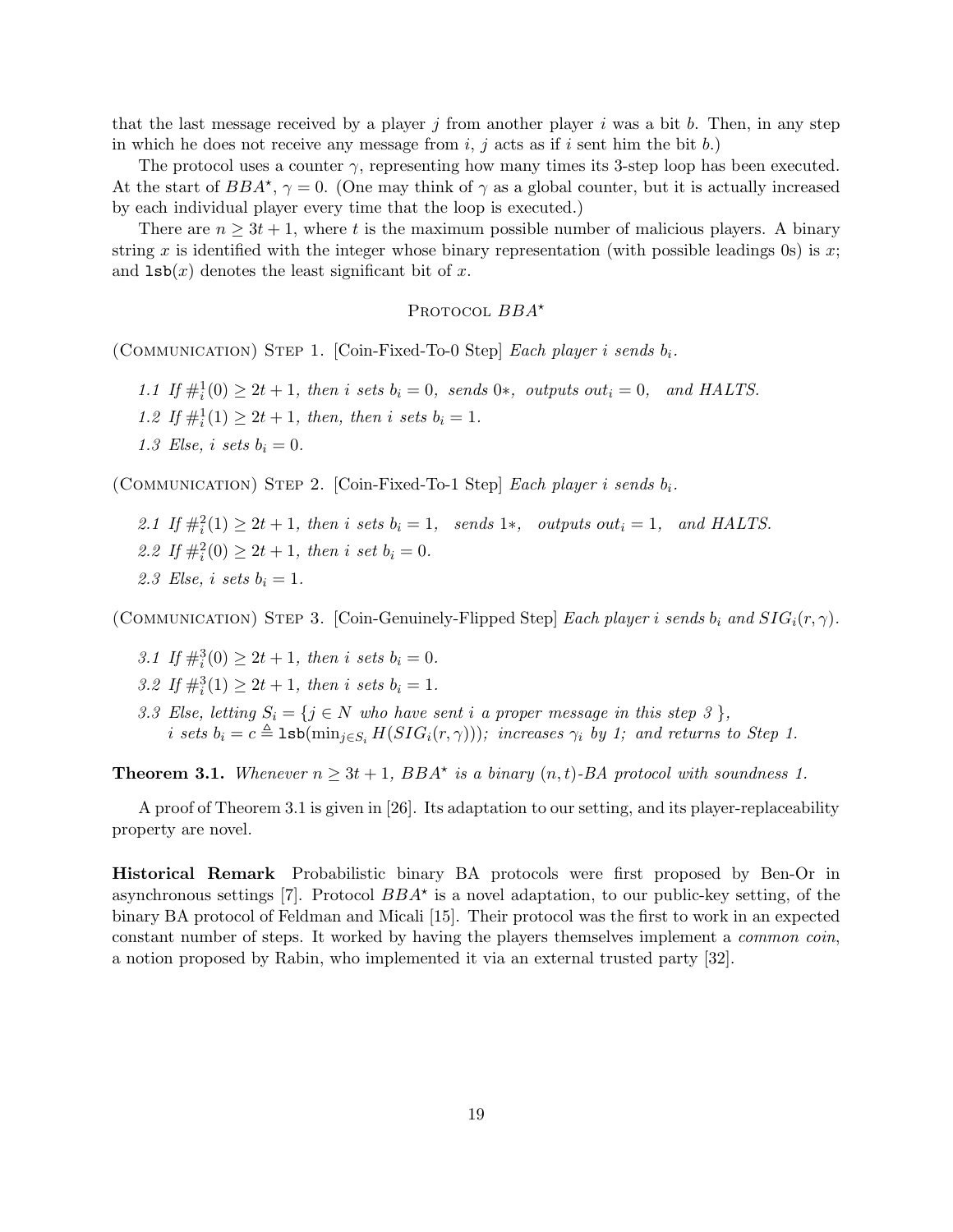that the last message received by a player $j$ from another player $i$ was a bit $b$. Then, in any step in which he does not receive any message from $i$, $j$ acts as if $i$ sent him the bit $b$.)

The protocol uses a counter $\gamma$, representing how many times its 3-step loop has been executed. At the start of $BBA^{\star}$, $\gamma = 0$. (One may think of $\gamma$ as a global counter, but it is actually increased by each individual player every time that the loop is executed.)

There are $n \geq 3t+1$, where $t$ is the maximum possible number of malicious players. A binary string $x$ is identified with the integer whose binary representation (with possible leadings 0s) is $x$; and $\texttt{lsb}(x)$ denotes the least significant bit of $x$.

### PROTOCOL $BBA^{\star}$

(COMMUNICATION) STEP 1. [Coin-Fixed-To-0 Step] *Each player $i$ sends $b_i$.*

*1.1 If $\#_i^1(0) \geq 2t+1$, then $i$ sets $b_i = 0$, sends $0*$, outputs $out_i = 0$, and HALTS.*

*1.2 If $\#_i^1(1) \geq 2t+1$, then, then $i$ sets $b_i = 1$.*

*1.3 Else, $i$ sets $b_i = 0$.*

(COMMUNICATION) STEP 2. [Coin-Fixed-To-1 Step] *Each player $i$ sends $b_i$.*

*2.1 If $\#_i^2(1) \geq 2t+1$, then $i$ sets $b_i = 1$, sends $1*$, outputs $out_i = 1$, and HALTS.*

*2.2 If $\#_i^2(0) \geq 2t+1$, then $i$ set $b_i = 0$.*

*2.3 Else, $i$ sets $b_i = 1$.*

(COMMUNICATION) STEP 3. [Coin-Genuinely-Flipped Step] *Each player $i$ sends $b_i$ and $SIG_i(r, \gamma)$.*

*3.1 If $\#_i^3(0) \geq 2t+1$, then $i$ sets $b_i = 0$.*

*3.2 If $\#_i^3(1) \geq 2t+1$, then $i$ sets $b_i = 1$.*

*3.3 Else, letting $S_i = \{j \in N$ who have sent $i$ a proper message in this step 3 $\}$,*
*$i$ sets $b_i = c \triangleq \texttt{lsb}(\min_{j \in S_i} H(SIG_i(r, \gamma)))$; increases $\gamma_i$ by 1; and returns to Step 1.*

**Theorem 3.1.** *Whenever $n \geq 3t+1$, $BBA^{\star}$ is a binary $(n,t)$-BA protocol with soundness 1.*

A proof of Theorem 3.1 is given in [26]. Its adaptation to our setting, and its player-replaceability property are novel.

**Historical Remark** Probabilistic binary BA protocols were first proposed by Ben-Or in asynchronous settings [7]. Protocol $BBA^{\star}$ is a novel adaptation, to our public-key setting, of the binary BA protocol of Feldman and Micali [15]. Their protocol was the first to work in an expected constant number of steps. It worked by having the players themselves implement a *common coin*, a notion proposed by Rabin, who implemented it via an external trusted party [32].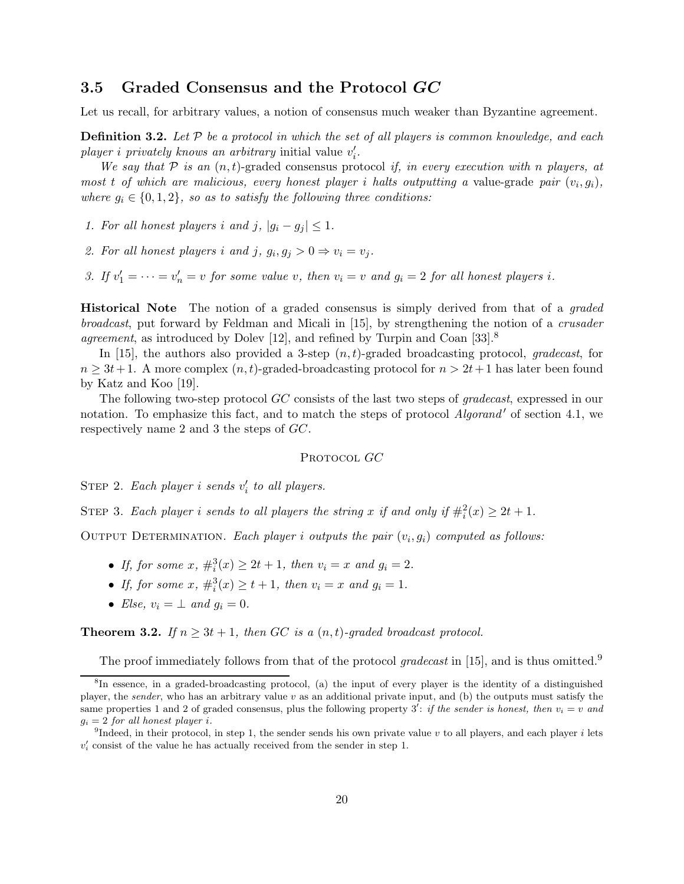### 3.5 Graded Consensus and the Protocol *GC*

Let us recall, for arbitrary values, a notion of consensus much weaker than Byzantine agreement.

**Definition 3.2.** *Let $\mathcal{P}$ be a protocol in which the set of all players is common knowledge, and each player $i$ privately knows an arbitrary* initial value $v'_i$.

*We say that $\mathcal{P}$ is an* $(n,t)$-graded consensus protocol *if, in every execution with $n$ players, at most $t$ of which are malicious, every honest player $i$ halts outputting a* value-grade *pair* $(v_i, g_i)$, *where $g_i \in \{0,1,2\}$, so as to satisfy the following three conditions:*

1. *For all honest players $i$ and $j$, $|g_i - g_j| \leq 1$.*
2. *For all honest players $i$ and $j$, $g_i, g_j > 0 \Rightarrow v_i = v_j$.*
3. *If $v'_1 = \cdots = v'_n = v$ for some value $v$, then $v_i = v$ and $g_i = 2$ for all honest players $i$.*

**Historical Note** The notion of a graded consensus is simply derived from that of a *graded broadcast*, put forward by Feldman and Micali in [15], by strengthening the notion of a *crusader agreement*, as introduced by Dolev [12], and refined by Turpin and Coan [33].[8]

In [15], the authors also provided a 3-step $(n,t)$-graded broadcasting protocol, *gradecast*, for $n \geq 3t+1$. A more complex $(n,t)$-graded-broadcasting protocol for $n > 2t+1$ has later been found by Katz and Koo [19].

The following two-step protocol *GC* consists of the last two steps of *gradecast*, expressed in our notation. To emphasize this fact, and to match the steps of protocol *Algorand′* of section 4.1, we respectively name 2 and 3 the steps of *GC*.

PROTOCOL *GC*

STEP 2. *Each player $i$ sends $v'_i$ to all players.*

STEP 3. *Each player $i$ sends to all players the string $x$ if and only if $\#_i^2(x) \geq 2t+1$.*

OUTPUT DETERMINATION. *Each player $i$ outputs the pair $(v_i, g_i)$ computed as follows:*

- *If, for some $x$, $\#_i^3(x) \geq 2t+1$, then $v_i = x$ and $g_i = 2$.*
- *If, for some $x$, $\#_i^3(x) \geq t+1$, then $v_i = x$ and $g_i = 1$.*
- *Else, $v_i = \perp$ and $g_i = 0$.*

**Theorem 3.2.** *If $n \geq 3t+1$, then GC is a $(n,t)$-graded broadcast protocol.*

The proof immediately follows from that of the protocol *gradecast* in [15], and is thus omitted.[9]

---

[8] In essence, in a graded-broadcasting protocol, (a) the input of every player is the identity of a distinguished player, the *sender*, who has an arbitrary value $v$ as an additional private input, and (b) the outputs must satisfy the same properties 1 and 2 of graded consensus, plus the following property $3'$: *if the sender is honest, then $v_i = v$ and $g_i = 2$ for all honest player $i$.*

[9] Indeed, in their protocol, in step 1, the sender sends his own private value $v$ to all players, and each player $i$ lets $v'_i$ consist of the value he has actually received from the sender in step 1.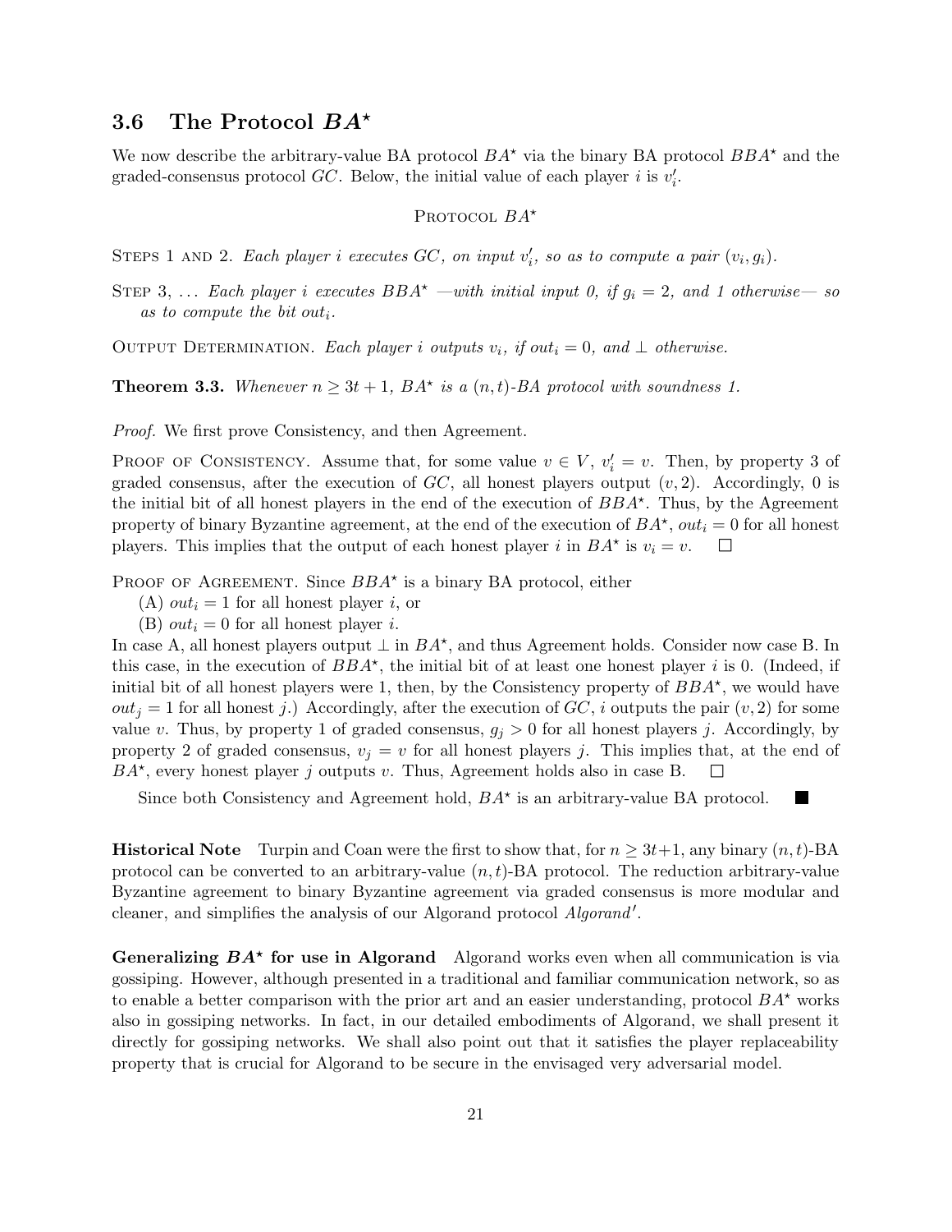### 3.6 The Protocol $BA^\star$

We now describe the arbitrary-value BA protocol $BA^\star$ via the binary BA protocol $BBA^\star$ and the graded-consensus protocol $GC$. Below, the initial value of each player $i$ is $v_i'$.

<center>PROTOCOL $BA^\star$</center>

STEPS 1 AND 2. *Each player $i$ executes $GC$, on input $v_i'$, so as to compute a pair $(v_i, g_i)$.*

STEP 3, ... *Each player $i$ executes $BBA^\star$ —with initial input 0, if $g_i = 2$, and 1 otherwise— so as to compute the bit $out_i$.*

OUTPUT DETERMINATION. *Each player $i$ outputs $v_i$, if $out_i = 0$, and $\perp$ otherwise.*

**Theorem 3.3.** *Whenever $n \geq 3t+1$, $BA^\star$ is a $(n,t)$-BA protocol with soundness 1.*

*Proof.* We first prove Consistency, and then Agreement.

PROOF OF CONSISTENCY. Assume that, for some value $v \in V$, $v_i' = v$. Then, by property 3 of graded consensus, after the execution of $GC$, all honest players output $(v, 2)$. Accordingly, 0 is the initial bit of all honest players in the end of the execution of $BBA^\star$. Thus, by the Agreement property of binary Byzantine agreement, at the end of the execution of $BA^\star$, $out_i = 0$ for all honest players. This implies that the output of each honest player $i$ in $BA^\star$ is $v_i = v$. □

PROOF OF AGREEMENT. Since $BBA^\star$ is a binary BA protocol, either

(A) $out_i = 1$ for all honest player $i$, or

(B) $out_i = 0$ for all honest player $i$.

In case A, all honest players output $\perp$ in $BA^\star$, and thus Agreement holds. Consider now case B. In this case, in the execution of $BBA^\star$, the initial bit of at least one honest player $i$ is 0. (Indeed, if initial bit of all honest players were 1, then, by the Consistency property of $BBA^\star$, we would have $out_j = 1$ for all honest $j$.) Accordingly, after the execution of $GC$, $i$ outputs the pair $(v, 2)$ for some value $v$. Thus, by property 1 of graded consensus, $g_j > 0$ for all honest players $j$. Accordingly, by property 2 of graded consensus, $v_j = v$ for all honest players $j$. This implies that, at the end of $BA^\star$, every honest player $j$ outputs $v$. Thus, Agreement holds also in case B. □

Since both Consistency and Agreement hold, $BA^\star$ is an arbitrary-value BA protocol. ■

**Historical Note** Turpin and Coan were the first to show that, for $n \geq 3t+1$, any binary $(n,t)$-BA protocol can be converted to an arbitrary-value $(n,t)$-BA protocol. The reduction arbitrary-value Byzantine agreement to binary Byzantine agreement via graded consensus is more modular and cleaner, and simplifies the analysis of our Algorand protocol *Algorand'*.

**Generalizing $BA^\star$ for use in Algorand** Algorand works even when all communication is via gossiping. However, although presented in a traditional and familiar communication network, so as to enable a better comparison with the prior art and an easier understanding, protocol $BA^\star$ works also in gossiping networks. In fact, in our detailed embodiments of Algorand, we shall present it directly for gossiping networks. We shall also point out that it satisfies the player replaceability property that is crucial for Algorand to be secure in the envisaged very adversarial model.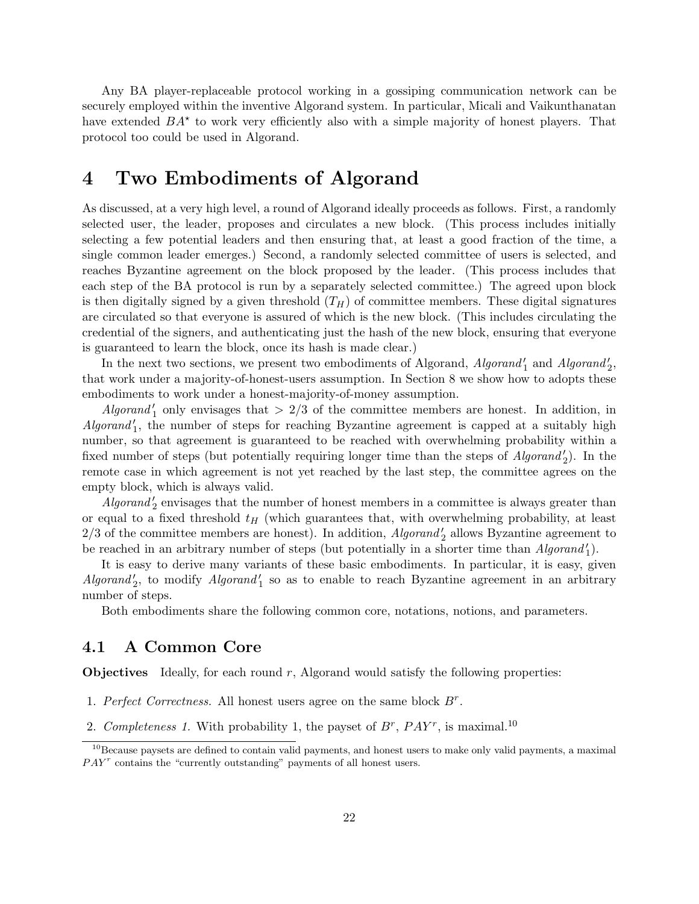Any BA player-replaceable protocol working in a gossiping communication network can be securely employed within the inventive Algorand system. In particular, Micali and Vaikunthanatan have extended $BA^\star$ to work very efficiently also with a simple majority of honest players. That protocol too could be used in Algorand.

# 4 Two Embodiments of Algorand

As discussed, at a very high level, a round of Algorand ideally proceeds as follows. First, a randomly selected user, the leader, proposes and circulates a new block. (This process includes initially selecting a few potential leaders and then ensuring that, at least a good fraction of the time, a single common leader emerges.) Second, a randomly selected committee of users is selected, and reaches Byzantine agreement on the block proposed by the leader. (This process includes that each step of the BA protocol is run by a separately selected committee.) The agreed upon block is then digitally signed by a given threshold ($T_H$) of committee members. These digital signatures are circulated so that everyone is assured of which is the new block. (This includes circulating the credential of the signers, and authenticating just the hash of the new block, ensuring that everyone is guaranteed to learn the block, once its hash is made clear.)

In the next two sections, we present two embodiments of Algorand, $Algorand'_1$ and $Algorand'_2$, that work under a majority-of-honest-users assumption. In Section 8 we show how to adopts these embodiments to work under a honest-majority-of-money assumption.

$Algorand'_1$ only envisages that $> 2/3$ of the committee members are honest. In addition, in $Algorand'_1$, the number of steps for reaching Byzantine agreement is capped at a suitably high number, so that agreement is guaranteed to be reached with overwhelming probability within a fixed number of steps (but potentially requiring longer time than the steps of $Algorand'_2$). In the remote case in which agreement is not yet reached by the last step, the committee agrees on the empty block, which is always valid.

$Algorand'_2$ envisages that the number of honest members in a committee is always greater than or equal to a fixed threshold $t_H$ (which guarantees that, with overwhelming probability, at least $2/3$ of the committee members are honest). In addition, $Algorand'_2$ allows Byzantine agreement to be reached in an arbitrary number of steps (but potentially in a shorter time than $Algorand'_1$).

It is easy to derive many variants of these basic embodiments. In particular, it is easy, given $Algorand'_2$, to modify $Algorand'_1$ so as to enable to reach Byzantine agreement in an arbitrary number of steps.

Both embodiments share the following common core, notations, notions, and parameters.

## 4.1 A Common Core

**Objectives** Ideally, for each round $r$, Algorand would satisfy the following properties:

1. *Perfect Correctness.* All honest users agree on the same block $B^r$.
2. *Completeness 1.* With probability 1, the payset of $B^r$, $PAY^r$, is maximal.[10]

[10] Because paysets are defined to contain valid payments, and honest users to make only valid payments, a maximal $PAY^r$ contains the "currently outstanding" payments of all honest users.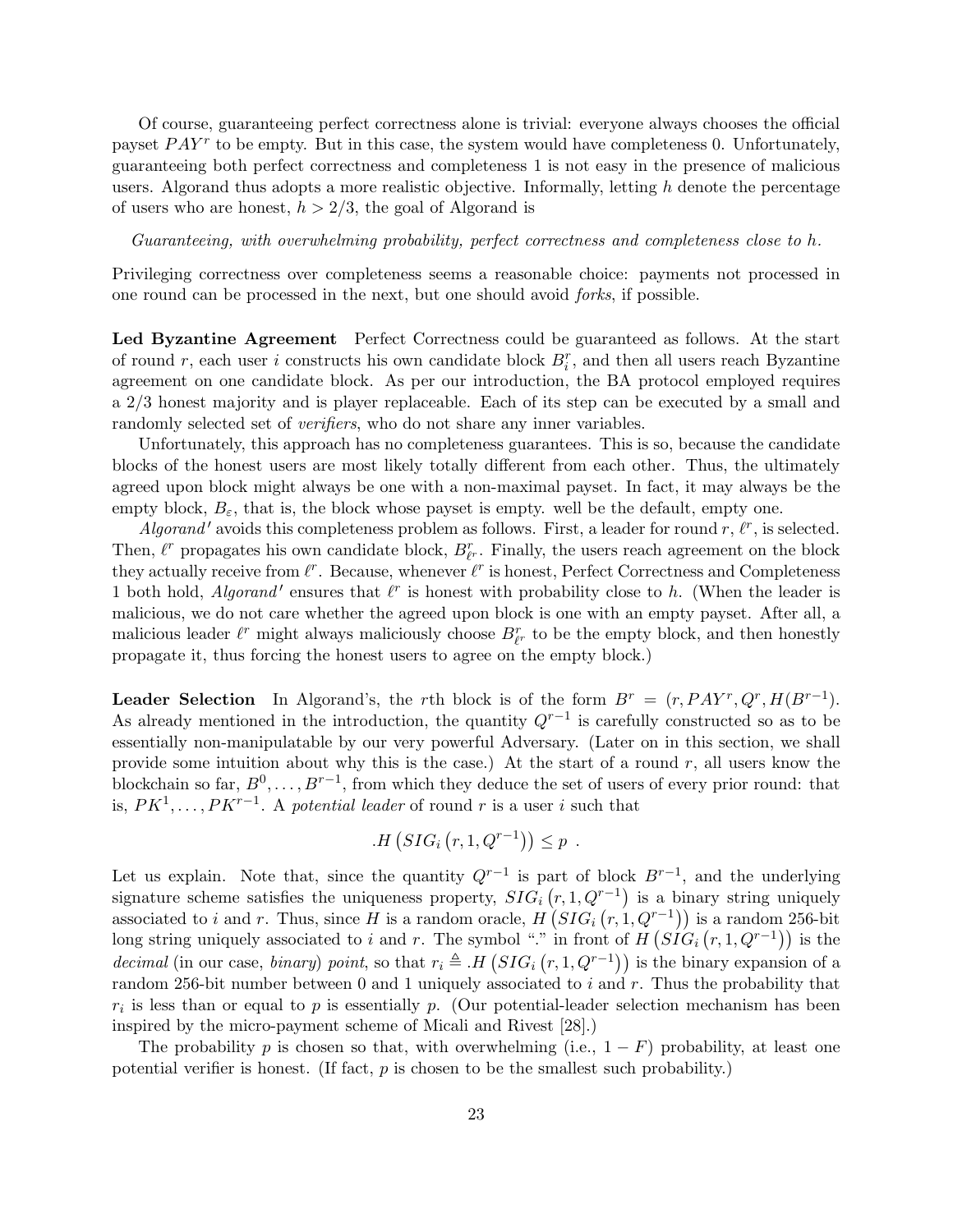Of course, guaranteeing perfect correctness alone is trivial: everyone always chooses the official payset $PAY^r$ to be empty. But in this case, the system would have completeness 0. Unfortunately, guaranteeing both perfect correctness and completeness 1 is not easy in the presence of malicious users. Algorand thus adopts a more realistic objective. Informally, letting $h$ denote the percentage of users who are honest, $h > 2/3$, the goal of Algorand is

*Guaranteeing, with overwhelming probability, perfect correctness and completeness close to h.*

Privileging correctness over completeness seems a reasonable choice: payments not processed in one round can be processed in the next, but one should avoid *forks*, if possible.

**Led Byzantine Agreement** Perfect Correctness could be guaranteed as follows. At the start of round $r$, each user $i$ constructs his own candidate block $B_i^r$, and then all users reach Byzantine agreement on one candidate block. As per our introduction, the BA protocol employed requires a 2/3 honest majority and is player replaceable. Each of its step can be executed by a small and randomly selected set of *verifiers*, who do not share any inner variables.

Unfortunately, this approach has no completeness guarantees. This is so, because the candidate blocks of the honest users are most likely totally different from each other. Thus, the ultimately agreed upon block might always be one with a non-maximal payset. In fact, it may always be the empty block, $B_\varepsilon$, that is, the block whose payset is empty. well be the default, empty one.

*Algorand′* avoids this completeness problem as follows. First, a leader for round $r$, $\ell^r$, is selected. Then, $\ell^r$ propagates his own candidate block, $B_{\ell^r}^r$. Finally, the users reach agreement on the block they actually receive from $\ell^r$. Because, whenever $\ell^r$ is honest, Perfect Correctness and Completeness 1 both hold, *Algorand′* ensures that $\ell^r$ is honest with probability close to $h$. (When the leader is malicious, we do not care whether the agreed upon block is one with an empty payset. After all, a malicious leader $\ell^r$ might always maliciously choose $B_{\ell^r}^r$ to be the empty block, and then honestly propagate it, thus forcing the honest users to agree on the empty block.)

**Leader Selection** In Algorand's, the $r$th block is of the form $B^r = (r, PAY^r, Q^r, H(B^{r-1})$. As already mentioned in the introduction, the quantity $Q^{r-1}$ is carefully constructed so as to be essentially non-manipulatable by our very powerful Adversary. (Later on in this section, we shall provide some intuition about why this is the case.) At the start of a round $r$, all users know the blockchain so far, $B^0, \ldots, B^{r-1}$, from which they deduce the set of users of every prior round: that is, $PK^1, \ldots, PK^{r-1}$. A *potential leader* of round $r$ is a user $i$ such that

$$.H\left(SIG_i\left(r, 1, Q^{r-1}\right)\right) \leq p \ .$$

Let us explain. Note that, since the quantity $Q^{r-1}$ is part of block $B^{r-1}$, and the underlying signature scheme satisfies the uniqueness property, $SIG_i\left(r, 1, Q^{r-1}\right)$ is a binary string uniquely associated to $i$ and $r$. Thus, since $H$ is a random oracle, $H\left(SIG_i\left(r, 1, Q^{r-1}\right)\right)$ is a random 256-bit long string uniquely associated to $i$ and $r$. The symbol "." in front of $H\left(SIG_i\left(r, 1, Q^{r-1}\right)\right)$ is the *decimal* (in our case, *binary*) *point*, so that $r_i \triangleq .H\left(SIG_i\left(r, 1, Q^{r-1}\right)\right)$ is the binary expansion of a random 256-bit number between 0 and 1 uniquely associated to $i$ and $r$. Thus the probability that $r_i$ is less than or equal to $p$ is essentially $p$. (Our potential-leader selection mechanism has been inspired by the micro-payment scheme of Micali and Rivest [28].)

The probability $p$ is chosen so that, with overwhelming (i.e., $1 - F$) probability, at least one potential verifier is honest. (If fact, $p$ is chosen to be the smallest such probability.)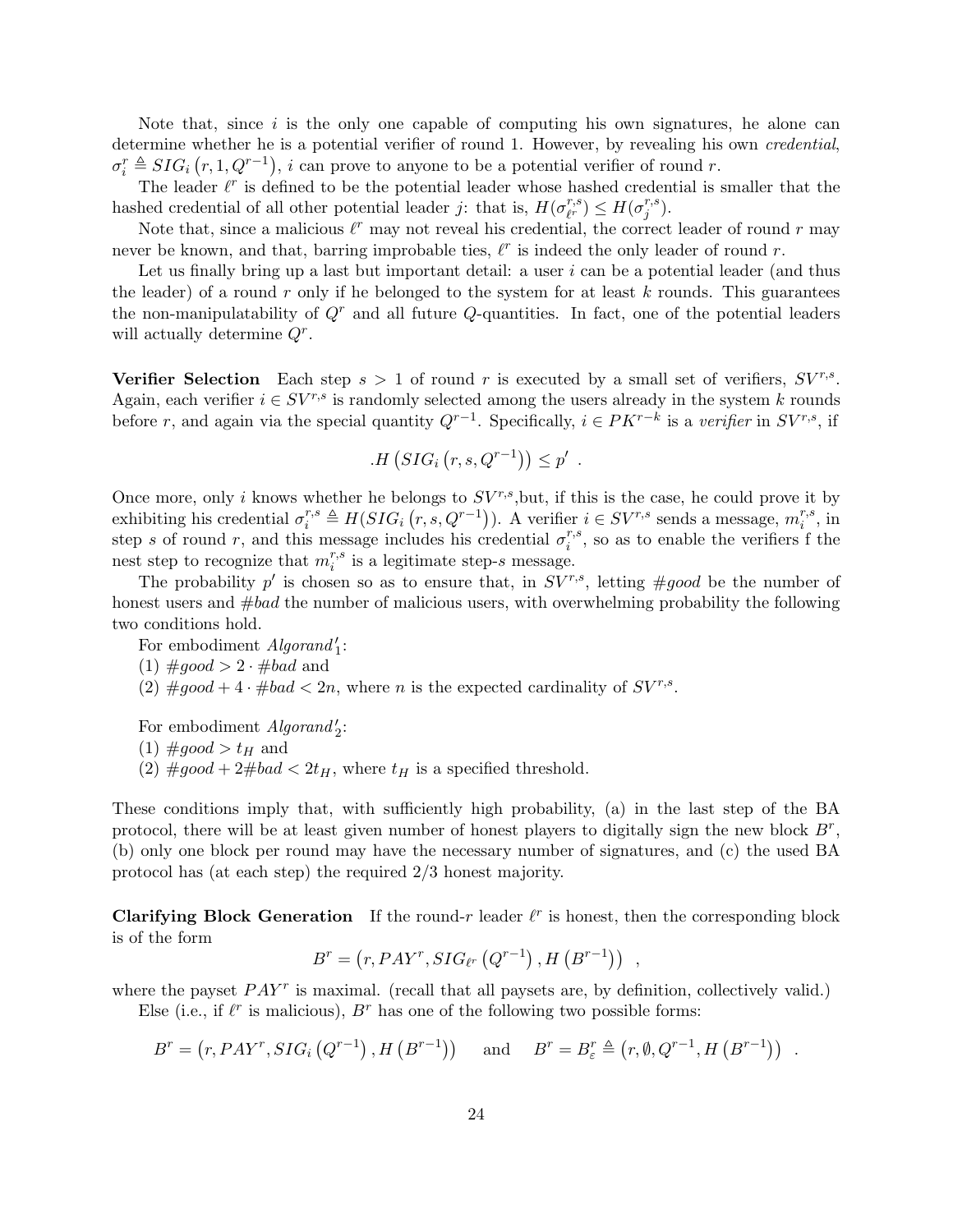Note that, since $i$ is the only one capable of computing his own signatures, he alone can determine whether he is a potential verifier of round 1. However, by revealing his own *credential*, $\sigma_i^r \triangleq SIG_i\left(r, 1, Q^{r-1}\right)$, $i$ can prove to anyone to be a potential verifier of round $r$.

The leader $\ell^r$ is defined to be the potential leader whose hashed credential is smaller that the hashed credential of all other potential leader $j$: that is, $H(\sigma_{\ell^r}^{r,s}) \leq H(\sigma_j^{r,s})$.

Note that, since a malicious $\ell^r$ may not reveal his credential, the correct leader of round $r$ may never be known, and that, barring improbable ties, $\ell^r$ is indeed the only leader of round $r$.

Let us finally bring up a last but important detail: a user $i$ can be a potential leader (and thus the leader) of a round $r$ only if he belonged to the system for at least $k$ rounds. This guarantees the non-manipulatability of $Q^r$ and all future $Q$-quantities. In fact, one of the potential leaders will actually determine $Q^r$.

**Verifier Selection** Each step $s > 1$ of round $r$ is executed by a small set of verifiers, $SV^{r,s}$. Again, each verifier $i \in SV^{r,s}$ is randomly selected among the users already in the system $k$ rounds before $r$, and again via the special quantity $Q^{r-1}$. Specifically, $i \in PK^{r-k}$ is a *verifier* in $SV^{r,s}$, if

$$.H\left(SIG_i\left(r, s, Q^{r-1}\right)\right) \leq p' \ .$$

Once more, only $i$ knows whether he belongs to $SV^{r,s}$,but, if this is the case, he could prove it by exhibiting his credential $\sigma_i^{r,s} \triangleq H(SIG_i\left(r, s, Q^{r-1}\right))$. A verifier $i \in SV^{r,s}$ sends a message, $m_i^{r,s}$, in step $s$ of round $r$, and this message includes his credential $\sigma_i^{r,s}$, so as to enable the verifiers f the nest step to recognize that $m_i^{r,s}$ is a legitimate step-$s$ message.

The probability $p'$ is chosen so as to ensure that, in $SV^{r,s}$, letting $\#good$ be the number of honest users and $\#bad$ the number of malicious users, with overwhelming probability the following two conditions hold.

For embodiment $Algorand'_1$:
(1) $\#good > 2 \cdot \#bad$ and
(2) $\#good + 4 \cdot \#bad < 2n$, where $n$ is the expected cardinality of $SV^{r,s}$.

For embodiment $Algorand'_2$:
(1) $\#good > t_H$ and
(2) $\#good + 2\#bad < 2t_H$, where $t_H$ is a specified threshold.

These conditions imply that, with sufficiently high probability, (a) in the last step of the BA protocol, there will be at least given number of honest players to digitally sign the new block $B^r$, (b) only one block per round may have the necessary number of signatures, and (c) the used BA protocol has (at each step) the required 2/3 honest majority.

**Clarifying Block Generation** If the round-$r$ leader $\ell^r$ is honest, then the corresponding block is of the form

$$B^r = \left(r, PAY^r, SIG_{\ell^r}\left(Q^{r-1}\right), H\left(B^{r-1}\right)\right) \ ,$$

where the payset $PAY^r$ is maximal. (recall that all paysets are, by definition, collectively valid.)

Else (i.e., if $\ell^r$ is malicious), $B^r$ has one of the following two possible forms:

$$B^r = \left(r, PAY^r, SIG_i\left(Q^{r-1}\right), H\left(B^{r-1}\right)\right) \quad \text{and} \quad B^r = B_\varepsilon^r \triangleq \left(r, \emptyset, Q^{r-1}, H\left(B^{r-1}\right)\right) \ .$$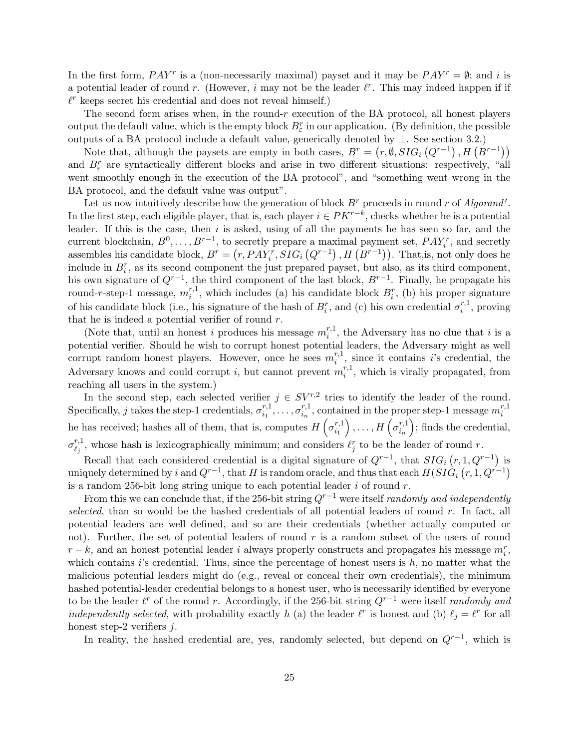In the first form, $PAY^r$ is a (non-necessarily maximal) payset and it may be $PAY^r = \emptyset$; and $i$ is a potential leader of round $r$. (However, $i$ may not be the leader $\ell^r$. This may indeed happen if if $\ell^r$ keeps secret his credential and does not reveal himself.)

The second form arises when, in the round-$r$ execution of the BA protocol, all honest players output the default value, which is the empty block $B^r_\varepsilon$ in our application. (By definition, the possible outputs of a BA protocol include a default value, generically denoted by $\perp$. See section 3.2.)

Note that, although the paysets are empty in both cases, $B^r = \left(r, \emptyset, SIG_i\left(Q^{r-1}\right), H\left(B^{r-1}\right)\right)$ and $B^r_\varepsilon$ are syntactically different blocks and arise in two different situations: respectively, "all went smoothly enough in the execution of the BA protocol", and "something went wrong in the BA protocol, and the default value was output".

Let us now intuitively describe how the generation of block $B^r$ proceeds in round $r$ of *Algorand'*. In the first step, each eligible player, that is, each player $i \in PK^{r-k}$, checks whether he is a potential leader. If this is the case, then $i$ is asked, using of all the payments he has seen so far, and the current blockchain, $B^0, \ldots, B^{r-1}$, to secretly prepare a maximal payment set, $PAY^r_i$, and secretly assembles his candidate block, $B^r = \left(r, PAY^r_i, SIG_i\left(Q^{r-1}\right), H\left(B^{r-1}\right)\right)$. That,is, not only does he include in $B^r_i$, as its second component the just prepared payset, but also, as its third component, his own signature of $Q^{r-1}$, the third component of the last block, $B^{r-1}$. Finally, he propagate his round-$r$-step-1 message, $m^{r,1}_i$, which includes (a) his candidate block $B^r_i$, (b) his proper signature of his candidate block (i.e., his signature of the hash of $B^r_i$, and (c) his own credential $\sigma^{r,1}_i$, proving that he is indeed a potential verifier of round $r$.

(Note that, until an honest $i$ produces his message $m^{r,1}_i$, the Adversary has no clue that $i$ is a potential verifier. Should he wish to corrupt honest potential leaders, the Adversary might as well corrupt random honest players. However, once he sees $m^{r,1}_i$, since it contains $i$'s credential, the Adversary knows and could corrupt $i$, but cannot prevent $m^{r,1}_i$, which is virally propagated, from reaching all users in the system.)

In the second step, each selected verifier $j \in SV^{r,2}$ tries to identify the leader of the round. Specifically, $j$ takes the step-1 credentials, $\sigma^{r,1}_{i_1}, \ldots, \sigma^{r,1}_{i_n}$, contained in the proper step-1 message $m^{r,1}_i$ he has received; hashes all of them, that is, computes $H\left(\sigma^{r,1}_{i_1}\right), \ldots, H\left(\sigma^{r,1}_{i_n}\right)$; finds the credential, $\sigma^{r,1}_{\ell_j}$, whose hash is lexicographically minimum; and considers $\ell^r_j$ to be the leader of round $r$.

Recall that each considered credential is a digital signature of $Q^{r-1}$, that $SIG_i\left(r, 1, Q^{r-1}\right)$ is uniquely determined by $i$ and $Q^{r-1}$, that $H$ is random oracle, and thus that each $H(SIG_i\left(r, 1, Q^{r-1}\right)$ is a random 256-bit long string unique to each potential leader $i$ of round $r$.

From this we can conclude that, if the 256-bit string $Q^{r-1}$ were itself *randomly and independently selected*, than so would be the hashed credentials of all potential leaders of round $r$. In fact, all potential leaders are well defined, and so are their credentials (whether actually computed or not). Further, the set of potential leaders of round $r$ is a random subset of the users of round $r-k$, and an honest potential leader $i$ always properly constructs and propagates his message $m^r_i$, which contains $i$'s credential. Thus, since the percentage of honest users is $h$, no matter what the malicious potential leaders might do (e.g., reveal or conceal their own credentials), the minimum hashed potential-leader credential belongs to a honest user, who is necessarily identified by everyone to be the leader $\ell^r$ of the round $r$. Accordingly, if the 256-bit string $Q^{r-1}$ were itself *randomly and independently selected*, with probability exactly $h$ (a) the leader $\ell^r$ is honest and (b) $\ell_j = \ell^r$ for all honest step-2 verifiers $j$.

In reality, the hashed credential are, yes, randomly selected, but depend on $Q^{r-1}$, which is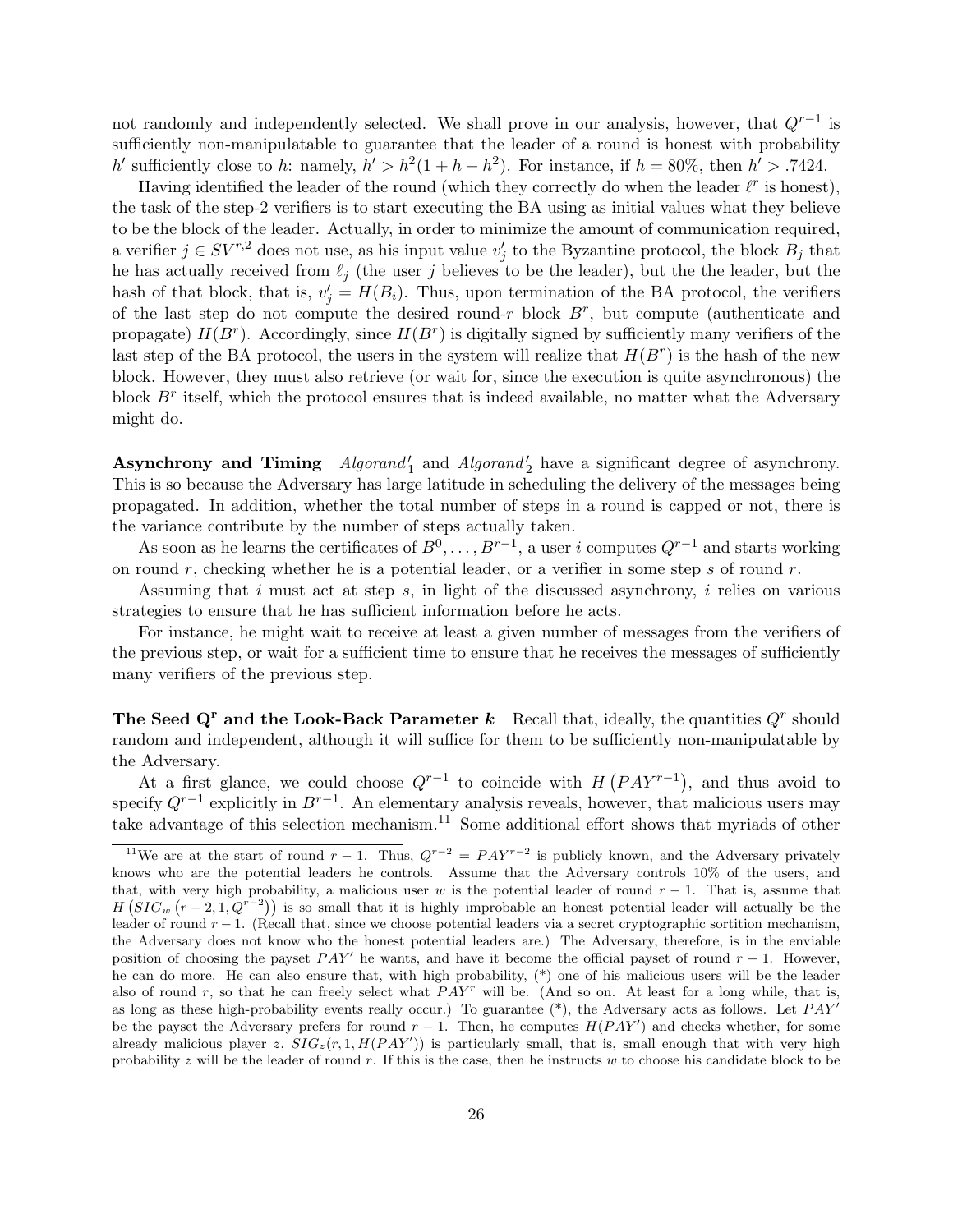not randomly and independently selected. We shall prove in our analysis, however, that $Q^{r-1}$ is sufficiently non-manipulatable to guarantee that the leader of a round is honest with probability $h'$ sufficiently close to $h$: namely, $h' > h^2(1 + h - h^2)$. For instance, if $h = 80\%$, then $h' > .7424$.

Having identified the leader of the round (which they correctly do when the leader $\ell^r$ is honest), the task of the step-2 verifiers is to start executing the BA using as initial values what they believe to be the block of the leader. Actually, in order to minimize the amount of communication required, a verifier $j \in SV^{r,2}$ does not use, as his input value $v_j'$ to the Byzantine protocol, the block $B_j$ that he has actually received from $\ell_j$ (the user $j$ believes to be the leader), but the the leader, but the hash of that block, that is, $v_j' = H(B_i)$. Thus, upon termination of the BA protocol, the verifiers of the last step do not compute the desired round-$r$ block $B^r$, but compute (authenticate and propagate) $H(B^r)$. Accordingly, since $H(B^r)$ is digitally signed by sufficiently many verifiers of the last step of the BA protocol, the users in the system will realize that $H(B^r)$ is the hash of the new block. However, they must also retrieve (or wait for, since the execution is quite asynchronous) the block $B^r$ itself, which the protocol ensures that is indeed available, no matter what the Adversary might do.

**Asynchrony and Timing** $Algorand_1'$ and $Algorand_2'$ have a significant degree of asynchrony. This is so because the Adversary has large latitude in scheduling the delivery of the messages being propagated. In addition, whether the total number of steps in a round is capped or not, there is the variance contribute by the number of steps actually taken.

As soon as he learns the certificates of $B^0, \ldots, B^{r-1}$, a user $i$ computes $Q^{r-1}$ and starts working on round $r$, checking whether he is a potential leader, or a verifier in some step $s$ of round $r$.

Assuming that $i$ must act at step $s$, in light of the discussed asynchrony, $i$ relies on various strategies to ensure that he has sufficient information before he acts.

For instance, he might wait to receive at least a given number of messages from the verifiers of the previous step, or wait for a sufficient time to ensure that he receives the messages of sufficiently many verifiers of the previous step.

**The Seed $\mathbf{Q^r}$ and the Look-Back Parameter $k$** Recall that, ideally, the quantities $Q^r$ should random and independent, although it will suffice for them to be sufficiently non-manipulatable by the Adversary.

At a first glance, we could choose $Q^{r-1}$ to coincide with $H\left(PAY^{r-1}\right)$, and thus avoid to specify $Q^{r-1}$ explicitly in $B^{r-1}$. An elementary analysis reveals, however, that malicious users may take advantage of this selection mechanism.[11] Some additional effort shows that myriads of other

[11] We are at the start of round $r-1$. Thus, $Q^{r-2} = PAY^{r-2}$ is publicly known, and the Adversary privately knows who are the potential leaders he controls. Assume that the Adversary controls 10% of the users, and that, with very high probability, a malicious user $w$ is the potential leader of round $r-1$. That is, assume that $H\left(SIG_w\left(r-2, 1, Q^{r-2}\right)\right)$ is so small that it is highly improbable an honest potential leader will actually be the leader of round $r-1$. (Recall that, since we choose potential leaders via a secret cryptographic sortition mechanism, the Adversary does not know who the honest potential leaders are.) The Adversary, therefore, is in the enviable position of choosing the payset $PAY'$ he wants, and have it become the official payset of round $r-1$. However, he can do more. He can also ensure that, with high probability, (*) one of his malicious users will be the leader also of round $r$, so that he can freely select what $PAY^r$ will be. (And so on. At least for a long while, that is, as long as these high-probability events really occur.) To guarantee (*), the Adversary acts as follows. Let $PAY'$ be the payset the Adversary prefers for round $r-1$. Then, he computes $H(PAY')$ and checks whether, for some already malicious player $z$, $SIG_z(r, 1, H(PAY'))$ is particularly small, that is, small enough that with very high probability $z$ will be the leader of round $r$. If this is the case, then he instructs $w$ to choose his candidate block to be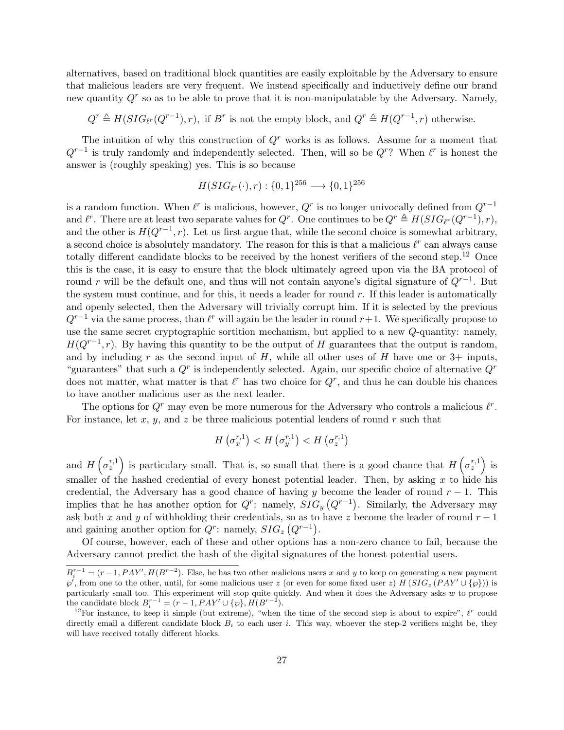alternatives, based on traditional block quantities are easily exploitable by the Adversary to ensure that malicious leaders are very frequent. We instead specifically and inductively define our brand new quantity $Q^r$ so as to be able to prove that it is non-manipulatable by the Adversary. Namely,

$$Q^r \triangleq H(SIG_{\ell^r}(Q^{r-1}), r), \text{ if } B^r \text{ is not the empty block, and } Q^r \triangleq H(Q^{r-1}, r) \text{ otherwise.}$$

The intuition of why this construction of $Q^r$ works is as follows. Assume for a moment that $Q^{r-1}$ is truly randomly and independently selected. Then, will so be $Q^r$? When $\ell^r$ is honest the answer is (roughly speaking) yes. This is so because

$$H(SIG_{\ell^r}(\cdot), r) : \{0,1\}^{256} \longrightarrow \{0,1\}^{256}$$

is a random function. When $\ell^r$ is malicious, however, $Q^r$ is no longer univocally defined from $Q^{r-1}$ and $\ell^r$. There are at least two separate values for $Q^r$. One continues to be $Q^r \triangleq H(SIG_{\ell^r}(Q^{r-1}), r)$, and the other is $H(Q^{r-1}, r)$. Let us first argue that, while the second choice is somewhat arbitrary, a second choice is absolutely mandatory. The reason for this is that a malicious $\ell^r$ can always cause totally different candidate blocks to be received by the honest verifiers of the second step.[12] Once this is the case, it is easy to ensure that the block ultimately agreed upon via the BA protocol of round $r$ will be the default one, and thus will not contain anyone's digital signature of $Q^{r-1}$. But the system must continue, and for this, it needs a leader for round $r$. If this leader is automatically and openly selected, then the Adversary will trivially corrupt him. If it is selected by the previous $Q^{r-1}$ via the same process, than $\ell^r$ will again be the leader in round $r+1$. We specifically propose to use the same secret cryptographic sortition mechanism, but applied to a new $Q$-quantity: namely, $H(Q^{r-1}, r)$. By having this quantity to be the output of $H$ guarantees that the output is random, and by including $r$ as the second input of $H$, while all other uses of $H$ have one or 3+ inputs, "guarantees" that such a $Q^r$ is independently selected. Again, our specific choice of alternative $Q^r$ does not matter, what matter is that $\ell^r$ has two choice for $Q^r$, and thus he can double his chances to have another malicious user as the next leader.

The options for $Q^r$ may even be more numerous for the Adversary who controls a malicious $\ell^r$. For instance, let $x$, $y$, and $z$ be three malicious potential leaders of round $r$ such that

$$H\left(\sigma_x^{r,1}\right) < H\left(\sigma_y^{r,1}\right) < H\left(\sigma_z^{r,1}\right)$$

and $H\left(\sigma_z^{r,1}\right)$ is particulary small. That is, so small that there is a good chance that $H\left(\sigma_z^{r,1}\right)$ is smaller of the hashed credential of every honest potential leader. Then, by asking $x$ to hide his credential, the Adversary has a good chance of having $y$ become the leader of round $r-1$. This implies that he has another option for $Q^r$: namely, $SIG_y\left(Q^{r-1}\right)$. Similarly, the Adversary may ask both $x$ and $y$ of withholding their credentials, so as to have $z$ become the leader of round $r-1$ and gaining another option for $Q^r$: namely, $SIG_z\left(Q^{r-1}\right)$.

Of course, however, each of these and other options has a non-zero chance to fail, because the Adversary cannot predict the hash of the digital signatures of the honest potential users.

---

$B_i^{r-1} = (r-1, PAY', H(B^{r-2})$. Else, he has two other malicious users $x$ and $y$ to keep on generating a new payment $\wp'$, from one to the other, until, for some malicious user $z$ (or even for some fixed user $z$) $H\left(SIG_z\left(PAY' \cup \{\wp\}\right)\right)$ is particularly small too. This experiment will stop quite quickly. And when it does the Adversary asks $w$ to propose the candidate block $B_i^{r-1} = (r-1, PAY' \cup \{\wp\}, H(B^{r-2})$.

[12] For instance, to keep it simple (but extreme), "when the time of the second step is about to expire", $\ell^r$ could directly email a different candidate block $B_i$ to each user $i$. This way, whoever the step-2 verifiers might be, they will have received totally different blocks.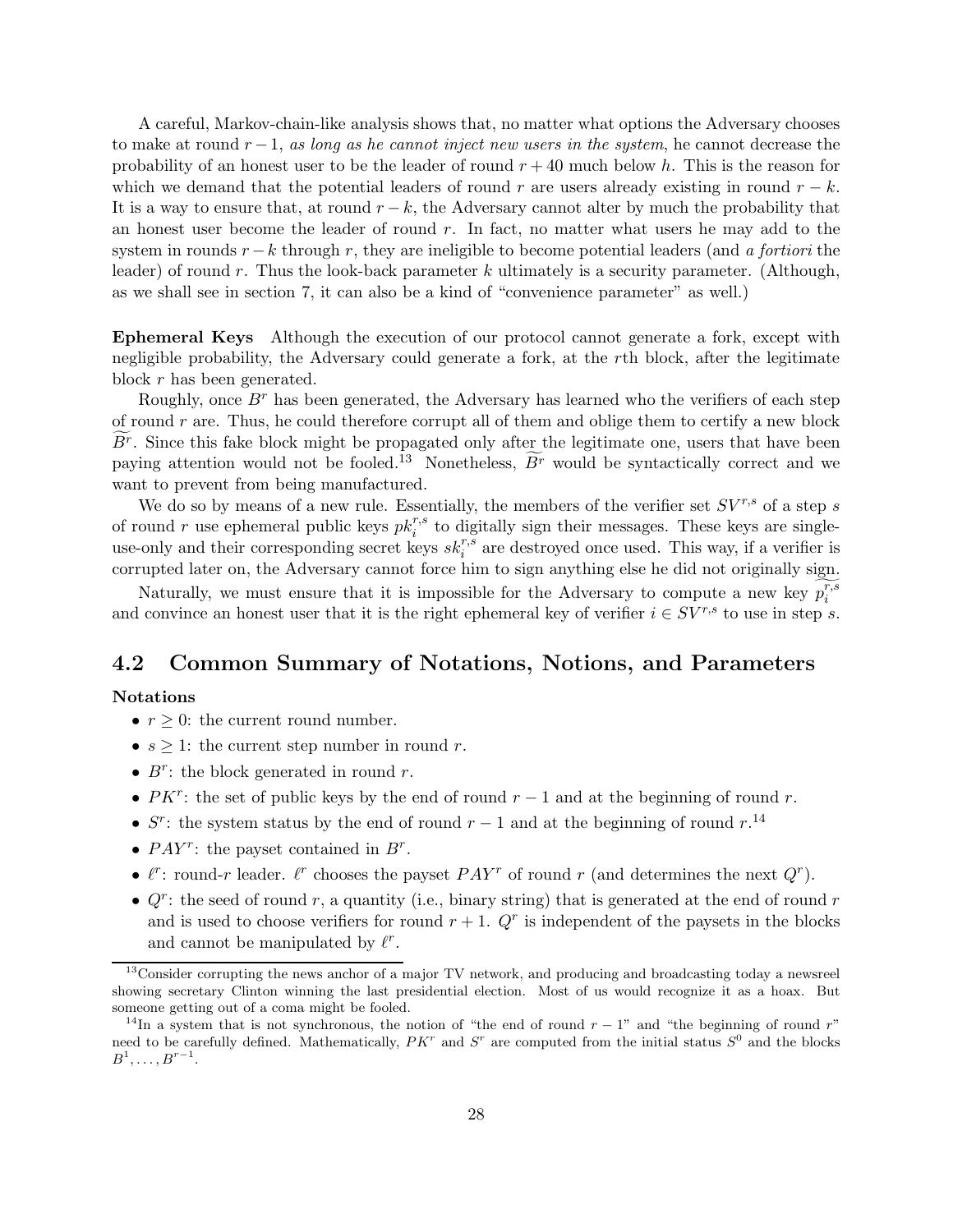A careful, Markov-chain-like analysis shows that, no matter what options the Adversary chooses to make at round $r-1$, *as long as he cannot inject new users in the system*, he cannot decrease the probability of an honest user to be the leader of round $r+40$ much below $h$. This is the reason for which we demand that the potential leaders of round $r$ are users already existing in round $r-k$. It is a way to ensure that, at round $r-k$, the Adversary cannot alter by much the probability that an honest user become the leader of round $r$. In fact, no matter what users he may add to the system in rounds $r-k$ through $r$, they are ineligible to become potential leaders (and *a fortiori* the leader) of round $r$. Thus the look-back parameter $k$ ultimately is a security parameter. (Although, as we shall see in section 7, it can also be a kind of "convenience parameter" as well.)

**Ephemeral Keys** Although the execution of our protocol cannot generate a fork, except with negligible probability, the Adversary could generate a fork, at the $r$th block, after the legitimate block $r$ has been generated.

Roughly, once $B^r$ has been generated, the Adversary has learned who the verifiers of each step of round $r$ are. Thus, he could therefore corrupt all of them and oblige them to certify a new block $\widetilde{B^r}$. Since this fake block might be propagated only after the legitimate one, users that have been paying attention would not be fooled.[13] Nonetheless, $\widetilde{B^r}$ would be syntactically correct and we want to prevent from being manufactured.

We do so by means of a new rule. Essentially, the members of the verifier set $SV^{r,s}$ of a step $s$ of round $r$ use ephemeral public keys $pk_i^{r,s}$ to digitally sign their messages. These keys are single-use-only and their corresponding secret keys $sk_i^{r,s}$ are destroyed once used. This way, if a verifier is corrupted later on, the Adversary cannot force him to sign anything else he did not originally sign.

Naturally, we must ensure that it is impossible for the Adversary to compute a new key $\widetilde{p_i^{r,s}}$ and convince an honest user that it is the right ephemeral key of verifier $i \in SV^{r,s}$ to use in step $s$.

## 4.2 Common Summary of Notations, Notions, and Parameters

**Notations**

- $r \geq 0$: the current round number.
- $s \geq 1$: the current step number in round $r$.
- $B^r$: the block generated in round $r$.
- $PK^r$: the set of public keys by the end of round $r-1$ and at the beginning of round $r$.
- $S^r$: the system status by the end of round $r-1$ and at the beginning of round $r$.[14]
- $PAY^r$: the payset contained in $B^r$.
- $\ell^r$: round-$r$ leader. $\ell^r$ chooses the payset $PAY^r$ of round $r$ (and determines the next $Q^r$).
- $Q^r$: the seed of round $r$, a quantity (i.e., binary string) that is generated at the end of round $r$ and is used to choose verifiers for round $r+1$. $Q^r$ is independent of the paysets in the blocks and cannot be manipulated by $\ell^r$.

---

[13] Consider corrupting the news anchor of a major TV network, and producing and broadcasting today a newsreel showing secretary Clinton winning the last presidential election. Most of us would recognize it as a hoax. But someone getting out of a coma might be fooled.

[14] In a system that is not synchronous, the notion of "the end of round $r-1$" and "the beginning of round $r$" need to be carefully defined. Mathematically, $PK^r$ and $S^r$ are computed from the initial status $S^0$ and the blocks $B^1, \ldots, B^{r-1}$.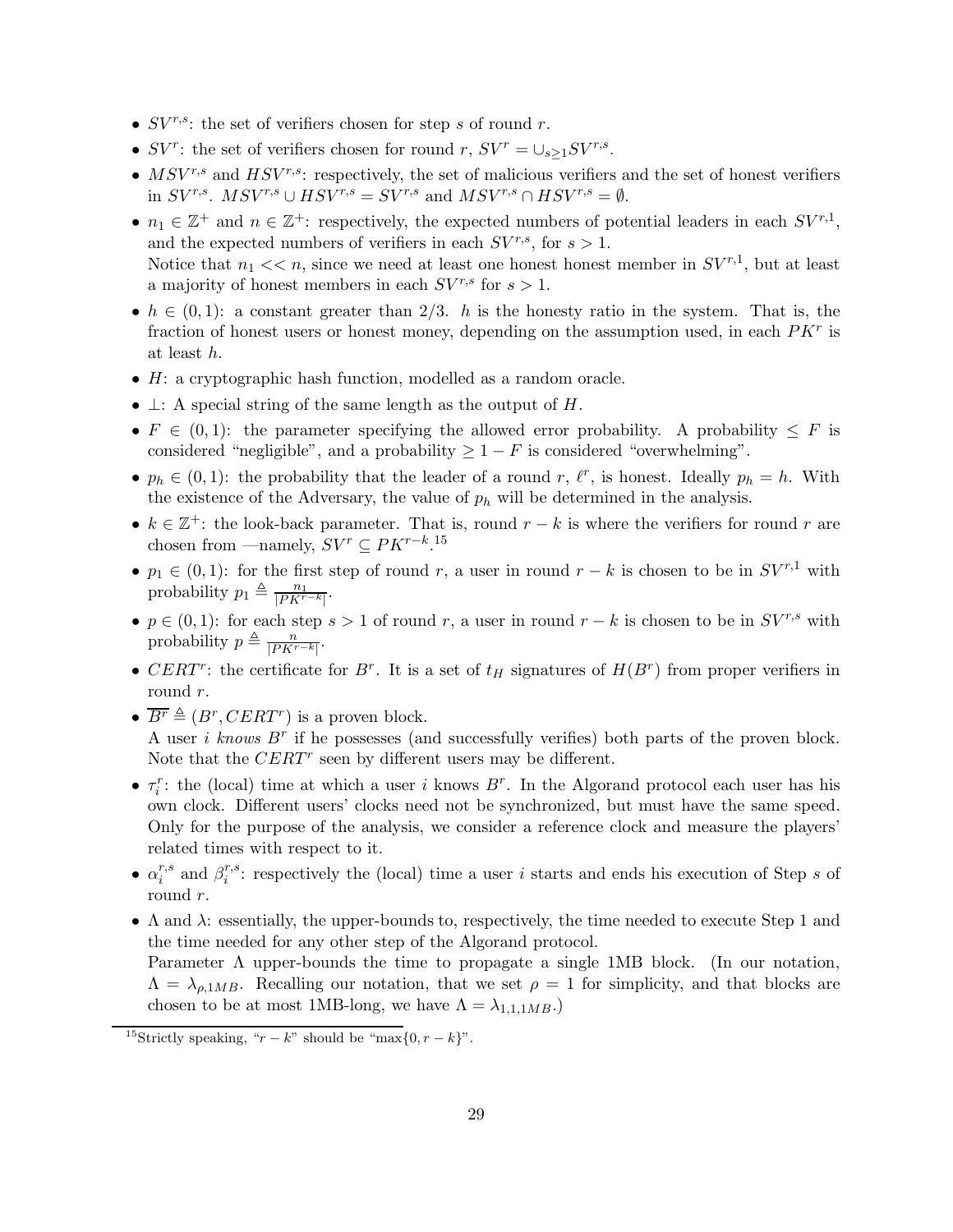- $SV^{r,s}$: the set of verifiers chosen for step $s$ of round $r$.
- $SV^r$: the set of verifiers chosen for round $r$, $SV^r = \cup_{s \geq 1} SV^{r,s}$.
- $MSV^{r,s}$ and $HSV^{r,s}$: respectively, the set of malicious verifiers and the set of honest verifiers in $SV^{r,s}$. $MSV^{r,s} \cup HSV^{r,s} = SV^{r,s}$ and $MSV^{r,s} \cap HSV^{r,s} = \emptyset$.
- $n_1 \in \mathbb{Z}^+$ and $n \in \mathbb{Z}^+$: respectively, the expected numbers of potential leaders in each $SV^{r,1}$, and the expected numbers of verifiers in each $SV^{r,s}$, for $s > 1$.
  Notice that $n_1 << n$, since we need at least one honest honest member in $SV^{r,1}$, but at least a majority of honest members in each $SV^{r,s}$ for $s > 1$.
- $h \in (0,1)$: a constant greater than $2/3$. $h$ is the honesty ratio in the system. That is, the fraction of honest users or honest money, depending on the assumption used, in each $PK^r$ is at least $h$.
- $H$: a cryptographic hash function, modelled as a random oracle.
- $\perp$: A special string of the same length as the output of $H$.
- $F \in (0,1)$: the parameter specifying the allowed error probability. A probability $\leq F$ is considered "negligible", and a probability $\geq 1 - F$ is considered "overwhelming".
- $p_h \in (0,1)$: the probability that the leader of a round $r$, $\ell^r$, is honest. Ideally $p_h = h$. With the existence of the Adversary, the value of $p_h$ will be determined in the analysis.
- $k \in \mathbb{Z}^+$: the look-back parameter. That is, round $r - k$ is where the verifiers for round $r$ are chosen from —namely, $SV^r \subseteq PK^{r-k}$.[15]
- $p_1 \in (0,1)$: for the first step of round $r$, a user in round $r - k$ is chosen to be in $SV^{r,1}$ with probability $p_1 \triangleq \frac{n_1}{|PK^{r-k}|}$.
- $p \in (0,1)$: for each step $s > 1$ of round $r$, a user in round $r - k$ is chosen to be in $SV^{r,s}$ with probability $p \triangleq \frac{n}{|PK^{r-k}|}$.
- $CERT^r$: the certificate for $B^r$. It is a set of $t_H$ signatures of $H(B^r)$ from proper verifiers in round $r$.
- $\overline{B^r} \triangleq (B^r, CERT^r)$ is a proven block.
  A user $i$ *knows* $B^r$ if he possesses (and successfully verifies) both parts of the proven block. Note that the $CERT^r$ seen by different users may be different.
- $\tau_i^r$: the (local) time at which a user $i$ knows $B^r$. In the Algorand protocol each user has his own clock. Different users' clocks need not be synchronized, but must have the same speed. Only for the purpose of the analysis, we consider a reference clock and measure the players' related times with respect to it.
- $\alpha_i^{r,s}$ and $\beta_i^{r,s}$: respectively the (local) time a user $i$ starts and ends his execution of Step $s$ of round $r$.
- $\Lambda$ and $\lambda$: essentially, the upper-bounds to, respectively, the time needed to execute Step 1 and the time needed for any other step of the Algorand protocol.
  Parameter $\Lambda$ upper-bounds the time to propagate a single 1MB block. (In our notation, $\Lambda = \lambda_{\rho,1MB}$. Recalling our notation, that we set $\rho = 1$ for simplicity, and that blocks are chosen to be at most 1MB-long, we have $\Lambda = \lambda_{1,1,1MB}$.)

[15] Strictly speaking, "$r - k$" should be "$\max\{0, r - k\}$".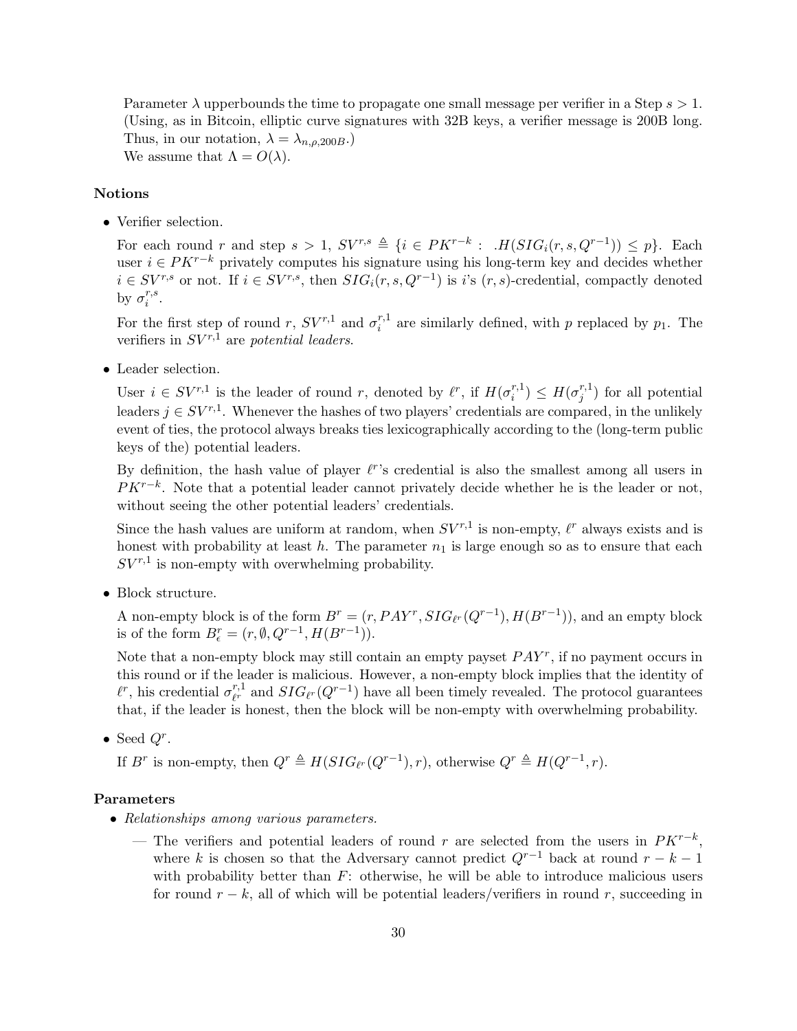Parameter $\lambda$ upperbounds the time to propagate one small message per verifier in a Step $s > 1$. (Using, as in Bitcoin, elliptic curve signatures with 32B keys, a verifier message is 200B long. Thus, in our notation, $\lambda = \lambda_{n,\rho,200B}$.)

We assume that $\Lambda = O(\lambda)$.

### Notions

- Verifier selection.

  For each round $r$ and step $s > 1$, $SV^{r,s} \triangleq \{i \in PK^{r-k} : \ .H(SIG_i(r,s,Q^{r-1})) \leq p\}$. Each user $i \in PK^{r-k}$ privately computes his signature using his long-term key and decides whether $i \in SV^{r,s}$ or not. If $i \in SV^{r,s}$, then $SIG_i(r,s,Q^{r-1})$ is $i$'s $(r,s)$-credential, compactly denoted by $\sigma_i^{r,s}$.

  For the first step of round $r$, $SV^{r,1}$ and $\sigma_i^{r,1}$ are similarly defined, with $p$ replaced by $p_1$. The verifiers in $SV^{r,1}$ are *potential leaders*.

- Leader selection.

  User $i \in SV^{r,1}$ is the leader of round $r$, denoted by $\ell^r$, if $H(\sigma_i^{r,1}) \leq H(\sigma_j^{r,1})$ for all potential leaders $j \in SV^{r,1}$. Whenever the hashes of two players' credentials are compared, in the unlikely event of ties, the protocol always breaks ties lexicographically according to the (long-term public keys of the) potential leaders.

  By definition, the hash value of player $\ell^r$'s credential is also the smallest among all users in $PK^{r-k}$. Note that a potential leader cannot privately decide whether he is the leader or not, without seeing the other potential leaders' credentials.

  Since the hash values are uniform at random, when $SV^{r,1}$ is non-empty, $\ell^r$ always exists and is honest with probability at least $h$. The parameter $n_1$ is large enough so as to ensure that each $SV^{r,1}$ is non-empty with overwhelming probability.

- Block structure.

  A non-empty block is of the form $B^r = (r, PAY^r, SIG_{\ell^r}(Q^{r-1}), H(B^{r-1}))$, and an empty block is of the form $B_\epsilon^r = (r, \emptyset, Q^{r-1}, H(B^{r-1}))$.

  Note that a non-empty block may still contain an empty payset $PAY^r$, if no payment occurs in this round or if the leader is malicious. However, a non-empty block implies that the identity of $\ell^r$, his credential $\sigma_{\ell^r}^{r,1}$ and $SIG_{\ell^r}(Q^{r-1})$ have all been timely revealed. The protocol guarantees that, if the leader is honest, then the block will be non-empty with overwhelming probability.

- Seed $Q^r$.

  If $B^r$ is non-empty, then $Q^r \triangleq H(SIG_{\ell^r}(Q^{r-1}), r)$, otherwise $Q^r \triangleq H(Q^{r-1}, r)$.

### Parameters

- *Relationships among various parameters.*

  — The verifiers and potential leaders of round $r$ are selected from the users in $PK^{r-k}$, where $k$ is chosen so that the Adversary cannot predict $Q^{r-1}$ back at round $r-k-1$ with probability better than $F$: otherwise, he will be able to introduce malicious users for round $r-k$, all of which will be potential leaders/verifiers in round $r$, succeeding in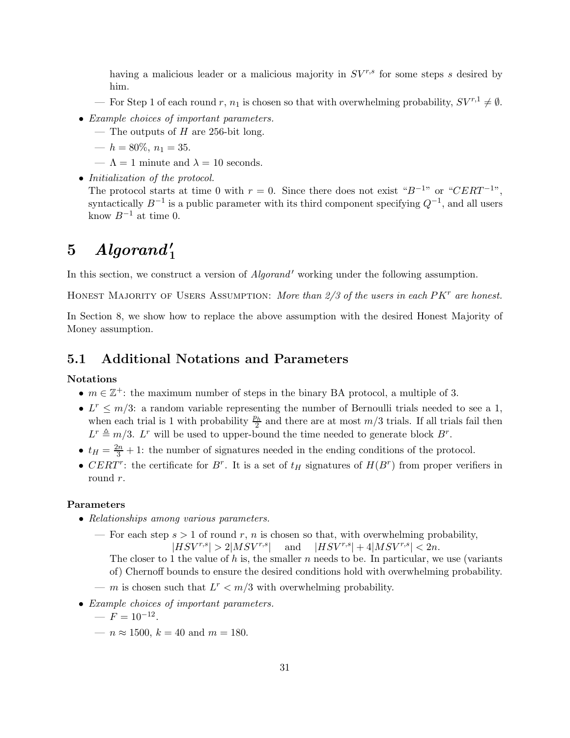having a malicious leader or a malicious majority in $SV^{r,s}$ for some steps $s$ desired by him.

— For Step 1 of each round $r$, $n_1$ is chosen so that with overwhelming probability, $SV^{r,1} \neq \emptyset$.

- *Example choices of important parameters.*
  — The outputs of $H$ are 256-bit long.
  — $h = 80\%$, $n_1 = 35$.
  — $\Lambda = 1$ minute and $\lambda = 10$ seconds.
- *Initialization of the protocol.*
  The protocol starts at time 0 with $r = 0$. Since there does not exist "$B^{-1}$" or "$CERT^{-1}$", syntactically $B^{-1}$ is a public parameter with its third component specifying $Q^{-1}$, and all users know $B^{-1}$ at time 0.

# 5 $Algorand'_1$

In this section, we construct a version of *Algorand′* working under the following assumption.

HONEST MAJORITY OF USERS ASSUMPTION: *More than 2/3 of the users in each $PK^r$ are honest.*

In Section 8, we show how to replace the above assumption with the desired Honest Majority of Money assumption.

## 5.1 Additional Notations and Parameters

**Notations**

- $m \in \mathbb{Z}^+$: the maximum number of steps in the binary BA protocol, a multiple of 3.
- $L^r \leq m/3$: a random variable representing the number of Bernoulli trials needed to see a 1, when each trial is 1 with probability $\frac{p_h}{2}$ and there are at most $m/3$ trials. If all trials fail then $L^r \triangleq m/3$. $L^r$ will be used to upper-bound the time needed to generate block $B^r$.
- $t_H = \frac{2n}{3} + 1$: the number of signatures needed in the ending conditions of the protocol.
- $CERT^r$: the certificate for $B^r$. It is a set of $t_H$ signatures of $H(B^r)$ from proper verifiers in round $r$.

**Parameters**

- *Relationships among various parameters.*
  — For each step $s > 1$ of round $r$, $n$ is chosen so that, with overwhelming probability,
  $$|HSV^{r,s}| > 2|MSV^{r,s}| \quad \text{and} \quad |HSV^{r,s}| + 4|MSV^{r,s}| < 2n.$$
  The closer to 1 the value of $h$ is, the smaller $n$ needs to be. In particular, we use (variants of) Chernoff bounds to ensure the desired conditions hold with overwhelming probability.
  — $m$ is chosen such that $L^r < m/3$ with overwhelming probability.
- *Example choices of important parameters.*
  — $F = 10^{-12}$.
  — $n \approx 1500$, $k = 40$ and $m = 180$.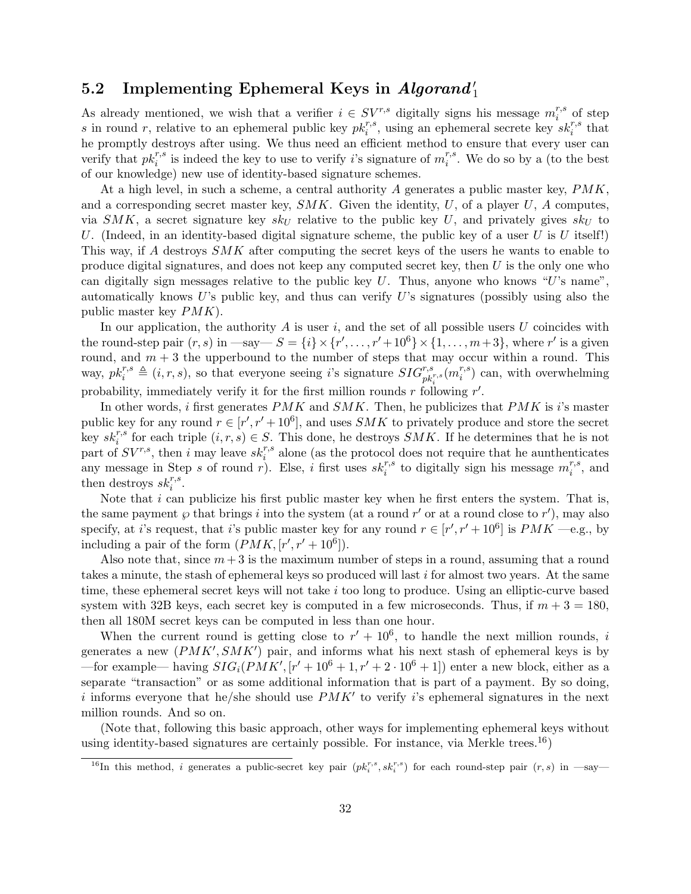## 5.2 Implementing Ephemeral Keys in *Algorand*$'_1$

As already mentioned, we wish that a verifier $i \in SV^{r,s}$ digitally signs his message $m_i^{r,s}$ of step $s$ in round $r$, relative to an ephemeral public key $pk_i^{r,s}$, using an ephemeral secrete key $sk_i^{r,s}$ that he promptly destroys after using. We thus need an efficient method to ensure that every user can verify that $pk_i^{r,s}$ is indeed the key to use to verify $i$'s signature of $m_i^{r,s}$. We do so by a (to the best of our knowledge) new use of identity-based signature schemes.

At a high level, in such a scheme, a central authority $A$ generates a public master key, $PMK$, and a corresponding secret master key, $SMK$. Given the identity, $U$, of a player $U$, $A$ computes, via $SMK$, a secret signature key $sk_U$ relative to the public key $U$, and privately gives $sk_U$ to $U$. (Indeed, in an identity-based digital signature scheme, the public key of a user $U$ is $U$ itself!) This way, if $A$ destroys $SMK$ after computing the secret keys of the users he wants to enable to produce digital signatures, and does not keep any computed secret key, then $U$ is the only one who can digitally sign messages relative to the public key $U$. Thus, anyone who knows "$U$'s name", automatically knows $U$'s public key, and thus can verify $U$'s signatures (possibly using also the public master key $PMK$).

In our application, the authority $A$ is user $i$, and the set of all possible users $U$ coincides with the round-step pair $(r,s)$ in —say— $S = \{i\} \times \{r', \ldots, r'+10^6\} \times \{1, \ldots, m+3\}$, where $r'$ is a given round, and $m+3$ the upperbound to the number of steps that may occur within a round. This way, $pk_i^{r,s} \triangleq (i,r,s)$, so that everyone seeing $i$'s signature $SIG^{r,s}_{pk_i^{r,s}}(m_i^{r,s})$ can, with overwhelming probability, immediately verify it for the first million rounds $r$ following $r'$.

In other words, $i$ first generates $PMK$ and $SMK$. Then, he publicizes that $PMK$ is $i$'s master public key for any round $r \in [r', r'+10^6]$, and uses $SMK$ to privately produce and store the secret key $sk_i^{r,s}$ for each triple $(i,r,s) \in S$. This done, he destroys $SMK$. If he determines that he is not part of $SV^{r,s}$, then $i$ may leave $sk_i^{r,s}$ alone (as the protocol does not require that he aunthenticates any message in Step $s$ of round $r$). Else, $i$ first uses $sk_i^{r,s}$ to digitally sign his message $m_i^{r,s}$, and then destroys $sk_i^{r,s}$.

Note that $i$ can publicize his first public master key when he first enters the system. That is, the same payment $\wp$ that brings $i$ into the system (at a round $r'$ or at a round close to $r'$), may also specify, at $i$'s request, that $i$'s public master key for any round $r \in [r', r'+10^6]$ is $PMK$ —e.g., by including a pair of the form $(PMK, [r', r'+10^6])$.

Also note that, since $m+3$ is the maximum number of steps in a round, assuming that a round takes a minute, the stash of ephemeral keys so produced will last $i$ for almost two years. At the same time, these ephemeral secret keys will not take $i$ too long to produce. Using an elliptic-curve based system with 32B keys, each secret key is computed in a few microseconds. Thus, if $m+3 = 180$, then all 180M secret keys can be computed in less than one hour.

When the current round is getting close to $r'+10^6$, to handle the next million rounds, $i$ generates a new $(PMK', SMK')$ pair, and informs what his next stash of ephemeral keys is by —for example— having $SIG_i(PMK', [r'+10^6+1, r'+2\cdot 10^6+1])$ enter a new block, either as a separate "transaction" or as some additional information that is part of a payment. By so doing, $i$ informs everyone that he/she should use $PMK'$ to verify $i$'s ephemeral signatures in the next million rounds. And so on.

(Note that, following this basic approach, other ways for implementing ephemeral keys without using identity-based signatures are certainly possible. For instance, via Merkle trees.[16])

[16] In this method, $i$ generates a public-secret key pair $(pk_i^{r,s}, sk_i^{r,s})$ for each round-step pair $(r,s)$ in —say—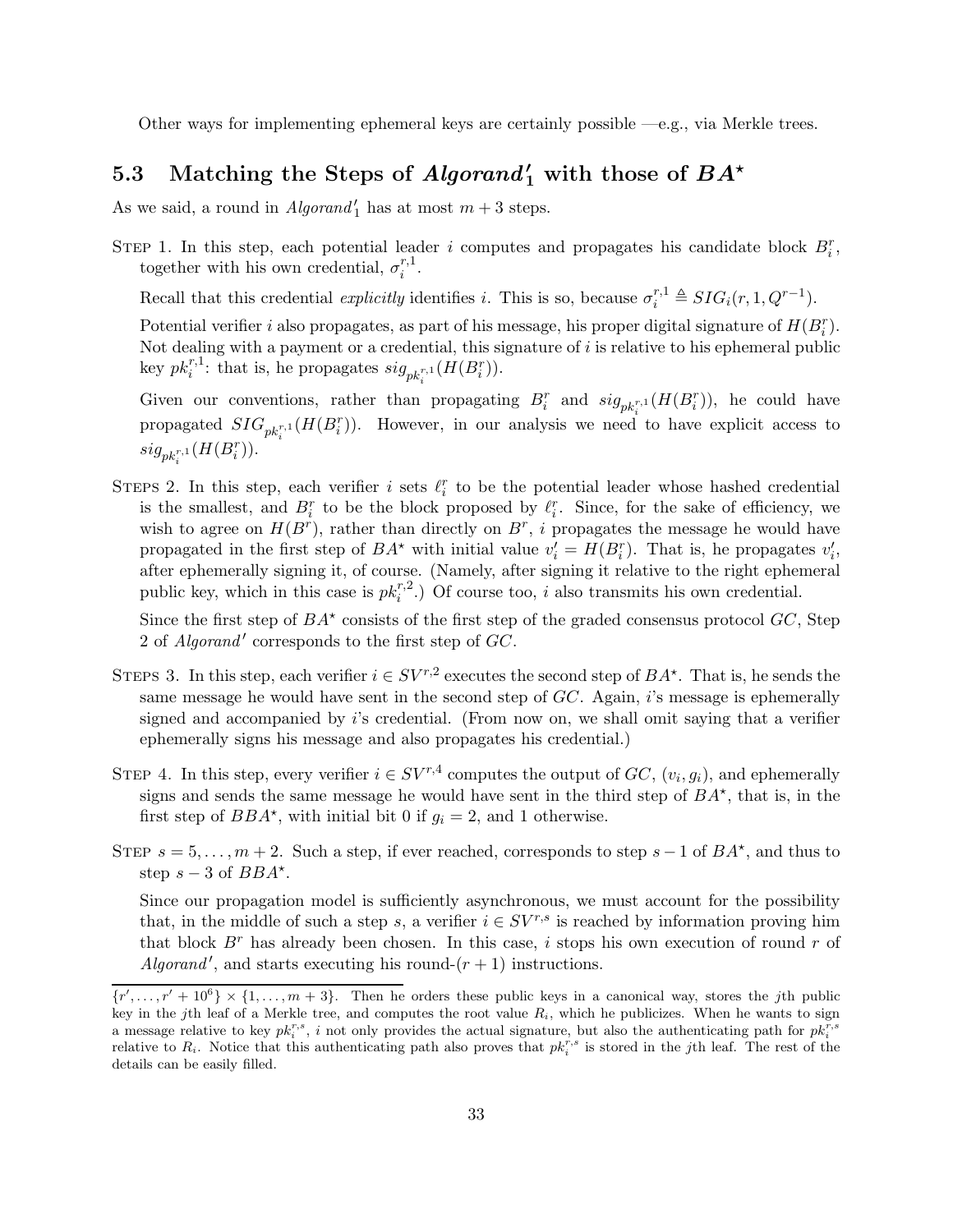Other ways for implementing ephemeral keys are certainly possible —e.g., via Merkle trees.

## 5.3 Matching the Steps of $Algorand'_1$ with those of $BA^\star$

As we said, a round in $Algorand'_1$ has at most $m+3$ steps.

STEP 1. In this step, each potential leader $i$ computes and propagates his candidate block $B_i^r$, together with his own credential, $\sigma_i^{r,1}$.

Recall that this credential *explicitly* identifies $i$. This is so, because $\sigma_i^{r,1} \triangleq SIG_i(r, 1, Q^{r-1})$.

Potential verifier $i$ also propagates, as part of his message, his proper digital signature of $H(B_i^r)$. Not dealing with a payment or a credential, this signature of $i$ is relative to his ephemeral public key $pk_i^{r,1}$: that is, he propagates $sig_{pk_i^{r,1}}(H(B_i^r))$.

Given our conventions, rather than propagating $B_i^r$ and $sig_{pk_i^{r,1}}(H(B_i^r))$, he could have propagated $SIG_{pk_i^{r,1}}(H(B_i^r))$. However, in our analysis we need to have explicit access to $sig_{pk_i^{r,1}}(H(B_i^r))$.

STEPS 2. In this step, each verifier $i$ sets $\ell_i^r$ to be the potential leader whose hashed credential is the smallest, and $B_i^r$ to be the block proposed by $\ell_i^r$. Since, for the sake of efficiency, we wish to agree on $H(B^r)$, rather than directly on $B^r$, $i$ propagates the message he would have propagated in the first step of $BA^\star$ with initial value $v'_i = H(B_i^r)$. That is, he propagates $v'_i$, after ephemerally signing it, of course. (Namely, after signing it relative to the right ephemeral public key, which in this case is $pk_i^{r,2}$.) Of course too, $i$ also transmits his own credential.

Since the first step of $BA^\star$ consists of the first step of the graded consensus protocol $GC$, Step 2 of $Algorand'$ corresponds to the first step of $GC$.

STEPS 3. In this step, each verifier $i \in SV^{r,2}$ executes the second step of $BA^\star$. That is, he sends the same message he would have sent in the second step of $GC$. Again, $i$'s message is ephemerally signed and accompanied by $i$'s credential. (From now on, we shall omit saying that a verifier ephemerally signs his message and also propagates his credential.)

STEP 4. In this step, every verifier $i \in SV^{r,4}$ computes the output of $GC$, $(v_i, g_i)$, and ephemerally signs and sends the same message he would have sent in the third step of $BA^\star$, that is, in the first step of $BBA^\star$, with initial bit 0 if $g_i = 2$, and 1 otherwise.

STEP $s = 5, \ldots, m+2$. Such a step, if ever reached, corresponds to step $s-1$ of $BA^\star$, and thus to step $s-3$ of $BBA^\star$.

Since our propagation model is sufficiently asynchronous, we must account for the possibility that, in the middle of such a step $s$, a verifier $i \in SV^{r,s}$ is reached by information proving him that block $B^r$ has already been chosen. In this case, $i$ stops his own execution of round $r$ of $Algorand'$, and starts executing his round-$(r+1)$ instructions.

---

$\{r', \ldots, r'+10^6\} \times \{1, \ldots, m+3\}$. Then he orders these public keys in a canonical way, stores the $j$th public key in the $j$th leaf of a Merkle tree, and computes the root value $R_i$, which he publicizes. When he wants to sign a message relative to key $pk_i^{r,s}$, $i$ not only provides the actual signature, but also the authenticating path for $pk_i^{r,s}$ relative to $R_i$. Notice that this authenticating path also proves that $pk_i^{r,s}$ is stored in the $j$th leaf. The rest of the details can be easily filled.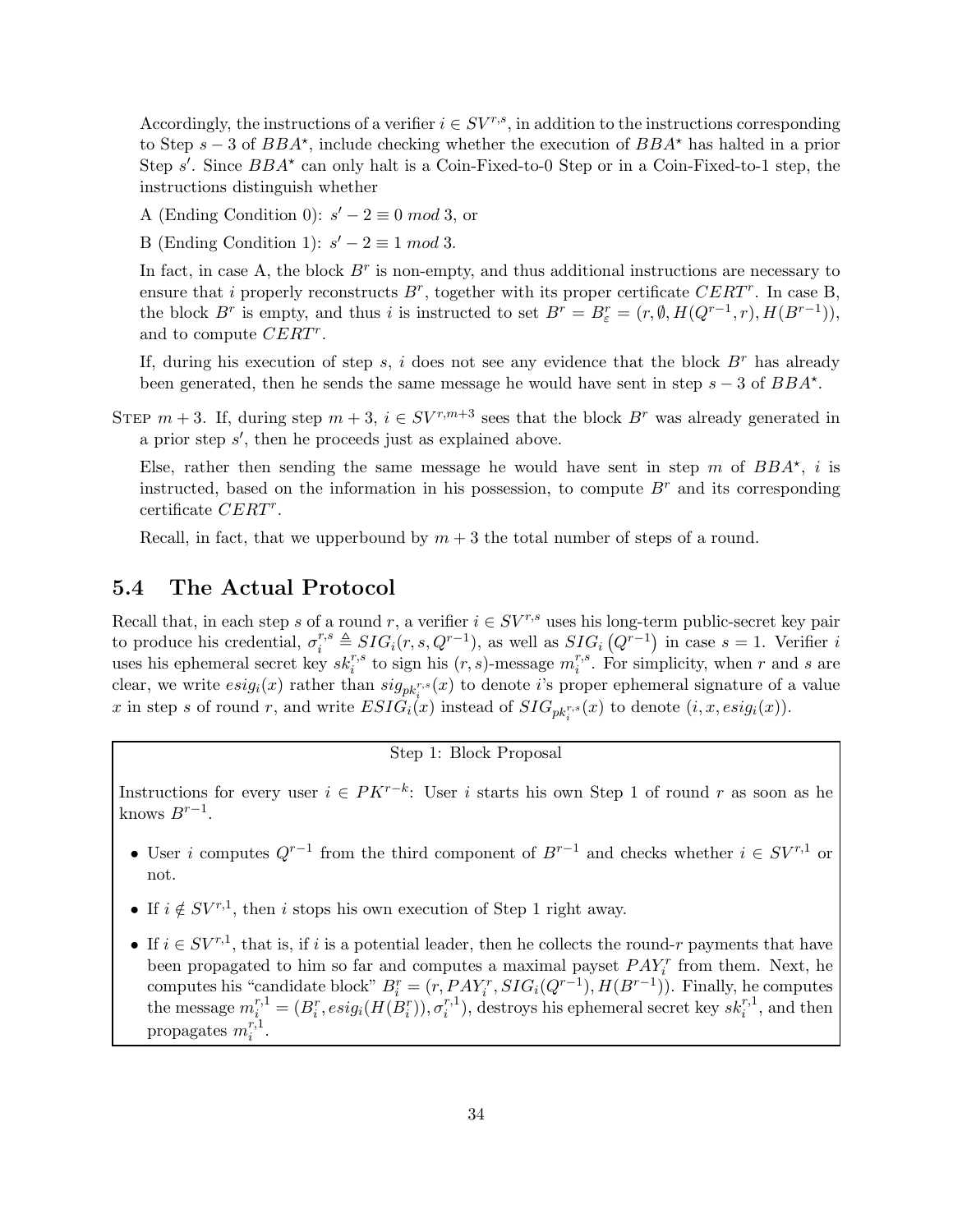Accordingly, the instructions of a verifier $i \in SV^{r,s}$, in addition to the instructions corresponding to Step $s-3$ of $BBA^\star$, include checking whether the execution of $BBA^\star$ has halted in a prior Step $s'$. Since $BBA^\star$ can only halt is a Coin-Fixed-to-0 Step or in a Coin-Fixed-to-1 step, the instructions distinguish whether

A (Ending Condition 0): $s' - 2 \equiv 0 \; mod \; 3$, or

B (Ending Condition 1): $s' - 2 \equiv 1 \; mod \; 3$.

In fact, in case A, the block $B^r$ is non-empty, and thus additional instructions are necessary to ensure that $i$ properly reconstructs $B^r$, together with its proper certificate $CERT^r$. In case B, the block $B^r$ is empty, and thus $i$ is instructed to set $B^r = B^r_\varepsilon = (r, \emptyset, H(Q^{r-1}, r), H(B^{r-1}))$, and to compute $CERT^r$.

If, during his execution of step $s$, $i$ does not see any evidence that the block $B^r$ has already been generated, then he sends the same message he would have sent in step $s-3$ of $BBA^\star$.

Step $m+3$. If, during step $m+3$, $i \in SV^{r,m+3}$ sees that the block $B^r$ was already generated in a prior step $s'$, then he proceeds just as explained above.

Else, rather then sending the same message he would have sent in step $m$ of $BBA^\star$, $i$ is instructed, based on the information in his possession, to compute $B^r$ and its corresponding certificate $CERT^r$.

Recall, in fact, that we upperbound by $m+3$ the total number of steps of a round.

## 5.4 The Actual Protocol

Recall that, in each step $s$ of a round $r$, a verifier $i \in SV^{r,s}$ uses his long-term public-secret key pair to produce his credential, $\sigma_i^{r,s} \triangleq SIG_i(r, s, Q^{r-1})$, as well as $SIG_i\left(Q^{r-1}\right)$ in case $s = 1$. Verifier $i$ uses his ephemeral secret key $sk_i^{r,s}$ to sign his $(r,s)$-message $m_i^{r,s}$. For simplicity, when $r$ and $s$ are clear, we write $esig_i(x)$ rather than $sig_{pk_i^{r,s}}(x)$ to denote $i$'s proper ephemeral signature of a value $x$ in step $s$ of round $r$, and write $ESIG_i(x)$ instead of $SIG_{pk_i^{r,s}}(x)$ to denote $(i, x, esig_i(x))$.

---

**Step 1: Block Proposal**

Instructions for every user $i \in PK^{r-k}$: User $i$ starts his own Step 1 of round $r$ as soon as he knows $B^{r-1}$.

- User $i$ computes $Q^{r-1}$ from the third component of $B^{r-1}$ and checks whether $i \in SV^{r,1}$ or not.
- If $i \notin SV^{r,1}$, then $i$ stops his own execution of Step 1 right away.
- If $i \in SV^{r,1}$, that is, if $i$ is a potential leader, then he collects the round-$r$ payments that have been propagated to him so far and computes a maximal payset $PAY_i^r$ from them. Next, he computes his "candidate block" $B_i^r = (r, PAY_i^r, SIG_i(Q^{r-1}), H(B^{r-1}))$. Finally, he computes the message $m_i^{r,1} = (B_i^r, esig_i(H(B_i^r)), \sigma_i^{r,1})$, destroys his ephemeral secret key $sk_i^{r,1}$, and then propagates $m_i^{r,1}$.

---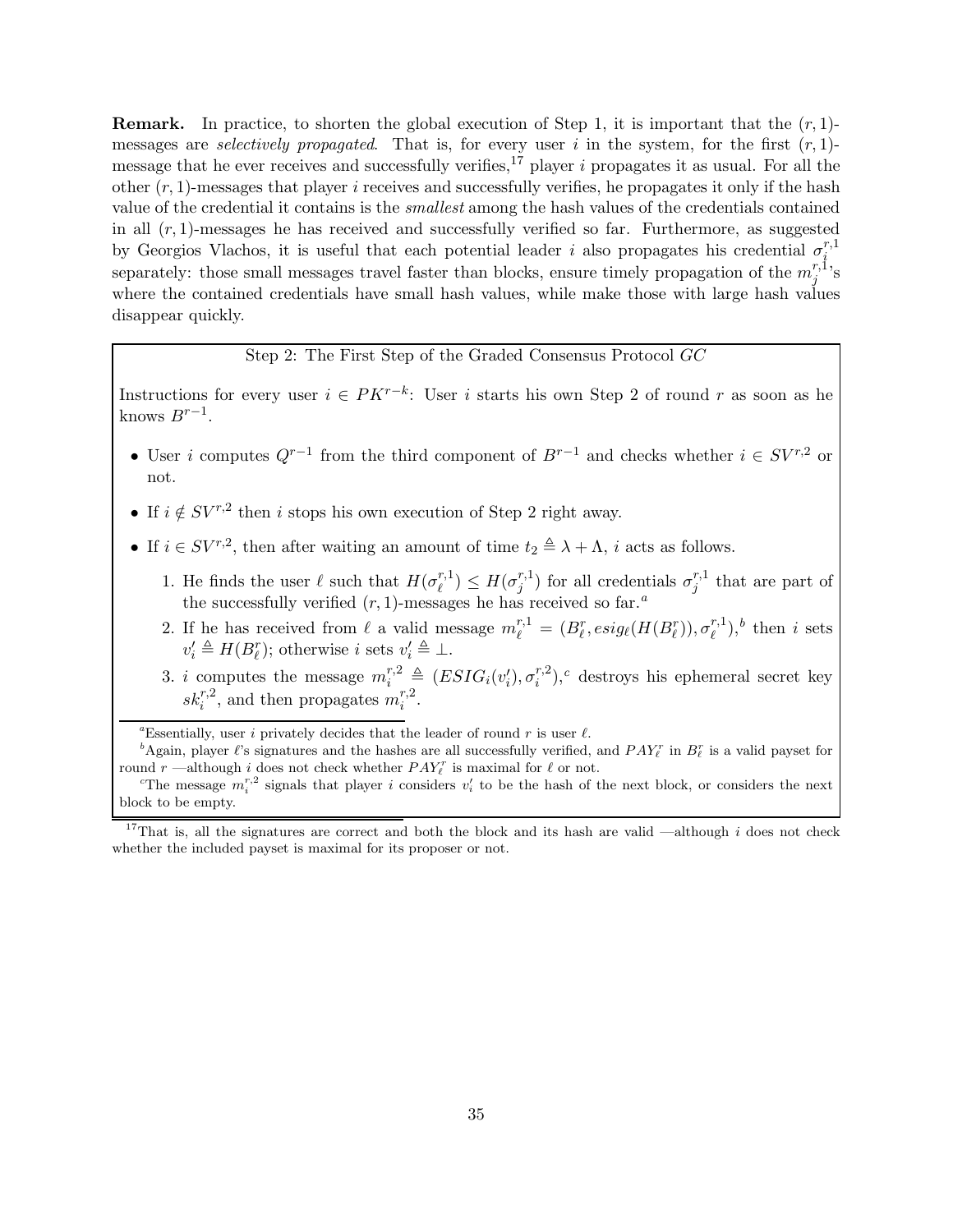**Remark.** In practice, to shorten the global execution of Step 1, it is important that the $(r,1)$-messages are *selectively propagated*. That is, for every user $i$ in the system, for the first $(r,1)$-message that he ever receives and successfully verifies,[17] player $i$ propagates it as usual. For all the other $(r,1)$-messages that player $i$ receives and successfully verifies, he propagates it only if the hash value of the credential it contains is the *smallest* among the hash values of the credentials contained in all $(r,1)$-messages he has received and successfully verified so far. Furthermore, as suggested by Georgios Vlachos, it is useful that each potential leader $i$ also propagates his credential $\sigma_i^{r,1}$ separately: those small messages travel faster than blocks, ensure timely propagation of the $m_j^{r,1}$'s where the contained credentials have small hash values, while make those with large hash values disappear quickly.

---

Step 2: The First Step of the Graded Consensus Protocol $GC$

Instructions for every user $i \in PK^{r-k}$: User $i$ starts his own Step 2 of round $r$ as soon as he knows $B^{r-1}$.

- User $i$ computes $Q^{r-1}$ from the third component of $B^{r-1}$ and checks whether $i \in SV^{r,2}$ or not.
- If $i \notin SV^{r,2}$ then $i$ stops his own execution of Step 2 right away.
- If $i \in SV^{r,2}$, then after waiting an amount of time $t_2 \triangleq \lambda + \Lambda$, $i$ acts as follows.
  1. He finds the user $\ell$ such that $H(\sigma_\ell^{r,1}) \leq H(\sigma_j^{r,1})$ for all credentials $\sigma_j^{r,1}$ that are part of the successfully verified $(r,1)$-messages he has received so far.[a]
  2. If he has received from $\ell$ a valid message $m_\ell^{r,1} = (B_\ell^r, esig_\ell(H(B_\ell^r)), \sigma_\ell^{r,1})$,[b] then $i$ sets $v_i' \triangleq H(B_\ell^r)$; otherwise $i$ sets $v_i' \triangleq \perp$.
  3. $i$ computes the message $m_i^{r,2} \triangleq (ESIG_i(v_i'), \sigma_i^{r,2})$,[c] destroys his ephemeral secret key $sk_i^{r,2}$, and then propagates $m_i^{r,2}$.

[a] Essentially, user $i$ privately decides that the leader of round $r$ is user $\ell$.

[b] Again, player $\ell$'s signatures and the hashes are all successfully verified, and $PAY_\ell^r$ in $B_\ell^r$ is a valid payset for round $r$ —although $i$ does not check whether $PAY_\ell^r$ is maximal for $\ell$ or not.

[c] The message $m_i^{r,2}$ signals that player $i$ considers $v_i'$ to be the hash of the next block, or considers the next block to be empty.

---

[17] That is, all the signatures are correct and both the block and its hash are valid —although $i$ does not check whether the included payset is maximal for its proposer or not.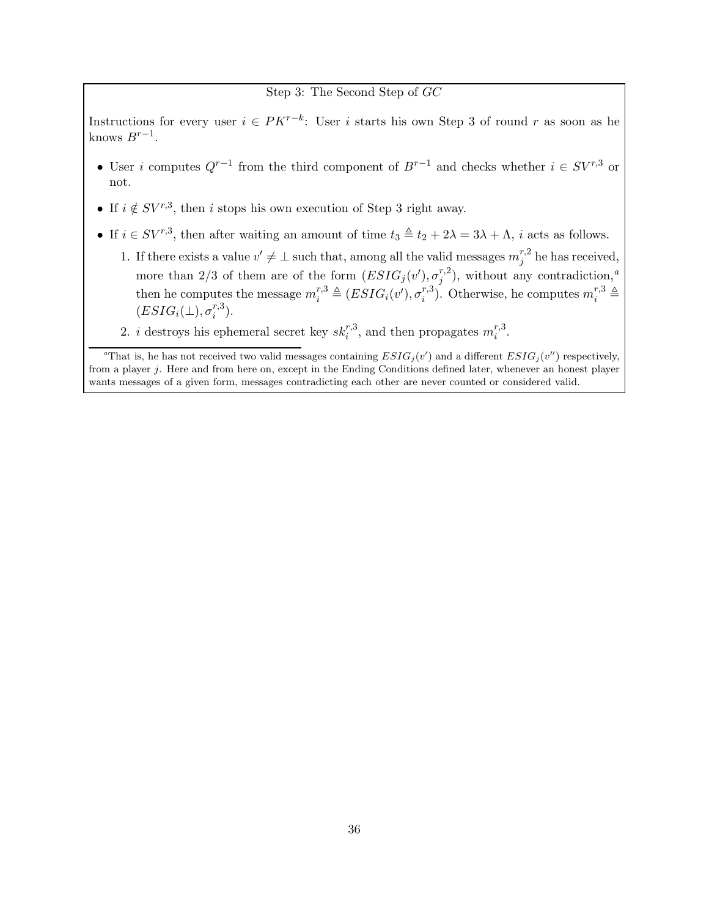Step 3: The Second Step of $GC$

Instructions for every user $i \in PK^{r-k}$: User $i$ starts his own Step 3 of round $r$ as soon as he knows $B^{r-1}$.

- User $i$ computes $Q^{r-1}$ from the third component of $B^{r-1}$ and checks whether $i \in SV^{r,3}$ or not.
- If $i \notin SV^{r,3}$, then $i$ stops his own execution of Step 3 right away.
- If $i \in SV^{r,3}$, then after waiting an amount of time $t_3 \triangleq t_2 + 2\lambda = 3\lambda + \Lambda$, $i$ acts as follows.
  1. If there exists a value $v' \neq \perp$ such that, among all the valid messages $m_j^{r,2}$ he has received, more than 2/3 of them are of the form $(ESIG_j(v'), \sigma_j^{r,2})$, without any contradiction,[a] then he computes the message $m_i^{r,3} \triangleq (ESIG_i(v'), \sigma_i^{r,3})$. Otherwise, he computes $m_i^{r,3} \triangleq (ESIG_i(\perp), \sigma_i^{r,3})$.
  2. $i$ destroys his ephemeral secret key $sk_i^{r,3}$, and then propagates $m_i^{r,3}$.

[a] That is, he has not received two valid messages containing $ESIG_j(v')$ and a different $ESIG_j(v'')$ respectively, from a player $j$. Here and from here on, except in the Ending Conditions defined later, whenever an honest player wants messages of a given form, messages contradicting each other are never counted or considered valid.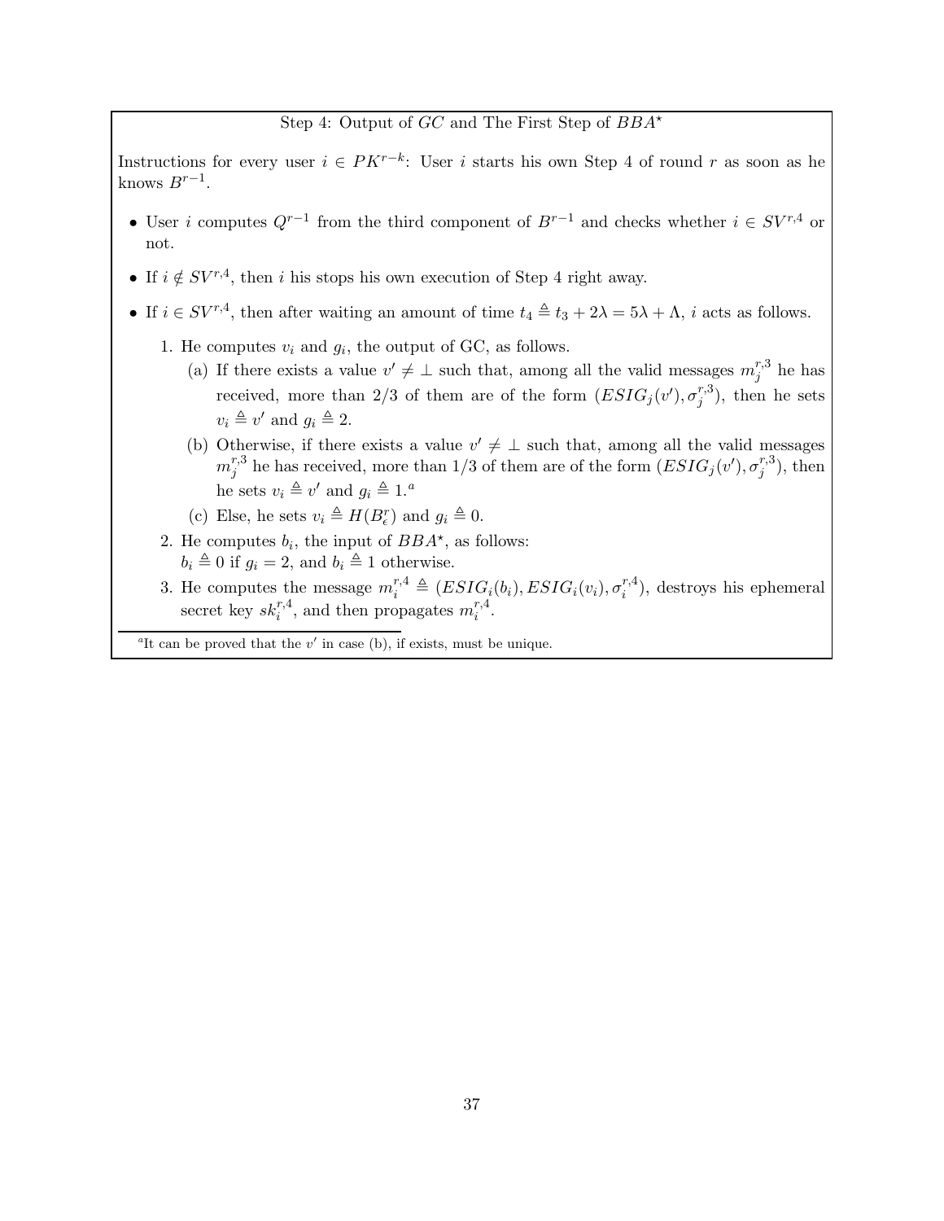Step 4: Output of $GC$ and The First Step of $BBA^\star$

Instructions for every user $i \in PK^{r-k}$: User $i$ starts his own Step 4 of round $r$ as soon as he knows $B^{r-1}$.

- User $i$ computes $Q^{r-1}$ from the third component of $B^{r-1}$ and checks whether $i \in SV^{r,4}$ or not.
- If $i \notin SV^{r,4}$, then $i$ his stops his own execution of Step 4 right away.
- If $i \in SV^{r,4}$, then after waiting an amount of time $t_4 \triangleq t_3 + 2\lambda = 5\lambda + \Lambda$, $i$ acts as follows.
  1. He computes $v_i$ and $g_i$, the output of GC, as follows.
     (a) If there exists a value $v' \neq \perp$ such that, among all the valid messages $m_j^{r,3}$ he has received, more than 2/3 of them are of the form $(ESIG_j(v'), \sigma_j^{r,3})$, then he sets $v_i \triangleq v'$ and $g_i \triangleq 2$.
     (b) Otherwise, if there exists a value $v' \neq \perp$ such that, among all the valid messages $m_j^{r,3}$ he has received, more than 1/3 of them are of the form $(ESIG_j(v'), \sigma_j^{r,3})$, then he sets $v_i \triangleq v'$ and $g_i \triangleq 1$.[a]
     (c) Else, he sets $v_i \triangleq H(B_\epsilon^r)$ and $g_i \triangleq 0$.
  2. He computes $b_i$, the input of $BBA^\star$, as follows:
     $b_i \triangleq 0$ if $g_i = 2$, and $b_i \triangleq 1$ otherwise.
  3. He computes the message $m_i^{r,4} \triangleq (ESIG_i(b_i), ESIG_i(v_i), \sigma_i^{r,4})$, destroys his ephemeral secret key $sk_i^{r,4}$, and then propagates $m_i^{r,4}$.

[a] It can be proved that the $v'$ in case (b), if exists, must be unique.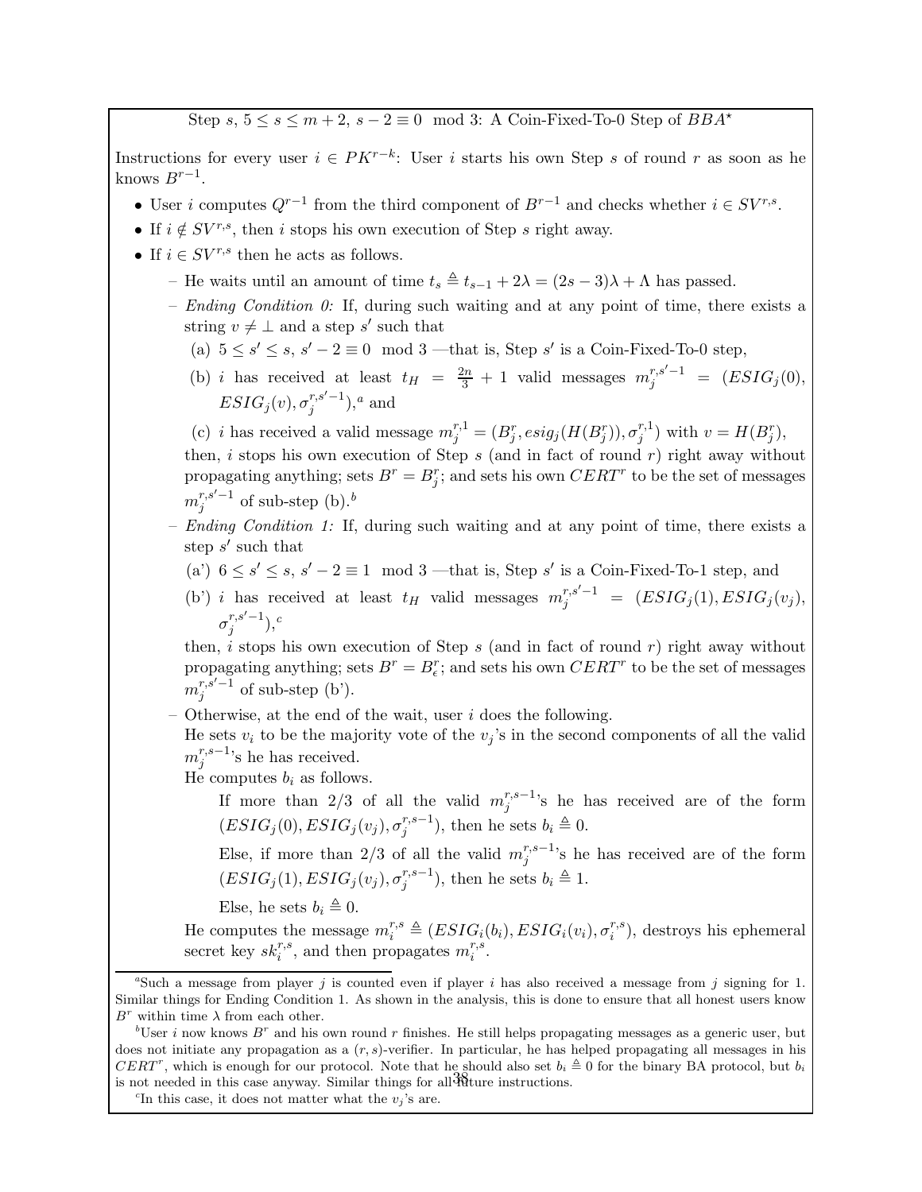**Step $s$, $5 \le s \le m+2$, $s-2 \equiv 0 \mod 3$: A Coin-Fixed-To-0 Step of $BBA^\star$**

Instructions for every user $i \in PK^{r-k}$: User $i$ starts his own Step $s$ of round $r$ as soon as he knows $B^{r-1}$.

- User $i$ computes $Q^{r-1}$ from the third component of $B^{r-1}$ and checks whether $i \in SV^{r,s}$.
- If $i \notin SV^{r,s}$, then $i$ stops his own execution of Step $s$ right away.
- If $i \in SV^{r,s}$ then he acts as follows.
  - He waits until an amount of time $t_s \triangleq t_{s-1} + 2\lambda = (2s-3)\lambda + \Lambda$ has passed.
  - *Ending Condition 0:* If, during such waiting and at any point of time, there exists a string $v \neq \perp$ and a step $s'$ such that
    (a) $5 \le s' \le s$, $s'-2 \equiv 0 \mod 3$ —that is, Step $s'$ is a Coin-Fixed-To-0 step,
    (b) $i$ has received at least $t_H = \frac{2n}{3}+1$ valid messages $m_j^{r,s'-1} = (ESIG_j(0), ESIG_j(v), \sigma_j^{r,s'-1})$,[a] and
    (c) $i$ has received a valid message $m_j^{r,1} = (B_j^r, esig_j(H(B_j^r)), \sigma_j^{r,1})$ with $v = H(B_j^r)$,
    then, $i$ stops his own execution of Step $s$ (and in fact of round $r$) right away without propagating anything; sets $B^r = B_j^r$; and sets his own $CERT^r$ to be the set of messages $m_j^{r,s'-1}$ of sub-step (b).[b]
  - *Ending Condition 1:* If, during such waiting and at any point of time, there exists a step $s'$ such that
    (a') $6 \le s' \le s$, $s'-2 \equiv 1 \mod 3$ —that is, Step $s'$ is a Coin-Fixed-To-1 step, and
    (b') $i$ has received at least $t_H$ valid messages $m_j^{r,s'-1} = (ESIG_j(1), ESIG_j(v_j), \sigma_j^{r,s'-1})$,[c]
    then, $i$ stops his own execution of Step $s$ (and in fact of round $r$) right away without propagating anything; sets $B^r = B_\epsilon^r$; and sets his own $CERT^r$ to be the set of messages $m_j^{r,s'-1}$ of sub-step (b').
  - Otherwise, at the end of the wait, user $i$ does the following.
    He sets $v_i$ to be the majority vote of the $v_j$'s in the second components of all the valid $m_j^{r,s-1}$'s he has received.
    He computes $b_i$ as follows.
      If more than 2/3 of all the valid $m_j^{r,s-1}$'s he has received are of the form $(ESIG_j(0), ESIG_j(v_j), \sigma_j^{r,s-1})$, then he sets $b_i \triangleq 0$.
      Else, if more than 2/3 of all the valid $m_j^{r,s-1}$'s he has received are of the form $(ESIG_j(1), ESIG_j(v_j), \sigma_j^{r,s-1})$, then he sets $b_i \triangleq 1$.
      Else, he sets $b_i \triangleq 0$.
    He computes the message $m_i^{r,s} \triangleq (ESIG_i(b_i), ESIG_i(v_i), \sigma_i^{r,s})$, destroys his ephemeral secret key $sk_i^{r,s}$, and then propagates $m_i^{r,s}$.

---

[a] Such a message from player $j$ is counted even if player $i$ has also received a message from $j$ signing for 1. Similar things for Ending Condition 1. As shown in the analysis, this is done to ensure that all honest users know $B^r$ within time $\lambda$ from each other.

[b] User $i$ now knows $B^r$ and his own round $r$ finishes. He still helps propagating messages as a generic user, but does not initiate any propagation as a $(r,s)$-verifier. In particular, he has helped propagating all messages in his $CERT^r$, which is enough for our protocol. Note that he should also set $b_i \triangleq 0$ for the binary BA protocol, but $b_i$ is not needed in this case anyway. Similar things for all future instructions.

[c] In this case, it does not matter what the $v_j$'s are.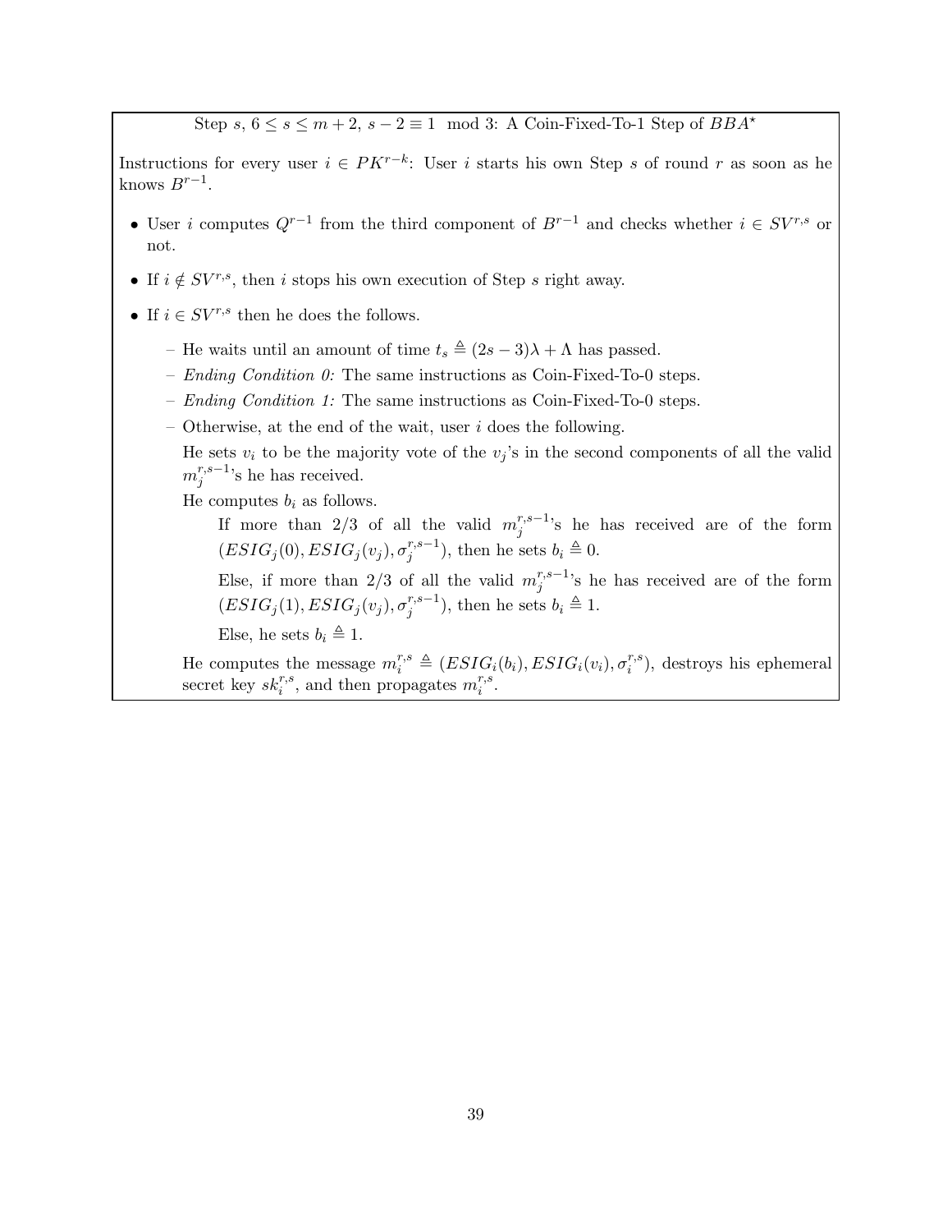Step $s$, $6 \le s \le m+2$, $s-2 \equiv 1 \mod 3$: A Coin-Fixed-To-1 Step of $BBA^\star$

Instructions for every user $i \in PK^{r-k}$: User $i$ starts his own Step $s$ of round $r$ as soon as he knows $B^{r-1}$.

- User $i$ computes $Q^{r-1}$ from the third component of $B^{r-1}$ and checks whether $i \in SV^{r,s}$ or not.
- If $i \notin SV^{r,s}$, then $i$ stops his own execution of Step $s$ right away.
- If $i \in SV^{r,s}$ then he does the follows.
  - He waits until an amount of time $t_s \triangleq (2s-3)\lambda + \Lambda$ has passed.
  - *Ending Condition 0:* The same instructions as Coin-Fixed-To-0 steps.
  - *Ending Condition 1:* The same instructions as Coin-Fixed-To-0 steps.
  - Otherwise, at the end of the wait, user $i$ does the following.

    He sets $v_i$ to be the majority vote of the $v_j$'s in the second components of all the valid $m_j^{r,s-1}$'s he has received.

    He computes $b_i$ as follows.

    If more than 2/3 of all the valid $m_j^{r,s-1}$'s he has received are of the form $(ESIG_j(0), ESIG_j(v_j), \sigma_j^{r,s-1})$, then he sets $b_i \triangleq 0$.

    Else, if more than 2/3 of all the valid $m_j^{r,s-1}$'s he has received are of the form $(ESIG_j(1), ESIG_j(v_j), \sigma_j^{r,s-1})$, then he sets $b_i \triangleq 1$.

    Else, he sets $b_i \triangleq 1$.

    He computes the message $m_i^{r,s} \triangleq (ESIG_i(b_i), ESIG_i(v_i), \sigma_i^{r,s})$, destroys his ephemeral secret key $sk_i^{r,s}$, and then propagates $m_i^{r,s}$.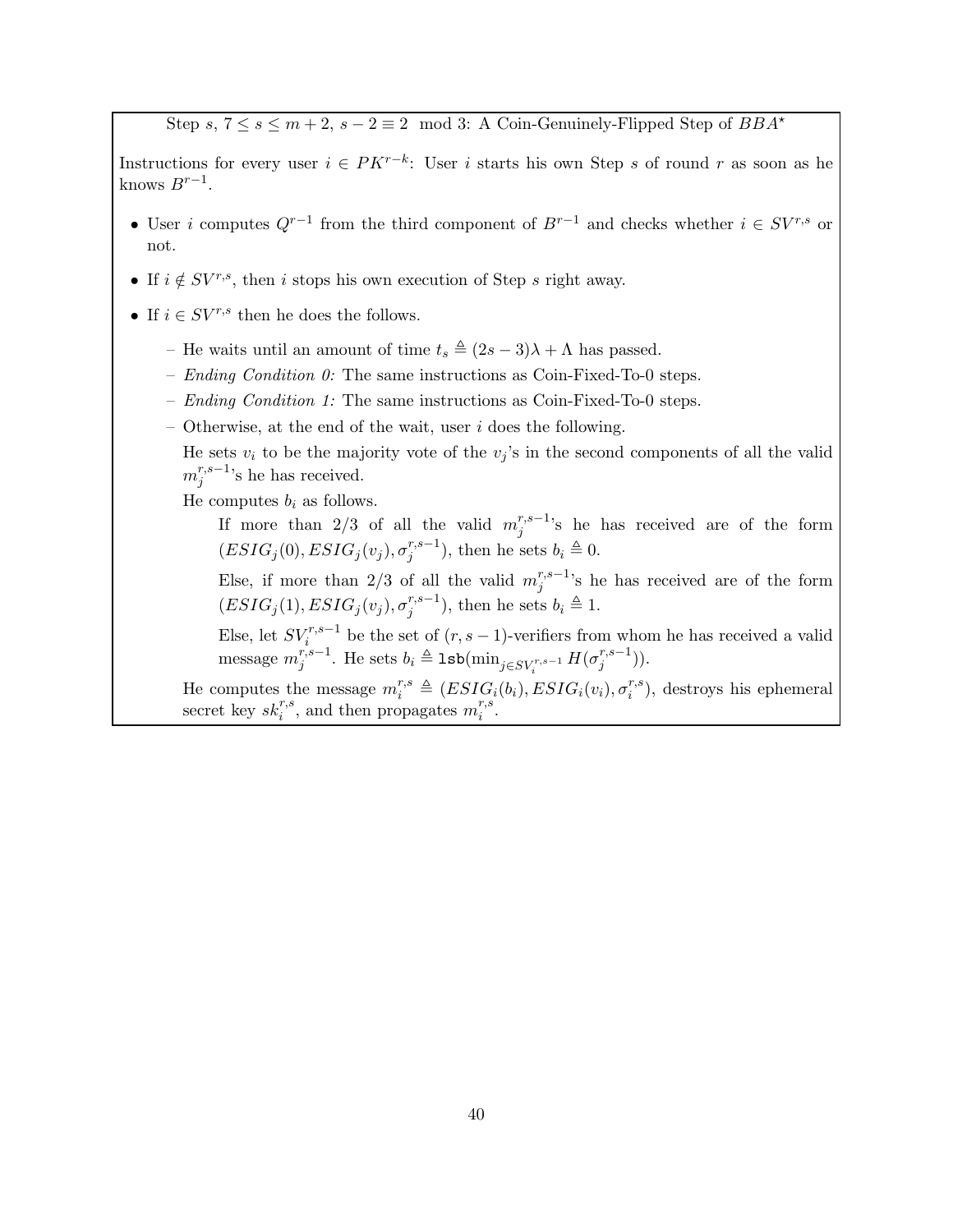Step $s$, $7 \le s \le m+2$, $s-2 \equiv 2 \mod 3$: A Coin-Genuinely-Flipped Step of $BBA^\star$

Instructions for every user $i \in PK^{r-k}$: User $i$ starts his own Step $s$ of round $r$ as soon as he knows $B^{r-1}$.

- User $i$ computes $Q^{r-1}$ from the third component of $B^{r-1}$ and checks whether $i \in SV^{r,s}$ or not.
- If $i \notin SV^{r,s}$, then $i$ stops his own execution of Step $s$ right away.
- If $i \in SV^{r,s}$ then he does the follows.
  - He waits until an amount of time $t_s \triangleq (2s-3)\lambda + \Lambda$ has passed.
  - *Ending Condition 0:* The same instructions as Coin-Fixed-To-0 steps.
  - *Ending Condition 1:* The same instructions as Coin-Fixed-To-0 steps.
  - Otherwise, at the end of the wait, user $i$ does the following.

    He sets $v_i$ to be the majority vote of the $v_j$'s in the second components of all the valid $m_j^{r,s-1}$'s he has received.

    He computes $b_i$ as follows.

    If more than 2/3 of all the valid $m_j^{r,s-1}$'s he has received are of the form $(ESIG_j(0), ESIG_j(v_j), \sigma_j^{r,s-1})$, then he sets $b_i \triangleq 0$.

    Else, if more than 2/3 of all the valid $m_j^{r,s-1}$'s he has received are of the form $(ESIG_j(1), ESIG_j(v_j), \sigma_j^{r,s-1})$, then he sets $b_i \triangleq 1$.

    Else, let $SV_i^{r,s-1}$ be the set of $(r,s-1)$-verifiers from whom he has received a valid message $m_j^{r,s-1}$. He sets $b_i \triangleq \texttt{lsb}(\min_{j \in SV_i^{r,s-1}} H(\sigma_j^{r,s-1}))$.

    He computes the message $m_i^{r,s} \triangleq (ESIG_i(b_i), ESIG_i(v_i), \sigma_i^{r,s})$, destroys his ephemeral secret key $sk_i^{r,s}$, and then propagates $m_i^{r,s}$.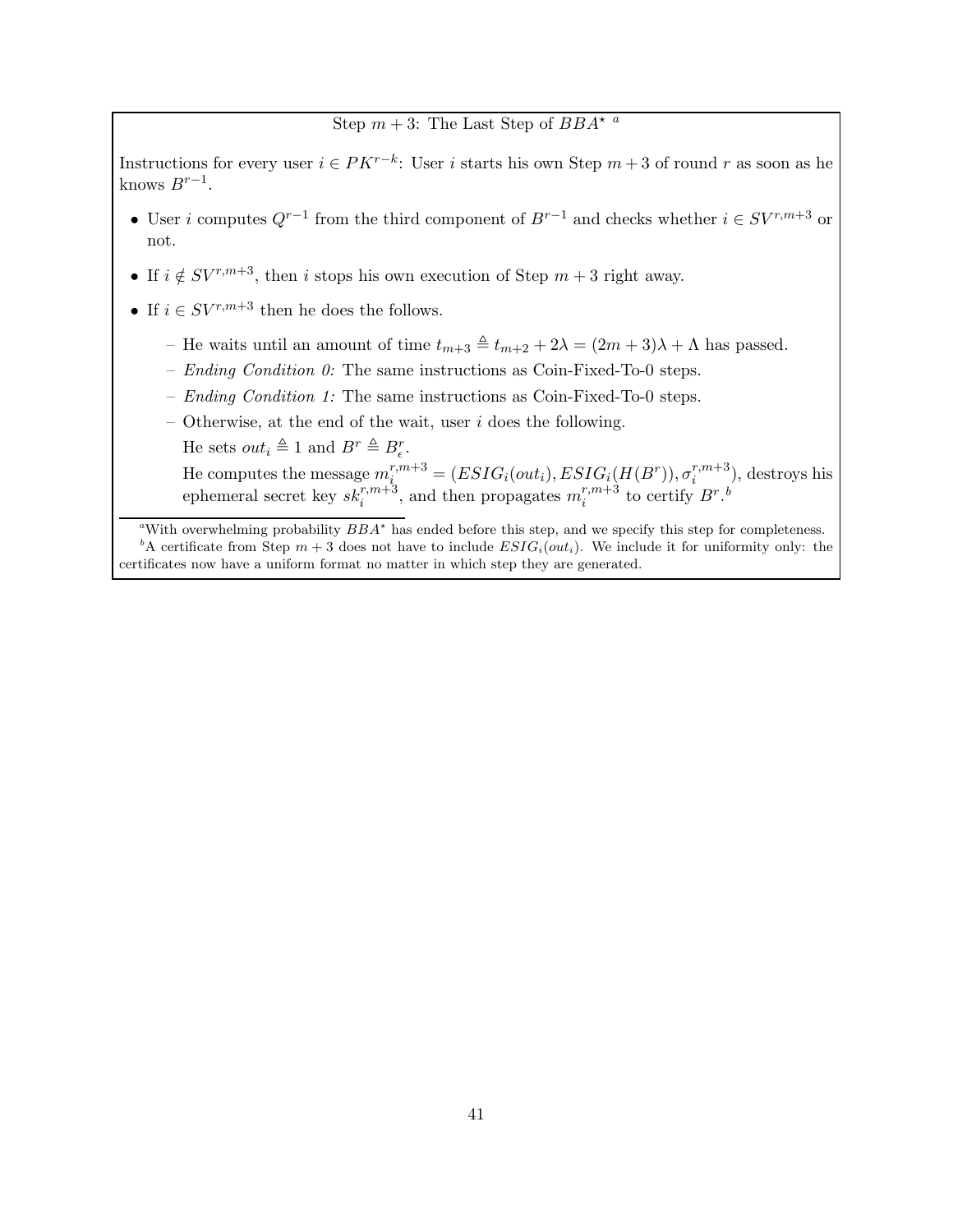Step $m+3$: The Last Step of $BBA^\star$ [a]

Instructions for every user $i \in PK^{r-k}$: User $i$ starts his own Step $m+3$ of round $r$ as soon as he knows $B^{r-1}$.

- User $i$ computes $Q^{r-1}$ from the third component of $B^{r-1}$ and checks whether $i \in SV^{r,m+3}$ or not.
- If $i \notin SV^{r,m+3}$, then $i$ stops his own execution of Step $m+3$ right away.
- If $i \in SV^{r,m+3}$ then he does the follows.
  - He waits until an amount of time $t_{m+3} \triangleq t_{m+2} + 2\lambda = (2m+3)\lambda + \Lambda$ has passed.
  - *Ending Condition 0:* The same instructions as Coin-Fixed-To-0 steps.
  - *Ending Condition 1:* The same instructions as Coin-Fixed-To-0 steps.
  - Otherwise, at the end of the wait, user $i$ does the following.
    He sets $out_i \triangleq 1$ and $B^r \triangleq B^r_\epsilon$.
    He computes the message $m_i^{r,m+3} = (ESIG_i(out_i), ESIG_i(H(B^r)), \sigma_i^{r,m+3})$, destroys his ephemeral secret key $sk_i^{r,m+3}$, and then propagates $m_i^{r,m+3}$ to certify $B^r$.[b]

[a] With overwhelming probability $BBA^\star$ has ended before this step, and we specify this step for completeness.

[b] A certificate from Step $m+3$ does not have to include $ESIG_i(out_i)$. We include it for uniformity only: the certificates now have a uniform format no matter in which step they are generated.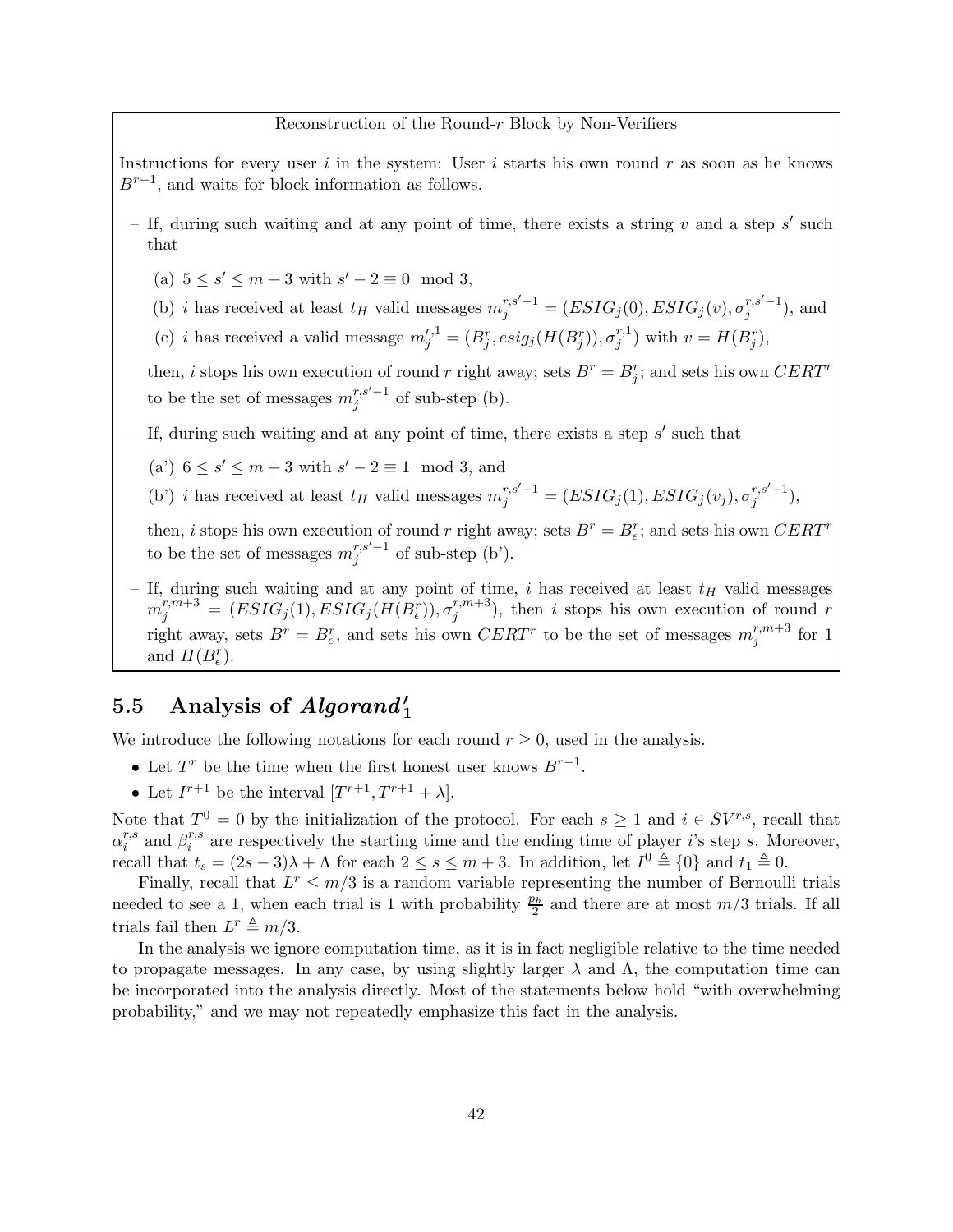Reconstruction of the Round-$r$ Block by Non-Verifiers

Instructions for every user $i$ in the system: User $i$ starts his own round $r$ as soon as he knows $B^{r-1}$, and waits for block information as follows.

– If, during such waiting and at any point of time, there exists a string $v$ and a step $s'$ such that

  (a) $5 \leq s' \leq m+3$ with $s'-2 \equiv 0 \mod 3$,

  (b) $i$ has received at least $t_H$ valid messages $m_j^{r,s'-1} = (ESIG_j(0), ESIG_j(v), \sigma_j^{r,s'-1})$, and

  (c) $i$ has received a valid message $m_j^{r,1} = (B_j^r, esig_j(H(B_j^r)), \sigma_j^{r,1})$ with $v = H(B_j^r)$,

  then, $i$ stops his own execution of round $r$ right away; sets $B^r = B_j^r$; and sets his own $CERT^r$ to be the set of messages $m_j^{r,s'-1}$ of sub-step (b).

– If, during such waiting and at any point of time, there exists a step $s'$ such that

  (a') $6 \leq s' \leq m+3$ with $s'-2 \equiv 1 \mod 3$, and

  (b') $i$ has received at least $t_H$ valid messages $m_j^{r,s'-1} = (ESIG_j(1), ESIG_j(v_j), \sigma_j^{r,s'-1})$,

  then, $i$ stops his own execution of round $r$ right away; sets $B^r = B_\epsilon^r$; and sets his own $CERT^r$ to be the set of messages $m_j^{r,s'-1}$ of sub-step (b').

– If, during such waiting and at any point of time, $i$ has received at least $t_H$ valid messages $m_j^{r,m+3} = (ESIG_j(1), ESIG_j(H(B_\epsilon^r)), \sigma_j^{r,m+3})$, then $i$ stops his own execution of round $r$ right away, sets $B^r = B_\epsilon^r$, and sets his own $CERT^r$ to be the set of messages $m_j^{r,m+3}$ for 1 and $H(B_\epsilon^r)$.

## 5.5 Analysis of *Algorand'₁*

We introduce the following notations for each round $r \geq 0$, used in the analysis.

- Let $T^r$ be the time when the first honest user knows $B^{r-1}$.
- Let $I^{r+1}$ be the interval $[T^{r+1}, T^{r+1} + \lambda]$.

Note that $T^0 = 0$ by the initialization of the protocol. For each $s \geq 1$ and $i \in SV^{r,s}$, recall that $\alpha_i^{r,s}$ and $\beta_i^{r,s}$ are respectively the starting time and the ending time of player $i$'s step $s$. Moreover, recall that $t_s = (2s-3)\lambda + \Lambda$ for each $2 \leq s \leq m+3$. In addition, let $I^0 \triangleq \{0\}$ and $t_1 \triangleq 0$.

Finally, recall that $L^r \leq m/3$ is a random variable representing the number of Bernoulli trials needed to see a 1, when each trial is 1 with probability $\frac{p_h}{2}$ and there are at most $m/3$ trials. If all trials fail then $L^r \triangleq m/3$.

In the analysis we ignore computation time, as it is in fact negligible relative to the time needed to propagate messages. In any case, by using slightly larger $\lambda$ and $\Lambda$, the computation time can be incorporated into the analysis directly. Most of the statements below hold "with overwhelming probability," and we may not repeatedly emphasize this fact in the analysis.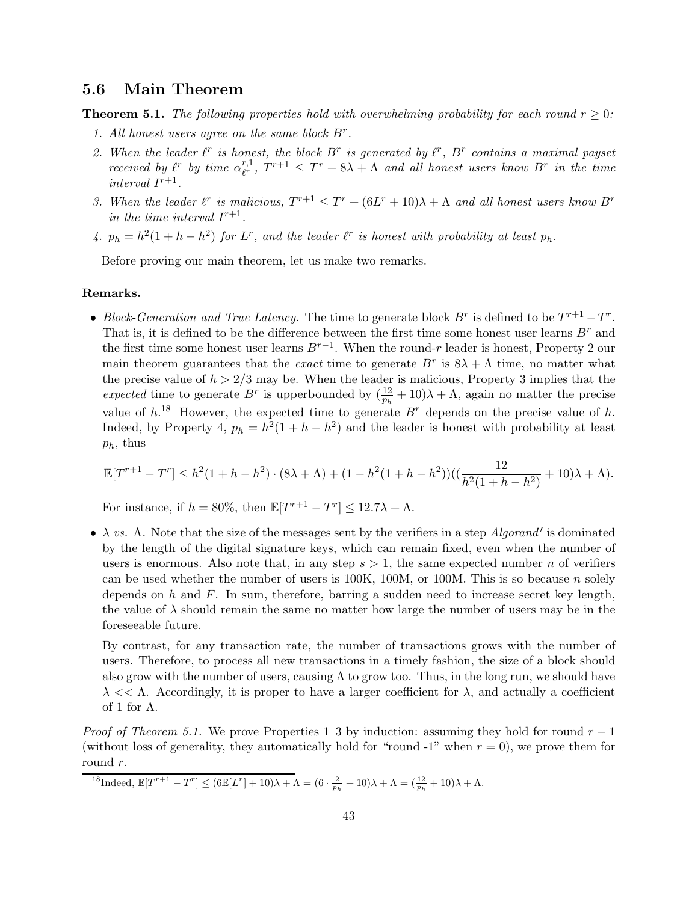## 5.6 Main Theorem

**Theorem 5.1.** *The following properties hold with overwhelming probability for each round $r \geq 0$:*

1. *All honest users agree on the same block $B^r$.*
2. *When the leader $\ell^r$ is honest, the block $B^r$ is generated by $\ell^r$, $B^r$ contains a maximal payset received by $\ell^r$ by time $\alpha_{\ell^r}^{r,1}$, $T^{r+1} \leq T^r + 8\lambda + \Lambda$ and all honest users know $B^r$ in the time interval $I^{r+1}$.*
3. *When the leader $\ell^r$ is malicious, $T^{r+1} \leq T^r + (6L^r + 10)\lambda + \Lambda$ and all honest users know $B^r$ in the time interval $I^{r+1}$.*
4. *$p_h = h^2(1 + h - h^2)$ for $L^r$, and the leader $\ell^r$ is honest with probability at least $p_h$.*

Before proving our main theorem, let us make two remarks.

**Remarks.**

- *Block-Generation and True Latency.* The time to generate block $B^r$ is defined to be $T^{r+1} - T^r$. That is, it is defined to be the difference between the first time some honest user learns $B^r$ and the first time some honest user learns $B^{r-1}$. When the round-$r$ leader is honest, Property 2 our main theorem guarantees that the *exact* time to generate $B^r$ is $8\lambda + \Lambda$ time, no matter what the precise value of $h > 2/3$ may be. When the leader is malicious, Property 3 implies that the *expected* time to generate $B^r$ is upperbounded by $(\frac{12}{p_h} + 10)\lambda + \Lambda$, again no matter the precise value of $h$.[18] However, the expected time to generate $B^r$ depends on the precise value of $h$. Indeed, by Property 4, $p_h = h^2(1 + h - h^2)$ and the leader is honest with probability at least $p_h$, thus

$$\mathbb{E}[T^{r+1} - T^r] \leq h^2(1 + h - h^2) \cdot (8\lambda + \Lambda) + (1 - h^2(1 + h - h^2))((\frac{12}{h^2(1 + h - h^2)} + 10)\lambda + \Lambda).$$

  For instance, if $h = 80\%$, then $\mathbb{E}[T^{r+1} - T^r] \leq 12.7\lambda + \Lambda$.

- *$\lambda$ vs. $\Lambda$.* Note that the size of the messages sent by the verifiers in a step *Algorand′* is dominated by the length of the digital signature keys, which can remain fixed, even when the number of users is enormous. Also note that, in any step $s > 1$, the same expected number $n$ of verifiers can be used whether the number of users is 100K, 100M, or 100M. This is so because $n$ solely depends on $h$ and $F$. In sum, therefore, barring a sudden need to increase secret key length, the value of $\lambda$ should remain the same no matter how large the number of users may be in the foreseeable future.

  By contrast, for any transaction rate, the number of transactions grows with the number of users. Therefore, to process all new transactions in a timely fashion, the size of a block should also grow with the number of users, causing $\Lambda$ to grow too. Thus, in the long run, we should have $\lambda << \Lambda$. Accordingly, it is proper to have a larger coefficient for $\lambda$, and actually a coefficient of 1 for $\Lambda$.

*Proof of Theorem 5.1.* We prove Properties 1–3 by induction: assuming they hold for round $r - 1$ (without loss of generality, they automatically hold for "round -1" when $r = 0$), we prove them for round $r$.

[18] Indeed, $\mathbb{E}[T^{r+1} - T^r] \leq (6\mathbb{E}[L^r] + 10)\lambda + \Lambda = (6 \cdot \frac{2}{p_h} + 10)\lambda + \Lambda = (\frac{12}{p_h} + 10)\lambda + \Lambda$.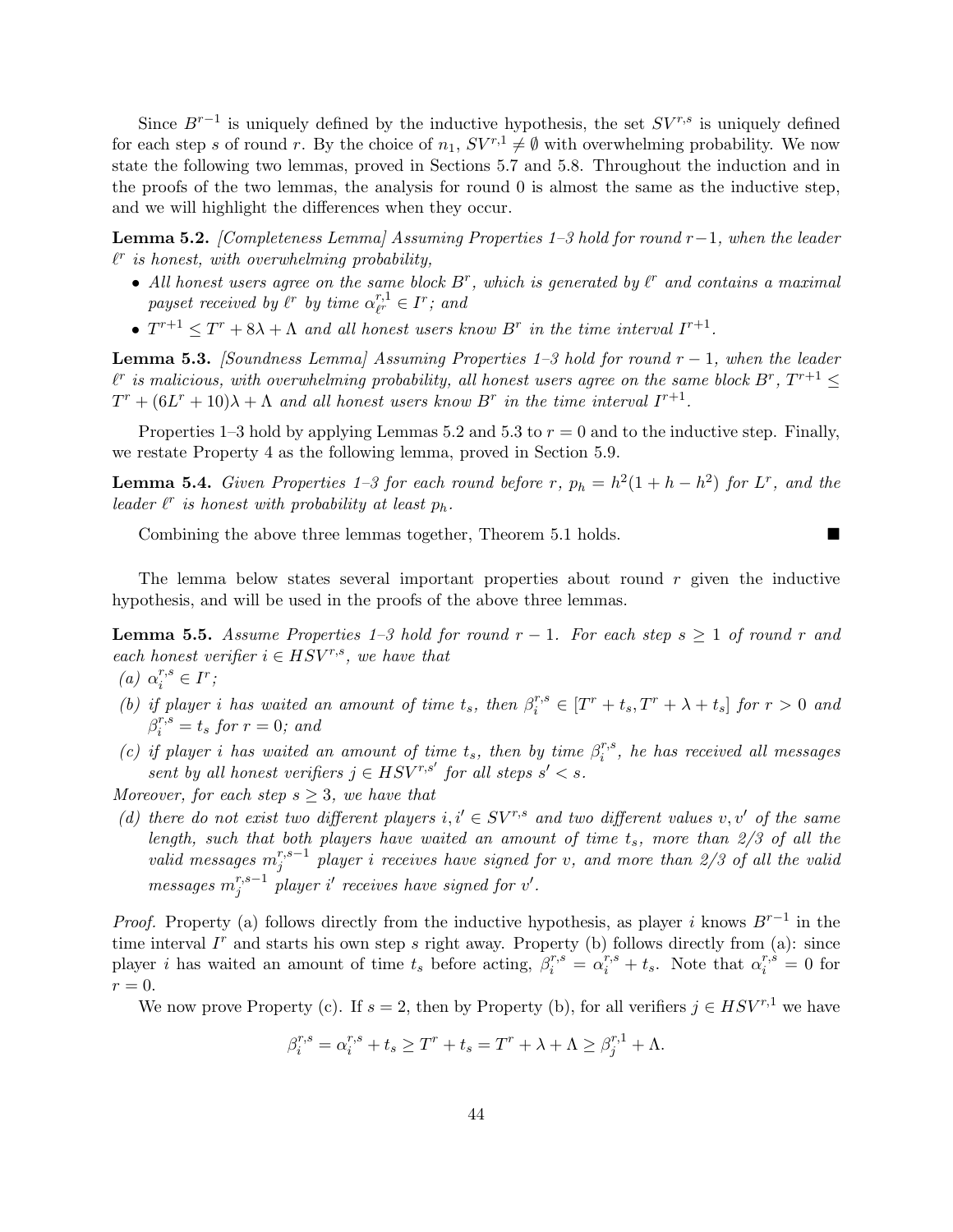Since $B^{r-1}$ is uniquely defined by the inductive hypothesis, the set $SV^{r,s}$ is uniquely defined for each step $s$ of round $r$. By the choice of $n_1$, $SV^{r,1} \neq \emptyset$ with overwhelming probability. We now state the following two lemmas, proved in Sections 5.7 and 5.8. Throughout the induction and in the proofs of the two lemmas, the analysis for round 0 is almost the same as the inductive step, and we will highlight the differences when they occur.

**Lemma 5.2.** *[Completeness Lemma] Assuming Properties 1–3 hold for round $r-1$, when the leader $\ell^r$ is honest, with overwhelming probability,*

- *All honest users agree on the same block $B^r$, which is generated by $\ell^r$ and contains a maximal payset received by $\ell^r$ by time $\alpha_{\ell^r}^{r,1} \in I^r$; and*
- *$T^{r+1} \leq T^r + 8\lambda + \Lambda$ and all honest users know $B^r$ in the time interval $I^{r+1}$.*

**Lemma 5.3.** *[Soundness Lemma] Assuming Properties 1–3 hold for round $r-1$, when the leader $\ell^r$ is malicious, with overwhelming probability, all honest users agree on the same block $B^r$, $T^{r+1} \leq T^r + (6L^r + 10)\lambda + \Lambda$ and all honest users know $B^r$ in the time interval $I^{r+1}$.*

Properties 1–3 hold by applying Lemmas 5.2 and 5.3 to $r = 0$ and to the inductive step. Finally, we restate Property 4 as the following lemma, proved in Section 5.9.

**Lemma 5.4.** *Given Properties 1–3 for each round before $r$, $p_h = h^2(1 + h - h^2)$ for $L^r$, and the leader $\ell^r$ is honest with probability at least $p_h$.*

Combining the above three lemmas together, Theorem 5.1 holds. ∎

The lemma below states several important properties about round $r$ given the inductive hypothesis, and will be used in the proofs of the above three lemmas.

**Lemma 5.5.** *Assume Properties 1–3 hold for round $r-1$. For each step $s \geq 1$ of round $r$ and each honest verifier $i \in HSV^{r,s}$, we have that*

*(a) $\alpha_i^{r,s} \in I^r$;*

*(b) if player $i$ has waited an amount of time $t_s$, then $\beta_i^{r,s} \in [T^r + t_s, T^r + \lambda + t_s]$ for $r > 0$ and $\beta_i^{r,s} = t_s$ for $r = 0$; and*

*(c) if player $i$ has waited an amount of time $t_s$, then by time $\beta_i^{r,s}$, he has received all messages sent by all honest verifiers $j \in HSV^{r,s'}$ for all steps $s' < s$.*

*Moreover, for each step $s \geq 3$, we have that*

*(d) there do not exist two different players $i, i' \in SV^{r,s}$ and two different values $v, v'$ of the same length, such that both players have waited an amount of time $t_s$, more than 2/3 of all the valid messages $m_j^{r,s-1}$ player $i$ receives have signed for $v$, and more than 2/3 of all the valid messages $m_j^{r,s-1}$ player $i'$ receives have signed for $v'$.*

*Proof.* Property (a) follows directly from the inductive hypothesis, as player $i$ knows $B^{r-1}$ in the time interval $I^r$ and starts his own step $s$ right away. Property (b) follows directly from (a): since player $i$ has waited an amount of time $t_s$ before acting, $\beta_i^{r,s} = \alpha_i^{r,s} + t_s$. Note that $\alpha_i^{r,s} = 0$ for $r = 0$.

We now prove Property (c). If $s = 2$, then by Property (b), for all verifiers $j \in HSV^{r,1}$ we have

$$\beta_i^{r,s} = \alpha_i^{r,s} + t_s \geq T^r + t_s = T^r + \lambda + \Lambda \geq \beta_j^{r,1} + \Lambda.$$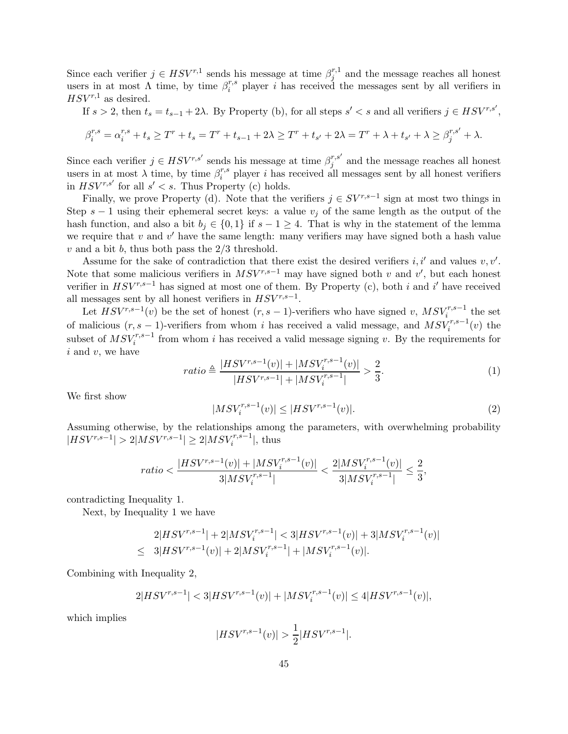Since each verifier $j \in HSV^{r,1}$ sends his message at time $\beta_j^{r,1}$ and the message reaches all honest users in at most $\Lambda$ time, by time $\beta_i^{r,s}$ player $i$ has received the messages sent by all verifiers in $HSV^{r,1}$ as desired.

If $s > 2$, then $t_s = t_{s-1} + 2\lambda$. By Property (b), for all steps $s' < s$ and all verifiers $j \in HSV^{r,s'}$,

$$\beta_i^{r,s} = \alpha_i^{r,s} + t_s \geq T^r + t_s = T^r + t_{s-1} + 2\lambda \geq T^r + t_{s'} + 2\lambda = T^r + \lambda + t_{s'} + \lambda \geq \beta_j^{r,s'} + \lambda.$$

Since each verifier $j \in HSV^{r,s'}$ sends his message at time $\beta_j^{r,s'}$ and the message reaches all honest users in at most $\lambda$ time, by time $\beta_i^{r,s}$ player $i$ has received all messages sent by all honest verifiers in $HSV^{r,s'}$ for all $s' < s$. Thus Property (c) holds.

Finally, we prove Property (d). Note that the verifiers $j \in SV^{r,s-1}$ sign at most two things in Step $s-1$ using their ephemeral secret keys: a value $v_j$ of the same length as the output of the hash function, and also a bit $b_j \in \{0, 1\}$ if $s - 1 \geq 4$. That is why in the statement of the lemma we require that $v$ and $v'$ have the same length: many verifiers may have signed both a hash value $v$ and a bit $b$, thus both pass the 2/3 threshold.

Assume for the sake of contradiction that there exist the desired verifiers $i, i'$ and values $v, v'$. Note that some malicious verifiers in $MSV^{r,s-1}$ may have signed both $v$ and $v'$, but each honest verifier in $HSV^{r,s-1}$ has signed at most one of them. By Property (c), both $i$ and $i'$ have received all messages sent by all honest verifiers in $HSV^{r,s-1}$.

Let $HSV^{r,s-1}(v)$ be the set of honest $(r, s-1)$-verifiers who have signed $v$, $MSV_i^{r,s-1}$ the set of malicious $(r, s-1)$-verifiers from whom $i$ has received a valid message, and $MSV_i^{r,s-1}(v)$ the subset of $MSV_i^{r,s-1}$ from whom $i$ has received a valid message signing $v$. By the requirements for $i$ and $v$, we have

$$ratio \triangleq \frac{|HSV^{r,s-1}(v)| + |MSV_i^{r,s-1}(v)|}{|HSV^{r,s-1}| + |MSV_i^{r,s-1}|} > \frac{2}{3}. \tag{1}$$

We first show

$$|MSV_i^{r,s-1}(v)| \leq |HSV^{r,s-1}(v)|. \tag{2}$$

Assuming otherwise, by the relationships among the parameters, with overwhelming probability $|HSV^{r,s-1}| > 2|MSV^{r,s-1}| \geq 2|MSV_i^{r,s-1}|$, thus

$$ratio < \frac{|HSV^{r,s-1}(v)| + |MSV_i^{r,s-1}(v)|}{3|MSV_i^{r,s-1}|} < \frac{2|MSV_i^{r,s-1}(v)|}{3|MSV_i^{r,s-1}|} \leq \frac{2}{3},$$

contradicting Inequality 1.

Next, by Inequality 1 we have

$$\begin{aligned}
& 2|HSV^{r,s-1}| + 2|MSV_i^{r,s-1}| < 3|HSV^{r,s-1}(v)| + 3|MSV_i^{r,s-1}(v)| \\
\leq \ & 3|HSV^{r,s-1}(v)| + 2|MSV_i^{r,s-1}| + |MSV_i^{r,s-1}(v)|.
\end{aligned}$$

Combining with Inequality 2,

$$2|HSV^{r,s-1}| < 3|HSV^{r,s-1}(v)| + |MSV_i^{r,s-1}(v)| \leq 4|HSV^{r,s-1}(v)|,$$

which implies

$$|HSV^{r,s-1}(v)| > \frac{1}{2}|HSV^{r,s-1}|.$$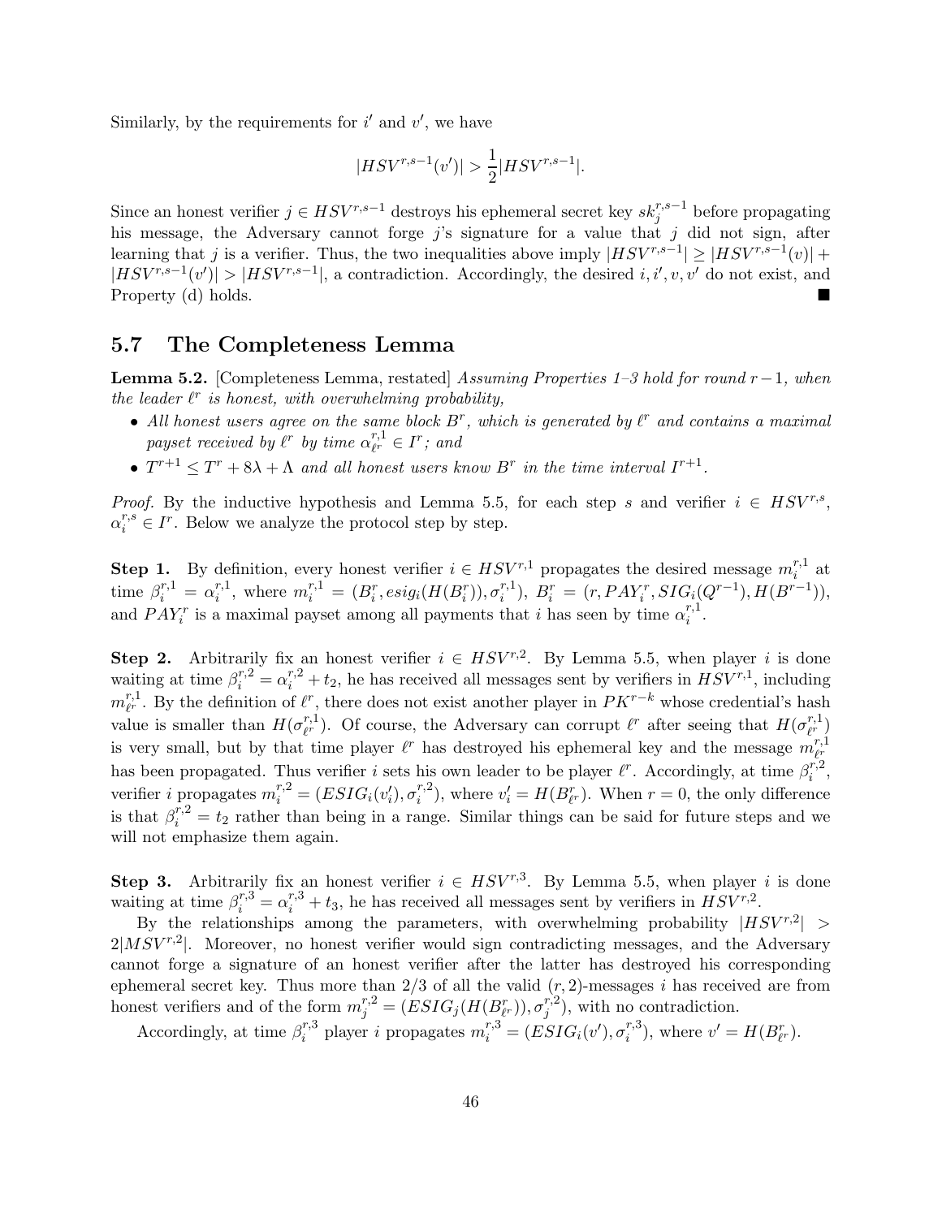Similarly, by the requirements for $i'$ and $v'$, we have

$$|HSV^{r,s-1}(v')| > \frac{1}{2}|HSV^{r,s-1}|.$$

Since an honest verifier $j \in HSV^{r,s-1}$ destroys his ephemeral secret key $sk_j^{r,s-1}$ before propagating his message, the Adversary cannot forge $j$'s signature for a value that $j$ did not sign, after learning that $j$ is a verifier. Thus, the two inequalities above imply $|HSV^{r,s-1}| \geq |HSV^{r,s-1}(v)| + |HSV^{r,s-1}(v')| > |HSV^{r,s-1}|$, a contradiction. Accordingly, the desired $i, i', v, v'$ do not exist, and Property (d) holds. ■

## 5.7 The Completeness Lemma

**Lemma 5.2.** [Completeness Lemma, restated] *Assuming Properties 1–3 hold for round $r-1$, when the leader $\ell^r$ is honest, with overwhelming probability,*

- *All honest users agree on the same block $B^r$, which is generated by $\ell^r$ and contains a maximal payset received by $\ell^r$ by time $\alpha_{\ell^r}^{r,1} \in I^r$; and*
- *$T^{r+1} \leq T^r + 8\lambda + \Lambda$ and all honest users know $B^r$ in the time interval $I^{r+1}$.*

*Proof.* By the inductive hypothesis and Lemma 5.5, for each step $s$ and verifier $i \in HSV^{r,s}$, $\alpha_i^{r,s} \in I^r$. Below we analyze the protocol step by step.

**Step 1.** By definition, every honest verifier $i \in HSV^{r,1}$ propagates the desired message $m_i^{r,1}$ at time $\beta_i^{r,1} = \alpha_i^{r,1}$, where $m_i^{r,1} = (B_i^r, esig_i(H(B_i^r)), \sigma_i^{r,1})$, $B_i^r = (r, PAY_i^r, SIG_i(Q^{r-1}), H(B^{r-1}))$, and $PAY_i^r$ is a maximal payset among all payments that $i$ has seen by time $\alpha_i^{r,1}$.

**Step 2.** Arbitrarily fix an honest verifier $i \in HSV^{r,2}$. By Lemma 5.5, when player $i$ is done waiting at time $\beta_i^{r,2} = \alpha_i^{r,2} + t_2$, he has received all messages sent by verifiers in $HSV^{r,1}$, including $m_{\ell^r}^{r,1}$. By the definition of $\ell^r$, there does not exist another player in $PK^{r-k}$ whose credential's hash value is smaller than $H(\sigma_{\ell^r}^{r,1})$. Of course, the Adversary can corrupt $\ell^r$ after seeing that $H(\sigma_{\ell^r}^{r,1})$ is very small, but by that time player $\ell^r$ has destroyed his ephemeral key and the message $m_{\ell^r}^{r,1}$ has been propagated. Thus verifier $i$ sets his own leader to be player $\ell^r$. Accordingly, at time $\beta_i^{r,2}$, verifier $i$ propagates $m_i^{r,2} = (ESIG_i(v_i'), \sigma_i^{r,2})$, where $v_i' = H(B_{\ell^r}^r)$. When $r = 0$, the only difference is that $\beta_i^{r,2} = t_2$ rather than being in a range. Similar things can be said for future steps and we will not emphasize them again.

**Step 3.** Arbitrarily fix an honest verifier $i \in HSV^{r,3}$. By Lemma 5.5, when player $i$ is done waiting at time $\beta_i^{r,3} = \alpha_i^{r,3} + t_3$, he has received all messages sent by verifiers in $HSV^{r,2}$.

By the relationships among the parameters, with overwhelming probability $|HSV^{r,2}| > 2|MSV^{r,2}|$. Moreover, no honest verifier would sign contradicting messages, and the Adversary cannot forge a signature of an honest verifier after the latter has destroyed his corresponding ephemeral secret key. Thus more than 2/3 of all the valid $(r, 2)$-messages $i$ has received are from honest verifiers and of the form $m_j^{r,2} = (ESIG_j(H(B_{\ell^r}^r)), \sigma_j^{r,2})$, with no contradiction.

Accordingly, at time $\beta_i^{r,3}$ player $i$ propagates $m_i^{r,3} = (ESIG_i(v'), \sigma_i^{r,3})$, where $v' = H(B_{\ell^r}^r)$.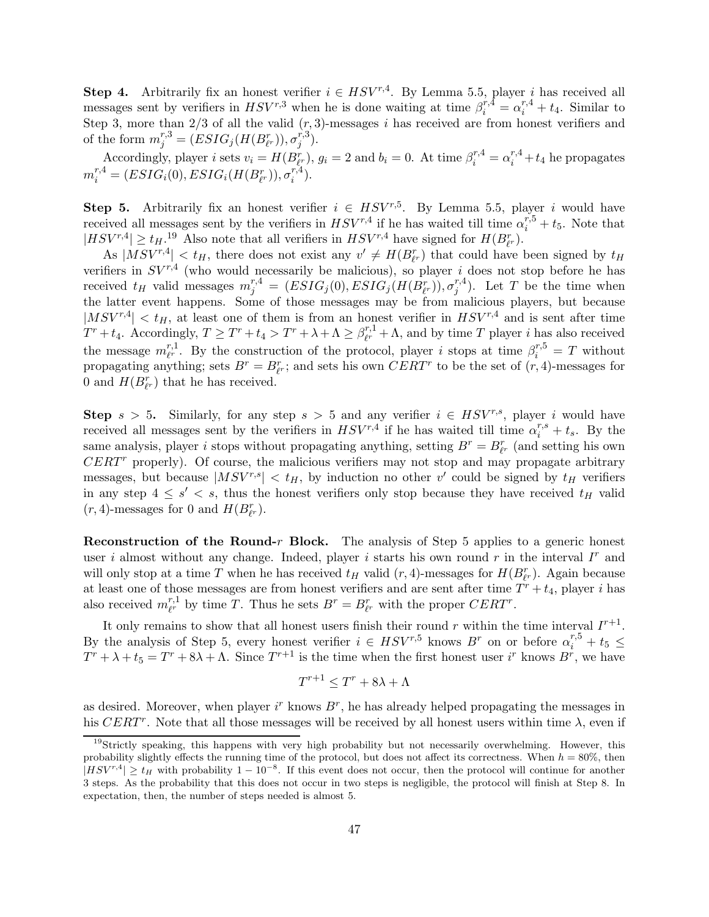**Step 4.** Arbitrarily fix an honest verifier $i \in HSV^{r,4}$. By Lemma 5.5, player $i$ has received all messages sent by verifiers in $HSV^{r,3}$ when he is done waiting at time $\beta_i^{r,4} = \alpha_i^{r,4} + t_4$. Similar to Step 3, more than 2/3 of all the valid $(r,3)$-messages $i$ has received are from honest verifiers and of the form $m_j^{r,3} = (ESIG_j(H(B_{\ell^r}^r)), \sigma_j^{r,3})$.

Accordingly, player $i$ sets $v_i = H(B_{\ell^r}^r)$, $g_i = 2$ and $b_i = 0$. At time $\beta_i^{r,4} = \alpha_i^{r,4} + t_4$ he propagates $m_i^{r,4} = (ESIG_i(0), ESIG_i(H(B_{\ell^r}^r)), \sigma_i^{r,4})$.

**Step 5.** Arbitrarily fix an honest verifier $i \in HSV^{r,5}$. By Lemma 5.5, player $i$ would have received all messages sent by the verifiers in $HSV^{r,4}$ if he has waited till time $\alpha_i^{r,5} + t_5$. Note that $|HSV^{r,4}| \geq t_H$.[19] Also note that all verifiers in $HSV^{r,4}$ have signed for $H(B_{\ell^r}^r)$.

As $|MSV^{r,4}| < t_H$, there does not exist any $v' \neq H(B_{\ell^r}^r)$ that could have been signed by $t_H$ verifiers in $SV^{r,4}$ (who would necessarily be malicious), so player $i$ does not stop before he has received $t_H$ valid messages $m_j^{r,4} = (ESIG_j(0), ESIG_j(H(B_{\ell^r}^r)), \sigma_j^{r,4})$. Let $T$ be the time when the latter event happens. Some of those messages may be from malicious players, but because $|MSV^{r,4}| < t_H$, at least one of them is from an honest verifier in $HSV^{r,4}$ and is sent after time $T^r + t_4$. Accordingly, $T \geq T^r + t_4 > T^r + \lambda + \Lambda \geq \beta_{\ell^r}^{r,1} + \Lambda$, and by time $T$ player $i$ has also received the message $m_{\ell^r}^{r,1}$. By the construction of the protocol, player $i$ stops at time $\beta_i^{r,5} = T$ without propagating anything; sets $B^r = B_{\ell^r}^r$; and sets his own $CERT^r$ to be the set of $(r,4)$-messages for 0 and $H(B_{\ell^r}^r)$ that he has received.

**Step $s > 5$.** Similarly, for any step $s > 5$ and any verifier $i \in HSV^{r,s}$, player $i$ would have received all messages sent by the verifiers in $HSV^{r,4}$ if he has waited till time $\alpha_i^{r,s} + t_s$. By the same analysis, player $i$ stops without propagating anything, setting $B^r = B_{\ell^r}^r$ (and setting his own $CERT^r$ properly). Of course, the malicious verifiers may not stop and may propagate arbitrary messages, but because $|MSV^{r,s}| < t_H$, by induction no other $v'$ could be signed by $t_H$ verifiers in any step $4 \leq s' < s$, thus the honest verifiers only stop because they have received $t_H$ valid $(r,4)$-messages for 0 and $H(B_{\ell^r}^r)$.

**Reconstruction of the Round-$r$ Block.** The analysis of Step 5 applies to a generic honest user $i$ almost without any change. Indeed, player $i$ starts his own round $r$ in the interval $I^r$ and will only stop at a time $T$ when he has received $t_H$ valid $(r,4)$-messages for $H(B_{\ell^r}^r)$. Again because at least one of those messages are from honest verifiers and are sent after time $T^r + t_4$, player $i$ has also received $m_{\ell^r}^{r,1}$ by time $T$. Thus he sets $B^r = B_{\ell^r}^r$ with the proper $CERT^r$.

It only remains to show that all honest users finish their round $r$ within the time interval $I^{r+1}$. By the analysis of Step 5, every honest verifier $i \in HSV^{r,5}$ knows $B^r$ on or before $\alpha_i^{r,5} + t_5 \leq T^r + \lambda + t_5 = T^r + 8\lambda + \Lambda$. Since $T^{r+1}$ is the time when the first honest user $i^r$ knows $B^r$, we have

$$T^{r+1} \leq T^r + 8\lambda + \Lambda$$

as desired. Moreover, when player $i^r$ knows $B^r$, he has already helped propagating the messages in his $CERT^r$. Note that all those messages will be received by all honest users within time $\lambda$, even if

[19] Strictly speaking, this happens with very high probability but not necessarily overwhelming. However, this probability slightly effects the running time of the protocol, but does not affect its correctness. When $h = 80\%$, then $|HSV^{r,4}| \geq t_H$ with probability $1 - 10^{-8}$. If this event does not occur, then the protocol will continue for another 3 steps. As the probability that this does not occur in two steps is negligible, the protocol will finish at Step 8. In expectation, then, the number of steps needed is almost 5.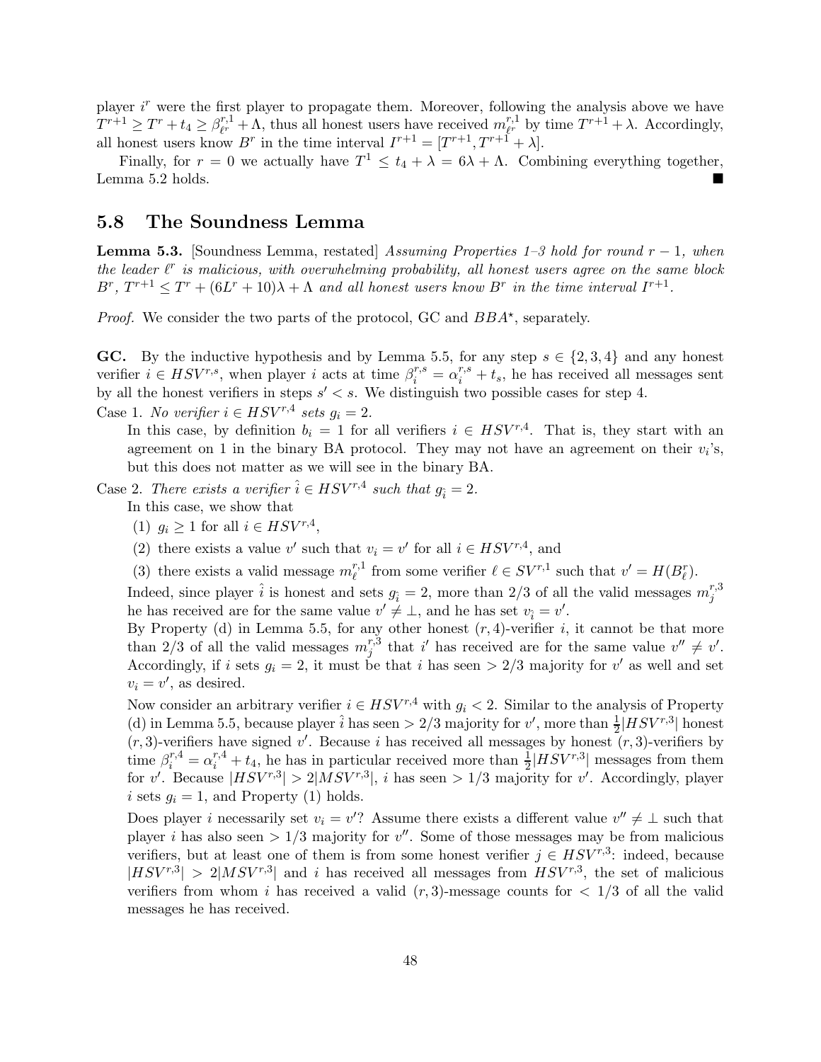player $i^r$ were the first player to propagate them. Moreover, following the analysis above we have $T^{r+1} \geq T^r + t_4 \geq \beta_{\ell^r}^{r,1} + \Lambda$, thus all honest users have received $m_{\ell^r}^{r,1}$ by time $T^{r+1} + \lambda$. Accordingly, all honest users know $B^r$ in the time interval $I^{r+1} = [T^{r+1}, T^{r+1} + \lambda]$.

Finally, for $r = 0$ we actually have $T^1 \leq t_4 + \lambda = 6\lambda + \Lambda$. Combining everything together, Lemma 5.2 holds. ■

## 5.8 The Soundness Lemma

**Lemma 5.3.** [Soundness Lemma, restated] *Assuming Properties 1–3 hold for round $r-1$, when the leader $\ell^r$ is malicious, with overwhelming probability, all honest users agree on the same block $B^r$, $T^{r+1} \leq T^r + (6L^r + 10)\lambda + \Lambda$ and all honest users know $B^r$ in the time interval $I^{r+1}$.*

*Proof.* We consider the two parts of the protocol, GC and $BBA^\star$, separately.

**GC.** By the inductive hypothesis and by Lemma 5.5, for any step $s \in \{2, 3, 4\}$ and any honest verifier $i \in HSV^{r,s}$, when player $i$ acts at time $\beta_i^{r,s} = \alpha_i^{r,s} + t_s$, he has received all messages sent by all the honest verifiers in steps $s' < s$. We distinguish two possible cases for step 4.

Case 1. *No verifier $i \in HSV^{r,4}$ sets $g_i = 2$.*

In this case, by definition $b_i = 1$ for all verifiers $i \in HSV^{r,4}$. That is, they start with an agreement on 1 in the binary BA protocol. They may not have an agreement on their $v_i$'s, but this does not matter as we will see in the binary BA.

Case 2. *There exists a verifier $\hat{i} \in HSV^{r,4}$ such that $g_{\hat{i}} = 2$.*

In this case, we show that

(1) $g_i \geq 1$ for all $i \in HSV^{r,4}$,

(2) there exists a value $v'$ such that $v_i = v'$ for all $i \in HSV^{r,4}$, and

(3) there exists a valid message $m_\ell^{r,1}$ from some verifier $\ell \in SV^{r,1}$ such that $v' = H(B_\ell^r)$.

Indeed, since player $\hat{i}$ is honest and sets $g_{\hat{i}} = 2$, more than 2/3 of all the valid messages $m_j^{r,3}$ he has received are for the same value $v' \neq \bot$, and he has set $v_{\hat{i}} = v'$.

By Property (d) in Lemma 5.5, for any other honest $(r, 4)$-verifier $i$, it cannot be that more than 2/3 of all the valid messages $m_j^{r,3}$ that $i'$ has received are for the same value $v'' \neq v'$. Accordingly, if $i$ sets $g_i = 2$, it must be that $i$ has seen $> 2/3$ majority for $v'$ as well and set $v_i = v'$, as desired.

Now consider an arbitrary verifier $i \in HSV^{r,4}$ with $g_i < 2$. Similar to the analysis of Property (d) in Lemma 5.5, because player $\hat{i}$ has seen $> 2/3$ majority for $v'$, more than $\frac{1}{2}|HSV^{r,3}|$ honest $(r, 3)$-verifiers have signed $v'$. Because $i$ has received all messages by honest $(r, 3)$-verifiers by time $\beta_i^{r,4} = \alpha_i^{r,4} + t_4$, he has in particular received more than $\frac{1}{2}|HSV^{r,3}|$ messages from them for $v'$. Because $|HSV^{r,3}| > 2|MSV^{r,3}|$, $i$ has seen $> 1/3$ majority for $v'$. Accordingly, player $i$ sets $g_i = 1$, and Property (1) holds.

Does player $i$ necessarily set $v_i = v'$? Assume there exists a different value $v'' \neq \bot$ such that player $i$ has also seen $> 1/3$ majority for $v''$. Some of those messages may be from malicious verifiers, but at least one of them is from some honest verifier $j \in HSV^{r,3}$: indeed, because $|HSV^{r,3}| > 2|MSV^{r,3}|$ and $i$ has received all messages from $HSV^{r,3}$, the set of malicious verifiers from whom $i$ has received a valid $(r, 3)$-message counts for $< 1/3$ of all the valid messages he has received.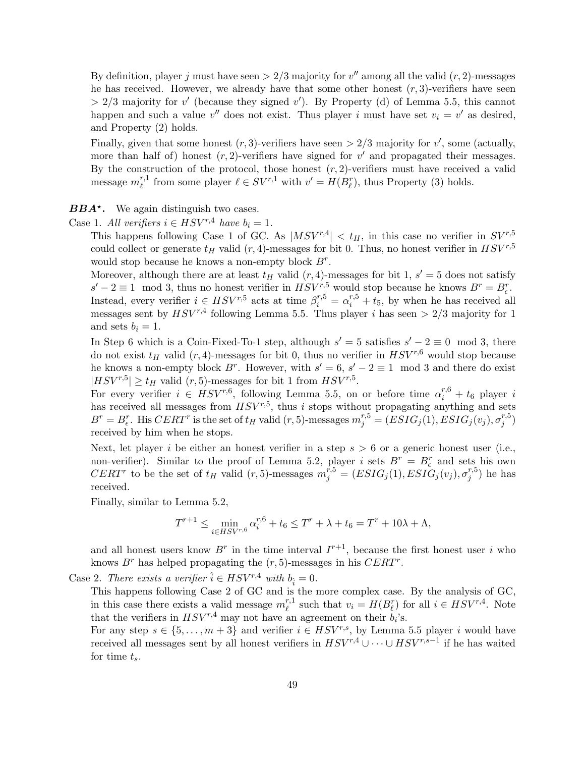By definition, player $j$ must have seen $> 2/3$ majority for $v''$ among all the valid $(r, 2)$-messages he has received. However, we already have that some other honest $(r, 3)$-verifiers have seen $> 2/3$ majority for $v'$ (because they signed $v'$). By Property (d) of Lemma 5.5, this cannot happen and such a value $v''$ does not exist. Thus player $i$ must have set $v_i = v'$ as desired, and Property (2) holds.

Finally, given that some honest $(r, 3)$-verifiers have seen $> 2/3$ majority for $v'$, some (actually, more than half of) honest $(r, 2)$-verifiers have signed for $v'$ and propagated their messages. By the construction of the protocol, those honest $(r, 2)$-verifiers must have received a valid message $m_\ell^{r,1}$ from some player $\ell \in SV^{r,1}$ with $v' = H(B_\ell^r)$, thus Property (3) holds.

***BBA***$^\star$***.*** We again distinguish two cases.

Case 1. *All verifiers* $i \in HSV^{r,4}$ *have* $b_i = 1$.

This happens following Case 1 of GC. As $|MSV^{r,4}| < t_H$, in this case no verifier in $SV^{r,5}$ could collect or generate $t_H$ valid $(r, 4)$-messages for bit 0. Thus, no honest verifier in $HSV^{r,5}$ would stop because he knows a non-empty block $B^r$.

Moreover, although there are at least $t_H$ valid $(r, 4)$-messages for bit 1, $s' = 5$ does not satisfy $s' - 2 \equiv 1 \mod 3$, thus no honest verifier in $HSV^{r,5}$ would stop because he knows $B^r = B_\epsilon^r$.

Instead, every verifier $i \in HSV^{r,5}$ acts at time $\beta_i^{r,5} = \alpha_i^{r,5} + t_5$, by when he has received all messages sent by $HSV^{r,4}$ following Lemma 5.5. Thus player $i$ has seen $> 2/3$ majority for 1 and sets $b_i = 1$.

In Step 6 which is a Coin-Fixed-To-1 step, although $s' = 5$ satisfies $s' - 2 \equiv 0 \mod 3$, there do not exist $t_H$ valid $(r, 4)$-messages for bit 0, thus no verifier in $HSV^{r,6}$ would stop because he knows a non-empty block $B^r$. However, with $s' = 6$, $s' - 2 \equiv 1 \mod 3$ and there do exist $|HSV^{r,5}| \geq t_H$ valid $(r, 5)$-messages for bit 1 from $HSV^{r,5}$.

For every verifier $i \in HSV^{r,6}$, following Lemma 5.5, on or before time $\alpha_i^{r,6} + t_6$ player $i$ has received all messages from $HSV^{r,5}$, thus $i$ stops without propagating anything and sets $B^r = B_\epsilon^r$. His $CERT^r$ is the set of $t_H$ valid $(r, 5)$-messages $m_j^{r,5} = (ESIG_j(1), ESIG_j(v_j), \sigma_j^{r,5})$ received by him when he stops.

Next, let player $i$ be either an honest verifier in a step $s > 6$ or a generic honest user (i.e., non-verifier). Similar to the proof of Lemma 5.2, player $i$ sets $B^r = B_\epsilon^r$ and sets his own $CERT^r$ to be the set of $t_H$ valid $(r, 5)$-messages $m_j^{r,5} = (ESIG_j(1), ESIG_j(v_j), \sigma_j^{r,5})$ he has received.

Finally, similar to Lemma 5.2,

$$T^{r+1} \leq \min_{i \in HSV^{r,6}} \alpha_i^{r,6} + t_6 \leq T^r + \lambda + t_6 = T^r + 10\lambda + \Lambda,$$

and all honest users know $B^r$ in the time interval $I^{r+1}$, because the first honest user $i$ who knows $B^r$ has helped propagating the $(r, 5)$-messages in his $CERT^r$.

Case 2. *There exists a verifier* $\hat{i} \in HSV^{r,4}$ *with* $b_{\hat{i}} = 0$.

This happens following Case 2 of GC and is the more complex case. By the analysis of GC, in this case there exists a valid message $m_\ell^{r,1}$ such that $v_i = H(B_\ell^r)$ for all $i \in HSV^{r,4}$. Note that the verifiers in $HSV^{r,4}$ may not have an agreement on their $b_i$'s.

For any step $s \in \{5, \ldots, m+3\}$ and verifier $i \in HSV^{r,s}$, by Lemma 5.5 player $i$ would have received all messages sent by all honest verifiers in $HSV^{r,4} \cup \cdots \cup HSV^{r,s-1}$ if he has waited for time $t_s$.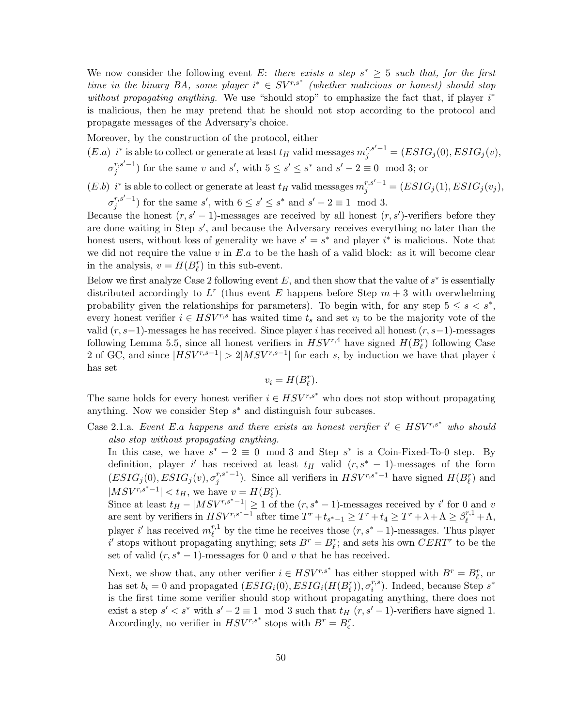We now consider the following event $E$: *there exists a step $s^* \geq 5$ such that, for the first time in the binary BA, some player $i^* \in SV^{r,s^*}$ (whether malicious or honest) should stop without propagating anything.* We use "should stop" to emphasize the fact that, if player $i^*$ is malicious, then he may pretend that he should not stop according to the protocol and propagate messages of the Adversary's choice.

Moreover, by the construction of the protocol, either

$(E.a)$ $i^*$ is able to collect or generate at least $t_H$ valid messages $m_j^{r,s'-1} = (ESIG_j(0), ESIG_j(v), \sigma_j^{r,s'-1})$ for the same $v$ and $s'$, with $5 \leq s' \leq s^*$ and $s' - 2 \equiv 0 \mod 3$; or

$(E.b)$ $i^*$ is able to collect or generate at least $t_H$ valid messages $m_j^{r,s'-1} = (ESIG_j(1), ESIG_j(v_j), \sigma_j^{r,s'-1})$ for the same $s'$, with $6 \leq s' \leq s^*$ and $s' - 2 \equiv 1 \mod 3$.

Because the honest $(r, s'-1)$-messages are received by all honest $(r, s')$-verifiers before they are done waiting in Step $s'$, and because the Adversary receives everything no later than the honest users, without loss of generality we have $s' = s^*$ and player $i^*$ is malicious. Note that we did not require the value $v$ in $E.a$ to be the hash of a valid block: as it will become clear in the analysis, $v = H(B_\ell^r)$ in this sub-event.

Below we first analyze Case 2 following event $E$, and then show that the value of $s^*$ is essentially distributed accordingly to $L^r$ (thus event $E$ happens before Step $m+3$ with overwhelming probability given the relationships for parameters). To begin with, for any step $5 \leq s < s^*$, every honest verifier $i \in HSV^{r,s}$ has waited time $t_s$ and set $v_i$ to be the majority vote of the valid $(r, s-1)$-messages he has received. Since player $i$ has received all honest $(r, s-1)$-messages following Lemma 5.5, since all honest verifiers in $HSV^{r,4}$ have signed $H(B_\ell^r)$ following Case 2 of GC, and since $|HSV^{r,s-1}| > 2|MSV^{r,s-1}|$ for each $s$, by induction we have that player $i$ has set

$$v_i = H(B_\ell^r).$$

The same holds for every honest verifier $i \in HSV^{r,s^*}$ who does not stop without propagating anything. Now we consider Step $s^*$ and distinguish four subcases.

Case 2.1.a. *Event $E.a$ happens and there exists an honest verifier $i' \in HSV^{r,s^*}$ who should also stop without propagating anything.*

In this case, we have $s^* - 2 \equiv 0 \mod 3$ and Step $s^*$ is a Coin-Fixed-To-0 step. By definition, player $i'$ has received at least $t_H$ valid $(r, s^*-1)$-messages of the form $(ESIG_j(0), ESIG_j(v), \sigma_j^{r,s^*-1})$. Since all verifiers in $HSV^{r,s^*-1}$ have signed $H(B_\ell^r)$ and $|MSV^{r,s^*-1}| < t_H$, we have $v = H(B_\ell^r)$.

Since at least $t_H - |MSV^{r,s^*-1}| \geq 1$ of the $(r, s^*-1)$-messages received by $i'$ for 0 and $v$ are sent by verifiers in $HSV^{r,s^*-1}$ after time $T^r + t_{s^*-1} \geq T^r + t_4 \geq T^r + \lambda + \Lambda \geq \beta_\ell^{r,1} + \Lambda$, player $i'$ has received $m_\ell^{r,1}$ by the time he receives those $(r, s^*-1)$-messages. Thus player $i'$ stops without propagating anything; sets $B^r = B_\ell^r$; and sets his own $CERT^r$ to be the set of valid $(r, s^*-1)$-messages for 0 and $v$ that he has received.

Next, we show that, any other verifier $i \in HSV^{r,s^*}$ has either stopped with $B^r = B_\ell^r$, or has set $b_i = 0$ and propagated $(ESIG_i(0), ESIG_i(H(B_\ell^r)), \sigma_i^{r,s})$. Indeed, because Step $s^*$ is the first time some verifier should stop without propagating anything, there does not exist a step $s' < s^*$ with $s' - 2 \equiv 1 \mod 3$ such that $t_H$ $(r, s'-1)$-verifiers have signed 1. Accordingly, no verifier in $HSV^{r,s^*}$ stops with $B^r = B_\epsilon^r$.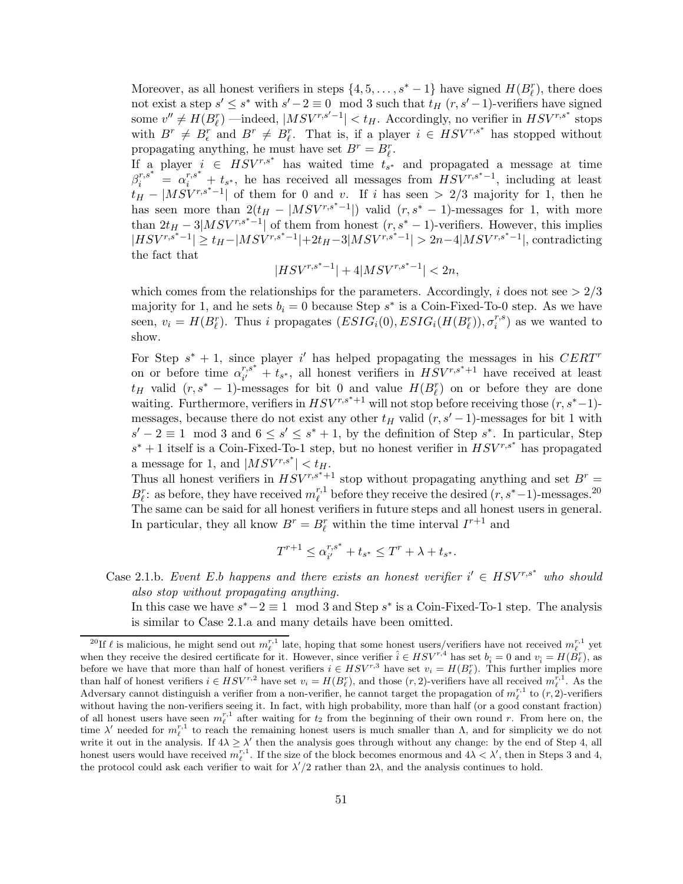Moreover, as all honest verifiers in steps $\{4, 5, \ldots, s^*-1\}$ have signed $H(B^r_\ell)$, there does not exist a step $s' \leq s^*$ with $s'-2 \equiv 0 \mod 3$ such that $t_H$ $(r, s'-1)$-verifiers have signed some $v'' \neq H(B^r_\ell)$ —indeed, $|MSV^{r,s'-1}| < t_H$. Accordingly, no verifier in $HSV^{r,s^*}$ stops with $B^r \neq B^r_\epsilon$ and $B^r \neq B^r_\ell$. That is, if a player $i \in HSV^{r,s^*}$ has stopped without propagating anything, he must have set $B^r = B^r_\ell$.

If a player $i \in HSV^{r,s^*}$ has waited time $t_{s^*}$ and propagated a message at time $\beta_i^{r,s^*} = \alpha_i^{r,s^*} + t_{s^*}$, he has received all messages from $HSV^{r,s^*-1}$, including at least $t_H - |MSV^{r,s^*-1}|$ of them for 0 and $v$. If $i$ has seen $> 2/3$ majority for 1, then he has seen more than $2(t_H - |MSV^{r,s^*-1}|)$ valid $(r, s^*-1)$-messages for 1, with more than $2t_H - 3|MSV^{r,s^*-1}|$ of them from honest $(r, s^*-1)$-verifiers. However, this implies $|HSV^{r,s^*-1}| \geq t_H - |MSV^{r,s^*-1}| + 2t_H - 3|MSV^{r,s^*-1}| > 2n - 4|MSV^{r,s^*-1}|$, contradicting the fact that

$$|HSV^{r,s^*-1}| + 4|MSV^{r,s^*-1}| < 2n,$$

which comes from the relationships for the parameters. Accordingly, $i$ does not see $> 2/3$ majority for 1, and he sets $b_i = 0$ because Step $s^*$ is a Coin-Fixed-To-0 step. As we have seen, $v_i = H(B^r_\ell)$. Thus $i$ propagates $(ESIG_i(0), ESIG_i(H(B^r_\ell)), \sigma_i^{r,s})$ as we wanted to show.

For Step $s^*+1$, since player $i'$ has helped propagating the messages in his $CERT^r$ on or before time $\alpha_{i'}^{r,s^*} + t_{s^*}$, all honest verifiers in $HSV^{r,s^*+1}$ have received at least $t_H$ valid $(r, s^*-1)$-messages for bit 0 and value $H(B^r_\ell)$ on or before they are done waiting. Furthermore, verifiers in $HSV^{r,s^*+1}$ will not stop before receiving those $(r, s^*-1)$-messages, because there do not exist any other $t_H$ valid $(r, s'-1)$-messages for bit 1 with $s'-2 \equiv 1 \mod 3$ and $6 \leq s' \leq s^*+1$, by the definition of Step $s^*$. In particular, Step $s^*+1$ itself is a Coin-Fixed-To-1 step, but no honest verifier in $HSV^{r,s^*}$ has propagated a message for 1, and $|MSV^{r,s^*}| < t_H$.

Thus all honest verifiers in $HSV^{r,s^*+1}$ stop without propagating anything and set $B^r = B^r_\ell$: as before, they have received $m_\ell^{r,1}$ before they receive the desired $(r, s^*-1)$-messages.[20] The same can be said for all honest verifiers in future steps and all honest users in general. In particular, they all know $B^r = B^r_\ell$ within the time interval $I^{r+1}$ and

$$T^{r+1} \leq \alpha_{i'}^{r,s^*} + t_{s^*} \leq T^r + \lambda + t_{s^*}.$$

Case 2.1.b. *Event E.b happens and there exists an honest verifier $i' \in HSV^{r,s^*}$ who should also stop without propagating anything.*

In this case we have $s^*-2 \equiv 1 \mod 3$ and Step $s^*$ is a Coin-Fixed-To-1 step. The analysis is similar to Case 2.1.a and many details have been omitted.

[20] If $\ell$ is malicious, he might send out $m_\ell^{r,1}$ late, hoping that some honest users/verifiers have not received $m_\ell^{r,1}$ yet when they receive the desired certificate for it. However, since verifier $\hat{i} \in HSV^{r,4}$ has set $b_{\hat{i}} = 0$ and $v_{\hat{i}} = H(B^r_\ell)$, as before we have that more than half of honest verifiers $i \in HSV^{r,3}$ have set $v_i = H(B^r_\ell)$. This further implies more than half of honest verifiers $i \in HSV^{r,2}$ have set $v_i = H(B^r_\ell)$, and those $(r,2)$-verifiers have all received $m_\ell^{r,1}$. As the Adversary cannot distinguish a verifier from a non-verifier, he cannot target the propagation of $m_\ell^{r,1}$ to $(r,2)$-verifiers without having the non-verifiers seeing it. In fact, with high probability, more than half (or a good constant fraction) of all honest users have seen $m_\ell^{r,1}$ after waiting for $t_2$ from the beginning of their own round $r$. From here on, the time $\lambda'$ needed for $m_\ell^{r,1}$ to reach the remaining honest users is much smaller than $\Lambda$, and for simplicity we do not write it out in the analysis. If $4\lambda \geq \lambda'$ then the analysis goes through without any change: by the end of Step 4, all honest users would have received $m_\ell^{r,1}$. If the size of the block becomes enormous and $4\lambda < \lambda'$, then in Steps 3 and 4, the protocol could ask each verifier to wait for $\lambda'/2$ rather than $2\lambda$, and the analysis continues to hold.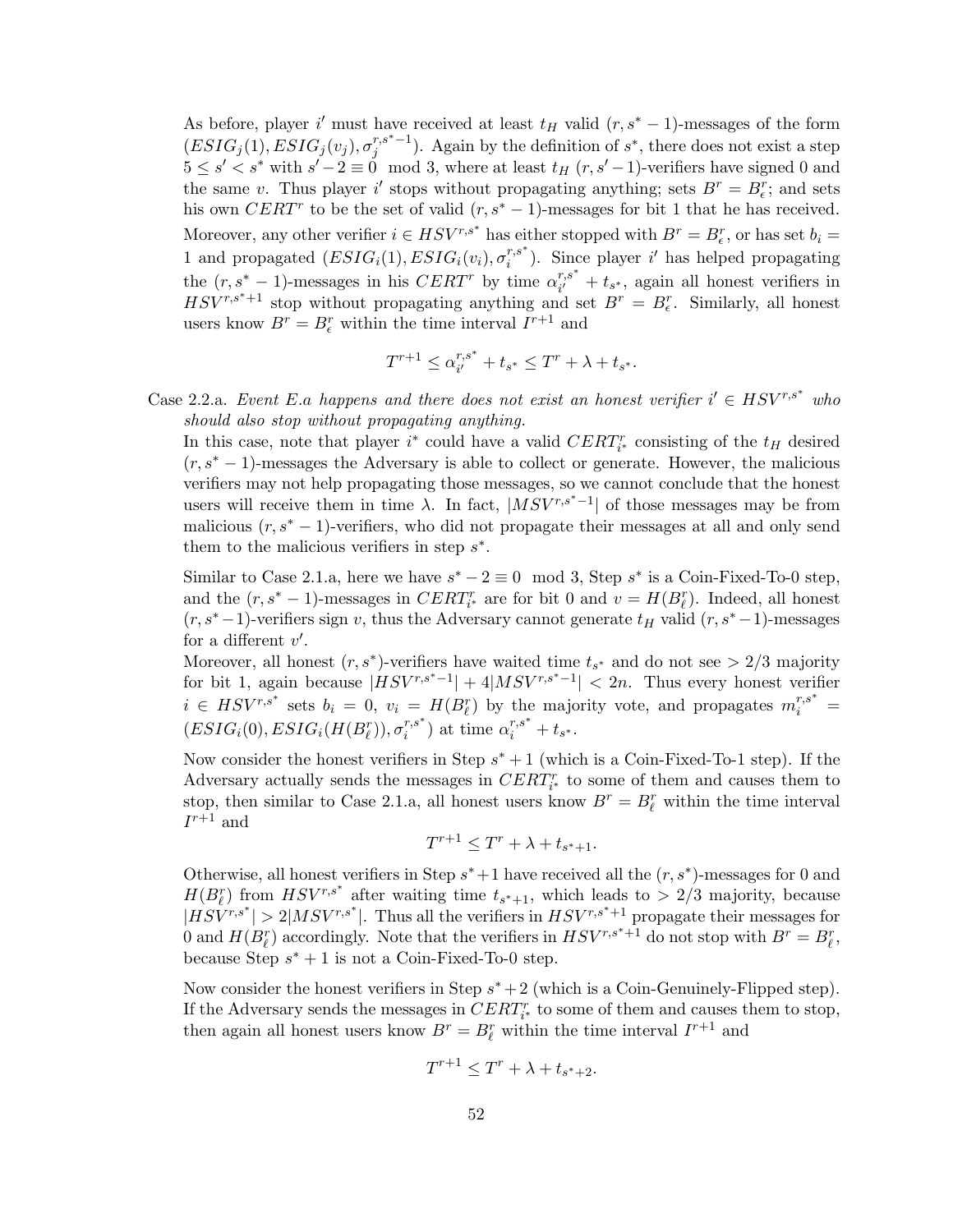As before, player $i'$ must have received at least $t_H$ valid $(r, s^*-1)$-messages of the form $(ESIG_j(1), ESIG_j(v_j), \sigma_j^{r,s^*-1})$. Again by the definition of $s^*$, there does not exist a step $5 \leq s' < s^*$ with $s'-2 \equiv 0 \mod 3$, where at least $t_H$ $(r, s'-1)$-verifiers have signed 0 and the same $v$. Thus player $i'$ stops without propagating anything; sets $B^r = B^r_\epsilon$; and sets his own $CERT^r$ to be the set of valid $(r, s^*-1)$-messages for bit 1 that he has received.

Moreover, any other verifier $i \in HSV^{r,s^*}$ has either stopped with $B^r = B^r_\epsilon$, or has set $b_i = 1$ and propagated $(ESIG_i(1), ESIG_i(v_i), \sigma_i^{r,s^*})$. Since player $i'$ has helped propagating the $(r, s^*-1)$-messages in his $CERT^r$ by time $\alpha_{i'}^{r,s^*} + t_{s^*}$, again all honest verifiers in $HSV^{r,s^*+1}$ stop without propagating anything and set $B^r = B^r_\epsilon$. Similarly, all honest users know $B^r = B^r_\epsilon$ within the time interval $I^{r+1}$ and

$$T^{r+1} \leq \alpha_{i'}^{r,s^*} + t_{s^*} \leq T^r + \lambda + t_{s^*}.$$

Case 2.2.a. *Event E.a happens and there does not exist an honest verifier $i' \in HSV^{r,s^*}$ who should also stop without propagating anything.*

In this case, note that player $i^*$ could have a valid $CERT^r_{i^*}$ consisting of the $t_H$ desired $(r, s^*-1)$-messages the Adversary is able to collect or generate. However, the malicious verifiers may not help propagating those messages, so we cannot conclude that the honest users will receive them in time $\lambda$. In fact, $|MSV^{r,s^*-1}|$ of those messages may be from malicious $(r, s^*-1)$-verifiers, who did not propagate their messages at all and only send them to the malicious verifiers in step $s^*$.

Similar to Case 2.1.a, here we have $s^*-2 \equiv 0 \mod 3$, Step $s^*$ is a Coin-Fixed-To-0 step, and the $(r, s^*-1)$-messages in $CERT^r_{i^*}$ are for bit 0 and $v = H(B^r_\ell)$. Indeed, all honest $(r, s^*-1)$-verifiers sign $v$, thus the Adversary cannot generate $t_H$ valid $(r, s^*-1)$-messages for a different $v'$.

Moreover, all honest $(r, s^*)$-verifiers have waited time $t_{s^*}$ and do not see $> 2/3$ majority for bit 1, again because $|HSV^{r,s^*-1}| + 4|MSV^{r,s^*-1}| < 2n$. Thus every honest verifier $i \in HSV^{r,s^*}$ sets $b_i = 0$, $v_i = H(B^r_\ell)$ by the majority vote, and propagates $m_i^{r,s^*} = (ESIG_i(0), ESIG_i(H(B^r_\ell)), \sigma_i^{r,s^*})$ at time $\alpha_i^{r,s^*} + t_{s^*}$.

Now consider the honest verifiers in Step $s^*+1$ (which is a Coin-Fixed-To-1 step). If the Adversary actually sends the messages in $CERT^r_{i^*}$ to some of them and causes them to stop, then similar to Case 2.1.a, all honest users know $B^r = B^r_\ell$ within the time interval $I^{r+1}$ and

$$T^{r+1} \leq T^r + \lambda + t_{s^*+1}.$$

Otherwise, all honest verifiers in Step $s^*+1$ have received all the $(r, s^*)$-messages for 0 and $H(B^r_\ell)$ from $HSV^{r,s^*}$ after waiting time $t_{s^*+1}$, which leads to $> 2/3$ majority, because $|HSV^{r,s^*}| > 2|MSV^{r,s^*}|$. Thus all the verifiers in $HSV^{r,s^*+1}$ propagate their messages for 0 and $H(B^r_\ell)$ accordingly. Note that the verifiers in $HSV^{r,s^*+1}$ do not stop with $B^r = B^r_\ell$, because Step $s^*+1$ is not a Coin-Fixed-To-0 step.

Now consider the honest verifiers in Step $s^*+2$ (which is a Coin-Genuinely-Flipped step). If the Adversary sends the messages in $CERT^r_{i^*}$ to some of them and causes them to stop, then again all honest users know $B^r = B^r_\ell$ within the time interval $I^{r+1}$ and

$$T^{r+1} \leq T^r + \lambda + t_{s^*+2}.$$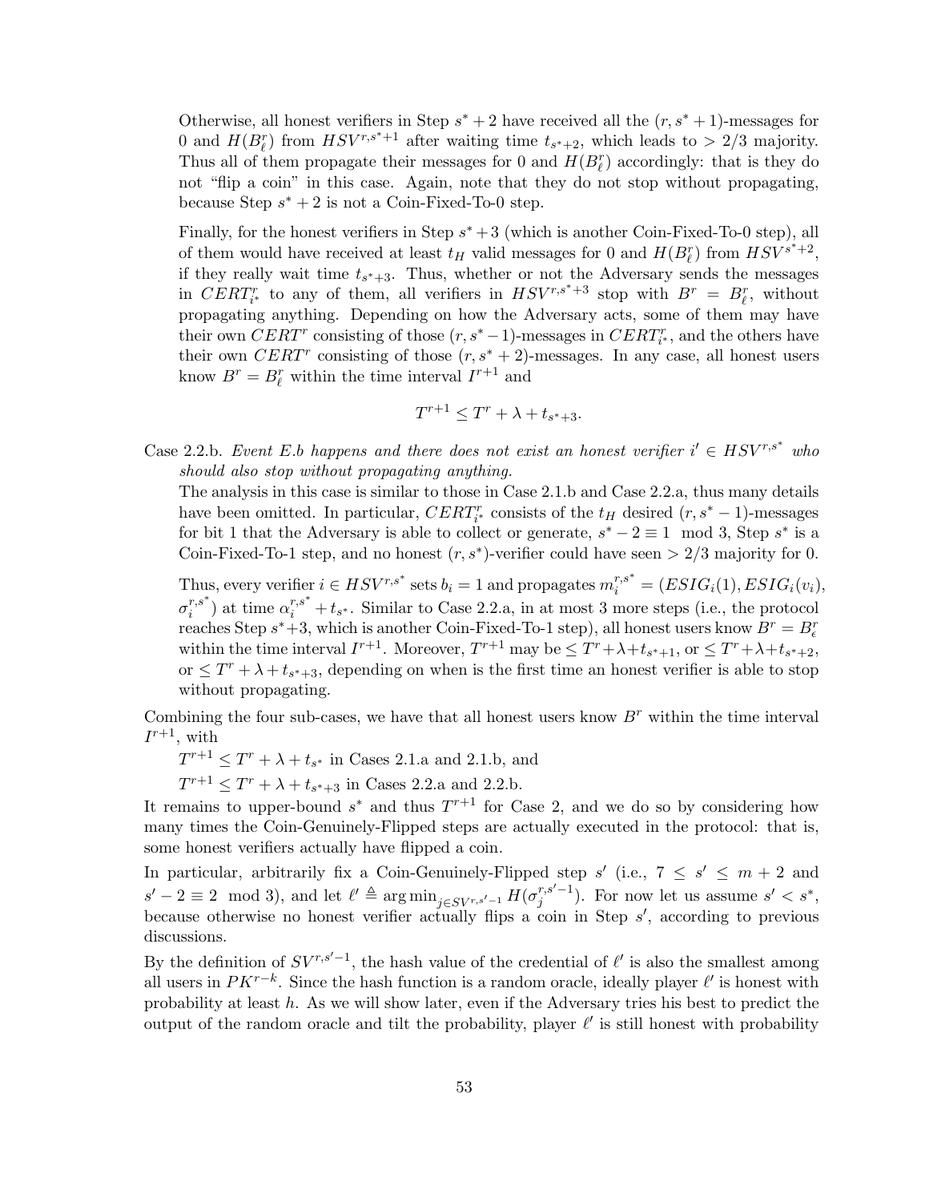Otherwise, all honest verifiers in Step $s^*+2$ have received all the $(r, s^*+1)$-messages for 0 and $H(B_\ell^r)$ from $HSV^{r,s^*+1}$ after waiting time $t_{s^*+2}$, which leads to $> 2/3$ majority. Thus all of them propagate their messages for 0 and $H(B_\ell^r)$ accordingly: that is they do not "flip a coin" in this case. Again, note that they do not stop without propagating, because Step $s^*+2$ is not a Coin-Fixed-To-0 step.

Finally, for the honest verifiers in Step $s^*+3$ (which is another Coin-Fixed-To-0 step), all of them would have received at least $t_H$ valid messages for 0 and $H(B_\ell^r)$ from $HSV^{s^*+2}$, if they really wait time $t_{s^*+3}$. Thus, whether or not the Adversary sends the messages in $CERT_{i^*}^r$ to any of them, all verifiers in $HSV^{r,s^*+3}$ stop with $B^r = B_\ell^r$, without propagating anything. Depending on how the Adversary acts, some of them may have their own $CERT^r$ consisting of those $(r, s^*-1)$-messages in $CERT_{i^*}^r$, and the others have their own $CERT^r$ consisting of those $(r, s^*+2)$-messages. In any case, all honest users know $B^r = B_\ell^r$ within the time interval $I^{r+1}$ and

$$T^{r+1} \le T^r + \lambda + t_{s^*+3}.$$

Case 2.2.b. *Event E.b happens and there does not exist an honest verifier $i' \in HSV^{r,s^*}$ who should also stop without propagating anything.*

The analysis in this case is similar to those in Case 2.1.b and Case 2.2.a, thus many details have been omitted. In particular, $CERT_{i^*}^r$ consists of the $t_H$ desired $(r, s^*-1)$-messages for bit 1 that the Adversary is able to collect or generate, $s^*-2 \equiv 1 \mod 3$, Step $s^*$ is a Coin-Fixed-To-1 step, and no honest $(r, s^*)$-verifier could have seen $> 2/3$ majority for 0.

Thus, every verifier $i \in HSV^{r,s^*}$ sets $b_i = 1$ and propagates $m_i^{r,s^*} = (ESIG_i(1), ESIG_i(v_i), \sigma_i^{r,s^*})$ at time $\alpha_i^{r,s^*} + t_{s^*}$. Similar to Case 2.2.a, in at most 3 more steps (i.e., the protocol reaches Step $s^*+3$, which is another Coin-Fixed-To-1 step), all honest users know $B^r = B_\epsilon^r$ within the time interval $I^{r+1}$. Moreover, $T^{r+1}$ may be $\le T^r + \lambda + t_{s^*+1}$, or $\le T^r + \lambda + t_{s^*+2}$, or $\le T^r + \lambda + t_{s^*+3}$, depending on when is the first time an honest verifier is able to stop without propagating.

Combining the four sub-cases, we have that all honest users know $B^r$ within the time interval $I^{r+1}$, with

$T^{r+1} \le T^r + \lambda + t_{s^*}$ in Cases 2.1.a and 2.1.b, and

$T^{r+1} \le T^r + \lambda + t_{s^*+3}$ in Cases 2.2.a and 2.2.b.

It remains to upper-bound $s^*$ and thus $T^{r+1}$ for Case 2, and we do so by considering how many times the Coin-Genuinely-Flipped steps are actually executed in the protocol: that is, some honest verifiers actually have flipped a coin.

In particular, arbitrarily fix a Coin-Genuinely-Flipped step $s'$ (i.e., $7 \le s' \le m+2$ and $s'-2 \equiv 2 \mod 3$), and let $\ell' \triangleq \arg\min_{j \in SV^{r,s'-1}} H(\sigma_j^{r,s'-1})$. For now let us assume $s' < s^*$, because otherwise no honest verifier actually flips a coin in Step $s'$, according to previous discussions.

By the definition of $SV^{r,s'-1}$, the hash value of the credential of $\ell'$ is also the smallest among all users in $PK^{r-k}$. Since the hash function is a random oracle, ideally player $\ell'$ is honest with probability at least $h$. As we will show later, even if the Adversary tries his best to predict the output of the random oracle and tilt the probability, player $\ell'$ is still honest with probability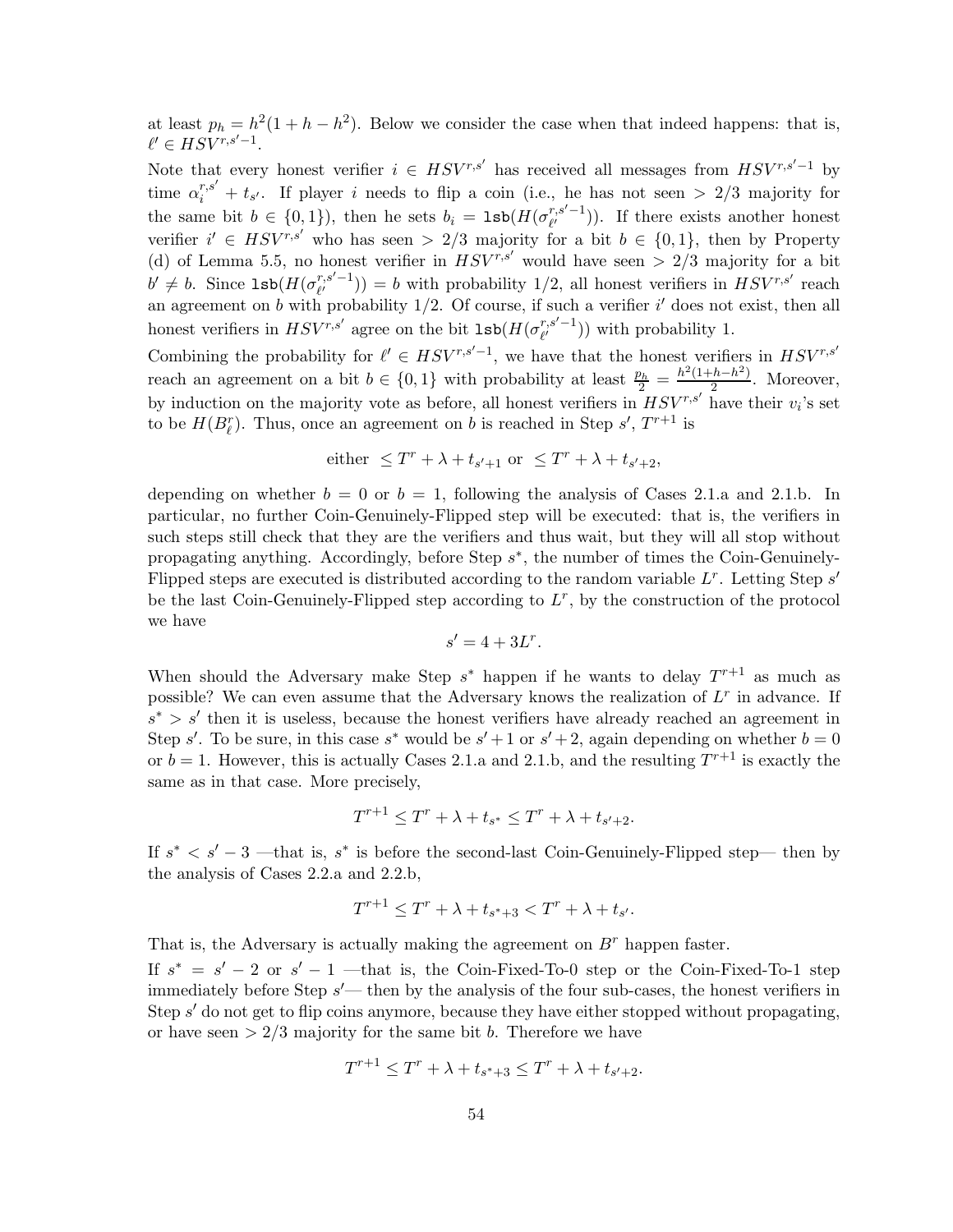at least $p_h = h^2(1+h-h^2)$. Below we consider the case when that indeed happens: that is, $\ell' \in HSV^{r,s'-1}$.

Note that every honest verifier $i \in HSV^{r,s'}$ has received all messages from $HSV^{r,s'-1}$ by time $\alpha_i^{r,s'} + t_{s'}$. If player $i$ needs to flip a coin (i.e., he has not seen $> 2/3$ majority for the same bit $b \in \{0,1\}$), then he sets $b_i = \texttt{lsb}(H(\sigma_{\ell'}^{r,s'-1}))$. If there exists another honest verifier $i' \in HSV^{r,s'}$ who has seen $> 2/3$ majority for a bit $b \in \{0,1\}$, then by Property (d) of Lemma 5.5, no honest verifier in $HSV^{r,s'}$ would have seen $> 2/3$ majority for a bit $b' \neq b$. Since $\texttt{lsb}(H(\sigma_{\ell'}^{r,s'-1})) = b$ with probability 1/2, all honest verifiers in $HSV^{r,s'}$ reach an agreement on $b$ with probability 1/2. Of course, if such a verifier $i'$ does not exist, then all honest verifiers in $HSV^{r,s'}$ agree on the bit $\texttt{lsb}(H(\sigma_{\ell'}^{r,s'-1}))$ with probability 1.

Combining the probability for $\ell' \in HSV^{r,s'-1}$, we have that the honest verifiers in $HSV^{r,s'}$ reach an agreement on a bit $b \in \{0,1\}$ with probability at least $\frac{p_h}{2} = \frac{h^2(1+h-h^2)}{2}$. Moreover, by induction on the majority vote as before, all honest verifiers in $HSV^{r,s'}$ have their $v_i$'s set to be $H(B_\ell^r)$. Thus, once an agreement on $b$ is reached in Step $s'$, $T^{r+1}$ is

$$\text{either } \leq T^r + \lambda + t_{s'+1} \text{ or } \leq T^r + \lambda + t_{s'+2},$$

depending on whether $b = 0$ or $b = 1$, following the analysis of Cases 2.1.a and 2.1.b. In particular, no further Coin-Genuinely-Flipped step will be executed: that is, the verifiers in such steps still check that they are the verifiers and thus wait, but they will all stop without propagating anything. Accordingly, before Step $s^*$, the number of times the Coin-Genuinely-Flipped steps are executed is distributed according to the random variable $L^r$. Letting Step $s'$ be the last Coin-Genuinely-Flipped step according to $L^r$, by the construction of the protocol we have

$$s' = 4 + 3L^r.$$

When should the Adversary make Step $s^*$ happen if he wants to delay $T^{r+1}$ as much as possible? We can even assume that the Adversary knows the realization of $L^r$ in advance. If $s^* > s'$ then it is useless, because the honest verifiers have already reached an agreement in Step $s'$. To be sure, in this case $s^*$ would be $s'+1$ or $s'+2$, again depending on whether $b = 0$ or $b = 1$. However, this is actually Cases 2.1.a and 2.1.b, and the resulting $T^{r+1}$ is exactly the same as in that case. More precisely,

$$T^{r+1} \leq T^r + \lambda + t_{s^*} \leq T^r + \lambda + t_{s'+2}.$$

If $s^* < s' - 3$ —that is, $s^*$ is before the second-last Coin-Genuinely-Flipped step— then by the analysis of Cases 2.2.a and 2.2.b,

$$T^{r+1} \leq T^r + \lambda + t_{s^*+3} < T^r + \lambda + t_{s'}.$$

That is, the Adversary is actually making the agreement on $B^r$ happen faster.

If $s^* = s' - 2$ or $s' - 1$ —that is, the Coin-Fixed-To-0 step or the Coin-Fixed-To-1 step immediately before Step $s'$— then by the analysis of the four sub-cases, the honest verifiers in Step $s'$ do not get to flip coins anymore, because they have either stopped without propagating, or have seen $> 2/3$ majority for the same bit $b$. Therefore we have

$$T^{r+1} \leq T^r + \lambda + t_{s^*+3} \leq T^r + \lambda + t_{s'+2}.$$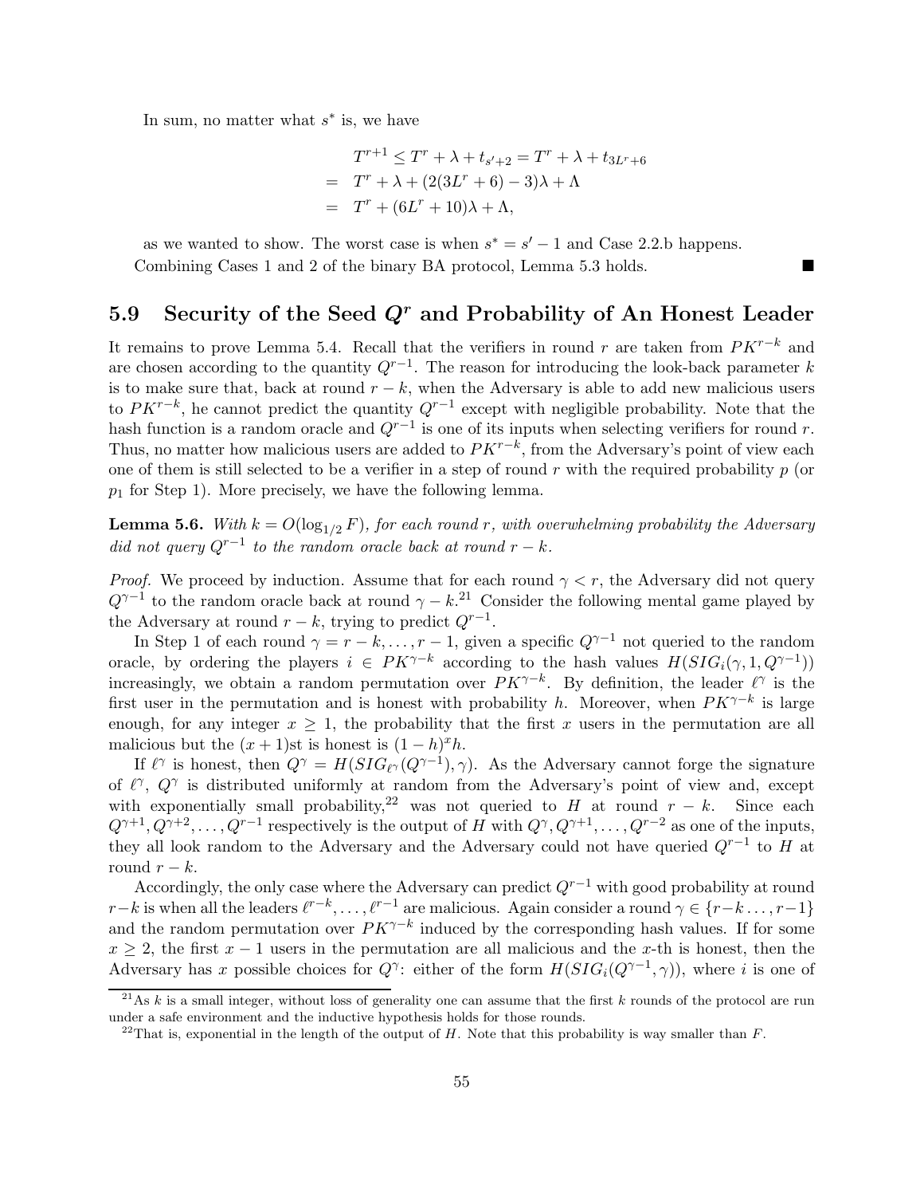In sum, no matter what $s^*$ is, we have

$$
\begin{aligned}
& T^{r+1} \leq T^r + \lambda + t_{s'+2} = T^r + \lambda + t_{3L^r+6} \\
= \ & T^r + \lambda + (2(3L^r + 6) - 3)\lambda + \Lambda \\
= \ & T^r + (6L^r + 10)\lambda + \Lambda,
\end{aligned}
$$

as we wanted to show. The worst case is when $s^* = s' - 1$ and Case 2.2.b happens.

Combining Cases 1 and 2 of the binary BA protocol, Lemma 5.3 holds. ■

## 5.9 Security of the Seed $Q^r$ and Probability of An Honest Leader

It remains to prove Lemma 5.4. Recall that the verifiers in round $r$ are taken from $PK^{r-k}$ and are chosen according to the quantity $Q^{r-1}$. The reason for introducing the look-back parameter $k$ is to make sure that, back at round $r-k$, when the Adversary is able to add new malicious users to $PK^{r-k}$, he cannot predict the quantity $Q^{r-1}$ except with negligible probability. Note that the hash function is a random oracle and $Q^{r-1}$ is one of its inputs when selecting verifiers for round $r$. Thus, no matter how malicious users are added to $PK^{r-k}$, from the Adversary's point of view each one of them is still selected to be a verifier in a step of round $r$ with the required probability $p$ (or $p_1$ for Step 1). More precisely, we have the following lemma.

**Lemma 5.6.** *With $k = O(\log_{1/2} F)$, for each round $r$, with overwhelming probability the Adversary did not query $Q^{r-1}$ to the random oracle back at round $r-k$.*

*Proof.* We proceed by induction. Assume that for each round $\gamma < r$, the Adversary did not query $Q^{\gamma-1}$ to the random oracle back at round $\gamma - k$.[21] Consider the following mental game played by the Adversary at round $r-k$, trying to predict $Q^{r-1}$.

In Step 1 of each round $\gamma = r-k, \ldots, r-1$, given a specific $Q^{\gamma-1}$ not queried to the random oracle, by ordering the players $i \in PK^{\gamma-k}$ according to the hash values $H(SIG_i(\gamma, 1, Q^{\gamma-1}))$ increasingly, we obtain a random permutation over $PK^{\gamma-k}$. By definition, the leader $\ell^\gamma$ is the first user in the permutation and is honest with probability $h$. Moreover, when $PK^{\gamma-k}$ is large enough, for any integer $x \geq 1$, the probability that the first $x$ users in the permutation are all malicious but the $(x+1)$st is honest is $(1-h)^x h$.

If $\ell^\gamma$ is honest, then $Q^\gamma = H(SIG_{\ell^\gamma}(Q^{\gamma-1}), \gamma)$. As the Adversary cannot forge the signature of $\ell^\gamma$, $Q^\gamma$ is distributed uniformly at random from the Adversary's point of view and, except with exponentially small probability,[22] was not queried to $H$ at round $r-k$. Since each $Q^{\gamma+1}, Q^{\gamma+2}, \ldots, Q^{r-1}$ respectively is the output of $H$ with $Q^\gamma, Q^{\gamma+1}, \ldots, Q^{r-2}$ as one of the inputs, they all look random to the Adversary and the Adversary could not have queried $Q^{r-1}$ to $H$ at round $r-k$.

Accordingly, the only case where the Adversary can predict $Q^{r-1}$ with good probability at round $r-k$ is when all the leaders $\ell^{r-k}, \ldots, \ell^{r-1}$ are malicious. Again consider a round $\gamma \in \{r-k \ldots, r-1\}$ and the random permutation over $PK^{\gamma-k}$ induced by the corresponding hash values. If for some $x \geq 2$, the first $x-1$ users in the permutation are all malicious and the $x$-th is honest, then the Adversary has $x$ possible choices for $Q^\gamma$: either of the form $H(SIG_i(Q^{\gamma-1}, \gamma))$, where $i$ is one of

[21] As $k$ is a small integer, without loss of generality one can assume that the first $k$ rounds of the protocol are run under a safe environment and the inductive hypothesis holds for those rounds.

[22] That is, exponential in the length of the output of $H$. Note that this probability is way smaller than $F$.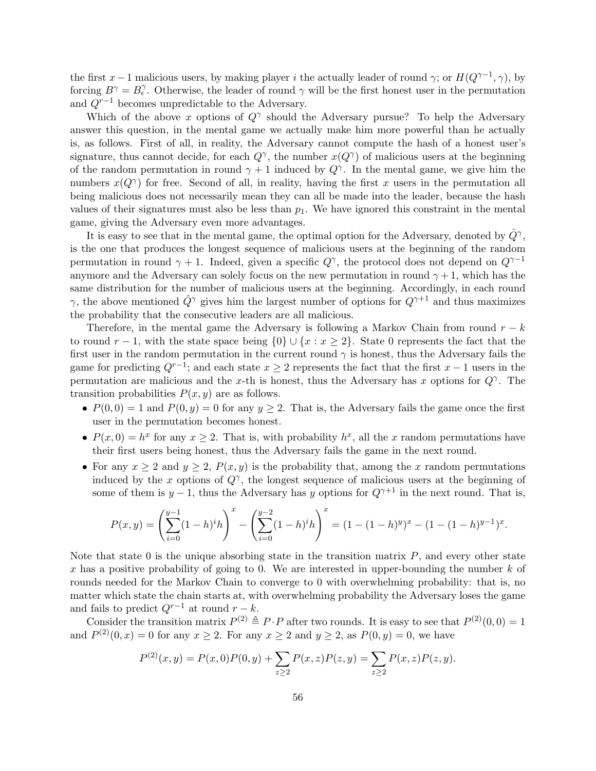the first $x-1$ malicious users, by making player $i$ the actually leader of round $\gamma$; or $H(Q^{\gamma-1}, \gamma)$, by forcing $B^\gamma = B^\gamma_\epsilon$. Otherwise, the leader of round $\gamma$ will be the first honest user in the permutation and $Q^{r-1}$ becomes unpredictable to the Adversary.

Which of the above $x$ options of $Q^\gamma$ should the Adversary pursue? To help the Adversary answer this question, in the mental game we actually make him more powerful than he actually is, as follows. First of all, in reality, the Adversary cannot compute the hash of a honest user's signature, thus cannot decide, for each $Q^\gamma$, the number $x(Q^\gamma)$ of malicious users at the beginning of the random permutation in round $\gamma+1$ induced by $Q^\gamma$. In the mental game, we give him the numbers $x(Q^\gamma)$ for free. Second of all, in reality, having the first $x$ users in the permutation all being malicious does not necessarily mean they can all be made into the leader, because the hash values of their signatures must also be less than $p_1$. We have ignored this constraint in the mental game, giving the Adversary even more advantages.

It is easy to see that in the mental game, the optimal option for the Adversary, denoted by $\hat{Q}^\gamma$, is the one that produces the longest sequence of malicious users at the beginning of the random permutation in round $\gamma+1$. Indeed, given a specific $Q^\gamma$, the protocol does not depend on $Q^{\gamma-1}$ anymore and the Adversary can solely focus on the new permutation in round $\gamma+1$, which has the same distribution for the number of malicious users at the beginning. Accordingly, in each round $\gamma$, the above mentioned $\hat{Q}^\gamma$ gives him the largest number of options for $Q^{\gamma+1}$ and thus maximizes the probability that the consecutive leaders are all malicious.

Therefore, in the mental game the Adversary is following a Markov Chain from round $r-k$ to round $r-1$, with the state space being $\{0\} \cup \{x : x \geq 2\}$. State 0 represents the fact that the first user in the random permutation in the current round $\gamma$ is honest, thus the Adversary fails the game for predicting $Q^{r-1}$; and each state $x \geq 2$ represents the fact that the first $x-1$ users in the permutation are malicious and the $x$-th is honest, thus the Adversary has $x$ options for $Q^\gamma$. The transition probabilities $P(x,y)$ are as follows.

- $P(0,0) = 1$ and $P(0,y) = 0$ for any $y \geq 2$. That is, the Adversary fails the game once the first user in the permutation becomes honest.
- $P(x,0) = h^x$ for any $x \geq 2$. That is, with probability $h^x$, all the $x$ random permutations have their first users being honest, thus the Adversary fails the game in the next round.
- For any $x \geq 2$ and $y \geq 2$, $P(x,y)$ is the probability that, among the $x$ random permutations induced by the $x$ options of $Q^\gamma$, the longest sequence of malicious users at the beginning of some of them is $y-1$, thus the Adversary has $y$ options for $Q^{\gamma+1}$ in the next round. That is,

$$P(x,y) = \left( \sum_{i=0}^{y-1} (1-h)^i h \right)^x - \left( \sum_{i=0}^{y-2} (1-h)^i h \right)^x = (1-(1-h)^y)^x - (1-(1-h)^{y-1})^x.$$

Note that state 0 is the unique absorbing state in the transition matrix $P$, and every other state $x$ has a positive probability of going to 0. We are interested in upper-bounding the number $k$ of rounds needed for the Markov Chain to converge to 0 with overwhelming probability: that is, no matter which state the chain starts at, with overwhelming probability the Adversary loses the game and fails to predict $Q^{r-1}$ at round $r-k$.

Consider the transition matrix $P^{(2)} \triangleq P \cdot P$ after two rounds. It is easy to see that $P^{(2)}(0,0) = 1$ and $P^{(2)}(0,x) = 0$ for any $x \geq 2$. For any $x \geq 2$ and $y \geq 2$, as $P(0,y) = 0$, we have

$$P^{(2)}(x,y) = P(x,0)P(0,y) + \sum_{z \geq 2} P(x,z)P(z,y) = \sum_{z \geq 2} P(x,z)P(z,y).$$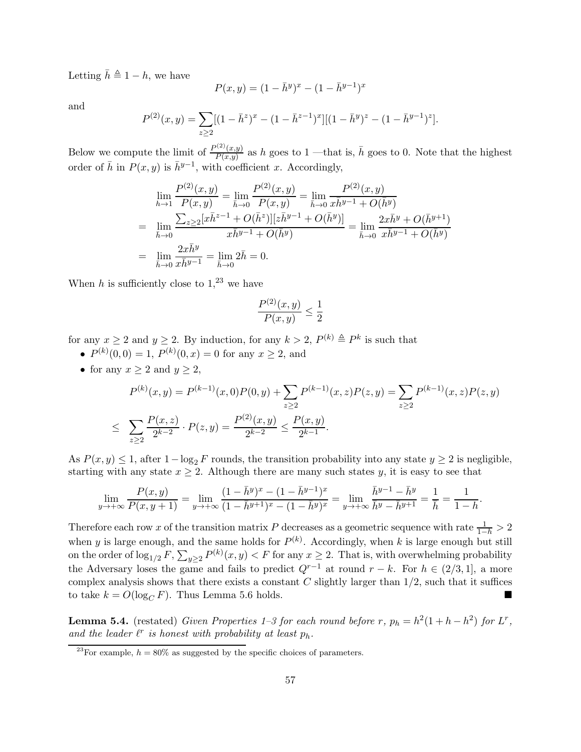Letting $\bar{h} \triangleq 1 - h$, we have

$$P(x, y) = (1 - \bar{h}^y)^x - (1 - \bar{h}^{y-1})^x$$

and

$$P^{(2)}(x, y) = \sum_{z \geq 2} [(1 - \bar{h}^z)^x - (1 - \bar{h}^{z-1})^x][(1 - \bar{h}^y)^z - (1 - \bar{h}^{y-1})^z].$$

Below we compute the limit of $\frac{P^{(2)}(x,y)}{P(x,y)}$ as $h$ goes to 1 —that is, $\bar{h}$ goes to 0. Note that the highest order of $\bar{h}$ in $P(x, y)$ is $\bar{h}^{y-1}$, with coefficient $x$. Accordingly,

$$\begin{aligned}
& \lim_{h \to 1} \frac{P^{(2)}(x, y)}{P(x, y)} = \lim_{\bar{h} \to 0} \frac{P^{(2)}(x, y)}{P(x, y)} = \lim_{\bar{h} \to 0} \frac{P^{(2)}(x, y)}{x\bar{h}^{y-1} + O(\bar{h}^y)} \\
= \ & \lim_{\bar{h} \to 0} \frac{\sum_{z \geq 2} [x\bar{h}^{z-1} + O(\bar{h}^z)][z\bar{h}^{y-1} + O(\bar{h}^y)]}{x\bar{h}^{y-1} + O(\bar{h}^y)} = \lim_{\bar{h} \to 0} \frac{2x\bar{h}^y + O(\bar{h}^{y+1})}{x\bar{h}^{y-1} + O(\bar{h}^y)} \\
= \ & \lim_{\bar{h} \to 0} \frac{2x\bar{h}^y}{x\bar{h}^{y-1}} = \lim_{\bar{h} \to 0} 2\bar{h} = 0.
\end{aligned}$$

When $h$ is sufficiently close to 1,[23] we have

$$\frac{P^{(2)}(x, y)}{P(x, y)} \leq \frac{1}{2}$$

for any $x \geq 2$ and $y \geq 2$. By induction, for any $k > 2$, $P^{(k)} \triangleq P^k$ is such that

- $P^{(k)}(0, 0) = 1$, $P^{(k)}(0, x) = 0$ for any $x \geq 2$, and
- for any $x \geq 2$ and $y \geq 2$,

$$\begin{aligned}
& P^{(k)}(x, y) = P^{(k-1)}(x, 0)P(0, y) + \sum_{z \geq 2} P^{(k-1)}(x, z)P(z, y) = \sum_{z \geq 2} P^{(k-1)}(x, z)P(z, y) \\
\leq \ & \sum_{z \geq 2} \frac{P(x, z)}{2^{k-2}} \cdot P(z, y) = \frac{P^{(2)}(x, y)}{2^{k-2}} \leq \frac{P(x, y)}{2^{k-1}}.
\end{aligned}$$

As $P(x, y) \leq 1$, after $1 - \log_2 F$ rounds, the transition probability into any state $y \geq 2$ is negligible, starting with any state $x \geq 2$. Although there are many such states $y$, it is easy to see that

$$\lim_{y \to +\infty} \frac{P(x, y)}{P(x, y + 1)} = \lim_{y \to +\infty} \frac{(1 - \bar{h}^y)^x - (1 - \bar{h}^{y-1})^x}{(1 - \bar{h}^{y+1})^x - (1 - \bar{h}^y)^x} = \lim_{y \to +\infty} \frac{\bar{h}^{y-1} - \bar{h}^y}{\bar{h}^y - \bar{h}^{y+1}} = \frac{1}{\bar{h}} = \frac{1}{1 - h}.$$

Therefore each row $x$ of the transition matrix $P$ decreases as a geometric sequence with rate $\frac{1}{1-h} > 2$ when $y$ is large enough, and the same holds for $P^{(k)}$. Accordingly, when $k$ is large enough but still on the order of $\log_{1/2} F$, $\sum_{y \geq 2} P^{(k)}(x, y) < F$ for any $x \geq 2$. That is, with overwhelming probability the Adversary loses the game and fails to predict $Q^{r-1}$ at round $r - k$. For $h \in (2/3, 1]$, a more complex analysis shows that there exists a constant $C$ slightly larger than $1/2$, such that it suffices to take $k = O(\log_C F)$. Thus Lemma 5.6 holds. ∎

**Lemma 5.4.** (restated) *Given Properties 1–3 for each round before $r$, $p_h = h^2(1 + h - h^2)$ for $L^r$, and the leader $\ell^r$ is honest with probability at least $p_h$.*

[23] For example, $h = 80\%$ as suggested by the specific choices of parameters.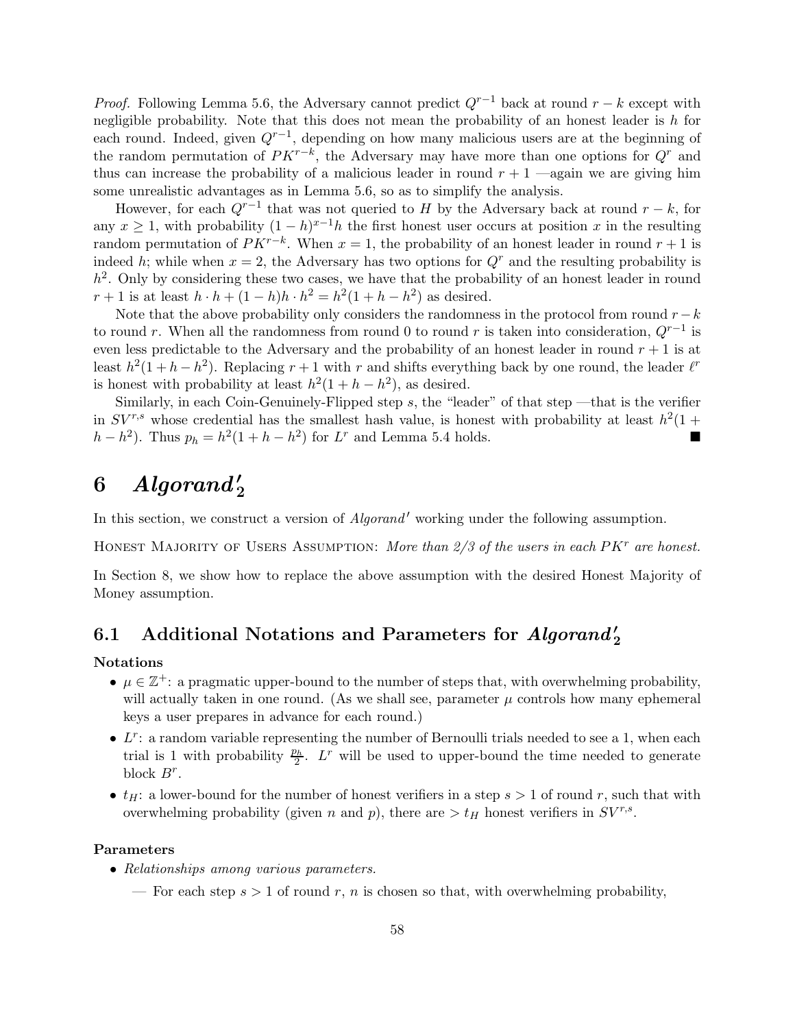*Proof.* Following Lemma 5.6, the Adversary cannot predict $Q^{r-1}$ back at round $r-k$ except with negligible probability. Note that this does not mean the probability of an honest leader is $h$ for each round. Indeed, given $Q^{r-1}$, depending on how many malicious users are at the beginning of the random permutation of $PK^{r-k}$, the Adversary may have more than one options for $Q^r$ and thus can increase the probability of a malicious leader in round $r+1$ —again we are giving him some unrealistic advantages as in Lemma 5.6, so as to simplify the analysis.

However, for each $Q^{r-1}$ that was not queried to $H$ by the Adversary back at round $r-k$, for any $x \geq 1$, with probability $(1-h)^{x-1}h$ the first honest user occurs at position $x$ in the resulting random permutation of $PK^{r-k}$. When $x=1$, the probability of an honest leader in round $r+1$ is indeed $h$; while when $x=2$, the Adversary has two options for $Q^r$ and the resulting probability is $h^2$. Only by considering these two cases, we have that the probability of an honest leader in round $r+1$ is at least $h \cdot h + (1-h)h \cdot h^2 = h^2(1+h-h^2)$ as desired.

Note that the above probability only considers the randomness in the protocol from round $r-k$ to round $r$. When all the randomness from round 0 to round $r$ is taken into consideration, $Q^{r-1}$ is even less predictable to the Adversary and the probability of an honest leader in round $r+1$ is at least $h^2(1+h-h^2)$. Replacing $r+1$ with $r$ and shifts everything back by one round, the leader $\ell^r$ is honest with probability at least $h^2(1+h-h^2)$, as desired.

Similarly, in each Coin-Genuinely-Flipped step $s$, the "leader" of that step —that is the verifier in $SV^{r,s}$ whose credential has the smallest hash value, is honest with probability at least $h^2(1+h-h^2)$. Thus $p_h = h^2(1+h-h^2)$ for $L^r$ and Lemma 5.4 holds. ■

# 6 *Algorand'*$_2$

In this section, we construct a version of *Algorand'* working under the following assumption.

HONEST MAJORITY OF USERS ASSUMPTION: *More than 2/3 of the users in each $PK^r$ are honest.*

In Section 8, we show how to replace the above assumption with the desired Honest Majority of Money assumption.

## 6.1 Additional Notations and Parameters for *Algorand'*$_2$

**Notations**

- $\mu \in \mathbb{Z}^+$: a pragmatic upper-bound to the number of steps that, with overwhelming probability, will actually taken in one round. (As we shall see, parameter $\mu$ controls how many ephemeral keys a user prepares in advance for each round.)
- $L^r$: a random variable representing the number of Bernoulli trials needed to see a 1, when each trial is 1 with probability $\frac{p_h}{2}$. $L^r$ will be used to upper-bound the time needed to generate block $B^r$.
- $t_H$: a lower-bound for the number of honest verifiers in a step $s > 1$ of round $r$, such that with overwhelming probability (given $n$ and $p$), there are $> t_H$ honest verifiers in $SV^{r,s}$.

**Parameters**

- *Relationships among various parameters.*
  - For each step $s > 1$ of round $r$, $n$ is chosen so that, with overwhelming probability,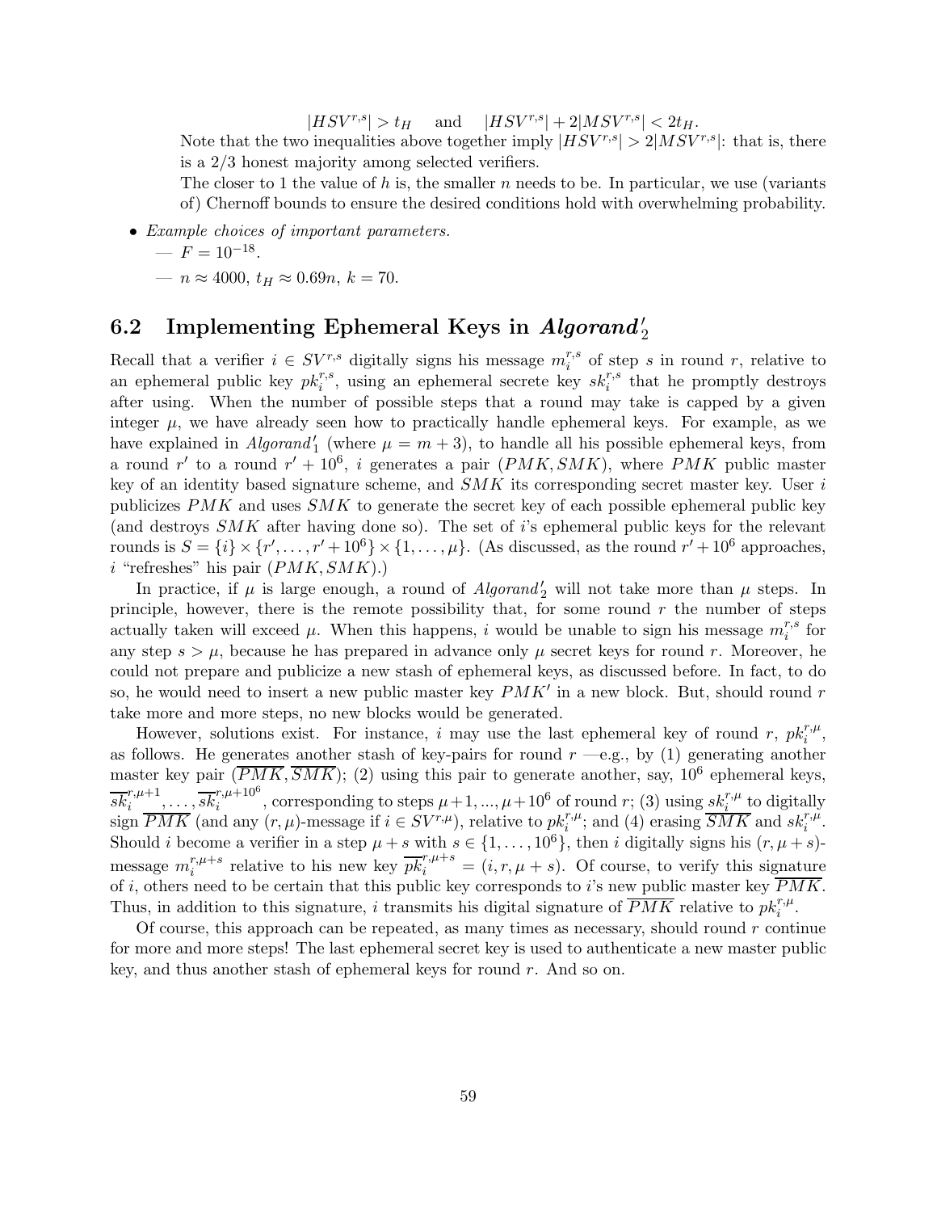$$|HSV^{r,s}| > t_H \quad \text{and} \quad |HSV^{r,s}| + 2|MSV^{r,s}| < 2t_H.$$

Note that the two inequalities above together imply $|HSV^{r,s}| > 2|MSV^{r,s}|$: that is, there is a 2/3 honest majority among selected verifiers.

The closer to 1 the value of $h$ is, the smaller $n$ needs to be. In particular, we use (variants of) Chernoff bounds to ensure the desired conditions hold with overwhelming probability.

- *Example choices of important parameters.*
  - — $F = 10^{-18}$.
  - — $n \approx 4000$, $t_H \approx 0.69n$, $k = 70$.

## 6.2 Implementing Ephemeral Keys in $Algorand'_2$

Recall that a verifier $i \in SV^{r,s}$ digitally signs his message $m_i^{r,s}$ of step $s$ in round $r$, relative to an ephemeral public key $pk_i^{r,s}$, using an ephemeral secrete key $sk_i^{r,s}$ that he promptly destroys after using. When the number of possible steps that a round may take is capped by a given integer $\mu$, we have already seen how to practically handle ephemeral keys. For example, as we have explained in $Algorand'_1$ (where $\mu = m + 3$), to handle all his possible ephemeral keys, from a round $r'$ to a round $r' + 10^6$, $i$ generates a pair $(PMK, SMK)$, where $PMK$ public master key of an identity based signature scheme, and $SMK$ its corresponding secret master key. User $i$ publicizes $PMK$ and uses $SMK$ to generate the secret key of each possible ephemeral public key (and destroys $SMK$ after having done so). The set of $i$'s ephemeral public keys for the relevant rounds is $S = \{i\} \times \{r', \ldots, r' + 10^6\} \times \{1, \ldots, \mu\}$. (As discussed, as the round $r' + 10^6$ approaches, $i$ "refreshes" his pair $(PMK, SMK)$.)

In practice, if $\mu$ is large enough, a round of $Algorand'_2$ will not take more than $\mu$ steps. In principle, however, there is the remote possibility that, for some round $r$ the number of steps actually taken will exceed $\mu$. When this happens, $i$ would be unable to sign his message $m_i^{r,s}$ for any step $s > \mu$, because he has prepared in advance only $\mu$ secret keys for round $r$. Moreover, he could not prepare and publicize a new stash of ephemeral keys, as discussed before. In fact, to do so, he would need to insert a new public master key $PMK'$ in a new block. But, should round $r$ take more and more steps, no new blocks would be generated.

However, solutions exist. For instance, $i$ may use the last ephemeral key of round $r$, $pk_i^{r,\mu}$, as follows. He generates another stash of key-pairs for round $r$ —e.g., by (1) generating another master key pair $(\overline{PMK}, \overline{SMK})$; (2) using this pair to generate another, say, $10^6$ ephemeral keys, $\overline{sk}_i^{r,\mu+1}, \ldots, \overline{sk}_i^{r,\mu+10^6}$, corresponding to steps $\mu+1, ..., \mu+10^6$ of round $r$; (3) using $sk_i^{r,\mu}$ to digitally sign $\overline{PMK}$ (and any $(r, \mu)$-message if $i \in SV^{r,\mu}$), relative to $pk_i^{r,\mu}$; and (4) erasing $\overline{SMK}$ and $sk_i^{r,\mu}$. Should $i$ become a verifier in a step $\mu + s$ with $s \in \{1, \ldots, 10^6\}$, then $i$ digitally signs his $(r, \mu + s)$-message $m_i^{r,\mu+s}$ relative to his new key $\overline{pk}_i^{r,\mu+s} = (i, r, \mu + s)$. Of course, to verify this signature of $i$, others need to be certain that this public key corresponds to $i$'s new public master key $\overline{PMK}$. Thus, in addition to this signature, $i$ transmits his digital signature of $\overline{PMK}$ relative to $pk_i^{r,\mu}$.

Of course, this approach can be repeated, as many times as necessary, should round $r$ continue for more and more steps! The last ephemeral secret key is used to authenticate a new master public key, and thus another stash of ephemeral keys for round $r$. And so on.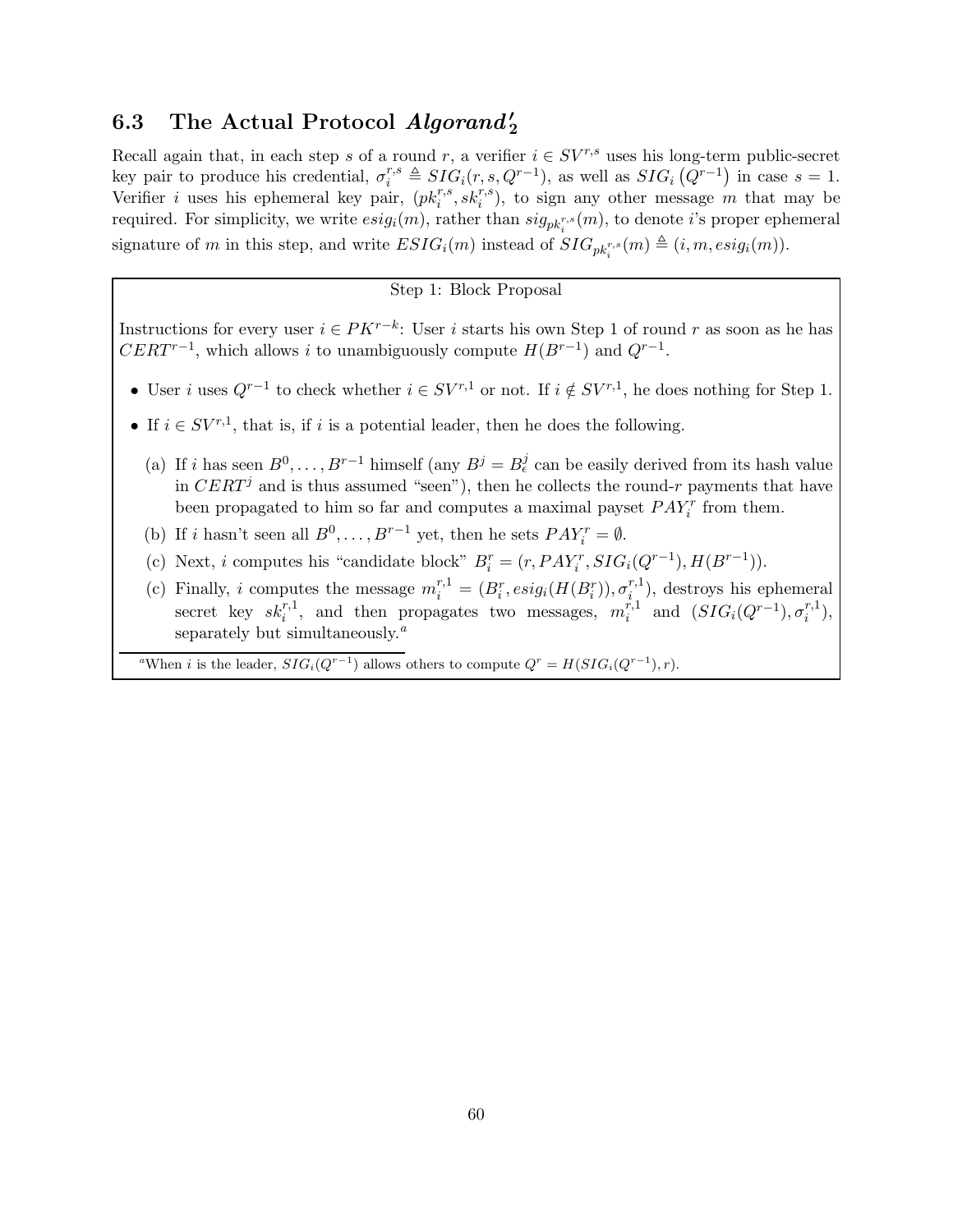### 6.3 The Actual Protocol $Algorand'_2$

Recall again that, in each step $s$ of a round $r$, a verifier $i \in SV^{r,s}$ uses his long-term public-secret key pair to produce his credential, $\sigma_i^{r,s} \triangleq SIG_i(r, s, Q^{r-1})$, as well as $SIG_i\left(Q^{r-1}\right)$ in case $s = 1$. Verifier $i$ uses his ephemeral key pair, $(pk_i^{r,s}, sk_i^{r,s})$, to sign any other message $m$ that may be required. For simplicity, we write $esig_i(m)$, rather than $sig_{pk_i^{r,s}}(m)$, to denote $i$'s proper ephemeral signature of $m$ in this step, and write $ESIG_i(m)$ instead of $SIG_{pk_i^{r,s}}(m) \triangleq (i, m, esig_i(m))$.

**Step 1: Block Proposal**

Instructions for every user $i \in PK^{r-k}$: User $i$ starts his own Step 1 of round $r$ as soon as he has $CERT^{r-1}$, which allows $i$ to unambiguously compute $H(B^{r-1})$ and $Q^{r-1}$.

- User $i$ uses $Q^{r-1}$ to check whether $i \in SV^{r,1}$ or not. If $i \notin SV^{r,1}$, he does nothing for Step 1.
- If $i \in SV^{r,1}$, that is, if $i$ is a potential leader, then he does the following.
  - (a) If $i$ has seen $B^0, \ldots, B^{r-1}$ himself (any $B^j = B^j_\epsilon$ can be easily derived from its hash value in $CERT^j$ and is thus assumed "seen"), then he collects the round-$r$ payments that have been propagated to him so far and computes a maximal payset $PAY_i^r$ from them.
  - (b) If $i$ hasn't seen all $B^0, \ldots, B^{r-1}$ yet, then he sets $PAY_i^r = \emptyset$.
  - (c) Next, $i$ computes his "candidate block" $B_i^r = (r, PAY_i^r, SIG_i(Q^{r-1}), H(B^{r-1}))$.
  - (c) Finally, $i$ computes the message $m_i^{r,1} = (B_i^r, esig_i(H(B_i^r)), \sigma_i^{r,1})$, destroys his ephemeral secret key $sk_i^{r,1}$, and then propagates two messages, $m_i^{r,1}$ and $(SIG_i(Q^{r-1}), \sigma_i^{r,1})$, separately but simultaneously.[a]

[a] When $i$ is the leader, $SIG_i(Q^{r-1})$ allows others to compute $Q^r = H(SIG_i(Q^{r-1}), r)$.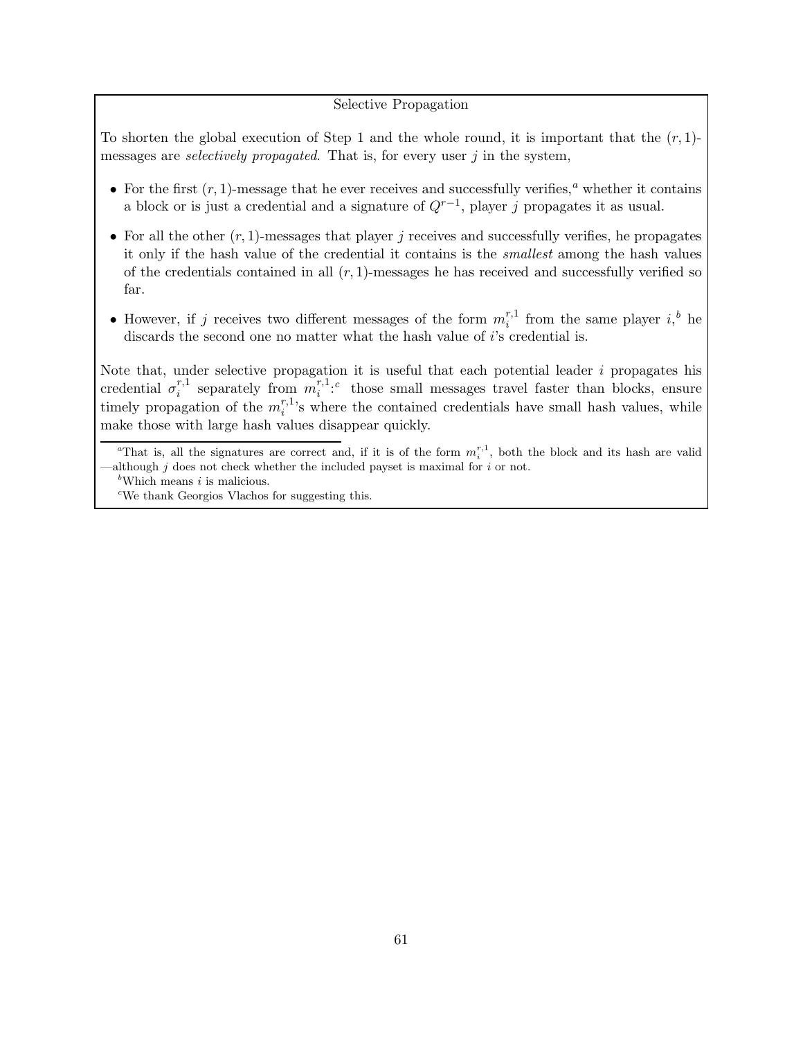Selective Propagation

To shorten the global execution of Step 1 and the whole round, it is important that the $(r, 1)$-messages are *selectively propagated*. That is, for every user $j$ in the system,

- For the first $(r, 1)$-message that he ever receives and successfully verifies,[a] whether it contains a block or is just a credential and a signature of $Q^{r-1}$, player $j$ propagates it as usual.
- For all the other $(r, 1)$-messages that player $j$ receives and successfully verifies, he propagates it only if the hash value of the credential it contains is the *smallest* among the hash values of the credentials contained in all $(r, 1)$-messages he has received and successfully verified so far.
- However, if $j$ receives two different messages of the form $m_i^{r,1}$ from the same player $i$,[b] he discards the second one no matter what the hash value of $i$'s credential is.

Note that, under selective propagation it is useful that each potential leader $i$ propagates his credential $\sigma_i^{r,1}$ separately from $m_i^{r,1}$:[c] those small messages travel faster than blocks, ensure timely propagation of the $m_i^{r,1}$'s where the contained credentials have small hash values, while make those with large hash values disappear quickly.

[a] That is, all the signatures are correct and, if it is of the form $m_i^{r,1}$, both the block and its hash are valid —although $j$ does not check whether the included payset is maximal for $i$ or not.

[b] Which means $i$ is malicious.

[c] We thank Georgios Vlachos for suggesting this.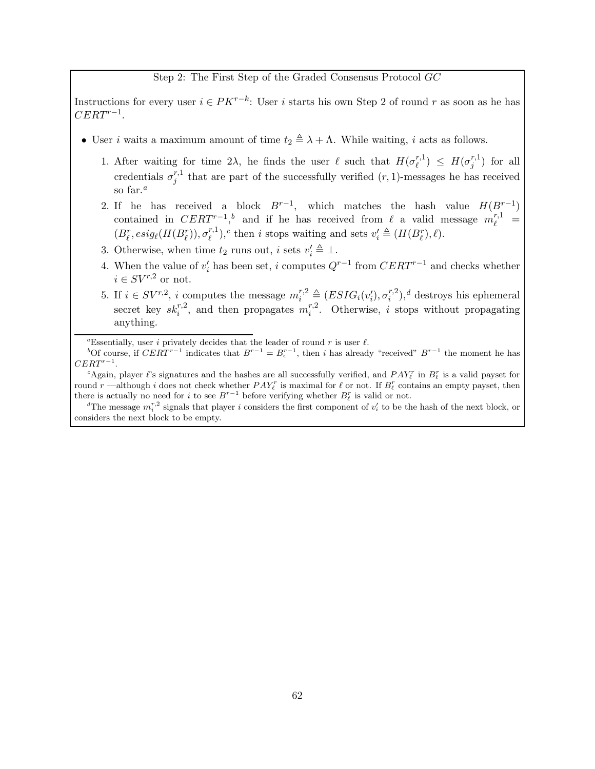Step 2: The First Step of the Graded Consensus Protocol $GC$

Instructions for every user $i \in PK^{r-k}$: User $i$ starts his own Step 2 of round $r$ as soon as he has $CERT^{r-1}$.

- User $i$ waits a maximum amount of time $t_2 \triangleq \lambda + \Lambda$. While waiting, $i$ acts as follows.

  1. After waiting for time $2\lambda$, he finds the user $\ell$ such that $H(\sigma_\ell^{r,1}) \leq H(\sigma_j^{r,1})$ for all credentials $\sigma_j^{r,1}$ that are part of the successfully verified $(r,1)$-messages he has received so far.[a]
  2. If he has received a block $B^{r-1}$, which matches the hash value $H(B^{r-1})$ contained in $CERT^{r-1}$,[b] and if he has received from $\ell$ a valid message $m_\ell^{r,1} = (B_\ell^r, esig_\ell(H(B_\ell^r)), \sigma_\ell^{r,1})$,[c] then $i$ stops waiting and sets $v_i' \triangleq (H(B_\ell^r), \ell)$.
  3. Otherwise, when time $t_2$ runs out, $i$ sets $v_i' \triangleq \perp$.
  4. When the value of $v_i'$ has been set, $i$ computes $Q^{r-1}$ from $CERT^{r-1}$ and checks whether $i \in SV^{r,2}$ or not.
  5. If $i \in SV^{r,2}$, $i$ computes the message $m_i^{r,2} \triangleq (ESIG_i(v_i'), \sigma_i^{r,2})$,[d] destroys his ephemeral secret key $sk_i^{r,2}$, and then propagates $m_i^{r,2}$. Otherwise, $i$ stops without propagating anything.

[a] Essentially, user $i$ privately decides that the leader of round $r$ is user $\ell$.

[b] Of course, if $CERT^{r-1}$ indicates that $B^{r-1} = B_\epsilon^{r-1}$, then $i$ has already "received" $B^{r-1}$ the moment he has $CERT^{r-1}$.

[c] Again, player $\ell$'s signatures and the hashes are all successfully verified, and $PAY_\ell^r$ in $B_\ell^r$ is a valid payset for round $r$ —although $i$ does not check whether $PAY_\ell^r$ is maximal for $\ell$ or not. If $B_\ell^r$ contains an empty payset, then there is actually no need for $i$ to see $B^{r-1}$ before verifying whether $B_\ell^r$ is valid or not.

[d] The message $m_i^{r,2}$ signals that player $i$ considers the first component of $v_i'$ to be the hash of the next block, or considers the next block to be empty.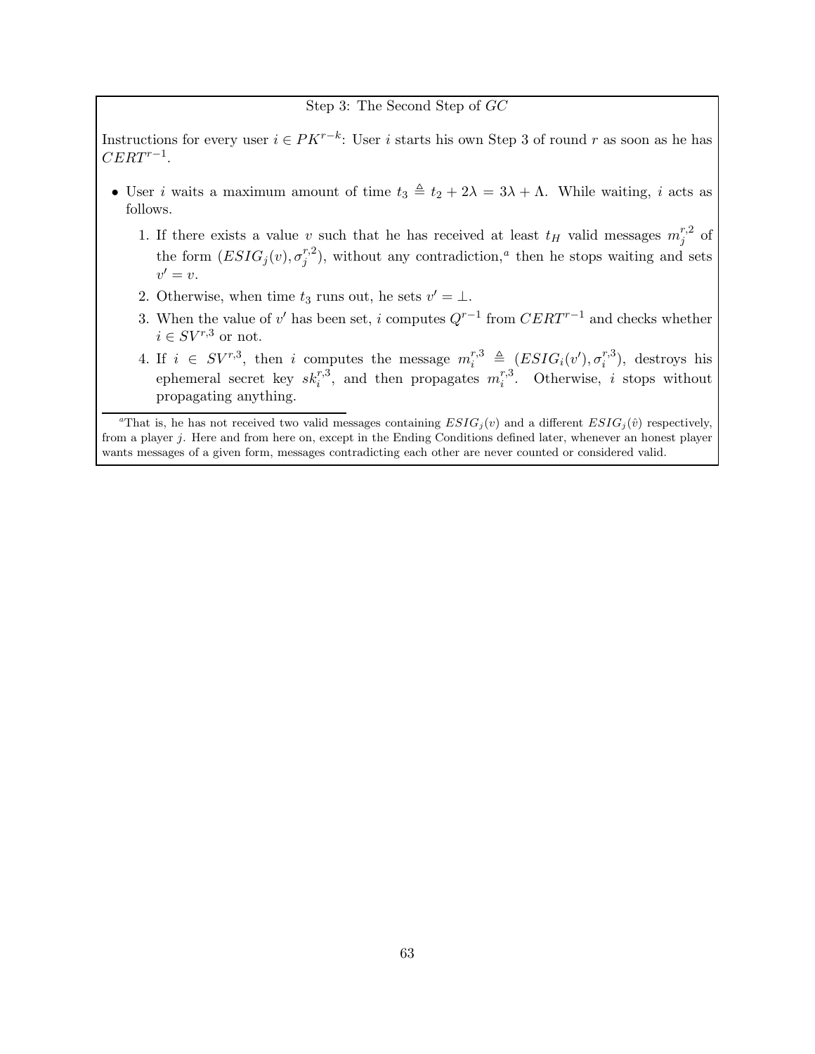Step 3: The Second Step of $GC$

Instructions for every user $i \in PK^{r-k}$: User $i$ starts his own Step 3 of round $r$ as soon as he has $CERT^{r-1}$.

- User $i$ waits a maximum amount of time $t_3 \triangleq t_2 + 2\lambda = 3\lambda + \Lambda$. While waiting, $i$ acts as follows.
  1. If there exists a value $v$ such that he has received at least $t_H$ valid messages $m_j^{r,2}$ of the form $(ESIG_j(v), \sigma_j^{r,2})$, without any contradiction,[a] then he stops waiting and sets $v' = v$.
  2. Otherwise, when time $t_3$ runs out, he sets $v' = \perp$.
  3. When the value of $v'$ has been set, $i$ computes $Q^{r-1}$ from $CERT^{r-1}$ and checks whether $i \in SV^{r,3}$ or not.
  4. If $i \in SV^{r,3}$, then $i$ computes the message $m_i^{r,3} \triangleq (ESIG_i(v'), \sigma_i^{r,3})$, destroys his ephemeral secret key $sk_i^{r,3}$, and then propagates $m_i^{r,3}$. Otherwise, $i$ stops without propagating anything.

[a] That is, he has not received two valid messages containing $ESIG_j(v)$ and a different $ESIG_j(\hat{v})$ respectively, from a player $j$. Here and from here on, except in the Ending Conditions defined later, whenever an honest player wants messages of a given form, messages contradicting each other are never counted or considered valid.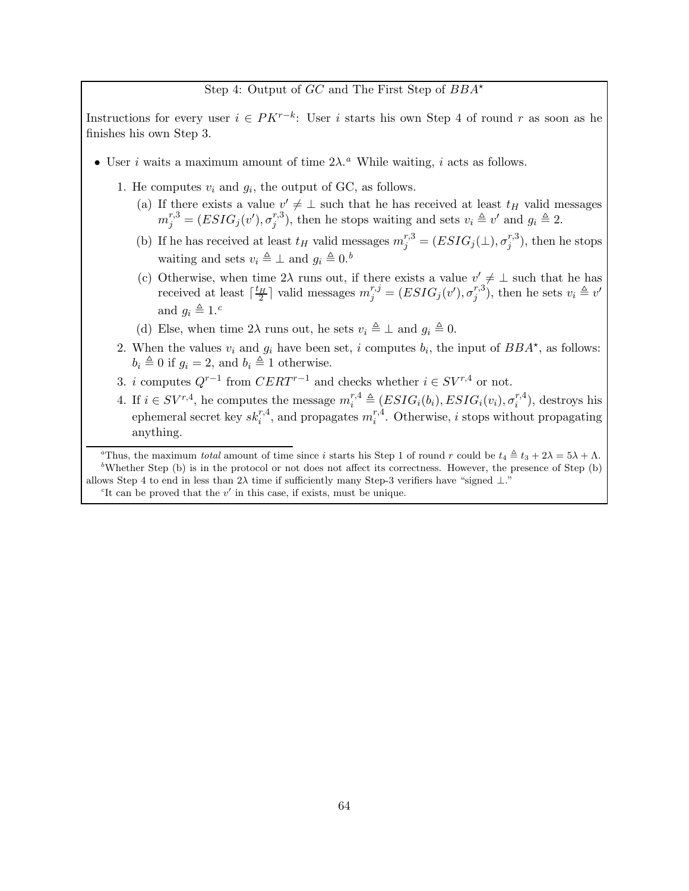Step 4: Output of $GC$ and The First Step of $BBA^\star$

Instructions for every user $i \in PK^{r-k}$: User $i$ starts his own Step 4 of round $r$ as soon as he finishes his own Step 3.

- User $i$ waits a maximum amount of time $2\lambda$.[a] While waiting, $i$ acts as follows.
  1. He computes $v_i$ and $g_i$, the output of GC, as follows.
     (a) If there exists a value $v' \neq \bot$ such that he has received at least $t_H$ valid messages $m_j^{r,3} = (ESIG_j(v'), \sigma_j^{r,3})$, then he stops waiting and sets $v_i \triangleq v'$ and $g_i \triangleq 2$.
     (b) If he has received at least $t_H$ valid messages $m_j^{r,3} = (ESIG_j(\bot), \sigma_j^{r,3})$, then he stops waiting and sets $v_i \triangleq \bot$ and $g_i \triangleq 0$.[b]
     (c) Otherwise, when time $2\lambda$ runs out, if there exists a value $v' \neq \bot$ such that he has received at least $\lceil \frac{t_H}{2} \rceil$ valid messages $m_j^{r,j} = (ESIG_j(v'), \sigma_j^{r,3})$, then he sets $v_i \triangleq v'$ and $g_i \triangleq 1$.[c]
     (d) Else, when time $2\lambda$ runs out, he sets $v_i \triangleq \bot$ and $g_i \triangleq 0$.
  2. When the values $v_i$ and $g_i$ have been set, $i$ computes $b_i$, the input of $BBA^\star$, as follows: $b_i \triangleq 0$ if $g_i = 2$, and $b_i \triangleq 1$ otherwise.
  3. $i$ computes $Q^{r-1}$ from $CERT^{r-1}$ and checks whether $i \in SV^{r,4}$ or not.
  4. If $i \in SV^{r,4}$, he computes the message $m_i^{r,4} \triangleq (ESIG_i(b_i), ESIG_i(v_i), \sigma_i^{r,4})$, destroys his ephemeral secret key $sk_i^{r,4}$, and propagates $m_i^{r,4}$. Otherwise, $i$ stops without propagating anything.

---

[a] Thus, the maximum *total* amount of time since $i$ starts his Step 1 of round $r$ could be $t_4 \triangleq t_3 + 2\lambda = 5\lambda + \Lambda$.

[b] Whether Step (b) is in the protocol or not does not affect its correctness. However, the presence of Step (b) allows Step 4 to end in less than $2\lambda$ time if sufficiently many Step-3 verifiers have "signed $\bot$."

[c] It can be proved that the $v'$ in this case, if exists, must be unique.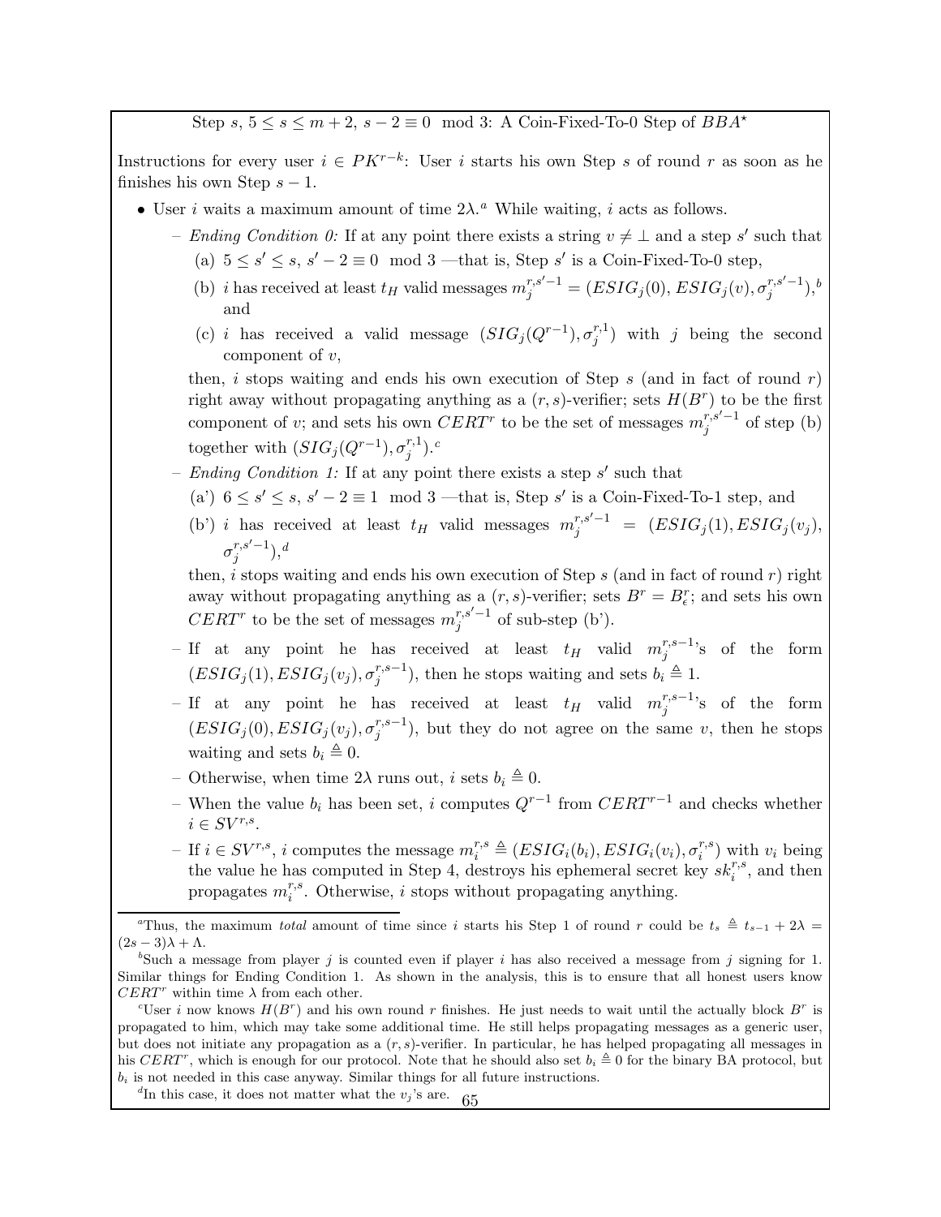Step $s$, $5 \leq s \leq m+2$, $s-2 \equiv 0 \mod 3$: A Coin-Fixed-To-0 Step of $BBA^\star$

Instructions for every user $i \in PK^{r-k}$: User $i$ starts his own Step $s$ of round $r$ as soon as he finishes his own Step $s-1$.

- User $i$ waits a maximum amount of time $2\lambda$.[a] While waiting, $i$ acts as follows.
  - *Ending Condition 0:* If at any point there exists a string $v \neq \bot$ and a step $s'$ such that
    (a) $5 \leq s' \leq s$, $s'-2 \equiv 0 \mod 3$ —that is, Step $s'$ is a Coin-Fixed-To-0 step,
    (b) $i$ has received at least $t_H$ valid messages $m_j^{r,s'-1} = (ESIG_j(0), ESIG_j(v), \sigma_j^{r,s'-1})$,[b] and
    (c) $i$ has received a valid message $(SIG_j(Q^{r-1}), \sigma_j^{r,1})$ with $j$ being the second component of $v$,

    then, $i$ stops waiting and ends his own execution of Step $s$ (and in fact of round $r$) right away without propagating anything as a $(r,s)$-verifier; sets $H(B^r)$ to be the first component of $v$; and sets his own $CERT^r$ to be the set of messages $m_j^{r,s'-1}$ of step (b) together with $(SIG_j(Q^{r-1}), \sigma_j^{r,1})$.[c]
  - *Ending Condition 1:* If at any point there exists a step $s'$ such that
    (a') $6 \leq s' \leq s$, $s'-2 \equiv 1 \mod 3$ —that is, Step $s'$ is a Coin-Fixed-To-1 step, and
    (b') $i$ has received at least $t_H$ valid messages $m_j^{r,s'-1} = (ESIG_j(1), ESIG_j(v_j), \sigma_j^{r,s'-1})$,[d]

    then, $i$ stops waiting and ends his own execution of Step $s$ (and in fact of round $r$) right away without propagating anything as a $(r,s)$-verifier; sets $B^r = B_\epsilon^r$; and sets his own $CERT^r$ to be the set of messages $m_j^{r,s'-1}$ of sub-step (b').
  - If at any point he has received at least $t_H$ valid $m_j^{r,s-1}$'s of the form $(ESIG_j(1), ESIG_j(v_j), \sigma_j^{r,s-1})$, then he stops waiting and sets $b_i \triangleq 1$.
  - If at any point he has received at least $t_H$ valid $m_j^{r,s-1}$'s of the form $(ESIG_j(0), ESIG_j(v_j), \sigma_j^{r,s-1})$, but they do not agree on the same $v$, then he stops waiting and sets $b_i \triangleq 0$.
  - Otherwise, when time $2\lambda$ runs out, $i$ sets $b_i \triangleq 0$.
  - When the value $b_i$ has been set, $i$ computes $Q^{r-1}$ from $CERT^{r-1}$ and checks whether $i \in SV^{r,s}$.
  - If $i \in SV^{r,s}$, $i$ computes the message $m_i^{r,s} \triangleq (ESIG_i(b_i), ESIG_i(v_i), \sigma_i^{r,s})$ with $v_i$ being the value he has computed in Step 4, destroys his ephemeral secret key $sk_i^{r,s}$, and then propagates $m_i^{r,s}$. Otherwise, $i$ stops without propagating anything.

[a] Thus, the maximum *total* amount of time since $i$ starts his Step 1 of round $r$ could be $t_s \triangleq t_{s-1} + 2\lambda = (2s-3)\lambda + \Lambda$.

[b] Such a message from player $j$ is counted even if player $i$ has also received a message from $j$ signing for 1. Similar things for Ending Condition 1. As shown in the analysis, this is to ensure that all honest users know $CERT^r$ within time $\lambda$ from each other.

[c] User $i$ now knows $H(B^r)$ and his own round $r$ finishes. He just needs to wait until the actually block $B^r$ is propagated to him, which may take some additional time. He still helps propagating messages as a generic user, but does not initiate any propagation as a $(r,s)$-verifier. In particular, he has helped propagating all messages in his $CERT^r$, which is enough for our protocol. Note that he should also set $b_i \triangleq 0$ for the binary BA protocol, but $b_i$ is not needed in this case anyway. Similar things for all future instructions.

[d] In this case, it does not matter what the $v_j$'s are.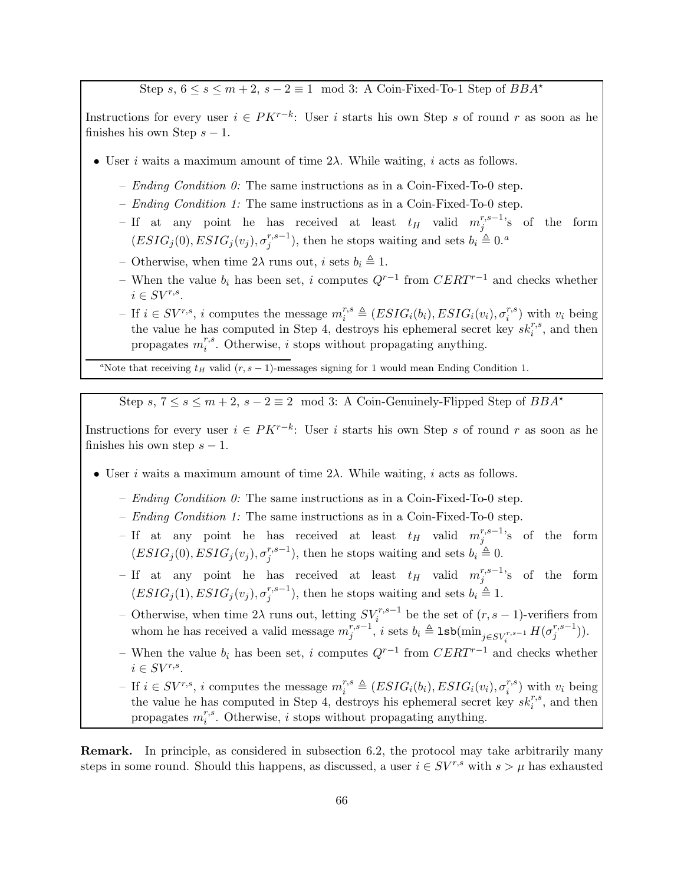Step $s$, $6 \leq s \leq m+2$, $s-2 \equiv 1 \mod 3$: A Coin-Fixed-To-1 Step of $BBA^\star$

Instructions for every user $i \in PK^{r-k}$: User $i$ starts his own Step $s$ of round $r$ as soon as he finishes his own Step $s-1$.

- User $i$ waits a maximum amount of time $2\lambda$. While waiting, $i$ acts as follows.
  - *Ending Condition 0:* The same instructions as in a Coin-Fixed-To-0 step.
  - *Ending Condition 1:* The same instructions as in a Coin-Fixed-To-0 step.
  - If at any point he has received at least $t_H$ valid $m_j^{r,s-1}$'s of the form $(ESIG_j(0), ESIG_j(v_j), \sigma_j^{r,s-1})$, then he stops waiting and sets $b_i \triangleq 0$.[a]
  - Otherwise, when time $2\lambda$ runs out, $i$ sets $b_i \triangleq 1$.
  - When the value $b_i$ has been set, $i$ computes $Q^{r-1}$ from $CERT^{r-1}$ and checks whether $i \in SV^{r,s}$.
  - If $i \in SV^{r,s}$, $i$ computes the message $m_i^{r,s} \triangleq (ESIG_i(b_i), ESIG_i(v_i), \sigma_i^{r,s})$ with $v_i$ being the value he has computed in Step 4, destroys his ephemeral secret key $sk_i^{r,s}$, and then propagates $m_i^{r,s}$. Otherwise, $i$ stops without propagating anything.

[a]Note that receiving $t_H$ valid $(r, s-1)$-messages signing for 1 would mean Ending Condition 1.

Step $s$, $7 \leq s \leq m+2$, $s-2 \equiv 2 \mod 3$: A Coin-Genuinely-Flipped Step of $BBA^\star$

Instructions for every user $i \in PK^{r-k}$: User $i$ starts his own Step $s$ of round $r$ as soon as he finishes his own step $s-1$.

- User $i$ waits a maximum amount of time $2\lambda$. While waiting, $i$ acts as follows.
  - *Ending Condition 0:* The same instructions as in a Coin-Fixed-To-0 step.
  - *Ending Condition 1:* The same instructions as in a Coin-Fixed-To-0 step.
  - If at any point he has received at least $t_H$ valid $m_j^{r,s-1}$'s of the form $(ESIG_j(0), ESIG_j(v_j), \sigma_j^{r,s-1})$, then he stops waiting and sets $b_i \triangleq 0$.
  - If at any point he has received at least $t_H$ valid $m_j^{r,s-1}$'s of the form $(ESIG_j(1), ESIG_j(v_j), \sigma_j^{r,s-1})$, then he stops waiting and sets $b_i \triangleq 1$.
  - Otherwise, when time $2\lambda$ runs out, letting $SV_i^{r,s-1}$ be the set of $(r, s-1)$-verifiers from whom he has received a valid message $m_j^{r,s-1}$, $i$ sets $b_i \triangleq \texttt{lsb}(\min_{j \in SV_i^{r,s-1}} H(\sigma_j^{r,s-1}))$.
  - When the value $b_i$ has been set, $i$ computes $Q^{r-1}$ from $CERT^{r-1}$ and checks whether $i \in SV^{r,s}$.
  - If $i \in SV^{r,s}$, $i$ computes the message $m_i^{r,s} \triangleq (ESIG_i(b_i), ESIG_i(v_i), \sigma_i^{r,s})$ with $v_i$ being the value he has computed in Step 4, destroys his ephemeral secret key $sk_i^{r,s}$, and then propagates $m_i^{r,s}$. Otherwise, $i$ stops without propagating anything.

**Remark.** In principle, as considered in subsection 6.2, the protocol may take arbitrarily many steps in some round. Should this happens, as discussed, a user $i \in SV^{r,s}$ with $s > \mu$ has exhausted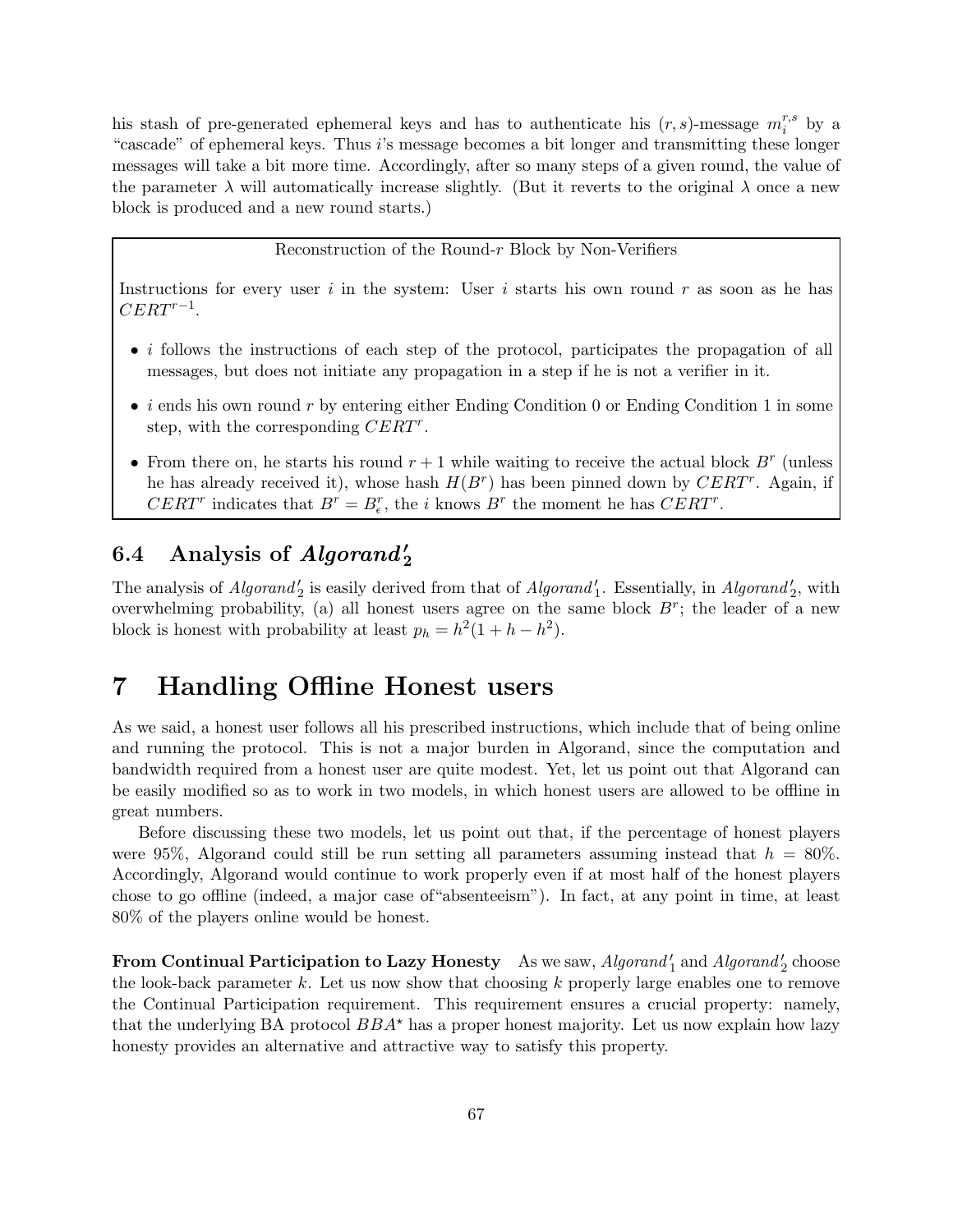his stash of pre-generated ephemeral keys and has to authenticate his $(r,s)$-message $m_i^{r,s}$ by a "cascade" of ephemeral keys. Thus $i$'s message becomes a bit longer and transmitting these longer messages will take a bit more time. Accordingly, after so many steps of a given round, the value of the parameter $\lambda$ will automatically increase slightly. (But it reverts to the original $\lambda$ once a new block is produced and a new round starts.)

> Reconstruction of the Round-$r$ Block by Non-Verifiers
>
> Instructions for every user $i$ in the system: User $i$ starts his own round $r$ as soon as he has $CERT^{r-1}$.
>
> - $i$ follows the instructions of each step of the protocol, participates the propagation of all messages, but does not initiate any propagation in a step if he is not a verifier in it.
> - $i$ ends his own round $r$ by entering either Ending Condition 0 or Ending Condition 1 in some step, with the corresponding $CERT^r$.
> - From there on, he starts his round $r+1$ while waiting to receive the actual block $B^r$ (unless he has already received it), whose hash $H(B^r)$ has been pinned down by $CERT^r$. Again, if $CERT^r$ indicates that $B^r = B_\epsilon^r$, the $i$ knows $B^r$ the moment he has $CERT^r$.

## 6.4 Analysis of $Algorand_2'$

The analysis of $Algorand_2'$ is easily derived from that of $Algorand_1'$. Essentially, in $Algorand_2'$, with overwhelming probability, (a) all honest users agree on the same block $B^r$; the leader of a new block is honest with probability at least $p_h = h^2(1 + h - h^2)$.

# 7 Handling Offline Honest users

As we said, a honest user follows all his prescribed instructions, which include that of being online and running the protocol. This is not a major burden in Algorand, since the computation and bandwidth required from a honest user are quite modest. Yet, let us point out that Algorand can be easily modified so as to work in two models, in which honest users are allowed to be offline in great numbers.

Before discussing these two models, let us point out that, if the percentage of honest players were 95%, Algorand could still be run setting all parameters assuming instead that $h = 80\%$. Accordingly, Algorand would continue to work properly even if at most half of the honest players chose to go offline (indeed, a major case of"absenteeism"). In fact, at any point in time, at least 80% of the players online would be honest.

**From Continual Participation to Lazy Honesty** As we saw, $Algorand_1'$ and $Algorand_2'$ choose the look-back parameter $k$. Let us now show that choosing $k$ properly large enables one to remove the Continual Participation requirement. This requirement ensures a crucial property: namely, that the underlying BA protocol $BBA^\star$ has a proper honest majority. Let us now explain how lazy honesty provides an alternative and attractive way to satisfy this property.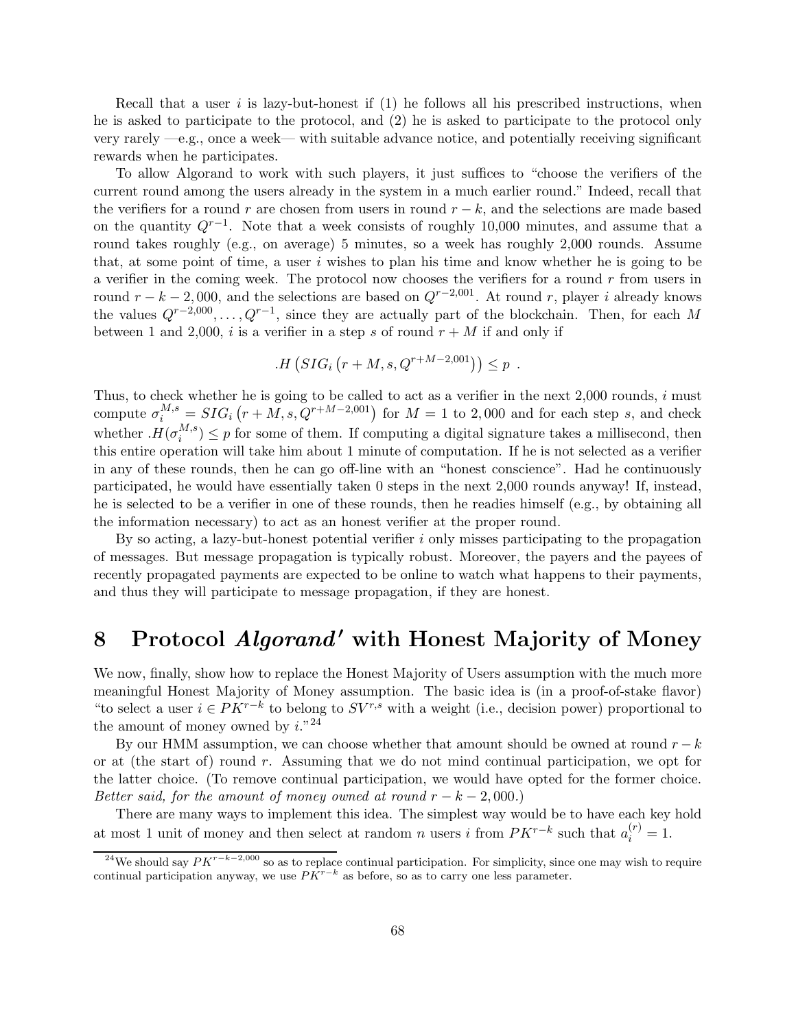Recall that a user $i$ is lazy-but-honest if (1) he follows all his prescribed instructions, when he is asked to participate to the protocol, and (2) he is asked to participate to the protocol only very rarely —e.g., once a week— with suitable advance notice, and potentially receiving significant rewards when he participates.

To allow Algorand to work with such players, it just suffices to "choose the verifiers of the current round among the users already in the system in a much earlier round." Indeed, recall that the verifiers for a round $r$ are chosen from users in round $r-k$, and the selections are made based on the quantity $Q^{r-1}$. Note that a week consists of roughly 10,000 minutes, and assume that a round takes roughly (e.g., on average) 5 minutes, so a week has roughly 2,000 rounds. Assume that, at some point of time, a user $i$ wishes to plan his time and know whether he is going to be a verifier in the coming week. The protocol now chooses the verifiers for a round $r$ from users in round $r-k-2,000$, and the selections are based on $Q^{r-2,001}$. At round $r$, player $i$ already knows the values $Q^{r-2,000}, \ldots, Q^{r-1}$, since they are actually part of the blockchain. Then, for each $M$ between 1 and 2,000, $i$ is a verifier in a step $s$ of round $r+M$ if and only if

$$.H\left(SIG_i\left(r+M, s, Q^{r+M-2,001}\right)\right) \leq p \ .$$

Thus, to check whether he is going to be called to act as a verifier in the next 2,000 rounds, $i$ must compute $\sigma_i^{M,s} = SIG_i\left(r+M, s, Q^{r+M-2,001}\right)$ for $M = 1$ to $2,000$ and for each step $s$, and check whether $.H(\sigma_i^{M,s}) \leq p$ for some of them. If computing a digital signature takes a millisecond, then this entire operation will take him about 1 minute of computation. If he is not selected as a verifier in any of these rounds, then he can go off-line with an "honest conscience". Had he continuously participated, he would have essentially taken 0 steps in the next 2,000 rounds anyway! If, instead, he is selected to be a verifier in one of these rounds, then he readies himself (e.g., by obtaining all the information necessary) to act as an honest verifier at the proper round.

By so acting, a lazy-but-honest potential verifier $i$ only misses participating to the propagation of messages. But message propagation is typically robust. Moreover, the payers and the payees of recently propagated payments are expected to be online to watch what happens to their payments, and thus they will participate to message propagation, if they are honest.

# 8 Protocol *Algorand′* with Honest Majority of Money

We now, finally, show how to replace the Honest Majority of Users assumption with the much more meaningful Honest Majority of Money assumption. The basic idea is (in a proof-of-stake flavor) "to select a user $i \in PK^{r-k}$ to belong to $SV^{r,s}$ with a weight (i.e., decision power) proportional to the amount of money owned by $i$."[24]

By our HMM assumption, we can choose whether that amount should be owned at round $r-k$ or at (the start of) round $r$. Assuming that we do not mind continual participation, we opt for the latter choice. (To remove continual participation, we would have opted for the former choice. *Better said, for the amount of money owned at round $r-k-2,000$.*)

There are many ways to implement this idea. The simplest way would be to have each key hold at most 1 unit of money and then select at random $n$ users $i$ from $PK^{r-k}$ such that $a_i^{(r)} = 1$.

[24] We should say $PK^{r-k-2,000}$ so as to replace continual participation. For simplicity, since one may wish to require continual participation anyway, we use $PK^{r-k}$ as before, so as to carry one less parameter.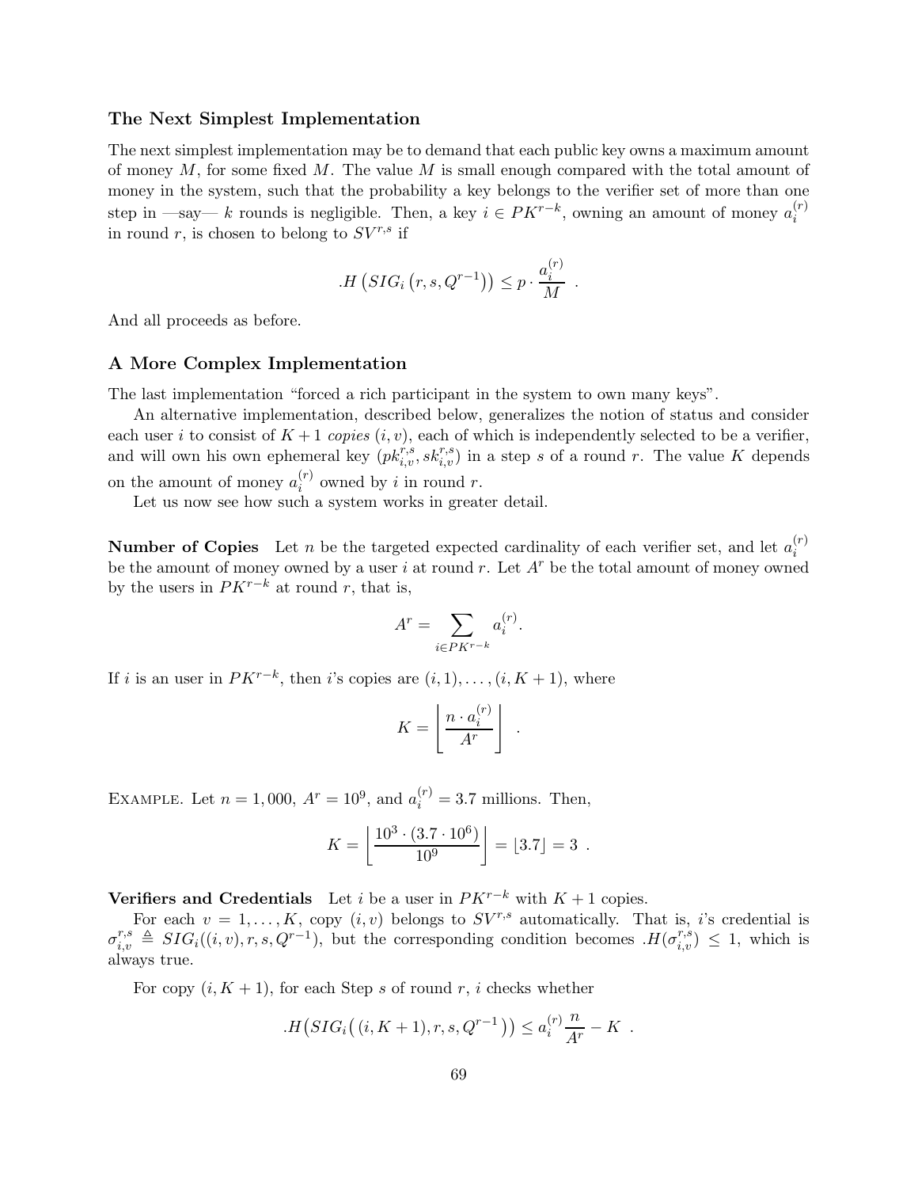### The Next Simplest Implementation

The next simplest implementation may be to demand that each public key owns a maximum amount of money $M$, for some fixed $M$. The value $M$ is small enough compared with the total amount of money in the system, such that the probability a key belongs to the verifier set of more than one step in —say— $k$ rounds is negligible. Then, a key $i \in PK^{r-k}$, owning an amount of money $a_i^{(r)}$ in round $r$, is chosen to belong to $SV^{r,s}$ if

$$.H\left(SIG_i\left(r, s, Q^{r-1}\right)\right) \leq p \cdot \frac{a_i^{(r)}}{M} \enspace .$$

And all proceeds as before.

### A More Complex Implementation

The last implementation "forced a rich participant in the system to own many keys".

An alternative implementation, described below, generalizes the notion of status and consider each user $i$ to consist of $K+1$ *copies* $(i, v)$, each of which is independently selected to be a verifier, and will own his own ephemeral key $(pk_{i,v}^{r,s}, sk_{i,v}^{r,s})$ in a step $s$ of a round $r$. The value $K$ depends on the amount of money $a_i^{(r)}$ owned by $i$ in round $r$.

Let us now see how such a system works in greater detail.

**Number of Copies** Let $n$ be the targeted expected cardinality of each verifier set, and let $a_i^{(r)}$ be the amount of money owned by a user $i$ at round $r$. Let $A^r$ be the total amount of money owned by the users in $PK^{r-k}$ at round $r$, that is,

$$A^r = \sum_{i \in PK^{r-k}} a_i^{(r)}.$$

If $i$ is an user in $PK^{r-k}$, then $i$'s copies are $(i, 1), \ldots, (i, K+1)$, where

$$K = \left\lfloor \frac{n \cdot a_i^{(r)}}{A^r} \right\rfloor \enspace .$$

EXAMPLE. Let $n = 1,000$, $A^r = 10^9$, and $a_i^{(r)} = 3.7$ millions. Then,

$$K = \left\lfloor \frac{10^3 \cdot (3.7 \cdot 10^6)}{10^9} \right\rfloor = \lfloor 3.7 \rfloor = 3 \enspace .$$

**Verifiers and Credentials** Let $i$ be a user in $PK^{r-k}$ with $K+1$ copies.

For each $v = 1, \ldots, K$, copy $(i, v)$ belongs to $SV^{r,s}$ automatically. That is, $i$'s credential is $\sigma_{i,v}^{r,s} \triangleq SIG_i((i, v), r, s, Q^{r-1})$, but the corresponding condition becomes $.H(\sigma_{i,v}^{r,s}) \leq 1$, which is always true.

For copy $(i, K+1)$, for each Step $s$ of round $r$, $i$ checks whether

$$.H\big(SIG_i\big((i, K+1), r, s, Q^{r-1}\big)\big) \leq a_i^{(r)} \frac{n}{A^r} - K \enspace .$$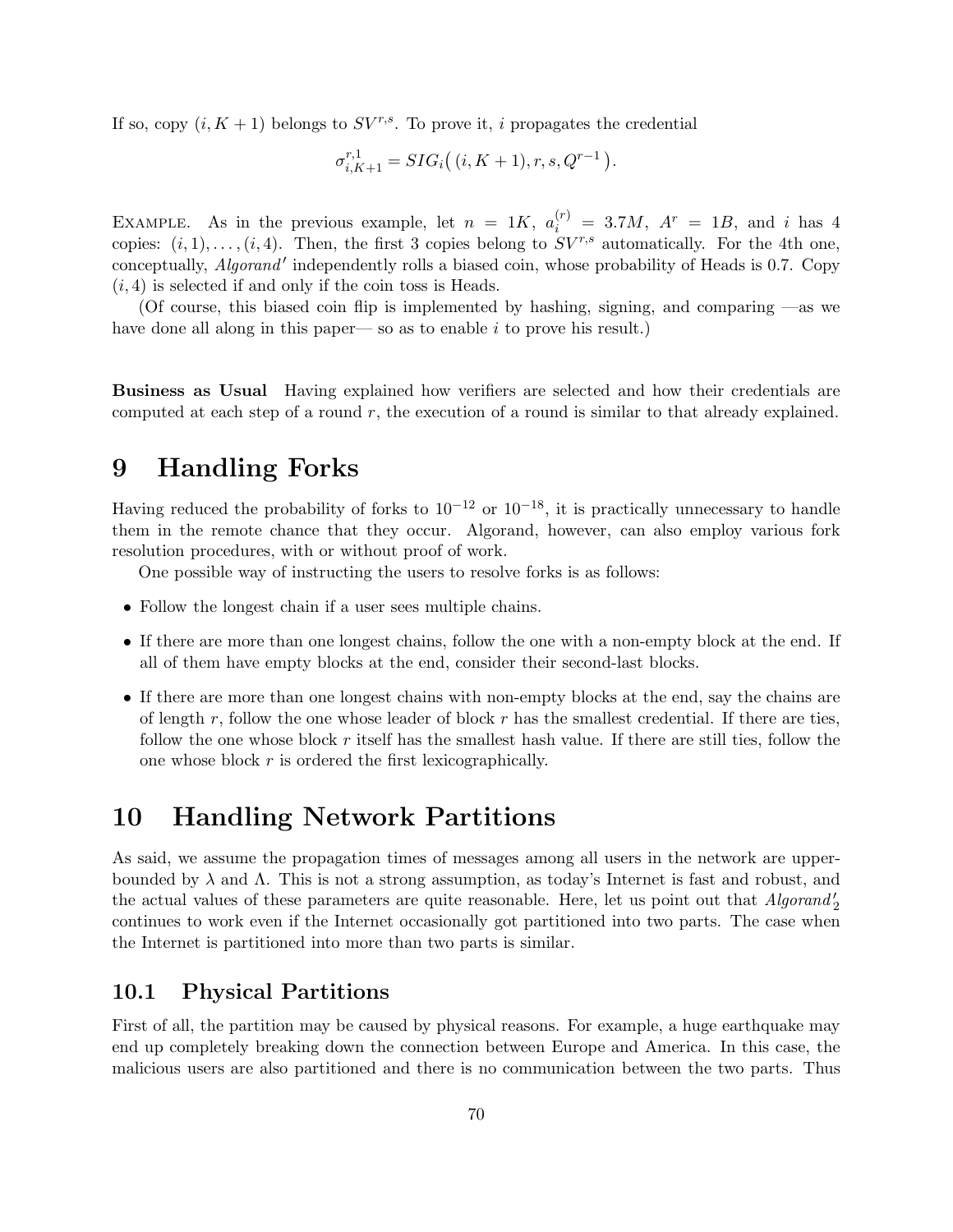If so, copy $(i, K+1)$ belongs to $SV^{r,s}$. To prove it, $i$ propagates the credential

$$\sigma^{r,1}_{i,K+1} = SIG_i\big(\,(i, K+1), r, s, Q^{r-1}\,\big).$$

Example. As in the previous example, let $n = 1K$, $a_i^{(r)} = 3.7M$, $A^r = 1B$, and $i$ has 4 copies: $(i, 1), \ldots, (i, 4)$. Then, the first 3 copies belong to $SV^{r,s}$ automatically. For the 4th one, conceptually, *Algorand′* independently rolls a biased coin, whose probability of Heads is 0.7. Copy $(i, 4)$ is selected if and only if the coin toss is Heads.

(Of course, this biased coin flip is implemented by hashing, signing, and comparing —as we have done all along in this paper— so as to enable $i$ to prove his result.)

**Business as Usual** Having explained how verifiers are selected and how their credentials are computed at each step of a round $r$, the execution of a round is similar to that already explained.

# 9 Handling Forks

Having reduced the probability of forks to $10^{-12}$ or $10^{-18}$, it is practically unnecessary to handle them in the remote chance that they occur. Algorand, however, can also employ various fork resolution procedures, with or without proof of work.

One possible way of instructing the users to resolve forks is as follows:

- Follow the longest chain if a user sees multiple chains.
- If there are more than one longest chains, follow the one with a non-empty block at the end. If all of them have empty blocks at the end, consider their second-last blocks.
- If there are more than one longest chains with non-empty blocks at the end, say the chains are of length $r$, follow the one whose leader of block $r$ has the smallest credential. If there are ties, follow the one whose block $r$ itself has the smallest hash value. If there are still ties, follow the one whose block $r$ is ordered the first lexicographically.

# 10 Handling Network Partitions

As said, we assume the propagation times of messages among all users in the network are upper-bounded by $\lambda$ and $\Lambda$. This is not a strong assumption, as today's Internet is fast and robust, and the actual values of these parameters are quite reasonable. Here, let us point out that $Algorand'_2$ continues to work even if the Internet occasionally got partitioned into two parts. The case when the Internet is partitioned into more than two parts is similar.

## 10.1 Physical Partitions

First of all, the partition may be caused by physical reasons. For example, a huge earthquake may end up completely breaking down the connection between Europe and America. In this case, the malicious users are also partitioned and there is no communication between the two parts. Thus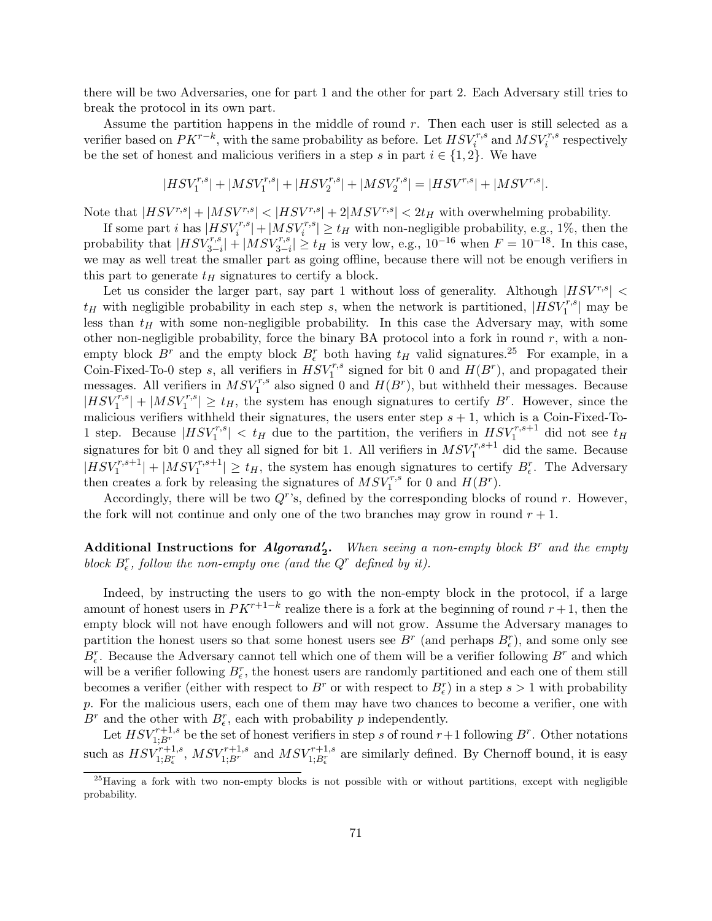there will be two Adversaries, one for part 1 and the other for part 2. Each Adversary still tries to break the protocol in its own part.

Assume the partition happens in the middle of round $r$. Then each user is still selected as a verifier based on $PK^{r-k}$, with the same probability as before. Let $HSV_i^{r,s}$ and $MSV_i^{r,s}$ respectively be the set of honest and malicious verifiers in a step $s$ in part $i \in \{1,2\}$. We have

$$|HSV_1^{r,s}| + |MSV_1^{r,s}| + |HSV_2^{r,s}| + |MSV_2^{r,s}| = |HSV^{r,s}| + |MSV^{r,s}|.$$

Note that $|HSV^{r,s}| + |MSV^{r,s}| < |HSV^{r,s}| + 2|MSV^{r,s}| < 2t_H$ with overwhelming probability.

If some part $i$ has $|HSV_i^{r,s}| + |MSV_i^{r,s}| \geq t_H$ with non-negligible probability, e.g., 1%, then the probability that $|HSV_{3-i}^{r,s}| + |MSV_{3-i}^{r,s}| \geq t_H$ is very low, e.g., $10^{-16}$ when $F = 10^{-18}$. In this case, we may as well treat the smaller part as going offline, because there will not be enough verifiers in this part to generate $t_H$ signatures to certify a block.

Let us consider the larger part, say part 1 without loss of generality. Although $|HSV^{r,s}| < t_H$ with negligible probability in each step $s$, when the network is partitioned, $|HSV_1^{r,s}|$ may be less than $t_H$ with some non-negligible probability. In this case the Adversary may, with some other non-negligible probability, force the binary BA protocol into a fork in round $r$, with a non-empty block $B^r$ and the empty block $B_\epsilon^r$ both having $t_H$ valid signatures.[25] For example, in a Coin-Fixed-To-0 step $s$, all verifiers in $HSV_1^{r,s}$ signed for bit 0 and $H(B^r)$, and propagated their messages. All verifiers in $MSV_1^{r,s}$ also signed 0 and $H(B^r)$, but withheld their messages. Because $|HSV_1^{r,s}| + |MSV_1^{r,s}| \geq t_H$, the system has enough signatures to certify $B^r$. However, since the malicious verifiers withheld their signatures, the users enter step $s+1$, which is a Coin-Fixed-To-1 step. Because $|HSV_1^{r,s}| < t_H$ due to the partition, the verifiers in $HSV_1^{r,s+1}$ did not see $t_H$ signatures for bit 0 and they all signed for bit 1. All verifiers in $MSV_1^{r,s+1}$ did the same. Because $|HSV_1^{r,s+1}| + |MSV_1^{r,s+1}| \geq t_H$, the system has enough signatures to certify $B_\epsilon^r$. The Adversary then creates a fork by releasing the signatures of $MSV_1^{r,s}$ for 0 and $H(B^r)$.

Accordingly, there will be two $Q^r$'s, defined by the corresponding blocks of round $r$. However, the fork will not continue and only one of the two branches may grow in round $r+1$.

**Additional Instructions for *Algorand*$'_2$.** *When seeing a non-empty block $B^r$ and the empty block $B_\epsilon^r$, follow the non-empty one (and the $Q^r$ defined by it).*

Indeed, by instructing the users to go with the non-empty block in the protocol, if a large amount of honest users in $PK^{r+1-k}$ realize there is a fork at the beginning of round $r+1$, then the empty block will not have enough followers and will not grow. Assume the Adversary manages to partition the honest users so that some honest users see $B^r$ (and perhaps $B_\epsilon^r$), and some only see $B_\epsilon^r$. Because the Adversary cannot tell which one of them will be a verifier following $B^r$ and which will be a verifier following $B_\epsilon^r$, the honest users are randomly partitioned and each one of them still becomes a verifier (either with respect to $B^r$ or with respect to $B_\epsilon^r$) in a step $s > 1$ with probability $p$. For the malicious users, each one of them may have two chances to become a verifier, one with $B^r$ and the other with $B_\epsilon^r$, each with probability $p$ independently.

Let $HSV_{1;B^r}^{r+1,s}$ be the set of honest verifiers in step $s$ of round $r+1$ following $B^r$. Other notations such as $HSV_{1;B_\epsilon^r}^{r+1,s}$, $MSV_{1;B^r}^{r+1,s}$ and $MSV_{1;B_\epsilon^r}^{r+1,s}$ are similarly defined. By Chernoff bound, it is easy

[25] Having a fork with two non-empty blocks is not possible with or without partitions, except with negligible probability.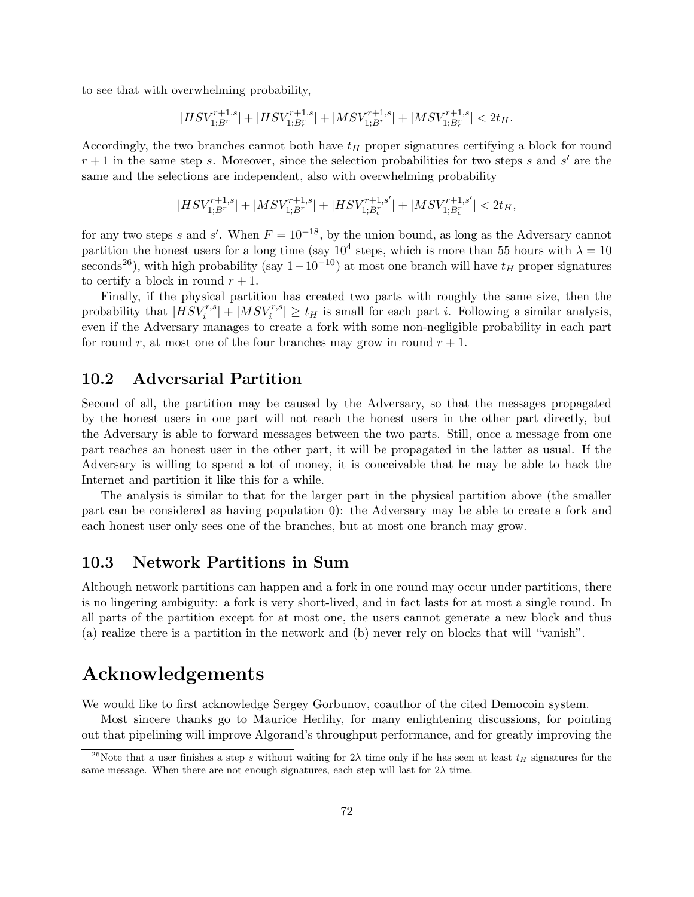to see that with overwhelming probability,

$$|HSV_{1;B^r}^{r+1,s}| + |HSV_{1;B_\epsilon^r}^{r+1,s}| + |MSV_{1;B^r}^{r+1,s}| + |MSV_{1;B_\epsilon^r}^{r+1,s}| < 2t_H.$$

Accordingly, the two branches cannot both have $t_H$ proper signatures certifying a block for round $r+1$ in the same step $s$. Moreover, since the selection probabilities for two steps $s$ and $s'$ are the same and the selections are independent, also with overwhelming probability

$$|HSV_{1;B^r}^{r+1,s}| + |MSV_{1;B^r}^{r+1,s}| + |HSV_{1;B_\epsilon^r}^{r+1,s'}| + |MSV_{1;B_\epsilon^r}^{r+1,s'}| < 2t_H,$$

for any two steps $s$ and $s'$. When $F = 10^{-18}$, by the union bound, as long as the Adversary cannot partition the honest users for a long time (say $10^4$ steps, which is more than 55 hours with $\lambda = 10$ seconds[26]), with high probability (say $1 - 10^{-10}$) at most one branch will have $t_H$ proper signatures to certify a block in round $r+1$.

Finally, if the physical partition has created two parts with roughly the same size, then the probability that $|HSV_i^{r,s}| + |MSV_i^{r,s}| \geq t_H$ is small for each part $i$. Following a similar analysis, even if the Adversary manages to create a fork with some non-negligible probability in each part for round $r$, at most one of the four branches may grow in round $r+1$.

## 10.2 Adversarial Partition

Second of all, the partition may be caused by the Adversary, so that the messages propagated by the honest users in one part will not reach the honest users in the other part directly, but the Adversary is able to forward messages between the two parts. Still, once a message from one part reaches an honest user in the other part, it will be propagated in the latter as usual. If the Adversary is willing to spend a lot of money, it is conceivable that he may be able to hack the Internet and partition it like this for a while.

The analysis is similar to that for the larger part in the physical partition above (the smaller part can be considered as having population 0): the Adversary may be able to create a fork and each honest user only sees one of the branches, but at most one branch may grow.

## 10.3 Network Partitions in Sum

Although network partitions can happen and a fork in one round may occur under partitions, there is no lingering ambiguity: a fork is very short-lived, and in fact lasts for at most a single round. In all parts of the partition except for at most one, the users cannot generate a new block and thus (a) realize there is a partition in the network and (b) never rely on blocks that will "vanish".

# Acknowledgements

We would like to first acknowledge Sergey Gorbunov, coauthor of the cited Democoin system.

Most sincere thanks go to Maurice Herlihy, for many enlightening discussions, for pointing out that pipelining will improve Algorand's throughput performance, and for greatly improving the

[26]Note that a user finishes a step $s$ without waiting for $2\lambda$ time only if he has seen at least $t_H$ signatures for the same message. When there are not enough signatures, each step will last for $2\lambda$ time.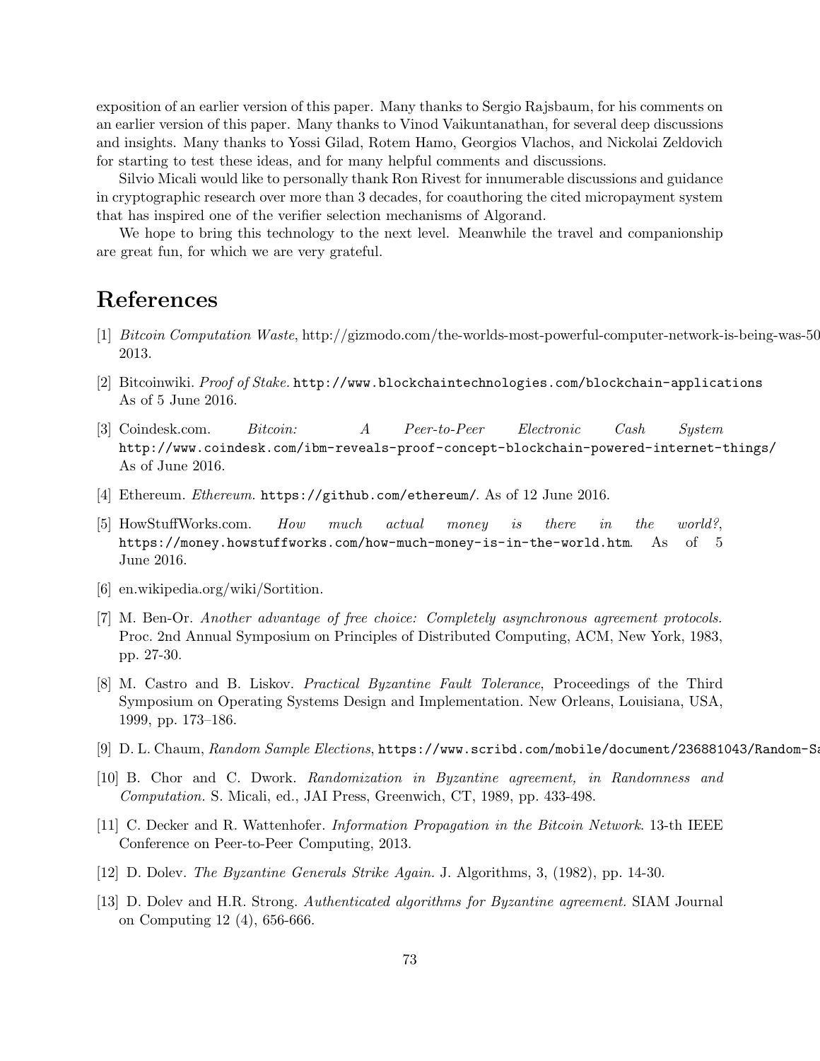exposition of an earlier version of this paper. Many thanks to Sergio Rajsbaum, for his comments on an earlier version of this paper. Many thanks to Vinod Vaikuntanathan, for several deep discussions and insights. Many thanks to Yossi Gilad, Rotem Hamo, Georgios Vlachos, and Nickolai Zeldovich for starting to test these ideas, and for many helpful comments and discussions.

Silvio Micali would like to personally thank Ron Rivest for innumerable discussions and guidance in cryptographic research over more than 3 decades, for coauthoring the cited micropayment system that has inspired one of the verifier selection mechanisms of Algorand.

We hope to bring this technology to the next level. Meanwhile the travel and companionship are great fun, for which we are very grateful.

# References

[1] *Bitcoin Computation Waste*, http://gizmodo.com/the-worlds-most-powerful-computer-network-is-being-was-50 2013.

[2] Bitcoinwiki. *Proof of Stake.* `http://www.blockchaintechnologies.com/blockchain-applications` As of 5 June 2016.

[3] Coindesk.com. *Bitcoin: A Peer-to-Peer Electronic Cash System* `http://www.coindesk.com/ibm-reveals-proof-concept-blockchain-powered-internet-things/` As of June 2016.

[4] Ethereum. *Ethereum.* `https://github.com/ethereum/`. As of 12 June 2016.

[5] HowStuffWorks.com. *How much actual money is there in the world?*, `https://money.howstuffworks.com/how-much-money-is-in-the-world.htm`. As of 5 June 2016.

[6] en.wikipedia.org/wiki/Sortition.

[7] M. Ben-Or. *Another advantage of free choice: Completely asynchronous agreement protocols.* Proc. 2nd Annual Symposium on Principles of Distributed Computing, ACM, New York, 1983, pp. 27-30.

[8] M. Castro and B. Liskov. *Practical Byzantine Fault Tolerance*, Proceedings of the Third Symposium on Operating Systems Design and Implementation. New Orleans, Louisiana, USA, 1999, pp. 173–186.

[9] D. L. Chaum, *Random Sample Elections*, `https://www.scribd.com/mobile/document/236881043/Random-Sa`

[10] B. Chor and C. Dwork. *Randomization in Byzantine agreement, in Randomness and Computation.* S. Micali, ed., JAI Press, Greenwich, CT, 1989, pp. 433-498.

[11] C. Decker and R. Wattenhofer. *Information Propagation in the Bitcoin Network*. 13-th IEEE Conference on Peer-to-Peer Computing, 2013.

[12] D. Dolev. *The Byzantine Generals Strike Again.* J. Algorithms, 3, (1982), pp. 14-30.

[13] D. Dolev and H.R. Strong. *Authenticated algorithms for Byzantine agreement.* SIAM Journal on Computing 12 (4), 656-666.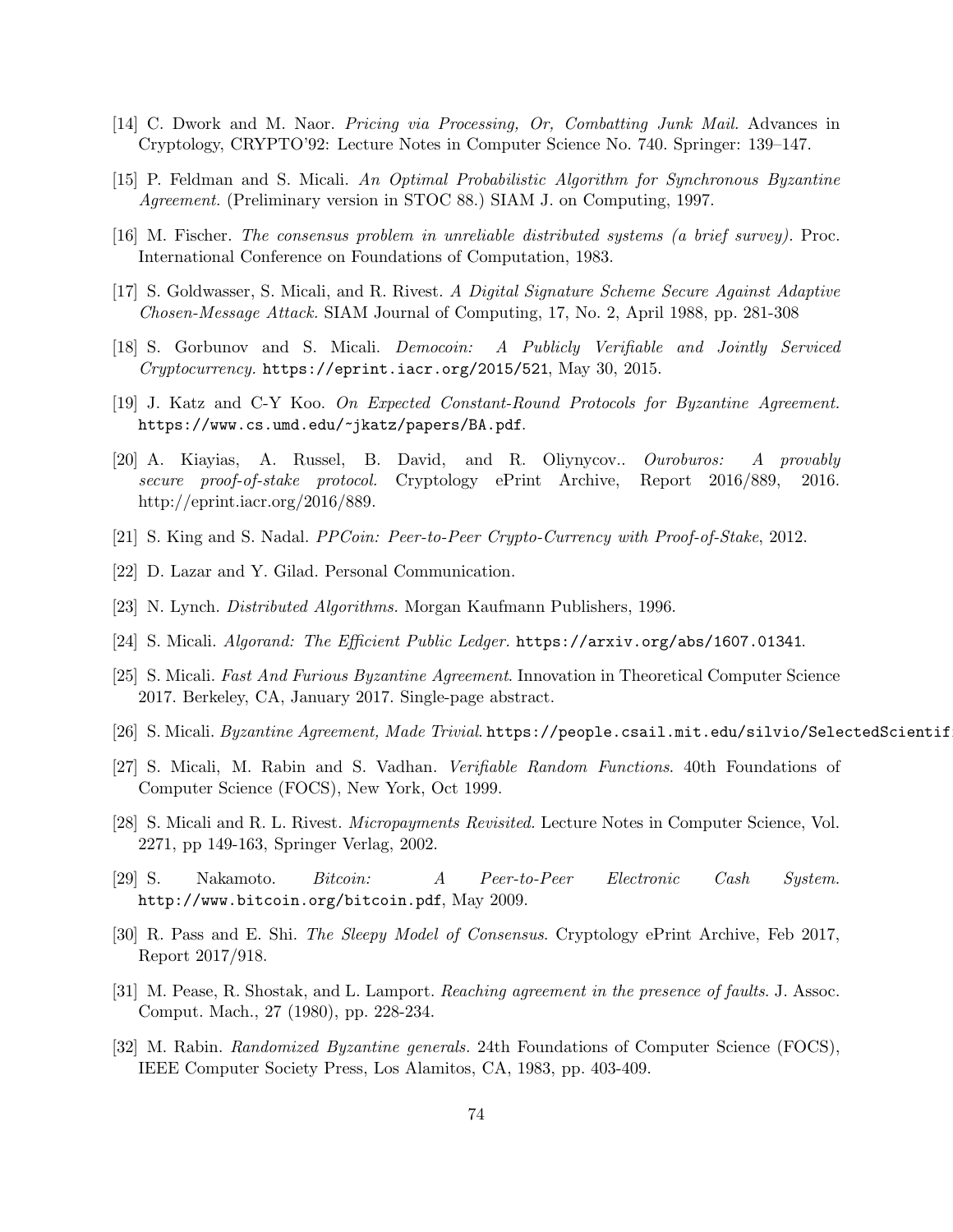[14] C. Dwork and M. Naor. *Pricing via Processing, Or, Combatting Junk Mail.* Advances in Cryptology, CRYPTO'92: Lecture Notes in Computer Science No. 740. Springer: 139–147.

[15] P. Feldman and S. Micali. *An Optimal Probabilistic Algorithm for Synchronous Byzantine Agreement.* (Preliminary version in STOC 88.) SIAM J. on Computing, 1997.

[16] M. Fischer. *The consensus problem in unreliable distributed systems (a brief survey).* Proc. International Conference on Foundations of Computation, 1983.

[17] S. Goldwasser, S. Micali, and R. Rivest. *A Digital Signature Scheme Secure Against Adaptive Chosen-Message Attack.* SIAM Journal of Computing, 17, No. 2, April 1988, pp. 281-308

[18] S. Gorbunov and S. Micali. *Democoin: A Publicly Verifiable and Jointly Serviced Cryptocurrency.* https://eprint.iacr.org/2015/521, May 30, 2015.

[19] J. Katz and C-Y Koo. *On Expected Constant-Round Protocols for Byzantine Agreement.* https://www.cs.umd.edu/~jkatz/papers/BA.pdf.

[20] A. Kiayias, A. Russel, B. David, and R. Oliynycov.. *Ouroburos: A provably secure proof-of-stake protocol.* Cryptology ePrint Archive, Report 2016/889, 2016. http://eprint.iacr.org/2016/889.

[21] S. King and S. Nadal. *PPCoin: Peer-to-Peer Crypto-Currency with Proof-of-Stake*, 2012.

[22] D. Lazar and Y. Gilad. Personal Communication.

[23] N. Lynch. *Distributed Algorithms.* Morgan Kaufmann Publishers, 1996.

[24] S. Micali. *Algorand: The Efficient Public Ledger.* https://arxiv.org/abs/1607.01341.

[25] S. Micali. *Fast And Furious Byzantine Agreement*. Innovation in Theoretical Computer Science 2017. Berkeley, CA, January 2017. Single-page abstract.

[26] S. Micali. *Byzantine Agreement, Made Trivial*. https://people.csail.mit.edu/silvio/SelectedScientif

[27] S. Micali, M. Rabin and S. Vadhan. *Verifiable Random Functions*. 40th Foundations of Computer Science (FOCS), New York, Oct 1999.

[28] S. Micali and R. L. Rivest. *Micropayments Revisited*. Lecture Notes in Computer Science, Vol. 2271, pp 149-163, Springer Verlag, 2002.

[29] S. Nakamoto. *Bitcoin: A Peer-to-Peer Electronic Cash System.* http://www.bitcoin.org/bitcoin.pdf, May 2009.

[30] R. Pass and E. Shi. *The Sleepy Model of Consensus*. Cryptology ePrint Archive, Feb 2017, Report 2017/918.

[31] M. Pease, R. Shostak, and L. Lamport. *Reaching agreement in the presence of faults.* J. Assoc. Comput. Mach., 27 (1980), pp. 228-234.

[32] M. Rabin. *Randomized Byzantine generals.* 24th Foundations of Computer Science (FOCS), IEEE Computer Society Press, Los Alamitos, CA, 1983, pp. 403-409.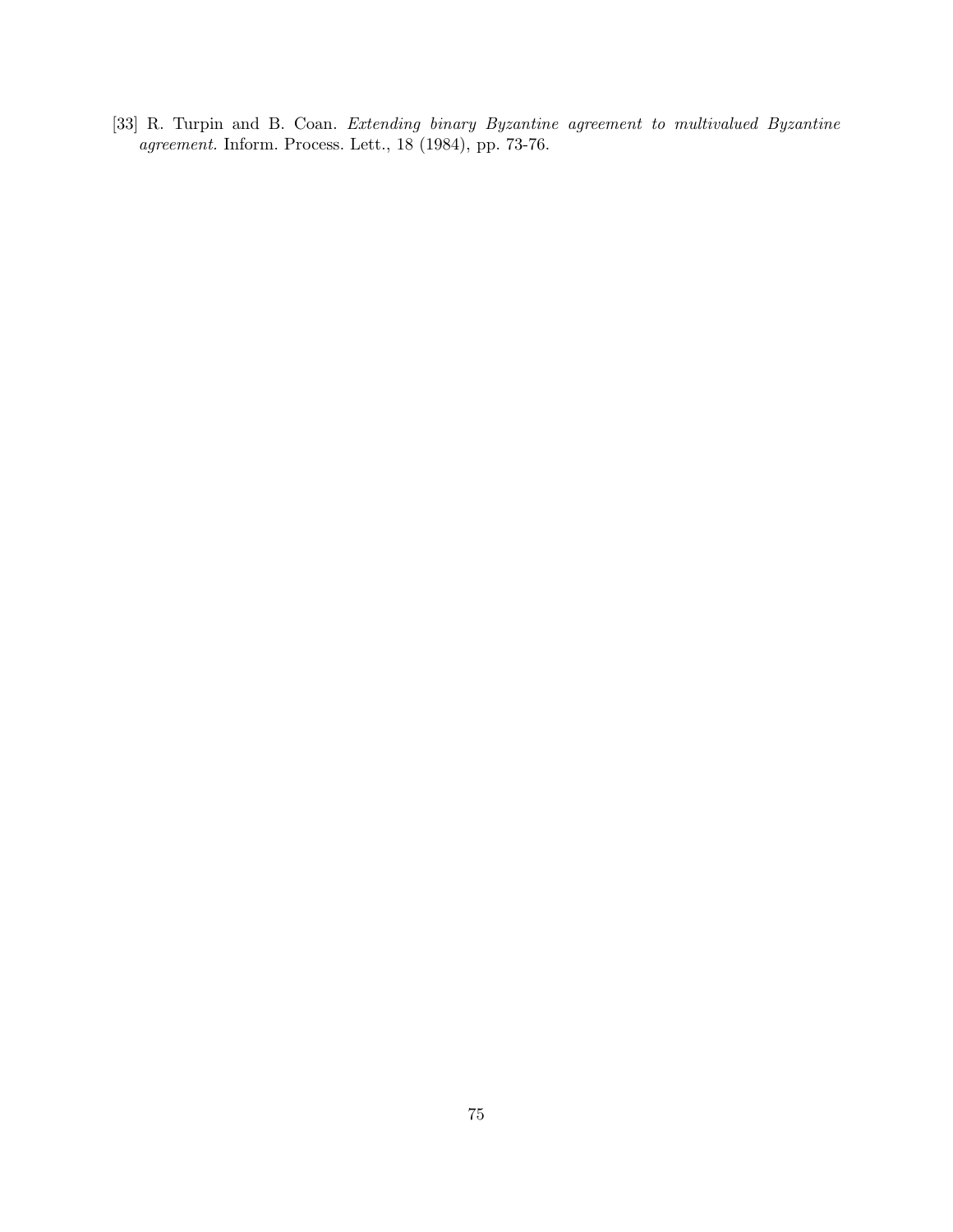[33] R. Turpin and B. Coan. *Extending binary Byzantine agreement to multivalued Byzantine agreement.* Inform. Process. Lett., 18 (1984), pp. 73-76.